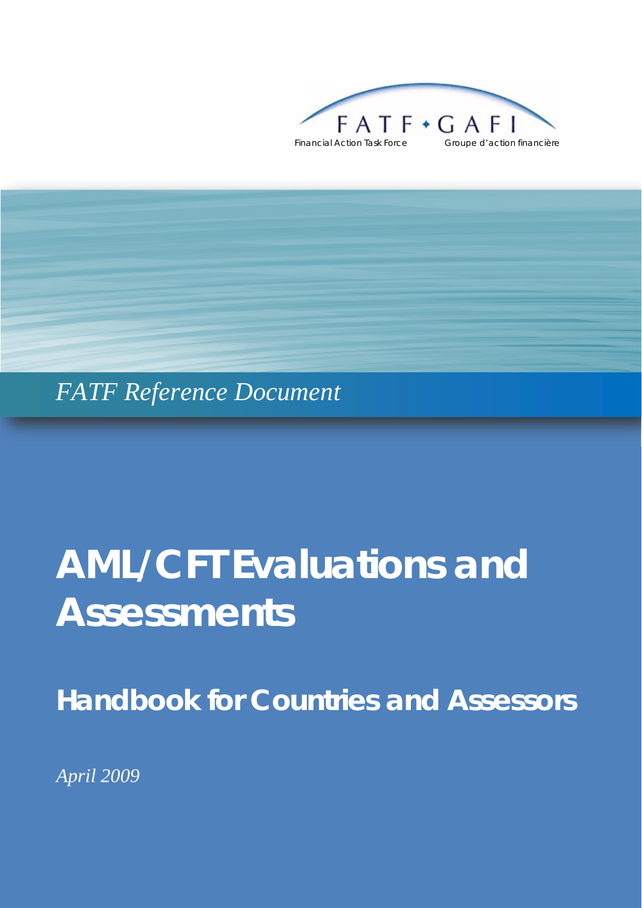FATF • GAFI

Financial Action Task Force — Groupe d'action financière

*FATF Reference Document*

# AML/CFT Evaluations and Assessments

## Handbook for Countries and Assessors

*April 2009*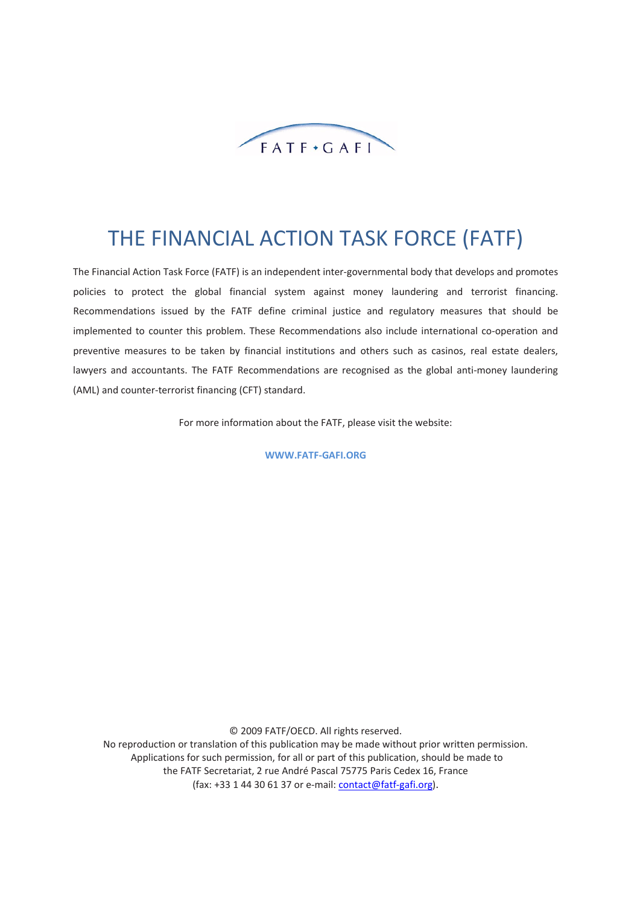FATF • GAFI

# THE FINANCIAL ACTION TASK FORCE (FATF)

The Financial Action Task Force (FATF) is an independent inter-governmental body that develops and promotes policies to protect the global financial system against money laundering and terrorist financing. Recommendations issued by the FATF define criminal justice and regulatory measures that should be implemented to counter this problem. These Recommendations also include international co-operation and preventive measures to be taken by financial institutions and others such as casinos, real estate dealers, lawyers and accountants. The FATF Recommendations are recognised as the global anti-money laundering (AML) and counter-terrorist financing (CFT) standard.

For more information about the FATF, please visit the website:

**WWW.FATF-GAFI.ORG**

© 2009 FATF/OECD. All rights reserved.
No reproduction or translation of this publication may be made without prior written permission.
Applications for such permission, for all or part of this publication, should be made to
the FATF Secretariat, 2 rue André Pascal 75775 Paris Cedex 16, France
(fax: +33 1 44 30 61 37 or e-mail: contact@fatf-gafi.org).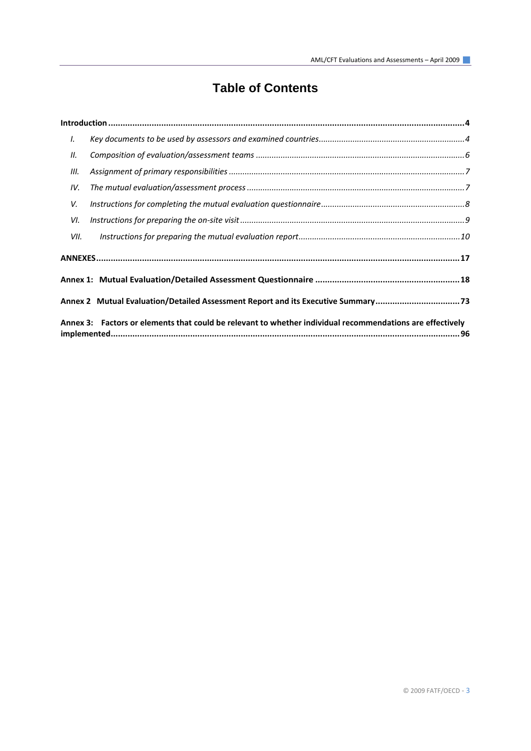# Table of Contents

**Introduction** .......... **4**

- *I. Key documents to be used by assessors and examined countries* .......... *4*
- *II. Composition of evaluation/assessment teams* .......... *6*
- *III. Assignment of primary responsibilities* .......... *7*
- *IV. The mutual evaluation/assessment process* .......... *7*
- *V. Instructions for completing the mutual evaluation questionnaire* .......... *8*
- *VI. Instructions for preparing the on-site visit* .......... *9*
- *VII. Instructions for preparing the mutual evaluation report* .......... *10*

**ANNEXES** .......... **17**

**Annex 1: Mutual Evaluation/Detailed Assessment Questionnaire** .......... **18**

**Annex 2 Mutual Evaluation/Detailed Assessment Report and its Executive Summary** .......... **73**

**Annex 3: Factors or elements that could be relevant to whether individual recommendations are effectively implemented** .......... **96**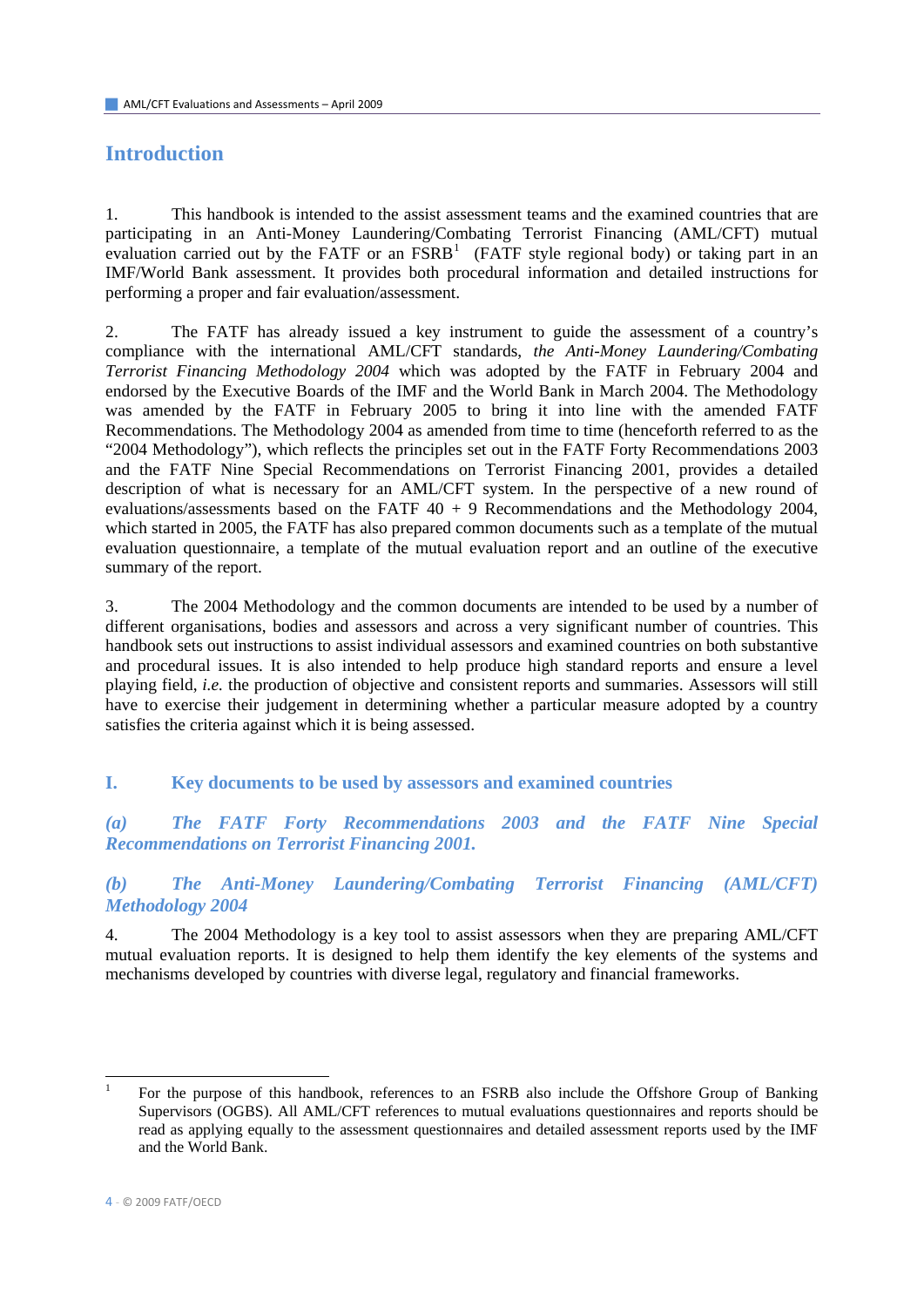# Introduction

1. This handbook is intended to the assist assessment teams and the examined countries that are participating in an Anti-Money Laundering/Combating Terrorist Financing (AML/CFT) mutual evaluation carried out by the FATF or an FSRB[1] (FATF style regional body) or taking part in an IMF/World Bank assessment. It provides both procedural information and detailed instructions for performing a proper and fair evaluation/assessment.

2. The FATF has already issued a key instrument to guide the assessment of a country's compliance with the international AML/CFT standards, *the Anti-Money Laundering/Combating Terrorist Financing Methodology 2004* which was adopted by the FATF in February 2004 and endorsed by the Executive Boards of the IMF and the World Bank in March 2004. The Methodology was amended by the FATF in February 2005 to bring it into line with the amended FATF Recommendations. The Methodology 2004 as amended from time to time (henceforth referred to as the "2004 Methodology"), which reflects the principles set out in the FATF Forty Recommendations 2003 and the FATF Nine Special Recommendations on Terrorist Financing 2001, provides a detailed description of what is necessary for an AML/CFT system. In the perspective of a new round of evaluations/assessments based on the FATF 40 + 9 Recommendations and the Methodology 2004, which started in 2005, the FATF has also prepared common documents such as a template of the mutual evaluation questionnaire, a template of the mutual evaluation report and an outline of the executive summary of the report.

3. The 2004 Methodology and the common documents are intended to be used by a number of different organisations, bodies and assessors and across a very significant number of countries. This handbook sets out instructions to assist individual assessors and examined countries on both substantive and procedural issues. It is also intended to help produce high standard reports and ensure a level playing field, *i.e.* the production of objective and consistent reports and summaries. Assessors will still have to exercise their judgement in determining whether a particular measure adopted by a country satisfies the criteria against which it is being assessed.

## I. Key documents to be used by assessors and examined countries

### *(a) The FATF Forty Recommendations 2003 and the FATF Nine Special Recommendations on Terrorist Financing 2001.*

### *(b) The Anti-Money Laundering/Combating Terrorist Financing (AML/CFT) Methodology 2004*

4. The 2004 Methodology is a key tool to assist assessors when they are preparing AML/CFT mutual evaluation reports. It is designed to help them identify the key elements of the systems and mechanisms developed by countries with diverse legal, regulatory and financial frameworks.

---

[1] For the purpose of this handbook, references to an FSRB also include the Offshore Group of Banking Supervisors (OGBS). All AML/CFT references to mutual evaluations questionnaires and reports should be read as applying equally to the assessment questionnaires and detailed assessment reports used by the IMF and the World Bank.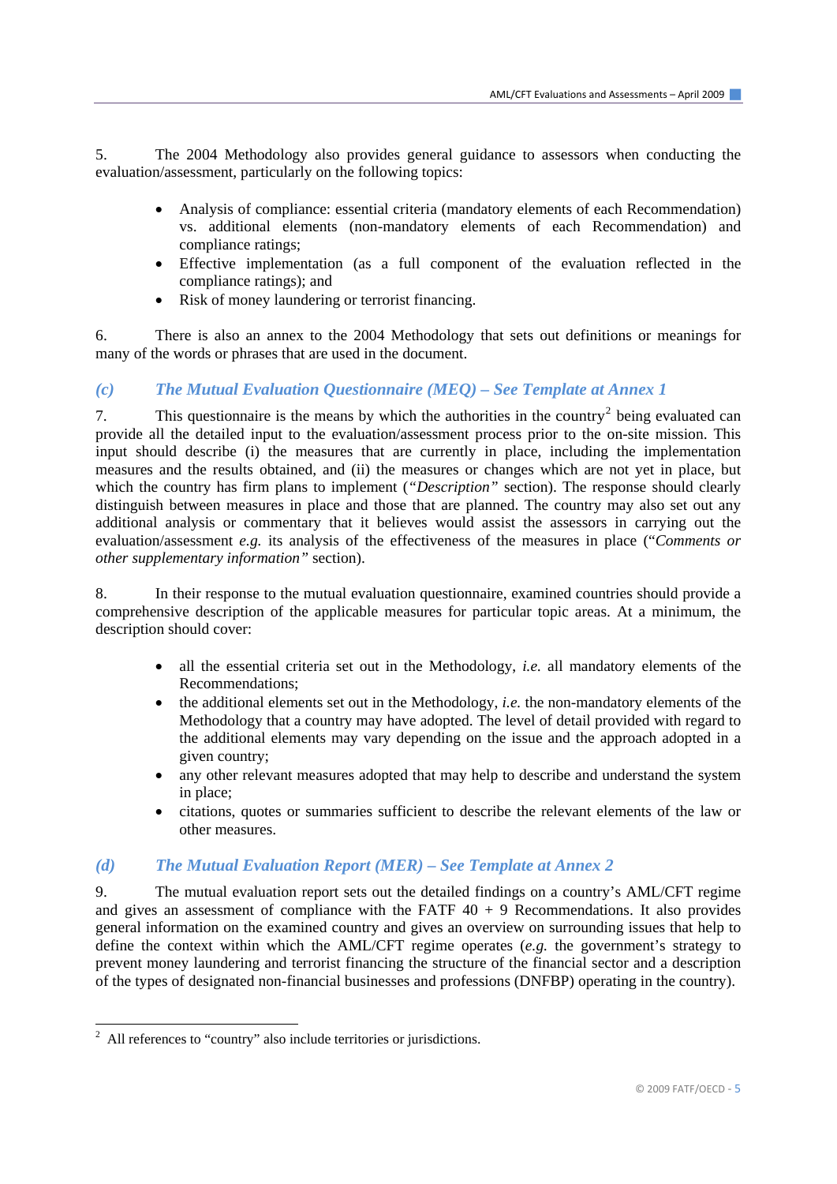5. The 2004 Methodology also provides general guidance to assessors when conducting the evaluation/assessment, particularly on the following topics:

- Analysis of compliance: essential criteria (mandatory elements of each Recommendation) vs. additional elements (non-mandatory elements of each Recommendation) and compliance ratings;
- Effective implementation (as a full component of the evaluation reflected in the compliance ratings); and
- Risk of money laundering or terrorist financing.

6. There is also an annex to the 2004 Methodology that sets out definitions or meanings for many of the words or phrases that are used in the document.

### *(c) The Mutual Evaluation Questionnaire (MEQ) – See Template at Annex 1*

7. This questionnaire is the means by which the authorities in the country[2] being evaluated can provide all the detailed input to the evaluation/assessment process prior to the on-site mission. This input should describe (i) the measures that are currently in place, including the implementation measures and the results obtained, and (ii) the measures or changes which are not yet in place, but which the country has firm plans to implement (*"Description"* section). The response should clearly distinguish between measures in place and those that are planned. The country may also set out any additional analysis or commentary that it believes would assist the assessors in carrying out the evaluation/assessment *e.g.* its analysis of the effectiveness of the measures in place ("*Comments or other supplementary information"* section).

8. In their response to the mutual evaluation questionnaire, examined countries should provide a comprehensive description of the applicable measures for particular topic areas. At a minimum, the description should cover:

- all the essential criteria set out in the Methodology, *i.e.* all mandatory elements of the Recommendations;
- the additional elements set out in the Methodology, *i.e.* the non-mandatory elements of the Methodology that a country may have adopted. The level of detail provided with regard to the additional elements may vary depending on the issue and the approach adopted in a given country;
- any other relevant measures adopted that may help to describe and understand the system in place;
- citations, quotes or summaries sufficient to describe the relevant elements of the law or other measures.

### *(d) The Mutual Evaluation Report (MER) – See Template at Annex 2*

9. The mutual evaluation report sets out the detailed findings on a country's AML/CFT regime and gives an assessment of compliance with the FATF 40 + 9 Recommendations. It also provides general information on the examined country and gives an overview on surrounding issues that help to define the context within which the AML/CFT regime operates (*e.g.* the government's strategy to prevent money laundering and terrorist financing the structure of the financial sector and a description of the types of designated non-financial businesses and professions (DNFBP) operating in the country).

---

[2] All references to "country" also include territories or jurisdictions.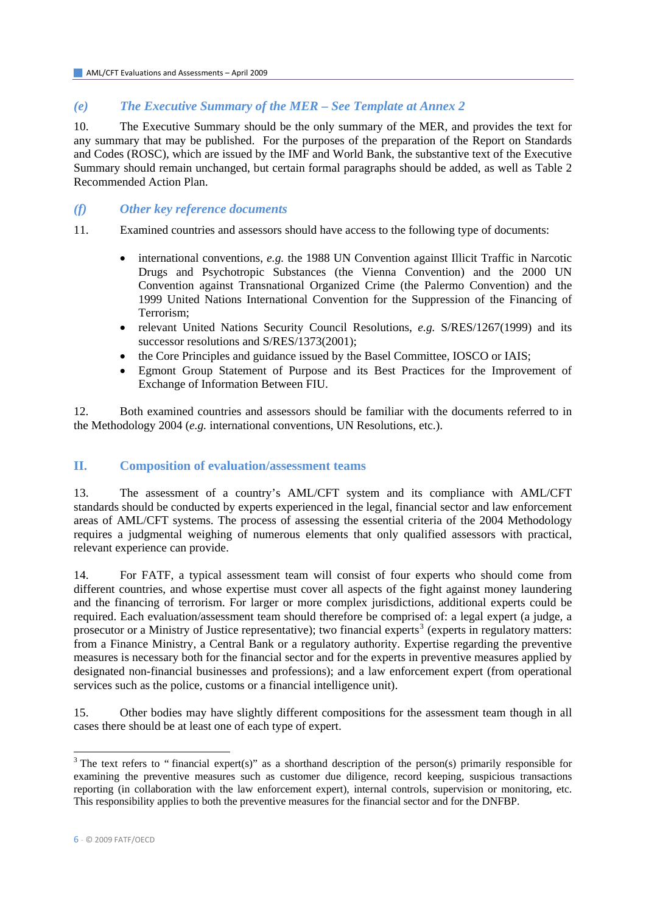### *(e) The Executive Summary of the MER – See Template at Annex 2*

10. The Executive Summary should be the only summary of the MER, and provides the text for any summary that may be published. For the purposes of the preparation of the Report on Standards and Codes (ROSC), which are issued by the IMF and World Bank, the substantive text of the Executive Summary should remain unchanged, but certain formal paragraphs should be added, as well as Table 2 Recommended Action Plan.

### *(f) Other key reference documents*

11. Examined countries and assessors should have access to the following type of documents:

- international conventions, *e.g.* the 1988 UN Convention against Illicit Traffic in Narcotic Drugs and Psychotropic Substances (the Vienna Convention) and the 2000 UN Convention against Transnational Organized Crime (the Palermo Convention) and the 1999 United Nations International Convention for the Suppression of the Financing of Terrorism;
- relevant United Nations Security Council Resolutions, *e.g.* S/RES/1267(1999) and its successor resolutions and S/RES/1373(2001);
- the Core Principles and guidance issued by the Basel Committee, IOSCO or IAIS;
- Egmont Group Statement of Purpose and its Best Practices for the Improvement of Exchange of Information Between FIU.

12. Both examined countries and assessors should be familiar with the documents referred to in the Methodology 2004 (*e.g.* international conventions, UN Resolutions, etc.).

## II. Composition of evaluation/assessment teams

13. The assessment of a country's AML/CFT system and its compliance with AML/CFT standards should be conducted by experts experienced in the legal, financial sector and law enforcement areas of AML/CFT systems. The process of assessing the essential criteria of the 2004 Methodology requires a judgmental weighing of numerous elements that only qualified assessors with practical, relevant experience can provide.

14. For FATF, a typical assessment team will consist of four experts who should come from different countries, and whose expertise must cover all aspects of the fight against money laundering and the financing of terrorism. For larger or more complex jurisdictions, additional experts could be required. Each evaluation/assessment team should therefore be comprised of: a legal expert (a judge, a prosecutor or a Ministry of Justice representative); two financial experts[3] (experts in regulatory matters: from a Finance Ministry, a Central Bank or a regulatory authority. Expertise regarding the preventive measures is necessary both for the financial sector and for the experts in preventive measures applied by designated non-financial businesses and professions); and a law enforcement expert (from operational services such as the police, customs or a financial intelligence unit).

15. Other bodies may have slightly different compositions for the assessment team though in all cases there should be at least one of each type of expert.

---

[3] The text refers to " financial expert(s)" as a shorthand description of the person(s) primarily responsible for examining the preventive measures such as customer due diligence, record keeping, suspicious transactions reporting (in collaboration with the law enforcement expert), internal controls, supervision or monitoring, etc. This responsibility applies to both the preventive measures for the financial sector and for the DNFBP.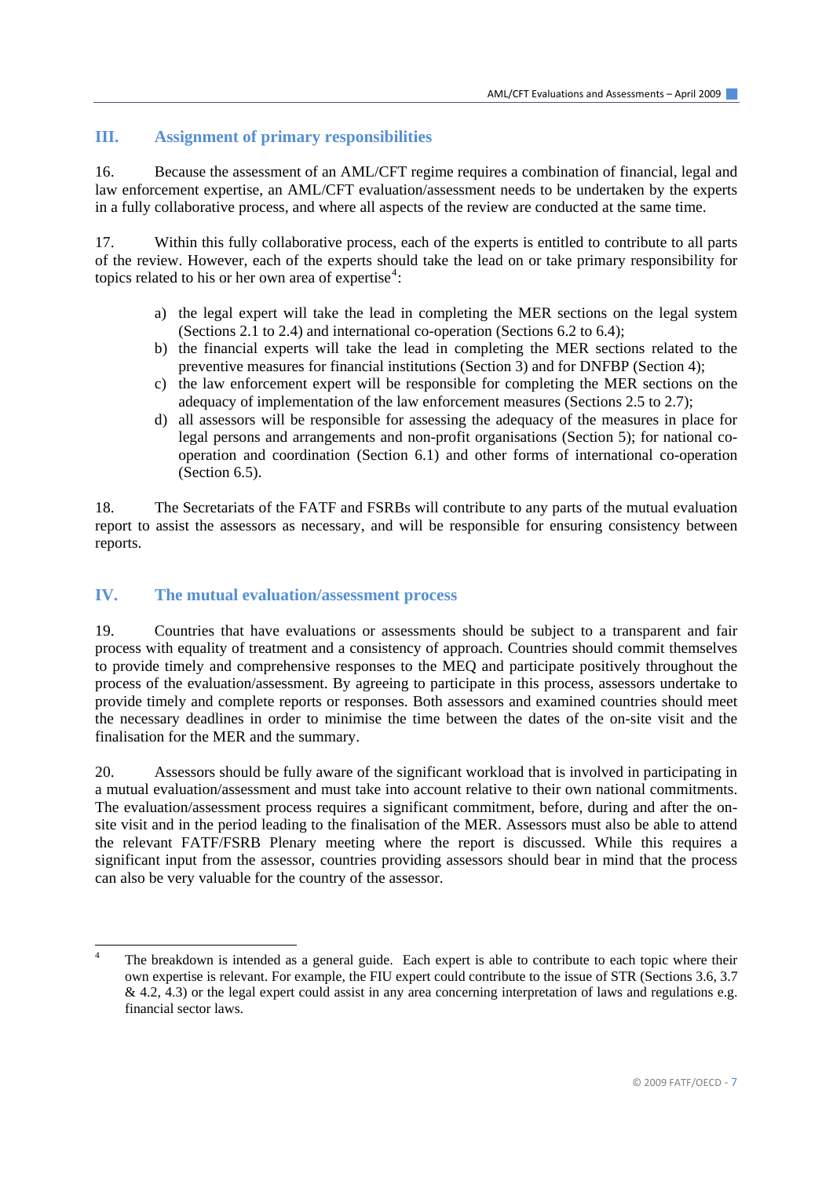## III. Assignment of primary responsibilities

16. Because the assessment of an AML/CFT regime requires a combination of financial, legal and law enforcement expertise, an AML/CFT evaluation/assessment needs to be undertaken by the experts in a fully collaborative process, and where all aspects of the review are conducted at the same time.

17. Within this fully collaborative process, each of the experts is entitled to contribute to all parts of the review. However, each of the experts should take the lead on or take primary responsibility for topics related to his or her own area of expertise[4]:

a) the legal expert will take the lead in completing the MER sections on the legal system (Sections 2.1 to 2.4) and international co-operation (Sections 6.2 to 6.4);
b) the financial experts will take the lead in completing the MER sections related to the preventive measures for financial institutions (Section 3) and for DNFBP (Section 4);
c) the law enforcement expert will be responsible for completing the MER sections on the adequacy of implementation of the law enforcement measures (Sections 2.5 to 2.7);
d) all assessors will be responsible for assessing the adequacy of the measures in place for legal persons and arrangements and non-profit organisations (Section 5); for national co-operation and coordination (Section 6.1) and other forms of international co-operation (Section 6.5).

18. The Secretariats of the FATF and FSRBs will contribute to any parts of the mutual evaluation report to assist the assessors as necessary, and will be responsible for ensuring consistency between reports.

## IV. The mutual evaluation/assessment process

19. Countries that have evaluations or assessments should be subject to a transparent and fair process with equality of treatment and a consistency of approach. Countries should commit themselves to provide timely and comprehensive responses to the MEQ and participate positively throughout the process of the evaluation/assessment. By agreeing to participate in this process, assessors undertake to provide timely and complete reports or responses. Both assessors and examined countries should meet the necessary deadlines in order to minimise the time between the dates of the on-site visit and the finalisation for the MER and the summary.

20. Assessors should be fully aware of the significant workload that is involved in participating in a mutual evaluation/assessment and must take into account relative to their own national commitments. The evaluation/assessment process requires a significant commitment, before, during and after the on-site visit and in the period leading to the finalisation of the MER. Assessors must also be able to attend the relevant FATF/FSRB Plenary meeting where the report is discussed. While this requires a significant input from the assessor, countries providing assessors should bear in mind that the process can also be very valuable for the country of the assessor.

---

[4] The breakdown is intended as a general guide. Each expert is able to contribute to each topic where their own expertise is relevant. For example, the FIU expert could contribute to the issue of STR (Sections 3.6, 3.7 & 4.2, 4.3) or the legal expert could assist in any area concerning interpretation of laws and regulations e.g. financial sector laws.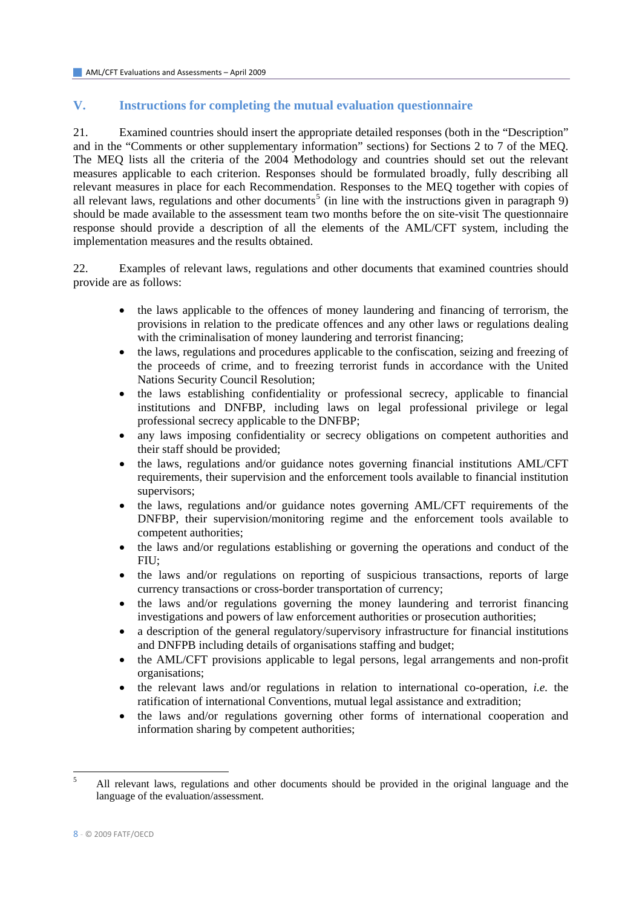## V. Instructions for completing the mutual evaluation questionnaire

21. Examined countries should insert the appropriate detailed responses (both in the "Description" and in the "Comments or other supplementary information" sections) for Sections 2 to 7 of the MEQ. The MEQ lists all the criteria of the 2004 Methodology and countries should set out the relevant measures applicable to each criterion. Responses should be formulated broadly, fully describing all relevant measures in place for each Recommendation. Responses to the MEQ together with copies of all relevant laws, regulations and other documents[5] (in line with the instructions given in paragraph 9) should be made available to the assessment team two months before the on site-visit The questionnaire response should provide a description of all the elements of the AML/CFT system, including the implementation measures and the results obtained.

22. Examples of relevant laws, regulations and other documents that examined countries should provide are as follows:

- the laws applicable to the offences of money laundering and financing of terrorism, the provisions in relation to the predicate offences and any other laws or regulations dealing with the criminalisation of money laundering and terrorist financing;
- the laws, regulations and procedures applicable to the confiscation, seizing and freezing of the proceeds of crime, and to freezing terrorist funds in accordance with the United Nations Security Council Resolution;
- the laws establishing confidentiality or professional secrecy, applicable to financial institutions and DNFBP, including laws on legal professional privilege or legal professional secrecy applicable to the DNFBP;
- any laws imposing confidentiality or secrecy obligations on competent authorities and their staff should be provided;
- the laws, regulations and/or guidance notes governing financial institutions AML/CFT requirements, their supervision and the enforcement tools available to financial institution supervisors;
- the laws, regulations and/or guidance notes governing AML/CFT requirements of the DNFBP, their supervision/monitoring regime and the enforcement tools available to competent authorities;
- the laws and/or regulations establishing or governing the operations and conduct of the FIU;
- the laws and/or regulations on reporting of suspicious transactions, reports of large currency transactions or cross-border transportation of currency;
- the laws and/or regulations governing the money laundering and terrorist financing investigations and powers of law enforcement authorities or prosecution authorities;
- a description of the general regulatory/supervisory infrastructure for financial institutions and DNFPB including details of organisations staffing and budget;
- the AML/CFT provisions applicable to legal persons, legal arrangements and non-profit organisations;
- the relevant laws and/or regulations in relation to international co-operation, *i.e.* the ratification of international Conventions, mutual legal assistance and extradition;
- the laws and/or regulations governing other forms of international cooperation and information sharing by competent authorities;

[5] All relevant laws, regulations and other documents should be provided in the original language and the language of the evaluation/assessment.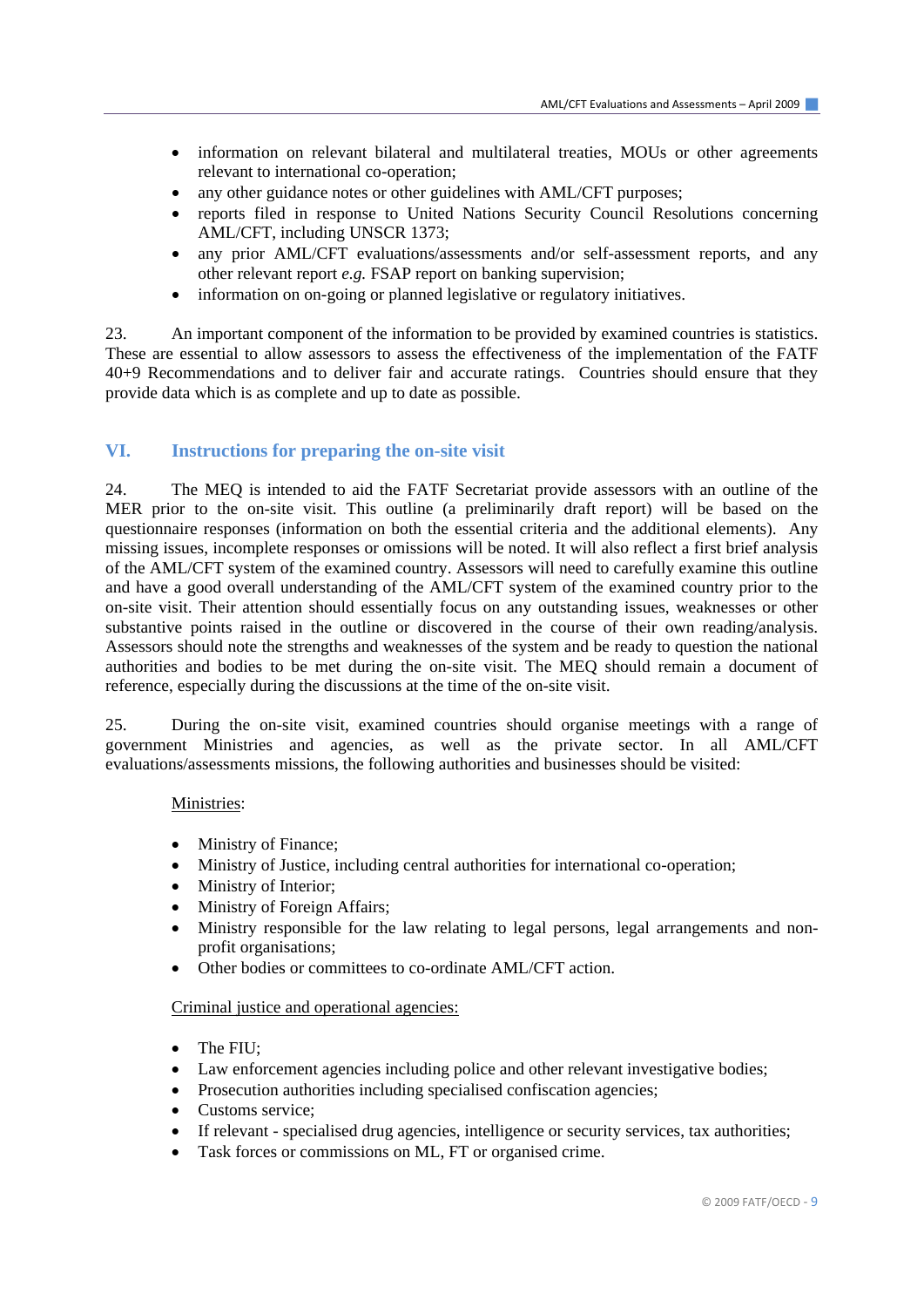- information on relevant bilateral and multilateral treaties, MOUs or other agreements relevant to international co-operation;
- any other guidance notes or other guidelines with AML/CFT purposes;
- reports filed in response to United Nations Security Council Resolutions concerning AML/CFT, including UNSCR 1373;
- any prior AML/CFT evaluations/assessments and/or self-assessment reports, and any other relevant report *e.g.* FSAP report on banking supervision;
- information on on-going or planned legislative or regulatory initiatives.

23. An important component of the information to be provided by examined countries is statistics. These are essential to allow assessors to assess the effectiveness of the implementation of the FATF 40+9 Recommendations and to deliver fair and accurate ratings. Countries should ensure that they provide data which is as complete and up to date as possible.

## VI. Instructions for preparing the on-site visit

24. The MEQ is intended to aid the FATF Secretariat provide assessors with an outline of the MER prior to the on-site visit. This outline (a preliminarily draft report) will be based on the questionnaire responses (information on both the essential criteria and the additional elements). Any missing issues, incomplete responses or omissions will be noted. It will also reflect a first brief analysis of the AML/CFT system of the examined country. Assessors will need to carefully examine this outline and have a good overall understanding of the AML/CFT system of the examined country prior to the on-site visit. Their attention should essentially focus on any outstanding issues, weaknesses or other substantive points raised in the outline or discovered in the course of their own reading/analysis. Assessors should note the strengths and weaknesses of the system and be ready to question the national authorities and bodies to be met during the on-site visit. The MEQ should remain a document of reference, especially during the discussions at the time of the on-site visit.

25. During the on-site visit, examined countries should organise meetings with a range of government Ministries and agencies, as well as the private sector. In all AML/CFT evaluations/assessments missions, the following authorities and businesses should be visited:

Ministries:

- Ministry of Finance;
- Ministry of Justice, including central authorities for international co-operation;
- Ministry of Interior;
- Ministry of Foreign Affairs;
- Ministry responsible for the law relating to legal persons, legal arrangements and non-profit organisations;
- Other bodies or committees to co-ordinate AML/CFT action.

Criminal justice and operational agencies:

- The FIU;
- Law enforcement agencies including police and other relevant investigative bodies;
- Prosecution authorities including specialised confiscation agencies;
- Customs service;
- If relevant - specialised drug agencies, intelligence or security services, tax authorities;
- Task forces or commissions on ML, FT or organised crime.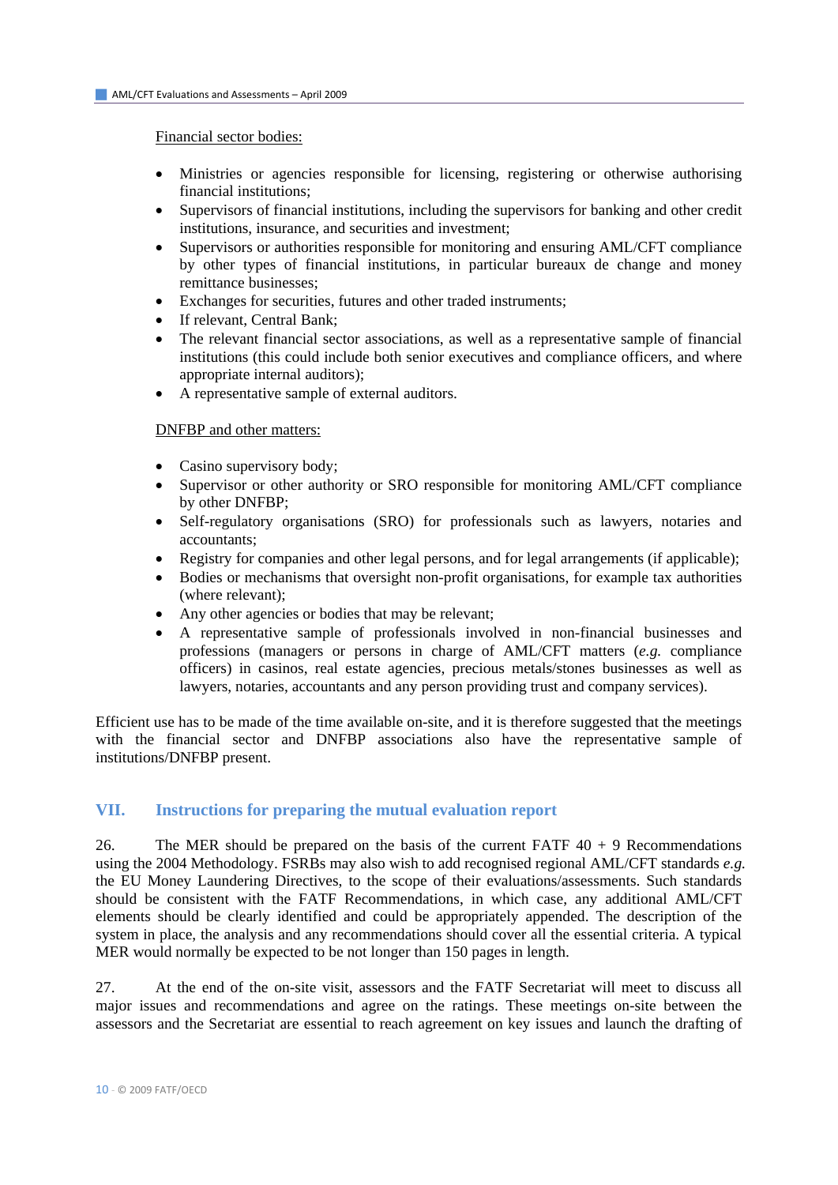Financial sector bodies:

- Ministries or agencies responsible for licensing, registering or otherwise authorising financial institutions;
- Supervisors of financial institutions, including the supervisors for banking and other credit institutions, insurance, and securities and investment;
- Supervisors or authorities responsible for monitoring and ensuring AML/CFT compliance by other types of financial institutions, in particular bureaux de change and money remittance businesses;
- Exchanges for securities, futures and other traded instruments;
- If relevant, Central Bank;
- The relevant financial sector associations, as well as a representative sample of financial institutions (this could include both senior executives and compliance officers, and where appropriate internal auditors);
- A representative sample of external auditors.

DNFBP and other matters:

- Casino supervisory body;
- Supervisor or other authority or SRO responsible for monitoring AML/CFT compliance by other DNFBP;
- Self-regulatory organisations (SRO) for professionals such as lawyers, notaries and accountants;
- Registry for companies and other legal persons, and for legal arrangements (if applicable);
- Bodies or mechanisms that oversight non-profit organisations, for example tax authorities (where relevant);
- Any other agencies or bodies that may be relevant;
- A representative sample of professionals involved in non-financial businesses and professions (managers or persons in charge of AML/CFT matters (*e.g.* compliance officers) in casinos, real estate agencies, precious metals/stones businesses as well as lawyers, notaries, accountants and any person providing trust and company services).

Efficient use has to be made of the time available on-site, and it is therefore suggested that the meetings with the financial sector and DNFBP associations also have the representative sample of institutions/DNFBP present.

## VII. Instructions for preparing the mutual evaluation report

26. The MER should be prepared on the basis of the current FATF 40 + 9 Recommendations using the 2004 Methodology. FSRBs may also wish to add recognised regional AML/CFT standards *e.g.* the EU Money Laundering Directives, to the scope of their evaluations/assessments. Such standards should be consistent with the FATF Recommendations, in which case, any additional AML/CFT elements should be clearly identified and could be appropriately appended. The description of the system in place, the analysis and any recommendations should cover all the essential criteria. A typical MER would normally be expected to be not longer than 150 pages in length.

27. At the end of the on-site visit, assessors and the FATF Secretariat will meet to discuss all major issues and recommendations and agree on the ratings. These meetings on-site between the assessors and the Secretariat are essential to reach agreement on key issues and launch the drafting of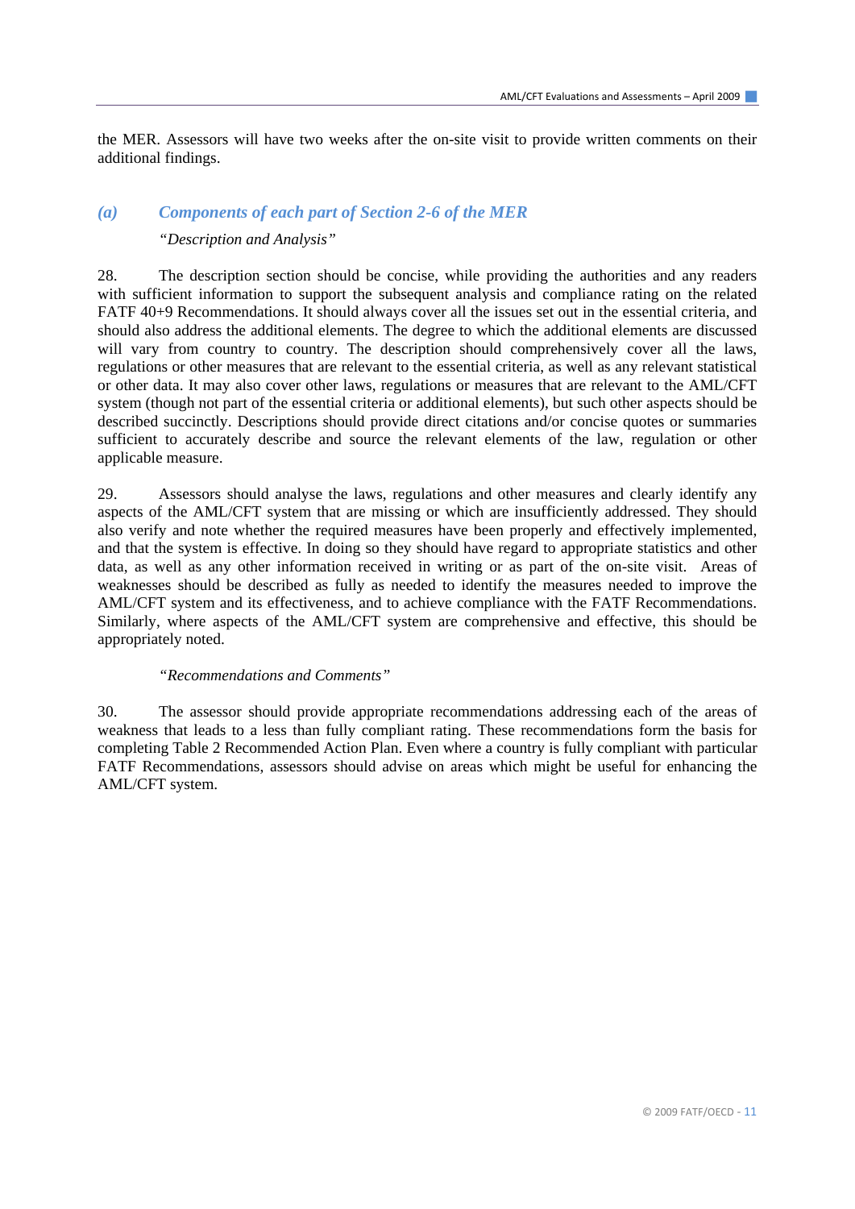the MER. Assessors will have two weeks after the on-site visit to provide written comments on their additional findings.

### *(a) Components of each part of Section 2-6 of the MER*

*"Description and Analysis"*

28. The description section should be concise, while providing the authorities and any readers with sufficient information to support the subsequent analysis and compliance rating on the related FATF 40+9 Recommendations. It should always cover all the issues set out in the essential criteria, and should also address the additional elements. The degree to which the additional elements are discussed will vary from country to country. The description should comprehensively cover all the laws, regulations or other measures that are relevant to the essential criteria, as well as any relevant statistical or other data. It may also cover other laws, regulations or measures that are relevant to the AML/CFT system (though not part of the essential criteria or additional elements), but such other aspects should be described succinctly. Descriptions should provide direct citations and/or concise quotes or summaries sufficient to accurately describe and source the relevant elements of the law, regulation or other applicable measure.

29. Assessors should analyse the laws, regulations and other measures and clearly identify any aspects of the AML/CFT system that are missing or which are insufficiently addressed. They should also verify and note whether the required measures have been properly and effectively implemented, and that the system is effective. In doing so they should have regard to appropriate statistics and other data, as well as any other information received in writing or as part of the on-site visit. Areas of weaknesses should be described as fully as needed to identify the measures needed to improve the AML/CFT system and its effectiveness, and to achieve compliance with the FATF Recommendations. Similarly, where aspects of the AML/CFT system are comprehensive and effective, this should be appropriately noted.

*"Recommendations and Comments"*

30. The assessor should provide appropriate recommendations addressing each of the areas of weakness that leads to a less than fully compliant rating. These recommendations form the basis for completing Table 2 Recommended Action Plan. Even where a country is fully compliant with particular FATF Recommendations, assessors should advise on areas which might be useful for enhancing the AML/CFT system.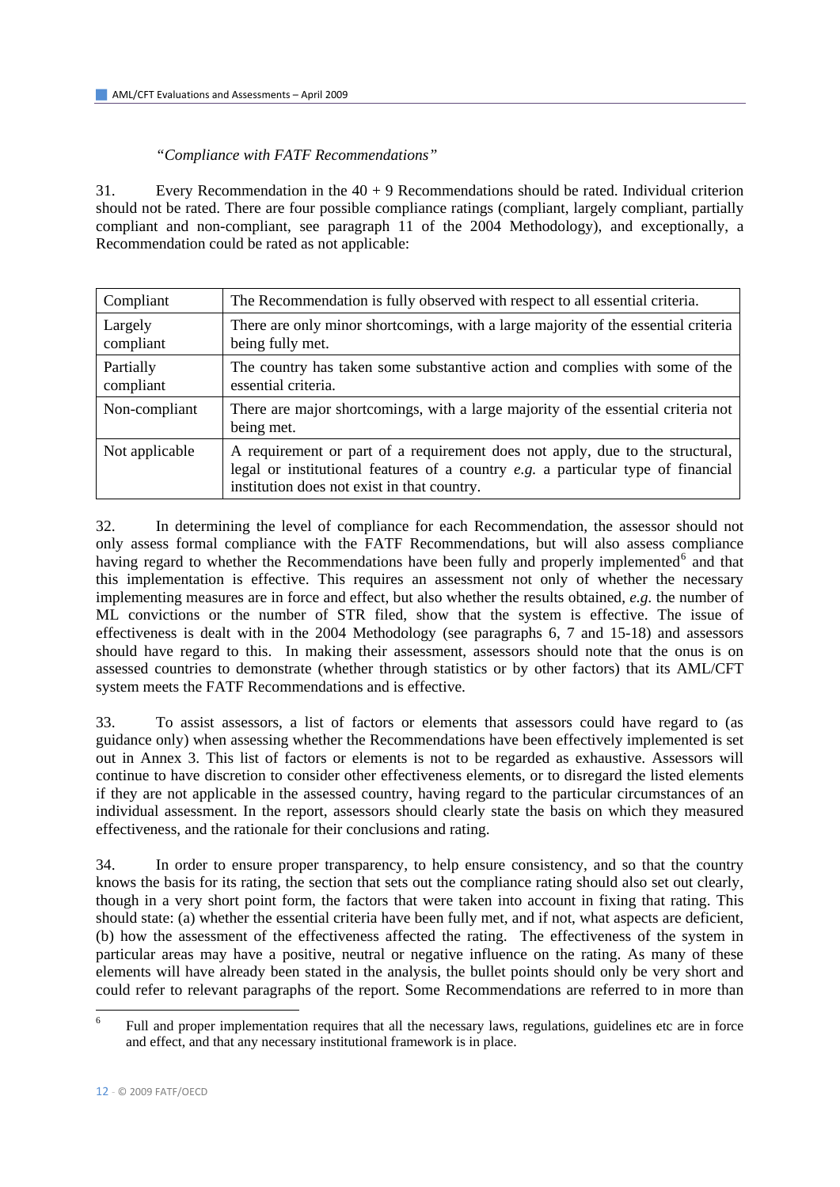*"Compliance with FATF Recommendations"*

31. Every Recommendation in the 40 + 9 Recommendations should be rated. Individual criterion should not be rated. There are four possible compliance ratings (compliant, largely compliant, partially compliant and non-compliant, see paragraph 11 of the 2004 Methodology), and exceptionally, a Recommendation could be rated as not applicable:

| Compliant | The Recommendation is fully observed with respect to all essential criteria. |
|---|---|
| Largely compliant | There are only minor shortcomings, with a large majority of the essential criteria being fully met. |
| Partially compliant | The country has taken some substantive action and complies with some of the essential criteria. |
| Non-compliant | There are major shortcomings, with a large majority of the essential criteria not being met. |
| Not applicable | A requirement or part of a requirement does not apply, due to the structural, legal or institutional features of a country *e.g.* a particular type of financial institution does not exist in that country. |

32. In determining the level of compliance for each Recommendation, the assessor should not only assess formal compliance with the FATF Recommendations, but will also assess compliance having regard to whether the Recommendations have been fully and properly implemented[6] and that this implementation is effective. This requires an assessment not only of whether the necessary implementing measures are in force and effect, but also whether the results obtained, *e.g.* the number of ML convictions or the number of STR filed, show that the system is effective. The issue of effectiveness is dealt with in the 2004 Methodology (see paragraphs 6, 7 and 15-18) and assessors should have regard to this. In making their assessment, assessors should note that the onus is on assessed countries to demonstrate (whether through statistics or by other factors) that its AML/CFT system meets the FATF Recommendations and is effective.

33. To assist assessors, a list of factors or elements that assessors could have regard to (as guidance only) when assessing whether the Recommendations have been effectively implemented is set out in Annex 3. This list of factors or elements is not to be regarded as exhaustive. Assessors will continue to have discretion to consider other effectiveness elements, or to disregard the listed elements if they are not applicable in the assessed country, having regard to the particular circumstances of an individual assessment. In the report, assessors should clearly state the basis on which they measured effectiveness, and the rationale for their conclusions and rating.

34. In order to ensure proper transparency, to help ensure consistency, and so that the country knows the basis for its rating, the section that sets out the compliance rating should also set out clearly, though in a very short point form, the factors that were taken into account in fixing that rating. This should state: (a) whether the essential criteria have been fully met, and if not, what aspects are deficient, (b) how the assessment of the effectiveness affected the rating. The effectiveness of the system in particular areas may have a positive, neutral or negative influence on the rating. As many of these elements will have already been stated in the analysis, the bullet points should only be very short and could refer to relevant paragraphs of the report. Some Recommendations are referred to in more than

[6] Full and proper implementation requires that all the necessary laws, regulations, guidelines etc are in force and effect, and that any necessary institutional framework is in place.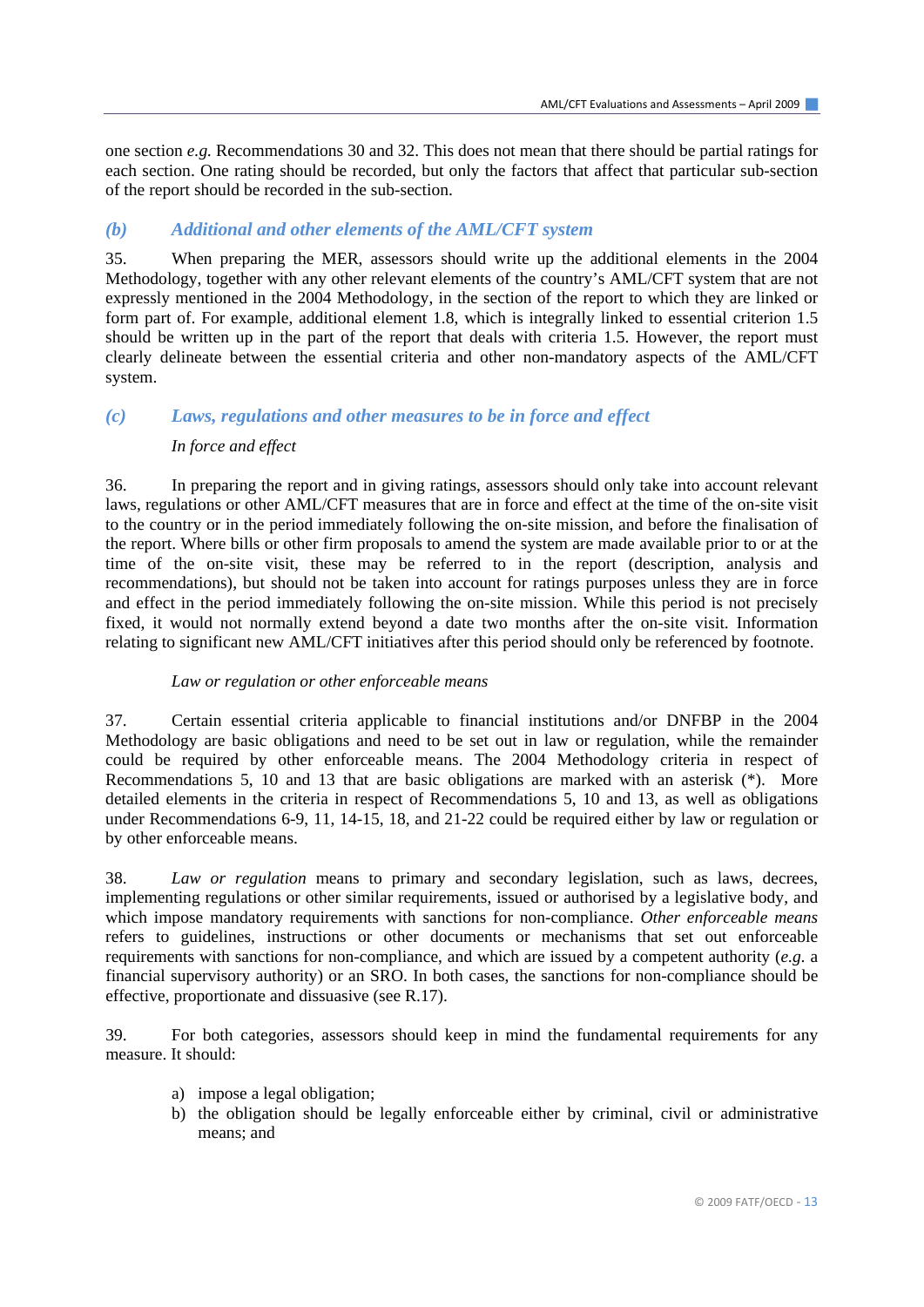one section *e.g.* Recommendations 30 and 32. This does not mean that there should be partial ratings for each section. One rating should be recorded, but only the factors that affect that particular sub-section of the report should be recorded in the sub-section.

### *(b) Additional and other elements of the AML/CFT system*

35. When preparing the MER, assessors should write up the additional elements in the 2004 Methodology, together with any other relevant elements of the country's AML/CFT system that are not expressly mentioned in the 2004 Methodology, in the section of the report to which they are linked or form part of. For example, additional element 1.8, which is integrally linked to essential criterion 1.5 should be written up in the part of the report that deals with criteria 1.5. However, the report must clearly delineate between the essential criteria and other non-mandatory aspects of the AML/CFT system.

### *(c) Laws, regulations and other measures to be in force and effect*

*In force and effect*

36. In preparing the report and in giving ratings, assessors should only take into account relevant laws, regulations or other AML/CFT measures that are in force and effect at the time of the on-site visit to the country or in the period immediately following the on-site mission, and before the finalisation of the report. Where bills or other firm proposals to amend the system are made available prior to or at the time of the on-site visit, these may be referred to in the report (description, analysis and recommendations), but should not be taken into account for ratings purposes unless they are in force and effect in the period immediately following the on-site mission. While this period is not precisely fixed, it would not normally extend beyond a date two months after the on-site visit. Information relating to significant new AML/CFT initiatives after this period should only be referenced by footnote.

*Law or regulation or other enforceable means*

37. Certain essential criteria applicable to financial institutions and/or DNFBP in the 2004 Methodology are basic obligations and need to be set out in law or regulation, while the remainder could be required by other enforceable means. The 2004 Methodology criteria in respect of Recommendations 5, 10 and 13 that are basic obligations are marked with an asterisk (*). More detailed elements in the criteria in respect of Recommendations 5, 10 and 13, as well as obligations under Recommendations 6-9, 11, 14-15, 18, and 21-22 could be required either by law or regulation or by other enforceable means.

38. *Law or regulation* means to primary and secondary legislation, such as laws, decrees, implementing regulations or other similar requirements, issued or authorised by a legislative body, and which impose mandatory requirements with sanctions for non-compliance. *Other enforceable means* refers to guidelines, instructions or other documents or mechanisms that set out enforceable requirements with sanctions for non-compliance, and which are issued by a competent authority (*e.g.* a financial supervisory authority) or an SRO. In both cases, the sanctions for non-compliance should be effective, proportionate and dissuasive (see R.17).

39. For both categories, assessors should keep in mind the fundamental requirements for any measure. It should:

a) impose a legal obligation;
b) the obligation should be legally enforceable either by criminal, civil or administrative means; and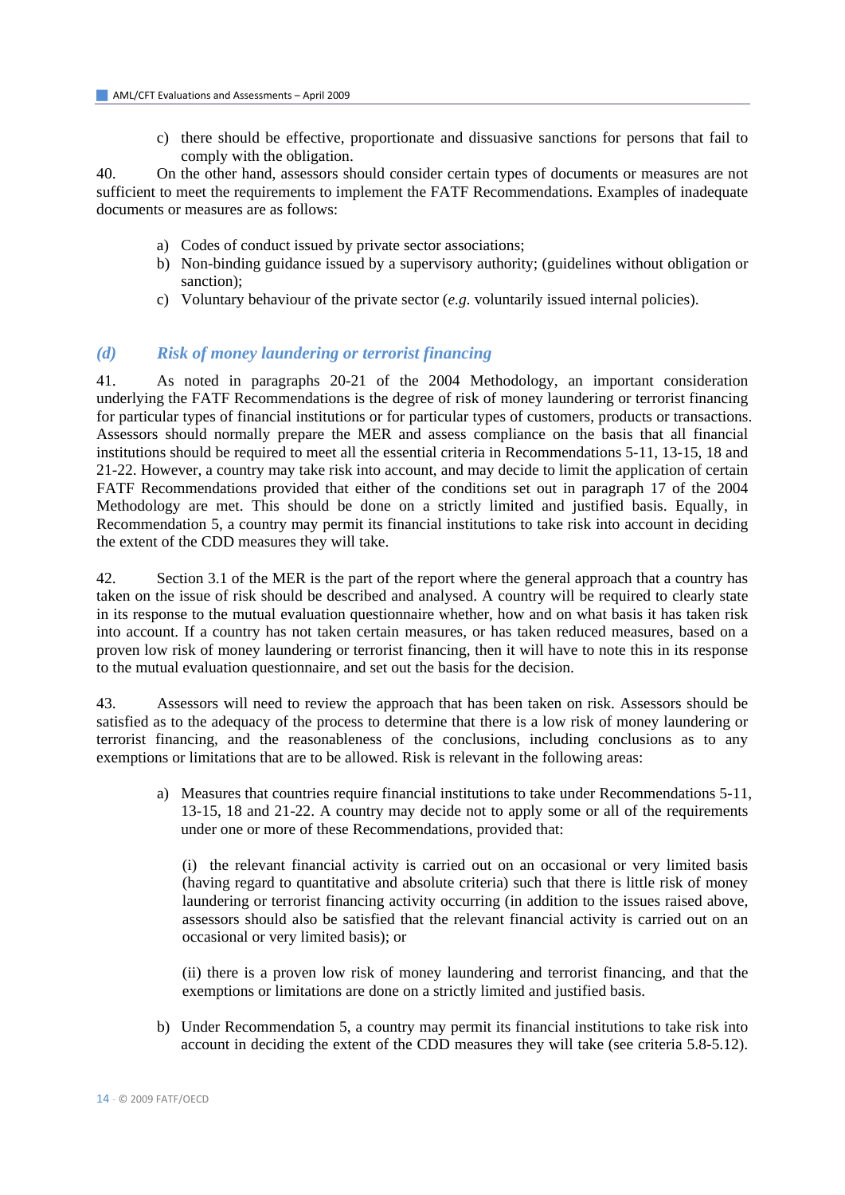c) there should be effective, proportionate and dissuasive sanctions for persons that fail to comply with the obligation.

40. On the other hand, assessors should consider certain types of documents or measures are not sufficient to meet the requirements to implement the FATF Recommendations. Examples of inadequate documents or measures are as follows:

a) Codes of conduct issued by private sector associations;
b) Non-binding guidance issued by a supervisory authority; (guidelines without obligation or sanction);
c) Voluntary behaviour of the private sector (*e.g.* voluntarily issued internal policies).

### *(d) Risk of money laundering or terrorist financing*

41. As noted in paragraphs 20-21 of the 2004 Methodology, an important consideration underlying the FATF Recommendations is the degree of risk of money laundering or terrorist financing for particular types of financial institutions or for particular types of customers, products or transactions. Assessors should normally prepare the MER and assess compliance on the basis that all financial institutions should be required to meet all the essential criteria in Recommendations 5-11, 13-15, 18 and 21-22. However, a country may take risk into account, and may decide to limit the application of certain FATF Recommendations provided that either of the conditions set out in paragraph 17 of the 2004 Methodology are met. This should be done on a strictly limited and justified basis. Equally, in Recommendation 5, a country may permit its financial institutions to take risk into account in deciding the extent of the CDD measures they will take.

42. Section 3.1 of the MER is the part of the report where the general approach that a country has taken on the issue of risk should be described and analysed. A country will be required to clearly state in its response to the mutual evaluation questionnaire whether, how and on what basis it has taken risk into account. If a country has not taken certain measures, or has taken reduced measures, based on a proven low risk of money laundering or terrorist financing, then it will have to note this in its response to the mutual evaluation questionnaire, and set out the basis for the decision.

43. Assessors will need to review the approach that has been taken on risk. Assessors should be satisfied as to the adequacy of the process to determine that there is a low risk of money laundering or terrorist financing, and the reasonableness of the conclusions, including conclusions as to any exemptions or limitations that are to be allowed. Risk is relevant in the following areas:

a) Measures that countries require financial institutions to take under Recommendations 5-11, 13-15, 18 and 21-22. A country may decide not to apply some or all of the requirements under one or more of these Recommendations, provided that:

   (i) the relevant financial activity is carried out on an occasional or very limited basis (having regard to quantitative and absolute criteria) such that there is little risk of money laundering or terrorist financing activity occurring (in addition to the issues raised above, assessors should also be satisfied that the relevant financial activity is carried out on an occasional or very limited basis); or

   (ii) there is a proven low risk of money laundering and terrorist financing, and that the exemptions or limitations are done on a strictly limited and justified basis.

b) Under Recommendation 5, a country may permit its financial institutions to take risk into account in deciding the extent of the CDD measures they will take (see criteria 5.8-5.12).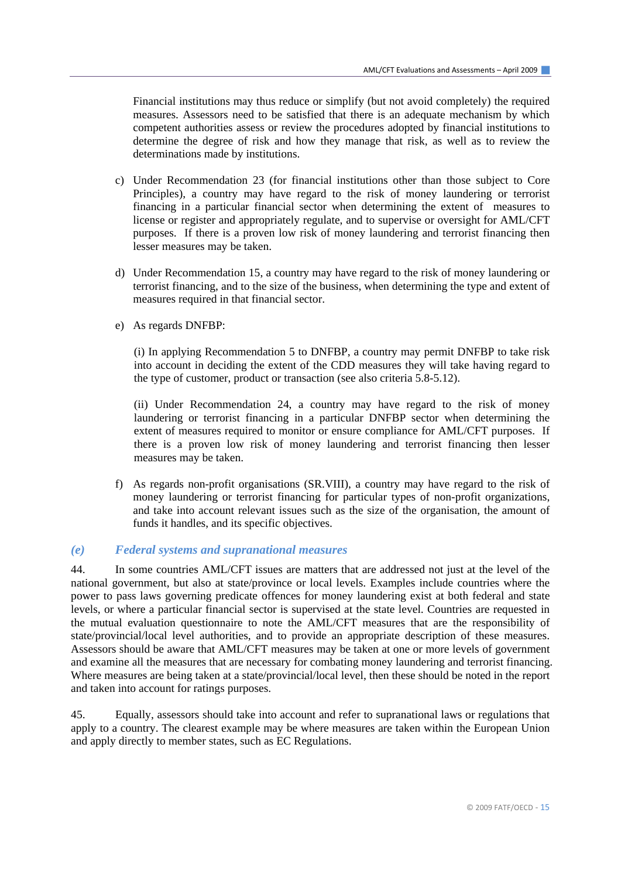Financial institutions may thus reduce or simplify (but not avoid completely) the required measures. Assessors need to be satisfied that there is an adequate mechanism by which competent authorities assess or review the procedures adopted by financial institutions to determine the degree of risk and how they manage that risk, as well as to review the determinations made by institutions.

c) Under Recommendation 23 (for financial institutions other than those subject to Core Principles), a country may have regard to the risk of money laundering or terrorist financing in a particular financial sector when determining the extent of measures to license or register and appropriately regulate, and to supervise or oversight for AML/CFT purposes. If there is a proven low risk of money laundering and terrorist financing then lesser measures may be taken.

d) Under Recommendation 15, a country may have regard to the risk of money laundering or terrorist financing, and to the size of the business, when determining the type and extent of measures required in that financial sector.

e) As regards DNFBP:

(i) In applying Recommendation 5 to DNFBP, a country may permit DNFBP to take risk into account in deciding the extent of the CDD measures they will take having regard to the type of customer, product or transaction (see also criteria 5.8-5.12).

(ii) Under Recommendation 24, a country may have regard to the risk of money laundering or terrorist financing in a particular DNFBP sector when determining the extent of measures required to monitor or ensure compliance for AML/CFT purposes. If there is a proven low risk of money laundering and terrorist financing then lesser measures may be taken.

f) As regards non-profit organisations (SR.VIII), a country may have regard to the risk of money laundering or terrorist financing for particular types of non-profit organizations, and take into account relevant issues such as the size of the organisation, the amount of funds it handles, and its specific objectives.

### *(e) Federal systems and supranational measures*

44. In some countries AML/CFT issues are matters that are addressed not just at the level of the national government, but also at state/province or local levels. Examples include countries where the power to pass laws governing predicate offences for money laundering exist at both federal and state levels, or where a particular financial sector is supervised at the state level. Countries are requested in the mutual evaluation questionnaire to note the AML/CFT measures that are the responsibility of state/provincial/local level authorities, and to provide an appropriate description of these measures. Assessors should be aware that AML/CFT measures may be taken at one or more levels of government and examine all the measures that are necessary for combating money laundering and terrorist financing. Where measures are being taken at a state/provincial/local level, then these should be noted in the report and taken into account for ratings purposes.

45. Equally, assessors should take into account and refer to supranational laws or regulations that apply to a country. The clearest example may be where measures are taken within the European Union and apply directly to member states, such as EC Regulations.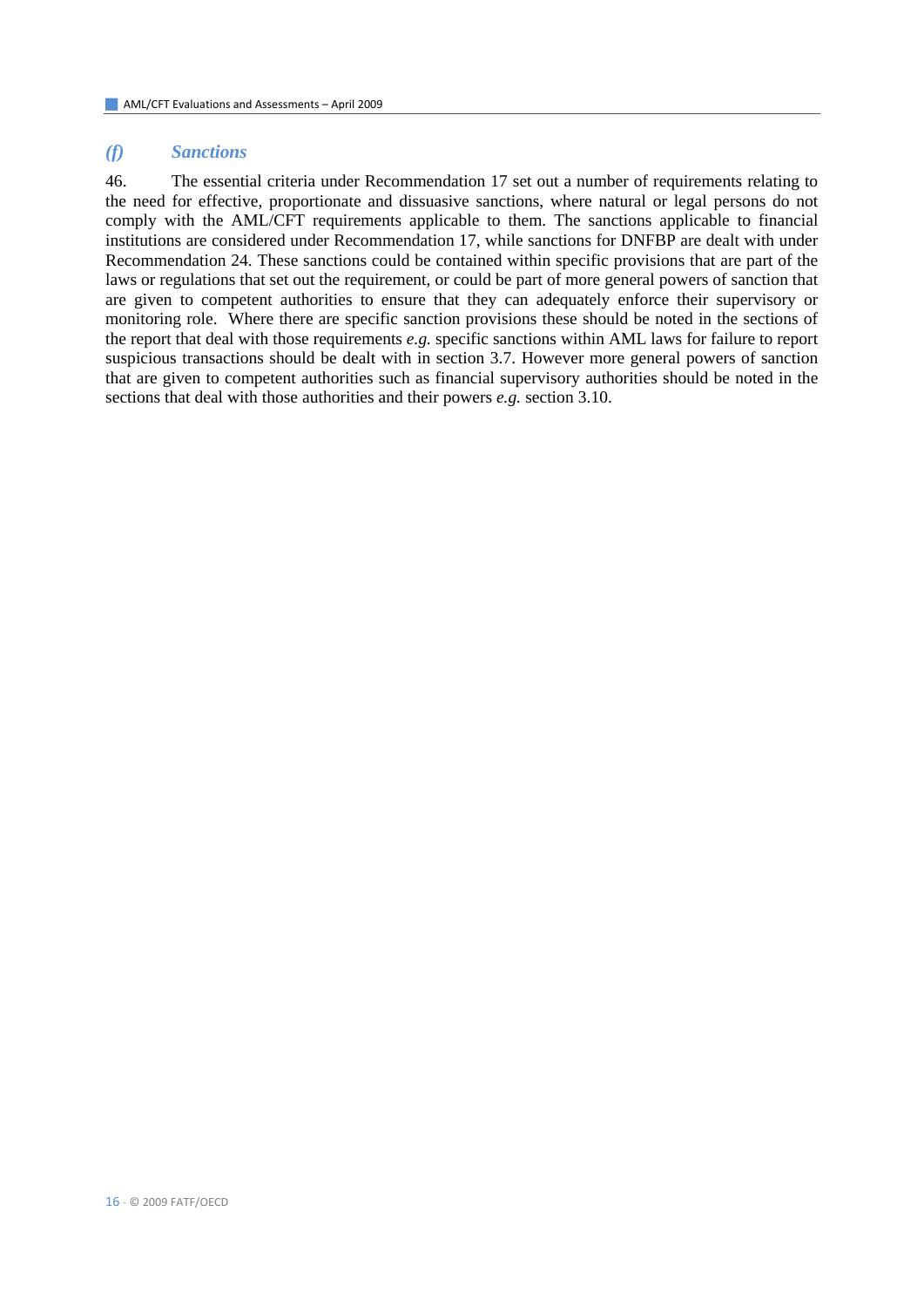### *(f) Sanctions*

46. The essential criteria under Recommendation 17 set out a number of requirements relating to the need for effective, proportionate and dissuasive sanctions, where natural or legal persons do not comply with the AML/CFT requirements applicable to them. The sanctions applicable to financial institutions are considered under Recommendation 17, while sanctions for DNFBP are dealt with under Recommendation 24. These sanctions could be contained within specific provisions that are part of the laws or regulations that set out the requirement, or could be part of more general powers of sanction that are given to competent authorities to ensure that they can adequately enforce their supervisory or monitoring role. Where there are specific sanction provisions these should be noted in the sections of the report that deal with those requirements *e.g.* specific sanctions within AML laws for failure to report suspicious transactions should be dealt with in section 3.7. However more general powers of sanction that are given to competent authorities such as financial supervisory authorities should be noted in the sections that deal with those authorities and their powers *e.g.* section 3.10.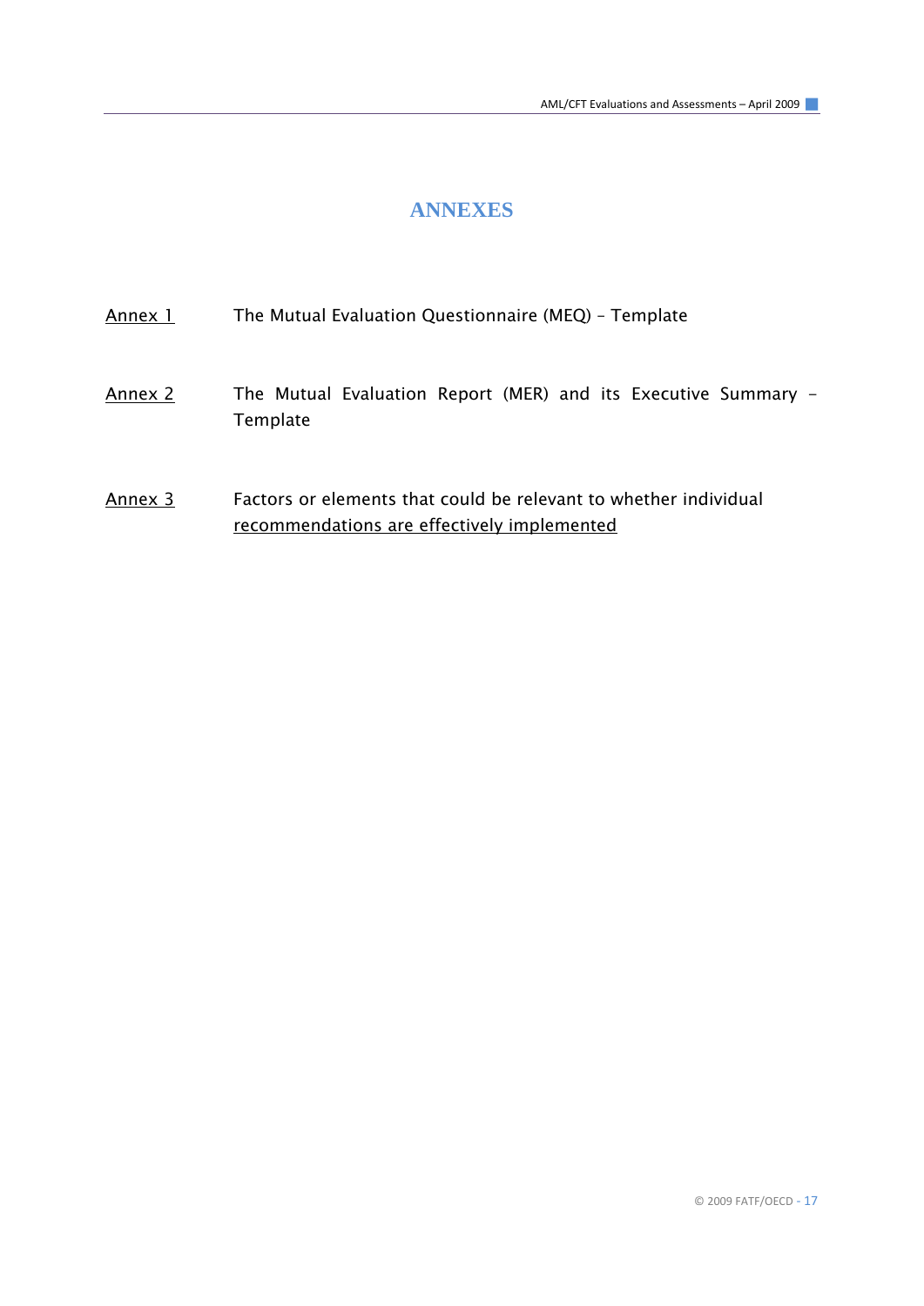# ANNEXES

Annex 1 The Mutual Evaluation Questionnaire (MEQ) – Template

Annex 2 The Mutual Evaluation Report (MER) and its Executive Summary – Template

Annex 3 Factors or elements that could be relevant to whether individual recommendations are effectively implemented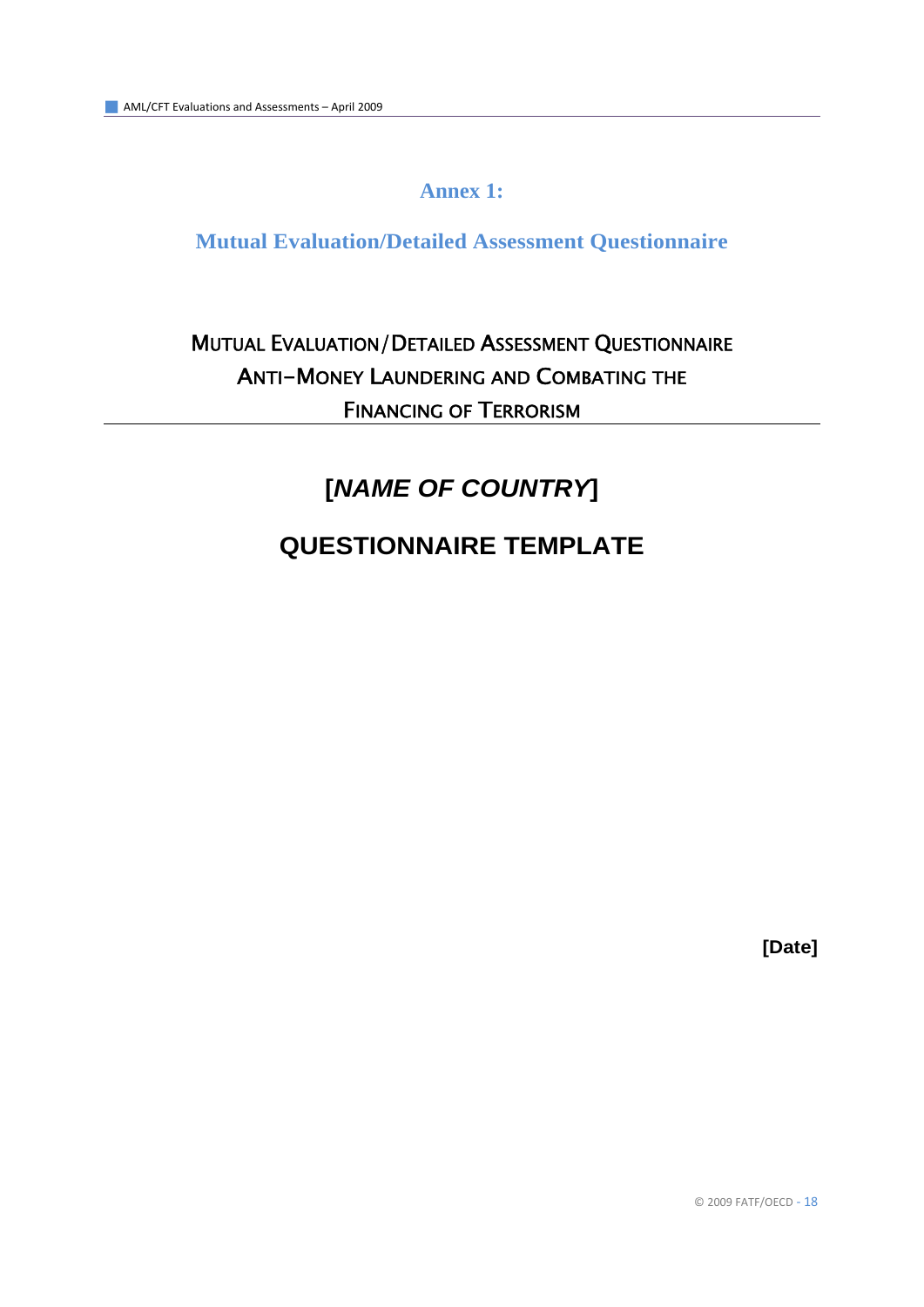# Annex 1:

## Mutual Evaluation/Detailed Assessment Questionnaire

MUTUAL EVALUATION/DETAILED ASSESSMENT QUESTIONNAIRE
ANTI–MONEY LAUNDERING AND COMBATING THE
FINANCING OF TERRORISM

---

# [*NAME OF COUNTRY*]

# QUESTIONNAIRE TEMPLATE

**[Date]**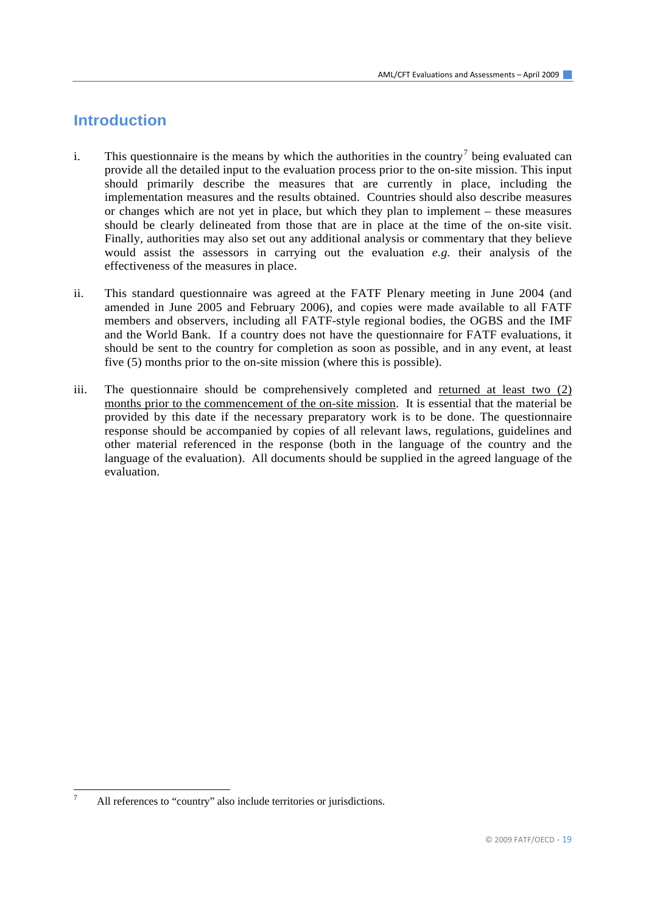## Introduction

i. This questionnaire is the means by which the authorities in the country[7] being evaluated can provide all the detailed input to the evaluation process prior to the on-site mission. This input should primarily describe the measures that are currently in place, including the implementation measures and the results obtained. Countries should also describe measures or changes which are not yet in place, but which they plan to implement – these measures should be clearly delineated from those that are in place at the time of the on-site visit. Finally, authorities may also set out any additional analysis or commentary that they believe would assist the assessors in carrying out the evaluation *e.g.* their analysis of the effectiveness of the measures in place.

ii. This standard questionnaire was agreed at the FATF Plenary meeting in June 2004 (and amended in June 2005 and February 2006), and copies were made available to all FATF members and observers, including all FATF-style regional bodies, the OGBS and the IMF and the World Bank. If a country does not have the questionnaire for FATF evaluations, it should be sent to the country for completion as soon as possible, and in any event, at least five (5) months prior to the on-site mission (where this is possible).

iii. The questionnaire should be comprehensively completed and returned at least two (2) months prior to the commencement of the on-site mission. It is essential that the material be provided by this date if the necessary preparatory work is to be done. The questionnaire response should be accompanied by copies of all relevant laws, regulations, guidelines and other material referenced in the response (both in the language of the country and the language of the evaluation). All documents should be supplied in the agreed language of the evaluation.

---

[7] All references to "country" also include territories or jurisdictions.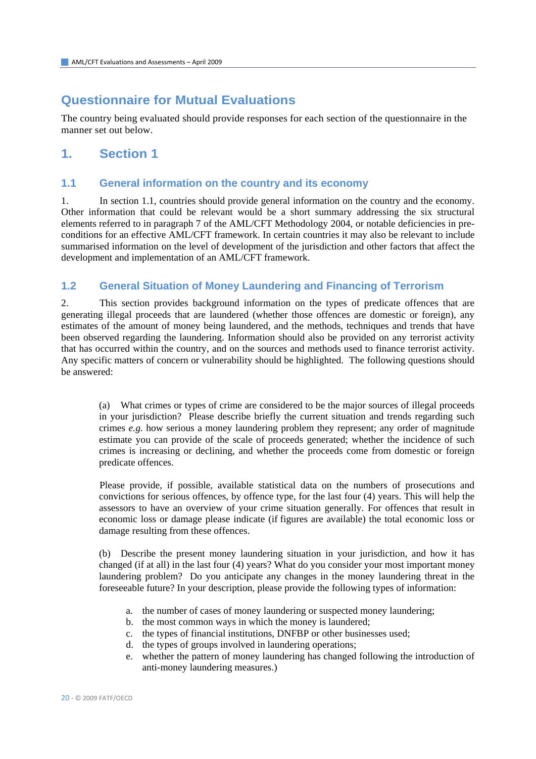# Questionnaire for Mutual Evaluations

The country being evaluated should provide responses for each section of the questionnaire in the manner set out below.

## 1. Section 1

### 1.1 General information on the country and its economy

1. In section 1.1, countries should provide general information on the country and the economy. Other information that could be relevant would be a short summary addressing the six structural elements referred to in paragraph 7 of the AML/CFT Methodology 2004, or notable deficiencies in pre-conditions for an effective AML/CFT framework. In certain countries it may also be relevant to include summarised information on the level of development of the jurisdiction and other factors that affect the development and implementation of an AML/CFT framework.

### 1.2 General Situation of Money Laundering and Financing of Terrorism

2. This section provides background information on the types of predicate offences that are generating illegal proceeds that are laundered (whether those offences are domestic or foreign), any estimates of the amount of money being laundered, and the methods, techniques and trends that have been observed regarding the laundering. Information should also be provided on any terrorist activity that has occurred within the country, and on the sources and methods used to finance terrorist activity. Any specific matters of concern or vulnerability should be highlighted. The following questions should be answered:

(a) What crimes or types of crime are considered to be the major sources of illegal proceeds in your jurisdiction? Please describe briefly the current situation and trends regarding such crimes *e.g.* how serious a money laundering problem they represent; any order of magnitude estimate you can provide of the scale of proceeds generated; whether the incidence of such crimes is increasing or declining, and whether the proceeds come from domestic or foreign predicate offences.

Please provide, if possible, available statistical data on the numbers of prosecutions and convictions for serious offences, by offence type, for the last four (4) years. This will help the assessors to have an overview of your crime situation generally. For offences that result in economic loss or damage please indicate (if figures are available) the total economic loss or damage resulting from these offences.

(b) Describe the present money laundering situation in your jurisdiction, and how it has changed (if at all) in the last four (4) years? What do you consider your most important money laundering problem? Do you anticipate any changes in the money laundering threat in the foreseeable future? In your description, please provide the following types of information:

a. the number of cases of money laundering or suspected money laundering;
b. the most common ways in which the money is laundered;
c. the types of financial institutions, DNFBP or other businesses used;
d. the types of groups involved in laundering operations;
e. whether the pattern of money laundering has changed following the introduction of anti-money laundering measures.)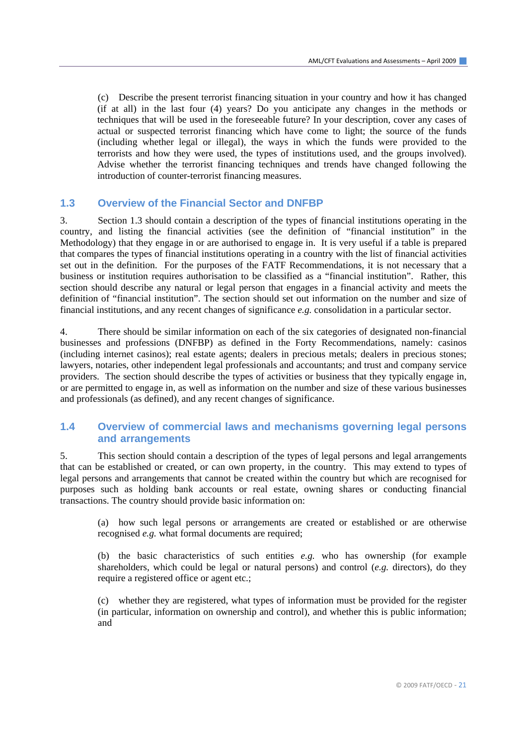(c) Describe the present terrorist financing situation in your country and how it has changed (if at all) in the last four (4) years? Do you anticipate any changes in the methods or techniques that will be used in the foreseeable future? In your description, cover any cases of actual or suspected terrorist financing which have come to light; the source of the funds (including whether legal or illegal), the ways in which the funds were provided to the terrorists and how they were used, the types of institutions used, and the groups involved). Advise whether the terrorist financing techniques and trends have changed following the introduction of counter-terrorist financing measures.

## 1.3 Overview of the Financial Sector and DNFBP

3. Section 1.3 should contain a description of the types of financial institutions operating in the country, and listing the financial activities (see the definition of "financial institution" in the Methodology) that they engage in or are authorised to engage in. It is very useful if a table is prepared that compares the types of financial institutions operating in a country with the list of financial activities set out in the definition. For the purposes of the FATF Recommendations, it is not necessary that a business or institution requires authorisation to be classified as a "financial institution". Rather, this section should describe any natural or legal person that engages in a financial activity and meets the definition of "financial institution". The section should set out information on the number and size of financial institutions, and any recent changes of significance *e.g.* consolidation in a particular sector.

4. There should be similar information on each of the six categories of designated non-financial businesses and professions (DNFBP) as defined in the Forty Recommendations, namely: casinos (including internet casinos); real estate agents; dealers in precious metals; dealers in precious stones; lawyers, notaries, other independent legal professionals and accountants; and trust and company service providers. The section should describe the types of activities or business that they typically engage in, or are permitted to engage in, as well as information on the number and size of these various businesses and professionals (as defined), and any recent changes of significance.

## 1.4 Overview of commercial laws and mechanisms governing legal persons and arrangements

5. This section should contain a description of the types of legal persons and legal arrangements that can be established or created, or can own property, in the country. This may extend to types of legal persons and arrangements that cannot be created within the country but which are recognised for purposes such as holding bank accounts or real estate, owning shares or conducting financial transactions. The country should provide basic information on:

(a) how such legal persons or arrangements are created or established or are otherwise recognised *e.g.* what formal documents are required;

(b) the basic characteristics of such entities *e.g.* who has ownership (for example shareholders, which could be legal or natural persons) and control (*e.g.* directors), do they require a registered office or agent etc.;

(c) whether they are registered, what types of information must be provided for the register (in particular, information on ownership and control), and whether this is public information; and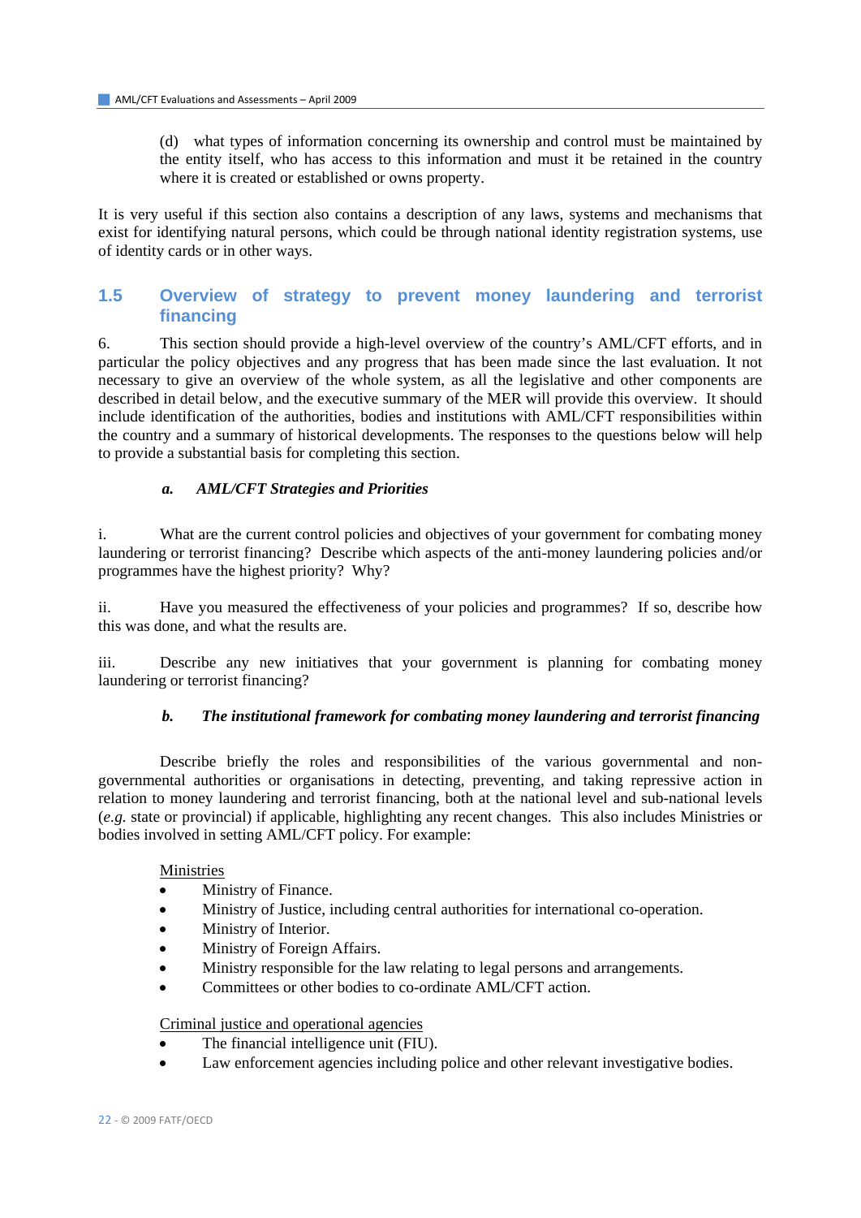(d) what types of information concerning its ownership and control must be maintained by the entity itself, who has access to this information and must it be retained in the country where it is created or established or owns property.

It is very useful if this section also contains a description of any laws, systems and mechanisms that exist for identifying natural persons, which could be through national identity registration systems, use of identity cards or in other ways.

## 1.5 Overview of strategy to prevent money laundering and terrorist financing

6. This section should provide a high-level overview of the country's AML/CFT efforts, and in particular the policy objectives and any progress that has been made since the last evaluation. It not necessary to give an overview of the whole system, as all the legislative and other components are described in detail below, and the executive summary of the MER will provide this overview. It should include identification of the authorities, bodies and institutions with AML/CFT responsibilities within the country and a summary of historical developments. The responses to the questions below will help to provide a substantial basis for completing this section.

### *a. AML/CFT Strategies and Priorities*

i. What are the current control policies and objectives of your government for combating money laundering or terrorist financing? Describe which aspects of the anti-money laundering policies and/or programmes have the highest priority? Why?

ii. Have you measured the effectiveness of your policies and programmes? If so, describe how this was done, and what the results are.

iii. Describe any new initiatives that your government is planning for combating money laundering or terrorist financing?

### *b. The institutional framework for combating money laundering and terrorist financing*

Describe briefly the roles and responsibilities of the various governmental and non-governmental authorities or organisations in detecting, preventing, and taking repressive action in relation to money laundering and terrorist financing, both at the national level and sub-national levels (*e.g.* state or provincial) if applicable, highlighting any recent changes. This also includes Ministries or bodies involved in setting AML/CFT policy. For example:

<u>Ministries</u>

- Ministry of Finance.
- Ministry of Justice, including central authorities for international co-operation.
- Ministry of Interior.
- Ministry of Foreign Affairs.
- Ministry responsible for the law relating to legal persons and arrangements.
- Committees or other bodies to co-ordinate AML/CFT action.

<u>Criminal justice and operational agencies</u>

- The financial intelligence unit (FIU).
- Law enforcement agencies including police and other relevant investigative bodies.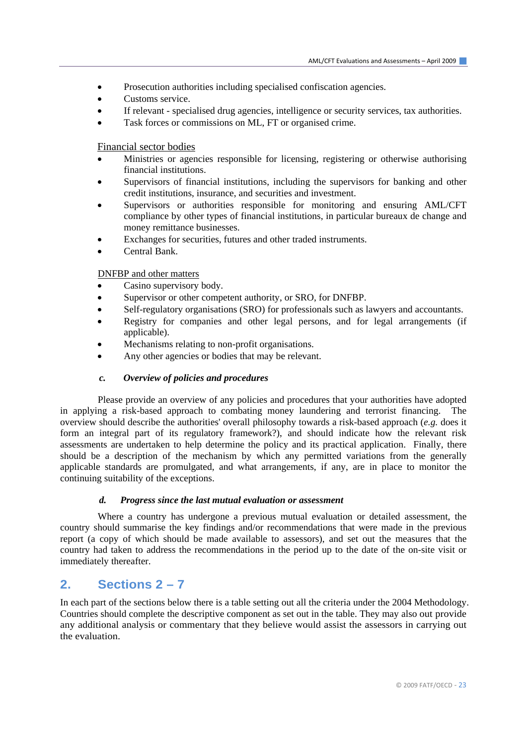- Prosecution authorities including specialised confiscation agencies.
- Customs service.
- If relevant - specialised drug agencies, intelligence or security services, tax authorities.
- Task forces or commissions on ML, FT or organised crime.

Financial sector bodies

- Ministries or agencies responsible for licensing, registering or otherwise authorising financial institutions.
- Supervisors of financial institutions, including the supervisors for banking and other credit institutions, insurance, and securities and investment.
- Supervisors or authorities responsible for monitoring and ensuring AML/CFT compliance by other types of financial institutions, in particular bureaux de change and money remittance businesses.
- Exchanges for securities, futures and other traded instruments.
- Central Bank.

DNFBP and other matters

- Casino supervisory body.
- Supervisor or other competent authority, or SRO, for DNFBP.
- Self-regulatory organisations (SRO) for professionals such as lawyers and accountants.
- Registry for companies and other legal persons, and for legal arrangements (if applicable).
- Mechanisms relating to non-profit organisations.
- Any other agencies or bodies that may be relevant.

#### *c. Overview of policies and procedures*

Please provide an overview of any policies and procedures that your authorities have adopted in applying a risk-based approach to combating money laundering and terrorist financing. The overview should describe the authorities' overall philosophy towards a risk-based approach (*e.g.* does it form an integral part of its regulatory framework?), and should indicate how the relevant risk assessments are undertaken to help determine the policy and its practical application. Finally, there should be a description of the mechanism by which any permitted variations from the generally applicable standards are promulgated, and what arrangements, if any, are in place to monitor the continuing suitability of the exceptions.

#### *d. Progress since the last mutual evaluation or assessment*

Where a country has undergone a previous mutual evaluation or detailed assessment, the country should summarise the key findings and/or recommendations that were made in the previous report (a copy of which should be made available to assessors), and set out the measures that the country had taken to address the recommendations in the period up to the date of the on-site visit or immediately thereafter.

## 2. Sections 2 – 7

In each part of the sections below there is a table setting out all the criteria under the 2004 Methodology. Countries should complete the descriptive component as set out in the table. They may also out provide any additional analysis or commentary that they believe would assist the assessors in carrying out the evaluation.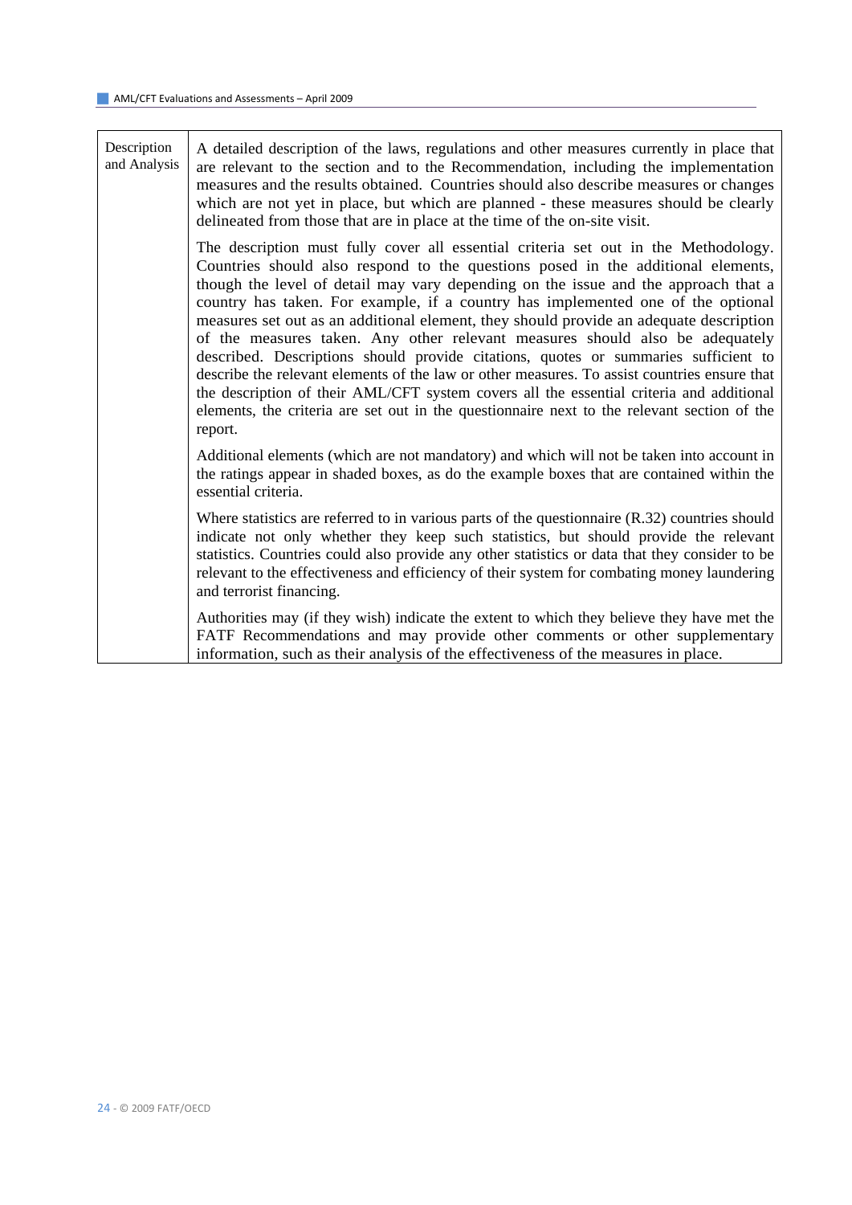| Description and Analysis | A detailed description of the laws, regulations and other measures currently in place that are relevant to the section and to the Recommendation, including the implementation measures and the results obtained. Countries should also describe measures or changes which are not yet in place, but which are planned - these measures should be clearly delineated from those that are in place at the time of the on-site visit.<br><br>The description must fully cover all essential criteria set out in the Methodology. Countries should also respond to the questions posed in the additional elements, though the level of detail may vary depending on the issue and the approach that a country has taken. For example, if a country has implemented one of the optional measures set out as an additional element, they should provide an adequate description of the measures taken. Any other relevant measures should also be adequately described. Descriptions should provide citations, quotes or summaries sufficient to describe the relevant elements of the law or other measures. To assist countries ensure that the description of their AML/CFT system covers all the essential criteria and additional elements, the criteria are set out in the questionnaire next to the relevant section of the report.<br><br>Additional elements (which are not mandatory) and which will not be taken into account in the ratings appear in shaded boxes, as do the example boxes that are contained within the essential criteria.<br><br>Where statistics are referred to in various parts of the questionnaire (R.32) countries should indicate not only whether they keep such statistics, but should provide the relevant statistics. Countries could also provide any other statistics or data that they consider to be relevant to the effectiveness and efficiency of their system for combating money laundering and terrorist financing.<br><br>Authorities may (if they wish) indicate the extent to which they believe they have met the FATF Recommendations and may provide other comments or other supplementary information, such as their analysis of the effectiveness of the measures in place. |
|---|---|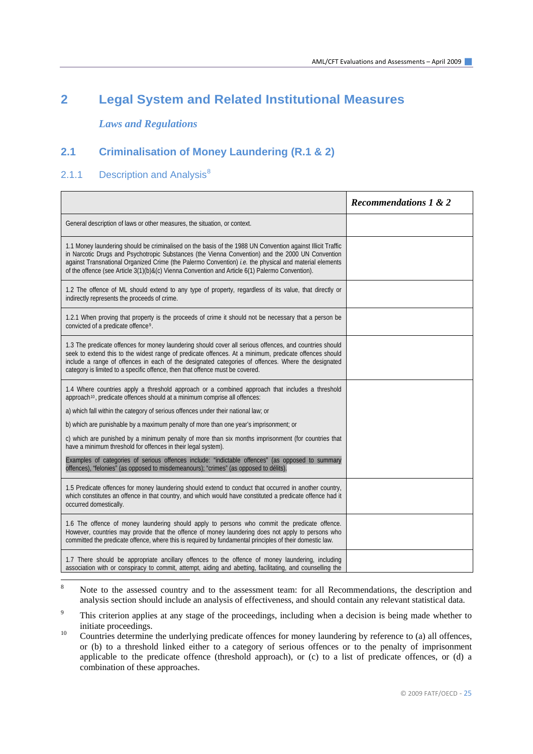# 2 Legal System and Related Institutional Measures

### *Laws and Regulations*

## 2.1 Criminalisation of Money Laundering (R.1 & 2)

### 2.1.1 Description and Analysis[8]

| | ***Recommendations 1 & 2*** |
|---|---|
| General description of laws or other measures, the situation, or context. | |
| 1.1 Money laundering should be criminalised on the basis of the 1988 UN Convention against Illicit Traffic in Narcotic Drugs and Psychotropic Substances (the Vienna Convention) and the 2000 UN Convention against Transnational Organized Crime (the Palermo Convention) *i.e.* the physical and material elements of the offence (see Article 3(1)(b)&(c) Vienna Convention and Article 6(1) Palermo Convention). | |
| 1.2 The offence of ML should extend to any type of property, regardless of its value, that directly or indirectly represents the proceeds of crime. | |
| 1.2.1 When proving that property is the proceeds of crime it should not be necessary that a person be convicted of a predicate offence[9]. | |
| 1.3 The predicate offences for money laundering should cover all serious offences, and countries should seek to extend this to the widest range of predicate offences. At a minimum, predicate offences should include a range of offences in each of the designated categories of offences. Where the designated category is limited to a specific offence, then that offence must be covered. | |
| 1.4 Where countries apply a threshold approach or a combined approach that includes a threshold approach[10], predicate offences should at a minimum comprise all offences:<br><br>a) which fall within the category of serious offences under their national law; or<br><br>b) which are punishable by a maximum penalty of more than one year's imprisonment; or<br><br>c) which are punished by a minimum penalty of more than six months imprisonment (for countries that have a minimum threshold for offences in their legal system).<br><br>Examples of categories of serious offences include: "indictable offences" (as opposed to summary offences), "felonies" (as opposed to misdemeanours); "crimes" (as opposed to délits). | |
| 1.5 Predicate offences for money laundering should extend to conduct that occurred in another country, which constitutes an offence in that country, and which would have constituted a predicate offence had it occurred domestically. | |
| 1.6 The offence of money laundering should apply to persons who commit the predicate offence. However, countries may provide that the offence of money laundering does not apply to persons who committed the predicate offence, where this is required by fundamental principles of their domestic law. | |
| 1.7 There should be appropriate ancillary offences to the offence of money laundering, including association with or conspiracy to commit, attempt, aiding and abetting, facilitating, and counselling the | |

[8] Note to the assessed country and to the assessment team: for all Recommendations, the description and analysis section should include an analysis of effectiveness, and should contain any relevant statistical data.

[9] This criterion applies at any stage of the proceedings, including when a decision is being made whether to initiate proceedings.

[10] Countries determine the underlying predicate offences for money laundering by reference to (a) all offences, or (b) to a threshold linked either to a category of serious offences or to the penalty of imprisonment applicable to the predicate offence (threshold approach), or (c) to a list of predicate offences, or (d) a combination of these approaches.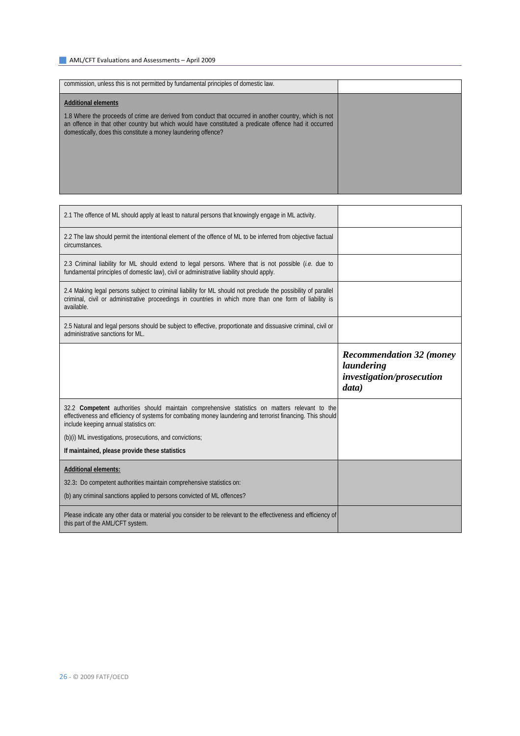| | |
|---|---|
| commission, unless this is not permitted by fundamental principles of domestic law. | |
| **Additional elements**<br><br>1.8 Where the proceeds of crime are derived from conduct that occurred in another country, which is not an offence in that other country but which would have constituted a predicate offence had it occurred domestically, does this constitute a money laundering offence? | |

| | |
|---|---|
| 2.1 The offence of ML should apply at least to natural persons that knowingly engage in ML activity. | |
| 2.2 The law should permit the intentional element of the offence of ML to be inferred from objective factual circumstances. | |
| 2.3 Criminal liability for ML should extend to legal persons. Where that is not possible (*i.e.* due to fundamental principles of domestic law), civil or administrative liability should apply. | |
| 2.4 Making legal persons subject to criminal liability for ML should not preclude the possibility of parallel criminal, civil or administrative proceedings in countries in which more than one form of liability is available. | |
| 2.5 Natural and legal persons should be subject to effective, proportionate and dissuasive criminal, civil or administrative sanctions for ML. | |
| | ***Recommendation 32 (money laundering investigation/prosecution data)*** |
| 32.2 **Competent** authorities should maintain comprehensive statistics on matters relevant to the effectiveness and efficiency of systems for combating money laundering and terrorist financing. This should include keeping annual statistics on:<br><br>(b)(i) ML investigations, prosecutions, and convictions;<br><br>**If maintained, please provide these statistics** | |
| **Additional elements:**<br><br>32.3**:** Do competent authorities maintain comprehensive statistics on:<br><br>(b) any criminal sanctions applied to persons convicted of ML offences? | |
| Please indicate any other data or material you consider to be relevant to the effectiveness and efficiency of this part of the AML/CFT system. | |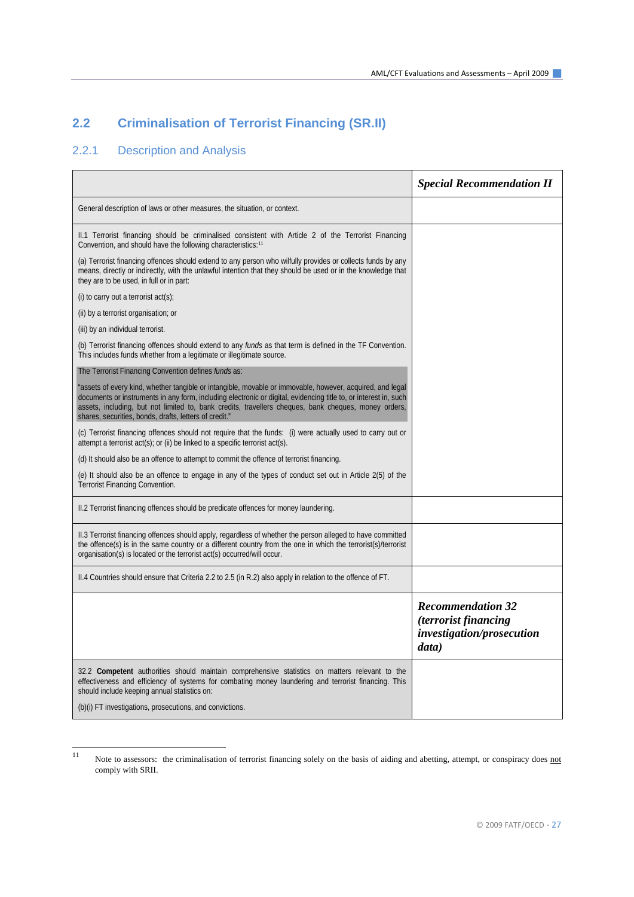## 2.2 Criminalisation of Terrorist Financing (SR.II)

### 2.2.1 Description and Analysis

| | ***Special Recommendation II*** |
|---|---|
| General description of laws or other measures, the situation, or context. | |
| II.1 Terrorist financing should be criminalised consistent with Article 2 of the Terrorist Financing Convention, and should have the following characteristics:[11]<br><br>(a) Terrorist financing offences should extend to any person who wilfully provides or collects funds by any means, directly or indirectly, with the unlawful intention that they should be used or in the knowledge that they are to be used, in full or in part:<br><br>(i) to carry out a terrorist act(s);<br><br>(ii) by a terrorist organisation; or<br><br>(iii) by an individual terrorist.<br><br>(b) Terrorist financing offences should extend to any *funds* as that term is defined in the TF Convention. This includes funds whether from a legitimate or illegitimate source.<br><br>The Terrorist Financing Convention defines *funds* as:<br><br>"assets of every kind, whether tangible or intangible, movable or immovable, however, acquired, and legal documents or instruments in any form, including electronic or digital, evidencing title to, or interest in, such assets, including, but not limited to, bank credits, travellers cheques, bank cheques, money orders, shares, securities, bonds, drafts, letters of credit."<br><br>(c) Terrorist financing offences should not require that the funds: (i) were actually used to carry out or attempt a terrorist act(s); or (ii) be linked to a specific terrorist act(s).<br><br>(d) It should also be an offence to attempt to commit the offence of terrorist financing.<br><br>(e) It should also be an offence to engage in any of the types of conduct set out in Article 2(5) of the Terrorist Financing Convention. | |
| II.2 Terrorist financing offences should be predicate offences for money laundering. | |
| II.3 Terrorist financing offences should apply, regardless of whether the person alleged to have committed the offence(s) is in the same country or a different country from the one in which the terrorist(s)/terrorist organisation(s) is located or the terrorist act(s) occurred/will occur. | |
| II.4 Countries should ensure that Criteria 2.2 to 2.5 (in R.2) also apply in relation to the offence of FT. | |
| | ***Recommendation 32 (terrorist financing investigation/prosecution data)*** |
| 32.2 **Competent** authorities should maintain comprehensive statistics on matters relevant to the effectiveness and efficiency of systems for combating money laundering and terrorist financing. This should include keeping annual statistics on:<br><br>(b)(i) FT investigations, prosecutions, and convictions. | |

[11] Note to assessors: the criminalisation of terrorist financing solely on the basis of aiding and abetting, attempt, or conspiracy does <u>not</u> comply with SRII.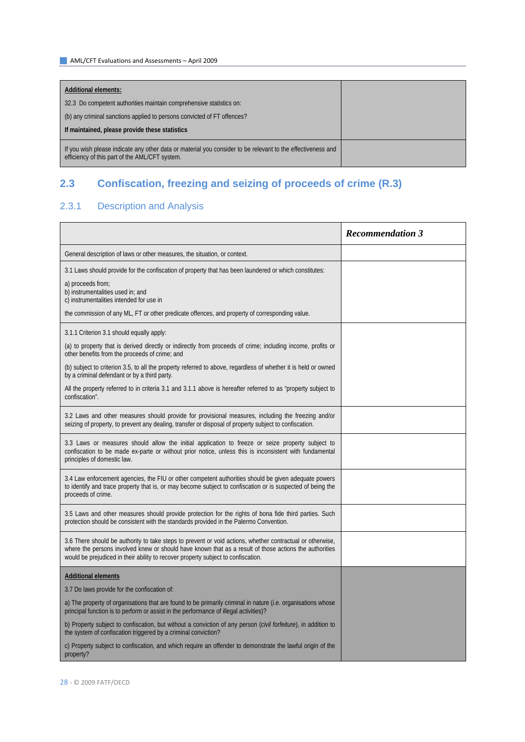| Additional elements: | |
|---|---|
| 32.3 Do competent authorities maintain comprehensive statistics on:<br><br>(b) any criminal sanctions applied to persons convicted of FT offences?<br><br>**If maintained, please provide these statistics** | |
| If you wish please indicate any other data or material you consider to be relevant to the effectiveness and efficiency of this part of the AML/CFT system. | |

## 2.3 Confiscation, freezing and seizing of proceeds of crime (R.3)

### 2.3.1 Description and Analysis

| | ***Recommendation 3*** |
|---|---|
| General description of laws or other measures, the situation, or context. | |
| 3.1 Laws should provide for the confiscation of property that has been laundered or which constitutes:<br><br>a) proceeds from;<br>b) instrumentalities used in; and<br>c) instrumentalities intended for use in<br><br>the commission of any ML, FT or other predicate offences, and property of corresponding value. | |
| 3.1.1 Criterion 3.1 should equally apply:<br><br>(a) to property that is derived directly or indirectly from proceeds of crime; including income, profits or other benefits from the proceeds of crime; and<br><br>(b) subject to criterion 3.5, to all the property referred to above, regardless of whether it is held or owned by a criminal defendant or by a third party.<br><br>All the property referred to in criteria 3.1 and 3.1.1 above is hereafter referred to as "property subject to confiscation". | |
| 3.2 Laws and other measures should provide for provisional measures, including the freezing and/or seizing of property, to prevent any dealing, transfer or disposal of property subject to confiscation. | |
| 3.3 Laws or measures should allow the initial application to freeze or seize property subject to confiscation to be made ex-parte or without prior notice, unless this is inconsistent with fundamental principles of domestic law. | |
| 3.4 Law enforcement agencies, the FIU or other competent authorities should be given adequate powers to identify and trace property that is, or may become subject to confiscation or is suspected of being the proceeds of crime. | |
| 3.5 Laws and other measures should provide protection for the rights of bona fide third parties. Such protection should be consistent with the standards provided in the Palermo Convention. | |
| 3.6 There should be authority to take steps to prevent or void actions, whether contractual or otherwise, where the persons involved knew or should have known that as a result of those actions the authorities would be prejudiced in their ability to recover property subject to confiscation. | |
| **Additional elements**<br><br>3.7 Do laws provide for the confiscation of:<br><br>a) The property of organisations that are found to be primarily criminal in nature (*i.e.* organisations whose principal function is to perform or assist in the performance of illegal activities)?<br><br>b) Property subject to confiscation, but without a conviction of any person (*civil forfeiture*), in addition to the system of confiscation triggered by a criminal conviction?<br><br>c) Property subject to confiscation, and which require an offender to demonstrate the lawful origin of the property? | |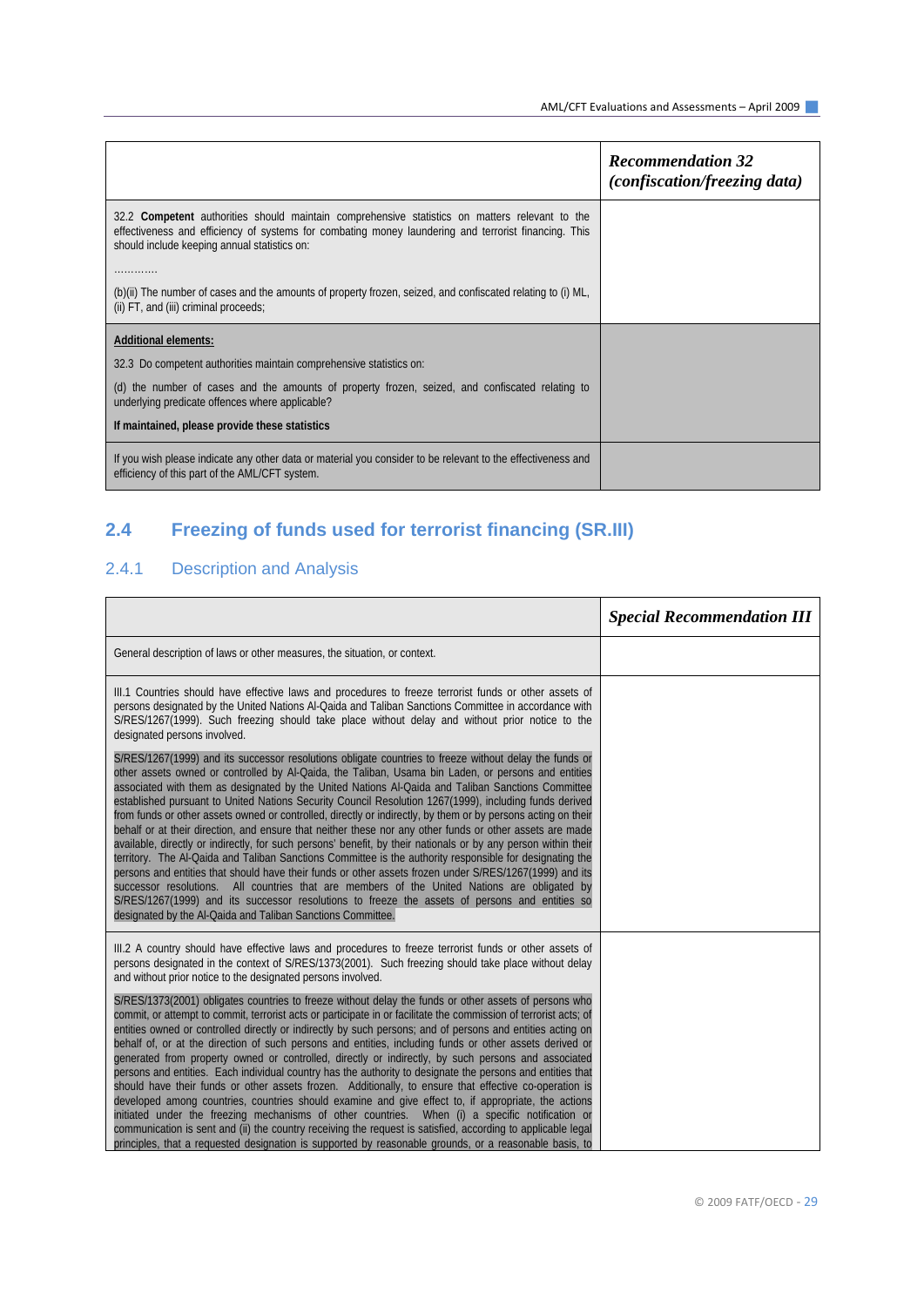| | *Recommendation 32 (confiscation/freezing data)* |
|---|---|
| 32.2 **Competent** authorities should maintain comprehensive statistics on matters relevant to the effectiveness and efficiency of systems for combating money laundering and terrorist financing. This should include keeping annual statistics on:<br><br>…………<br><br>(b)(ii) The number of cases and the amounts of property frozen, seized, and confiscated relating to (i) ML, (ii) FT, and (iii) criminal proceeds; | |
| **Additional elements:**<br><br>32.3 Do competent authorities maintain comprehensive statistics on:<br><br>(d) the number of cases and the amounts of property frozen, seized, and confiscated relating to underlying predicate offences where applicable?<br><br>**If maintained, please provide these statistics** | |
| If you wish please indicate any other data or material you consider to be relevant to the effectiveness and efficiency of this part of the AML/CFT system. | |

## 2.4 Freezing of funds used for terrorist financing (SR.III)

### 2.4.1 Description and Analysis

| | *Special Recommendation III* |
|---|---|
| General description of laws or other measures, the situation, or context. | |
| III.1 Countries should have effective laws and procedures to freeze terrorist funds or other assets of persons designated by the United Nations Al-Qaida and Taliban Sanctions Committee in accordance with S/RES/1267(1999). Such freezing should take place without delay and without prior notice to the designated persons involved.<br><br>S/RES/1267(1999) and its successor resolutions obligate countries to freeze without delay the funds or other assets owned or controlled by Al-Qaida, the Taliban, Usama bin Laden, or persons and entities associated with them as designated by the United Nations Al-Qaida and Taliban Sanctions Committee established pursuant to United Nations Security Council Resolution 1267(1999), including funds derived from funds or other assets owned or controlled, directly or indirectly, by them or by persons acting on their behalf or at their direction, and ensure that neither these nor any other funds or other assets are made available, directly or indirectly, for such persons' benefit, by their nationals or by any person within their territory. The Al-Qaida and Taliban Sanctions Committee is the authority responsible for designating the persons and entities that should have their funds or other assets frozen under S/RES/1267(1999) and its successor resolutions. All countries that are members of the United Nations are obligated by S/RES/1267(1999) and its successor resolutions to freeze the assets of persons and entities so designated by the Al-Qaida and Taliban Sanctions Committee. | |
| III.2 A country should have effective laws and procedures to freeze terrorist funds or other assets of persons designated in the context of S/RES/1373(2001). Such freezing should take place without delay and without prior notice to the designated persons involved.<br><br>S/RES/1373(2001) obligates countries to freeze without delay the funds or other assets of persons who commit, or attempt to commit, terrorist acts or participate in or facilitate the commission of terrorist acts; of entities owned or controlled directly or indirectly by such persons; and of persons and entities acting on behalf of, or at the direction of such persons and entities, including funds or other assets derived or generated from property owned or controlled, directly or indirectly, by such persons and associated persons and entities. Each individual country has the authority to designate the persons and entities that should have their funds or other assets frozen. Additionally, to ensure that effective co-operation is developed among countries, countries should examine and give effect to, if appropriate, the actions initiated under the freezing mechanisms of other countries. When (i) a specific notification or communication is sent and (ii) the country receiving the request is satisfied, according to applicable legal principles, that a requested designation is supported by reasonable grounds, or a reasonable basis, to | |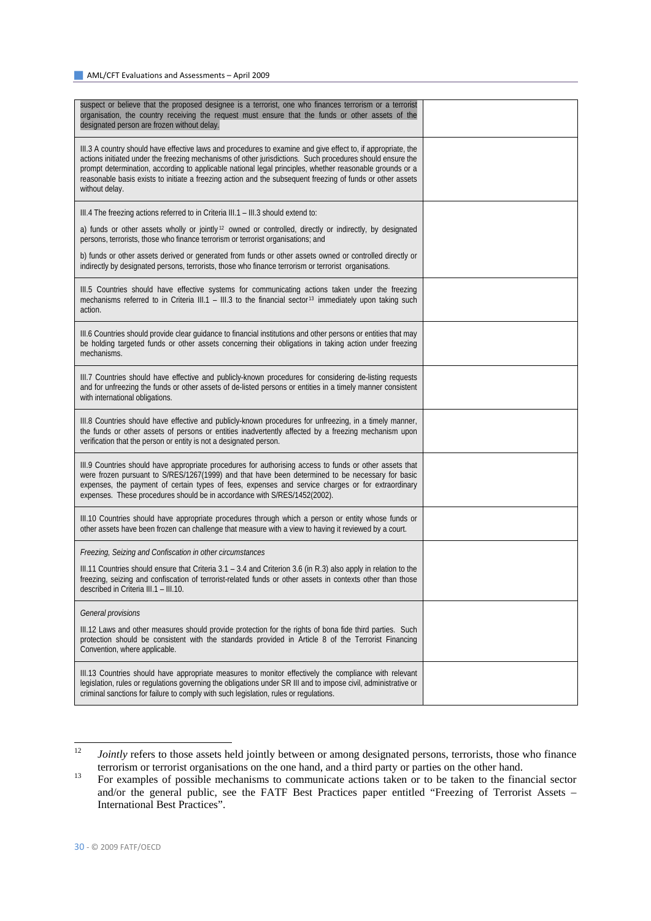| | |
|---|---|
| suspect or believe that the proposed designee is a terrorist, one who finances terrorism or a terrorist organisation, the country receiving the request must ensure that the funds or other assets of the designated person are frozen without delay. | |
| III.3 A country should have effective laws and procedures to examine and give effect to, if appropriate, the actions initiated under the freezing mechanisms of other jurisdictions. Such procedures should ensure the prompt determination, according to applicable national legal principles, whether reasonable grounds or a reasonable basis exists to initiate a freezing action and the subsequent freezing of funds or other assets without delay. | |
| III.4 The freezing actions referred to in Criteria III.1 – III.3 should extend to:<br><br>a) funds or other assets wholly or jointly[12] owned or controlled, directly or indirectly, by designated persons, terrorists, those who finance terrorism or terrorist organisations; and<br><br>b) funds or other assets derived or generated from funds or other assets owned or controlled directly or indirectly by designated persons, terrorists, those who finance terrorism or terrorist organisations. | |
| III.5 Countries should have effective systems for communicating actions taken under the freezing mechanisms referred to in Criteria III.1 – III.3 to the financial sector[13] immediately upon taking such action. | |
| III.6 Countries should provide clear guidance to financial institutions and other persons or entities that may be holding targeted funds or other assets concerning their obligations in taking action under freezing mechanisms. | |
| III.7 Countries should have effective and publicly-known procedures for considering de-listing requests and for unfreezing the funds or other assets of de-listed persons or entities in a timely manner consistent with international obligations. | |
| III.8 Countries should have effective and publicly-known procedures for unfreezing, in a timely manner, the funds or other assets of persons or entities inadvertently affected by a freezing mechanism upon verification that the person or entity is not a designated person. | |
| III.9 Countries should have appropriate procedures for authorising access to funds or other assets that were frozen pursuant to S/RES/1267(1999) and that have been determined to be necessary for basic expenses, the payment of certain types of fees, expenses and service charges or for extraordinary expenses. These procedures should be in accordance with S/RES/1452(2002). | |
| III.10 Countries should have appropriate procedures through which a person or entity whose funds or other assets have been frozen can challenge that measure with a view to having it reviewed by a court. | |
| *Freezing, Seizing and Confiscation in other circumstances*<br><br>III.11 Countries should ensure that Criteria 3.1 – 3.4 and Criterion 3.6 (in R.3) also apply in relation to the freezing, seizing and confiscation of terrorist-related funds or other assets in contexts other than those described in Criteria III.1 – III.10. | |
| *General provisions*<br><br>III.12 Laws and other measures should provide protection for the rights of bona fide third parties. Such protection should be consistent with the standards provided in Article 8 of the Terrorist Financing Convention, where applicable. | |
| III.13 Countries should have appropriate measures to monitor effectively the compliance with relevant legislation, rules or regulations governing the obligations under SR III and to impose civil, administrative or criminal sanctions for failure to comply with such legislation, rules or regulations. | |

[12] *Jointly* refers to those assets held jointly between or among designated persons, terrorists, those who finance terrorism or terrorist organisations on the one hand, and a third party or parties on the other hand.

[13] For examples of possible mechanisms to communicate actions taken or to be taken to the financial sector and/or the general public, see the FATF Best Practices paper entitled "Freezing of Terrorist Assets – International Best Practices".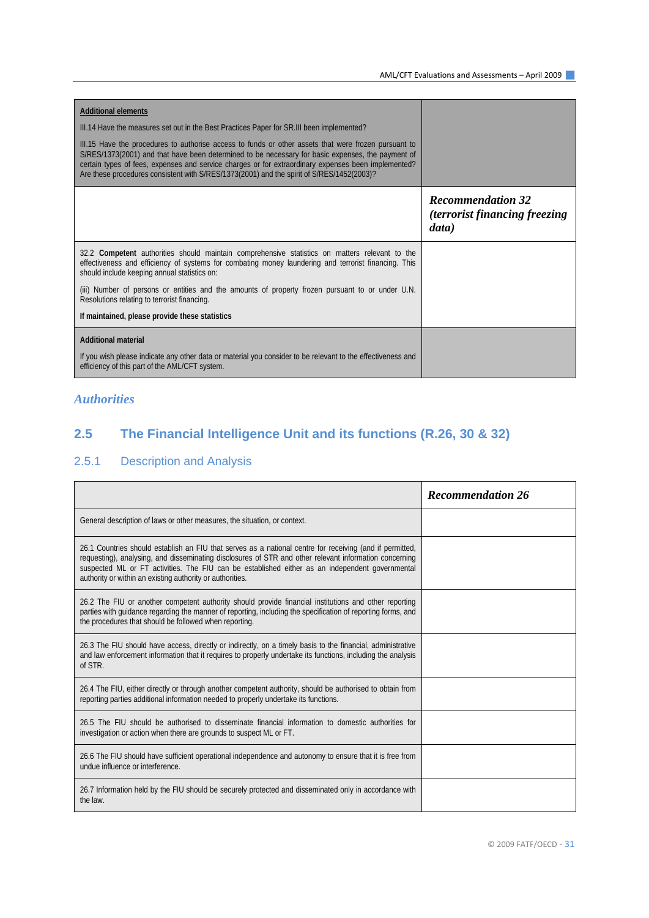| **Additional elements**<br><br>III.14 Have the measures set out in the Best Practices Paper for SR.III been implemented?<br><br>III.15 Have the procedures to authorise access to funds or other assets that were frozen pursuant to S/RES/1373(2001) and that have been determined to be necessary for basic expenses, the payment of certain types of fees, expenses and service charges or for extraordinary expenses been implemented? Are these procedures consistent with S/RES/1373(2001) and the spirit of S/RES/1452(2003)? | |
|---|---|
| | ***Recommendation 32 (terrorist financing freezing data)*** |
| 32.2 **Competent** authorities should maintain comprehensive statistics on matters relevant to the effectiveness and efficiency of systems for combating money laundering and terrorist financing. This should include keeping annual statistics on:<br><br>(iii) Number of persons or entities and the amounts of property frozen pursuant to or under U.N. Resolutions relating to terrorist financing.<br><br>**If maintained, please provide these statistics** | |
| **Additional material**<br><br>If you wish please indicate any other data or material you consider to be relevant to the effectiveness and efficiency of this part of the AML/CFT system. | |

*Authorities*

## 2.5 The Financial Intelligence Unit and its functions (R.26, 30 & 32)

### 2.5.1 Description and Analysis

| | ***Recommendation 26*** |
|---|---|
| General description of laws or other measures, the situation, or context. | |
| 26.1 Countries should establish an FIU that serves as a national centre for receiving (and if permitted, requesting), analysing, and disseminating disclosures of STR and other relevant information concerning suspected ML or FT activities. The FIU can be established either as an independent governmental authority or within an existing authority or authorities. | |
| 26.2 The FIU or another competent authority should provide financial institutions and other reporting parties with guidance regarding the manner of reporting, including the specification of reporting forms, and the procedures that should be followed when reporting. | |
| 26.3 The FIU should have access, directly or indirectly, on a timely basis to the financial, administrative and law enforcement information that it requires to properly undertake its functions, including the analysis of STR. | |
| 26.4 The FIU, either directly or through another competent authority, should be authorised to obtain from reporting parties additional information needed to properly undertake its functions. | |
| 26.5 The FIU should be authorised to disseminate financial information to domestic authorities for investigation or action when there are grounds to suspect ML or FT. | |
| 26.6 The FIU should have sufficient operational independence and autonomy to ensure that it is free from undue influence or interference. | |
| 26.7 Information held by the FIU should be securely protected and disseminated only in accordance with the law. | |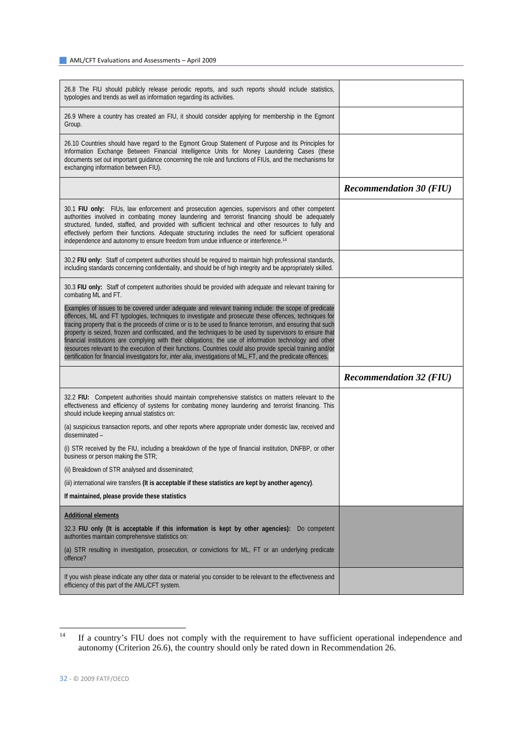| | |
|---|---|
| 26.8 The FIU should publicly release periodic reports, and such reports should include statistics, typologies and trends as well as information regarding its activities. | |
| 26.9 Where a country has created an FIU, it should consider applying for membership in the Egmont Group. | |
| 26.10 Countries should have regard to the Egmont Group Statement of Purpose and its Principles for Information Exchange Between Financial Intelligence Units for Money Laundering Cases (these documents set out important guidance concerning the role and functions of FIUs, and the mechanisms for exchanging information between FIU). | |
| | ***Recommendation 30 (FIU)*** |
| 30.1 **FIU only:** FIUs, law enforcement and prosecution agencies, supervisors and other competent authorities involved in combating money laundering and terrorist financing should be adequately structured, funded, staffed, and provided with sufficient technical and other resources to fully and effectively perform their functions. Adequate structuring includes the need for sufficient operational independence and autonomy to ensure freedom from undue influence or interference.[14] | |
| 30.2 **FIU only:** Staff of competent authorities should be required to maintain high professional standards, including standards concerning confidentiality, and should be of high integrity and be appropriately skilled. | |
| 30.3 **FIU only:** Staff of competent authorities should be provided with adequate and relevant training for combating ML and FT.<br><br>Examples of issues to be covered under adequate and relevant training include: the scope of predicate offences, ML and FT typologies, techniques to investigate and prosecute these offences, techniques for tracing property that is the proceeds of crime or is to be used to finance terrorism, and ensuring that such property is seized, frozen and confiscated, and the techniques to be used by supervisors to ensure that financial institutions are complying with their obligations; the use of information technology and other resources relevant to the execution of their functions. Countries could also provide special training and/or certification for financial investigators for, *inter alia*, investigations of ML, FT, and the predicate offences. | |
| | ***Recommendation 32 (FIU)*** |
| 32.2 **FIU:** Competent authorities should maintain comprehensive statistics on matters relevant to the effectiveness and efficiency of systems for combating money laundering and terrorist financing. This should include keeping annual statistics on:<br><br>(a) suspicious transaction reports, and other reports where appropriate under domestic law, received and disseminated –<br><br>(i) STR received by the FIU, including a breakdown of the type of financial institution, DNFBP, or other business or person making the STR;<br><br>(ii) Breakdown of STR analysed and disseminated;<br><br>(iii) international wire transfers **(It is acceptable if these statistics are kept by another agency)**.<br><br>**If maintained, please provide these statistics** | |
| **Additional elements**<br><br>32.3 **FIU only (It is acceptable if this information is kept by other agencies):** Do competent authorities maintain comprehensive statistics on:<br><br>(a) STR resulting in investigation, prosecution, or convictions for ML, FT or an underlying predicate offence? | |
| If you wish please indicate any other data or material you consider to be relevant to the effectiveness and efficiency of this part of the AML/CFT system. | |

[14] If a country's FIU does not comply with the requirement to have sufficient operational independence and autonomy (Criterion 26.6), the country should only be rated down in Recommendation 26.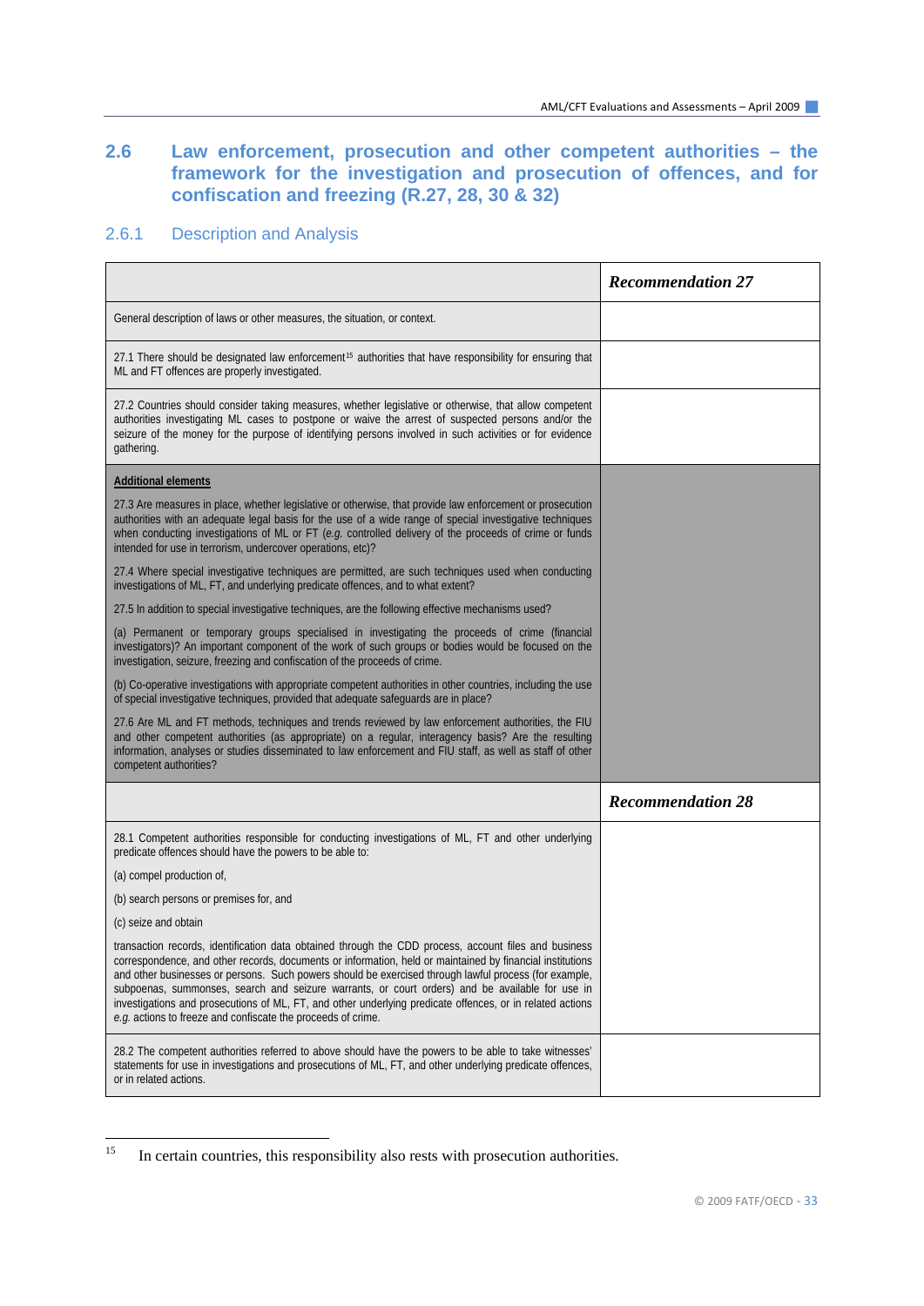## 2.6 Law enforcement, prosecution and other competent authorities – the framework for the investigation and prosecution of offences, and for confiscation and freezing (R.27, 28, 30 & 32)

### 2.6.1 Description and Analysis

| | ***Recommendation 27*** |
|---|---|
| General description of laws or other measures, the situation, or context. | |
| 27.1 There should be designated law enforcement[15] authorities that have responsibility for ensuring that ML and FT offences are properly investigated. | |
| 27.2 Countries should consider taking measures, whether legislative or otherwise, that allow competent authorities investigating ML cases to postpone or waive the arrest of suspected persons and/or the seizure of the money for the purpose of identifying persons involved in such activities or for evidence gathering. | |
| **Additional elements**<br><br>27.3 Are measures in place, whether legislative or otherwise, that provide law enforcement or prosecution authorities with an adequate legal basis for the use of a wide range of special investigative techniques when conducting investigations of ML or FT (*e.g.* controlled delivery of the proceeds of crime or funds intended for use in terrorism, undercover operations, etc)?<br><br>27.4 Where special investigative techniques are permitted, are such techniques used when conducting investigations of ML, FT, and underlying predicate offences, and to what extent?<br><br>27.5 In addition to special investigative techniques, are the following effective mechanisms used?<br><br>(a) Permanent or temporary groups specialised in investigating the proceeds of crime (financial investigators)? An important component of the work of such groups or bodies would be focused on the investigation, seizure, freezing and confiscation of the proceeds of crime.<br><br>(b) Co-operative investigations with appropriate competent authorities in other countries, including the use of special investigative techniques, provided that adequate safeguards are in place?<br><br>27.6 Are ML and FT methods, techniques and trends reviewed by law enforcement authorities, the FIU and other competent authorities (as appropriate) on a regular, interagency basis? Are the resulting information, analyses or studies disseminated to law enforcement and FIU staff, as well as staff of other competent authorities? | |
| | ***Recommendation 28*** |
| 28.1 Competent authorities responsible for conducting investigations of ML, FT and other underlying predicate offences should have the powers to be able to:<br><br>(a) compel production of,<br><br>(b) search persons or premises for, and<br><br>(c) seize and obtain<br><br>transaction records, identification data obtained through the CDD process, account files and business correspondence, and other records, documents or information, held or maintained by financial institutions and other businesses or persons. Such powers should be exercised through lawful process (for example, subpoenas, summonses, search and seizure warrants, or court orders) and be available for use in investigations and prosecutions of ML, FT, and other underlying predicate offences, or in related actions *e.g.* actions to freeze and confiscate the proceeds of crime. | |
| 28.2 The competent authorities referred to above should have the powers to be able to take witnesses' statements for use in investigations and prosecutions of ML, FT, and other underlying predicate offences, or in related actions. | |

[15] In certain countries, this responsibility also rests with prosecution authorities.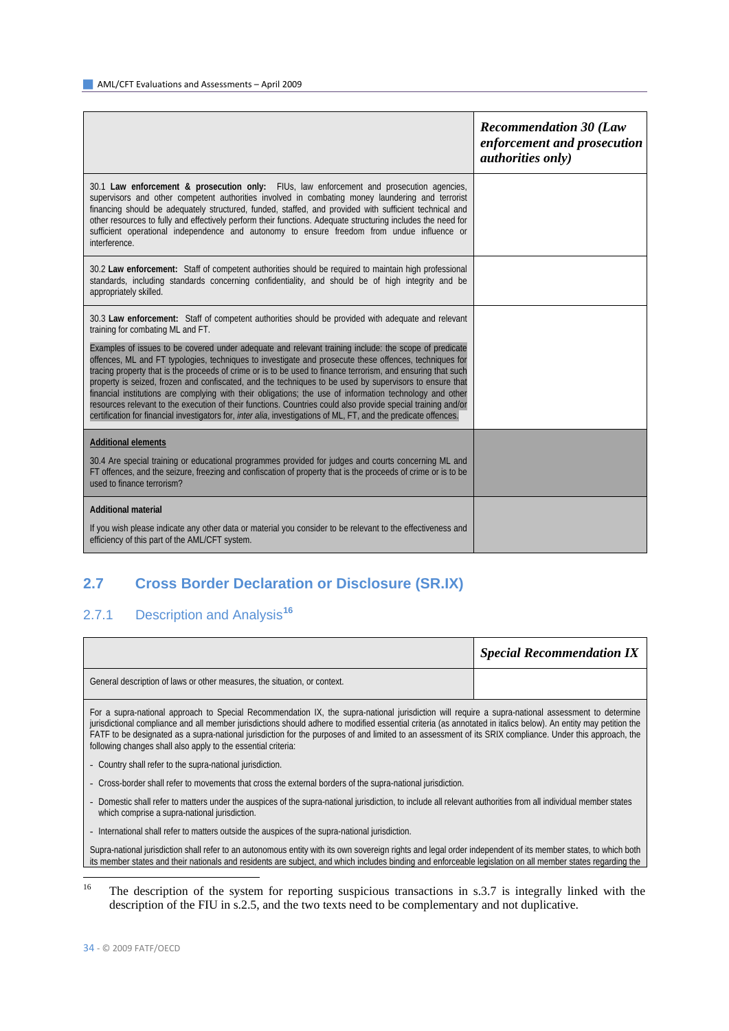| | ***Recommendation 30 (Law enforcement and prosecution authorities only)*** |
|---|---|
| 30.1 **Law enforcement & prosecution only:** FIUs, law enforcement and prosecution agencies, supervisors and other competent authorities involved in combating money laundering and terrorist financing should be adequately structured, funded, staffed, and provided with sufficient technical and other resources to fully and effectively perform their functions. Adequate structuring includes the need for sufficient operational independence and autonomy to ensure freedom from undue influence or interference. | |
| 30.2 **Law enforcement:** Staff of competent authorities should be required to maintain high professional standards, including standards concerning confidentiality, and should be of high integrity and be appropriately skilled. | |
| 30.3 **Law enforcement:** Staff of competent authorities should be provided with adequate and relevant training for combating ML and FT.<br><br>Examples of issues to be covered under adequate and relevant training include: the scope of predicate offences, ML and FT typologies, techniques to investigate and prosecute these offences, techniques for tracing property that is the proceeds of crime or is to be used to finance terrorism, and ensuring that such property is seized, frozen and confiscated, and the techniques to be used by supervisors to ensure that financial institutions are complying with their obligations; the use of information technology and other resources relevant to the execution of their functions. Countries could also provide special training and/or certification for financial investigators for, *inter alia*, investigations of ML, FT, and the predicate offences. | |
| **Additional elements**<br><br>30.4 Are special training or educational programmes provided for judges and courts concerning ML and FT offences, and the seizure, freezing and confiscation of property that is the proceeds of crime or is to be used to finance terrorism? | |
| **Additional material**<br><br>If you wish please indicate any other data or material you consider to be relevant to the effectiveness and efficiency of this part of the AML/CFT system. | |

## 2.7 Cross Border Declaration or Disclosure (SR.IX)

### 2.7.1 Description and Analysis[16]

| | ***Special Recommendation IX*** |
|---|---|
| General description of laws or other measures, the situation, or context. | |
| For a supra-national approach to Special Recommendation IX, the supra-national jurisdiction will require a supra-national assessment to determine jurisdictional compliance and all member jurisdictions should adhere to modified essential criteria (as annotated in italics below). An entity may petition the FATF to be designated as a supra-national jurisdiction for the purposes of and limited to an assessment of its SRIX compliance. Under this approach, the following changes shall also apply to the essential criteria:<br><br>- Country shall refer to the supra-national jurisdiction.<br>- Cross-border shall refer to movements that cross the external borders of the supra-national jurisdiction.<br>- Domestic shall refer to matters under the auspices of the supra-national jurisdiction, to include all relevant authorities from all individual member states which comprise a supra-national jurisdiction.<br>- International shall refer to matters outside the auspices of the supra-national jurisdiction.<br><br>Supra-national jurisdiction shall refer to an autonomous entity with its own sovereign rights and legal order independent of its member states, to which both its member states and their nationals and residents are subject, and which includes binding and enforceable legislation on all member states regarding the | |

[16] The description of the system for reporting suspicious transactions in s.3.7 is integrally linked with the description of the FIU in s.2.5, and the two texts need to be complementary and not duplicative.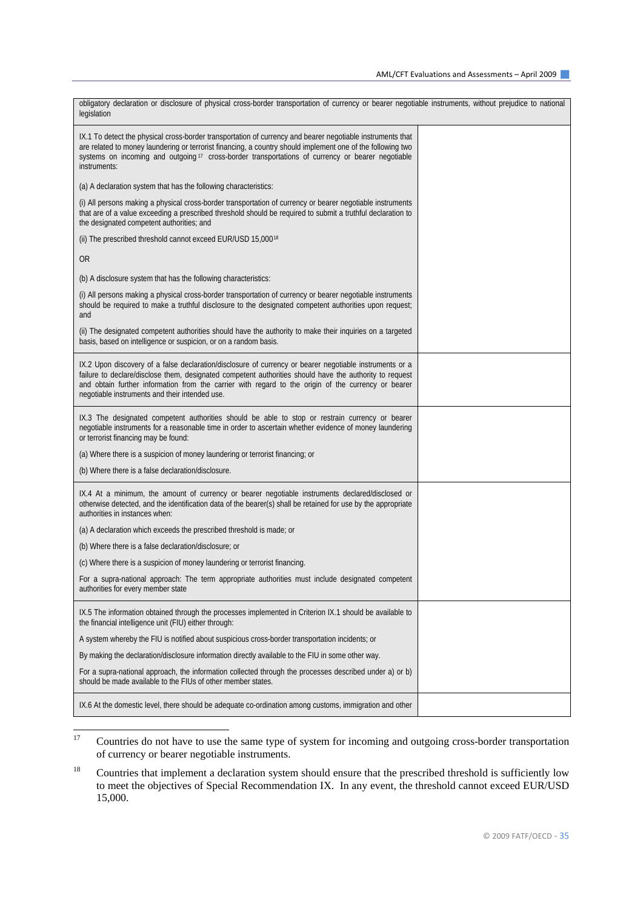| obligatory declaration or disclosure of physical cross-border transportation of currency or bearer negotiable instruments, without prejudice to national legislation | |
|---|---|
| IX.1 To detect the physical cross-border transportation of currency and bearer negotiable instruments that are related to money laundering or terrorist financing, a country should implement one of the following two systems on incoming and outgoing[17] cross-border transportations of currency or bearer negotiable instruments:<br><br>(a) A declaration system that has the following characteristics:<br><br>(i) All persons making a physical cross-border transportation of currency or bearer negotiable instruments that are of a value exceeding a prescribed threshold should be required to submit a truthful declaration to the designated competent authorities; and<br><br>(ii) The prescribed threshold cannot exceed EUR/USD 15,000[18]<br><br>OR<br><br>(b) A disclosure system that has the following characteristics:<br><br>(i) All persons making a physical cross-border transportation of currency or bearer negotiable instruments should be required to make a truthful disclosure to the designated competent authorities upon request; and<br><br>(ii) The designated competent authorities should have the authority to make their inquiries on a targeted basis, based on intelligence or suspicion, or on a random basis. | |
| IX.2 Upon discovery of a false declaration/disclosure of currency or bearer negotiable instruments or a failure to declare/disclose them, designated competent authorities should have the authority to request and obtain further information from the carrier with regard to the origin of the currency or bearer negotiable instruments and their intended use. | |
| IX.3 The designated competent authorities should be able to stop or restrain currency or bearer negotiable instruments for a reasonable time in order to ascertain whether evidence of money laundering or terrorist financing may be found:<br><br>(a) Where there is a suspicion of money laundering or terrorist financing; or<br><br>(b) Where there is a false declaration/disclosure. | |
| IX.4 At a minimum, the amount of currency or bearer negotiable instruments declared/disclosed or otherwise detected, and the identification data of the bearer(s) shall be retained for use by the appropriate authorities in instances when:<br><br>(a) A declaration which exceeds the prescribed threshold is made; or<br><br>(b) Where there is a false declaration/disclosure; or<br><br>(c) Where there is a suspicion of money laundering or terrorist financing.<br><br>For a supra-national approach: The term appropriate authorities must include designated competent authorities for every member state | |
| IX.5 The information obtained through the processes implemented in Criterion IX.1 should be available to the financial intelligence unit (FIU) either through:<br><br>A system whereby the FIU is notified about suspicious cross-border transportation incidents; or<br><br>By making the declaration/disclosure information directly available to the FIU in some other way.<br><br>For a supra-national approach, the information collected through the processes described under a) or b) should be made available to the FIUs of other member states. | |
| IX.6 At the domestic level, there should be adequate co-ordination among customs, immigration and other | |

[17] Countries do not have to use the same type of system for incoming and outgoing cross-border transportation of currency or bearer negotiable instruments.

[18] Countries that implement a declaration system should ensure that the prescribed threshold is sufficiently low to meet the objectives of Special Recommendation IX. In any event, the threshold cannot exceed EUR/USD 15,000.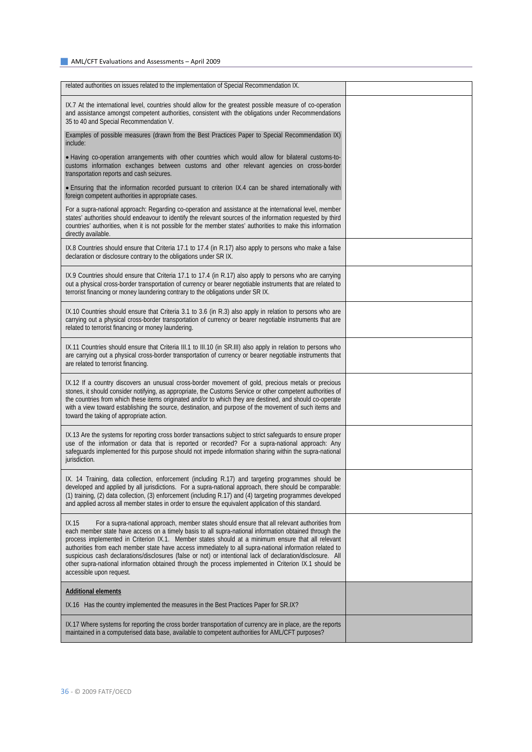| | |
|---|---|
| related authorities on issues related to the implementation of Special Recommendation IX. | |
| IX.7 At the international level, countries should allow for the greatest possible measure of co-operation and assistance amongst competent authorities, consistent with the obligations under Recommendations 35 to 40 and Special Recommendation V.<br><br>Examples of possible measures (drawn from the Best Practices Paper to Special Recommendation IX) include:<br><br>• Having co-operation arrangements with other countries which would allow for bilateral customs-to-customs information exchanges between customs and other relevant agencies on cross-border transportation reports and cash seizures.<br><br>• Ensuring that the information recorded pursuant to criterion IX.4 can be shared internationally with foreign competent authorities in appropriate cases.<br><br>For a supra-national approach: Regarding co-operation and assistance at the international level, member states' authorities should endeavour to identify the relevant sources of the information requested by third countries' authorities, when it is not possible for the member states' authorities to make this information directly available. | |
| IX.8 Countries should ensure that Criteria 17.1 to 17.4 (in R.17) also apply to persons who make a false declaration or disclosure contrary to the obligations under SR IX. | |
| IX.9 Countries should ensure that Criteria 17.1 to 17.4 (in R.17) also apply to persons who are carrying out a physical cross-border transportation of currency or bearer negotiable instruments that are related to terrorist financing or money laundering contrary to the obligations under SR IX. | |
| IX.10 Countries should ensure that Criteria 3.1 to 3.6 (in R.3) also apply in relation to persons who are carrying out a physical cross-border transportation of currency or bearer negotiable instruments that are related to terrorist financing or money laundering. | |
| IX.11 Countries should ensure that Criteria III.1 to III.10 (in SR.III) also apply in relation to persons who are carrying out a physical cross-border transportation of currency or bearer negotiable instruments that are related to terrorist financing. | |
| IX.12 If a country discovers an unusual cross-border movement of gold, precious metals or precious stones, it should consider notifying, as appropriate, the Customs Service or other competent authorities of the countries from which these items originated and/or to which they are destined, and should co-operate with a view toward establishing the source, destination, and purpose of the movement of such items and toward the taking of appropriate action. | |
| IX.13 Are the systems for reporting cross border transactions subject to strict safeguards to ensure proper use of the information or data that is reported or recorded? For a supra-national approach: Any safeguards implemented for this purpose should not impede information sharing within the supra-national jurisdiction. | |
| IX. 14 Training, data collection, enforcement (including R.17) and targeting programmes should be developed and applied by all jurisdictions. For a supra-national approach, there should be comparable: (1) training, (2) data collection, (3) enforcement (including R.17) and (4) targeting programmes developed and applied across all member states in order to ensure the equivalent application of this standard. | |
| IX.15 For a supra-national approach, member states should ensure that all relevant authorities from each member state have access on a timely basis to all supra-national information obtained through the process implemented in Criterion IX.1. Member states should at a minimum ensure that all relevant authorities from each member state have access immediately to all supra-national information related to suspicious cash declarations/disclosures (false or not) or intentional lack of declaration/disclosure. All other supra-national information obtained through the process implemented in Criterion IX.1 should be accessible upon request. | |
| **Additional elements**<br><br>IX.16 Has the country implemented the measures in the Best Practices Paper for SR.IX? | |
| IX.17 Where systems for reporting the cross border transportation of currency are in place, are the reports maintained in a computerised data base, available to competent authorities for AML/CFT purposes? | |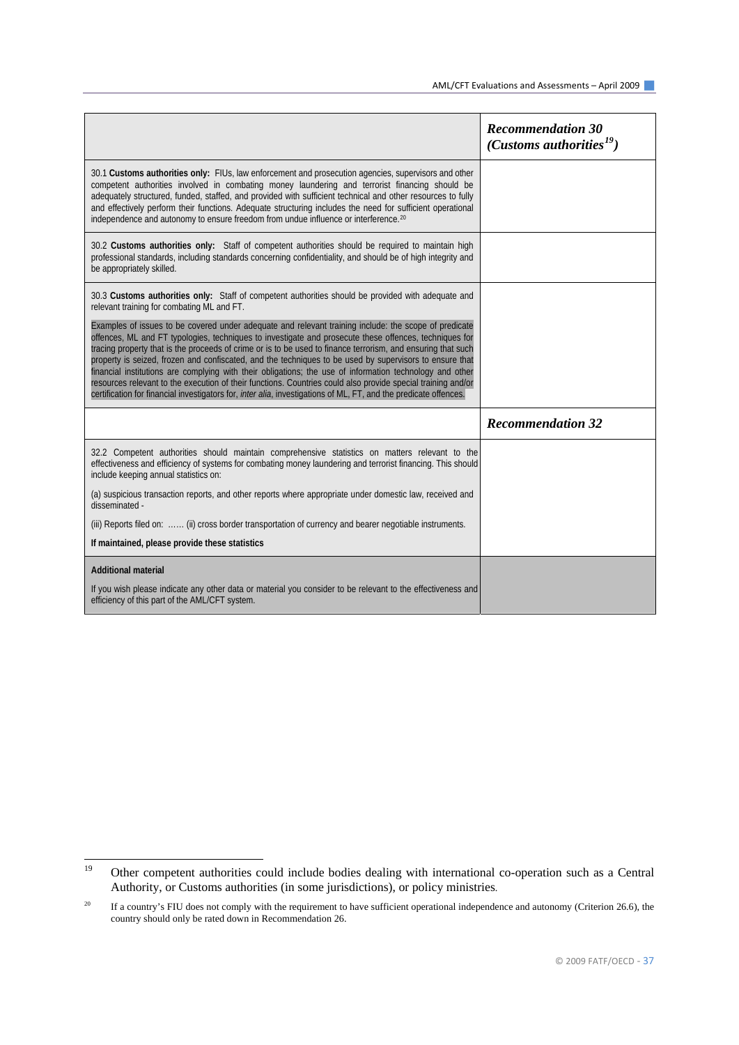| | ***Recommendation 30 (Customs authorities[19])*** |
|---|---|
| 30.1 **Customs authorities only:** FIUs, law enforcement and prosecution agencies, supervisors and other competent authorities involved in combating money laundering and terrorist financing should be adequately structured, funded, staffed, and provided with sufficient technical and other resources to fully and effectively perform their functions. Adequate structuring includes the need for sufficient operational independence and autonomy to ensure freedom from undue influence or interference.[20] | |
| 30.2 **Customs authorities only:** Staff of competent authorities should be required to maintain high professional standards, including standards concerning confidentiality, and should be of high integrity and be appropriately skilled. | |
| 30.3 **Customs authorities only:** Staff of competent authorities should be provided with adequate and relevant training for combating ML and FT.<br><br>Examples of issues to be covered under adequate and relevant training include: the scope of predicate offences, ML and FT typologies, techniques to investigate and prosecute these offences, techniques for tracing property that is the proceeds of crime or is to be used to finance terrorism, and ensuring that such property is seized, frozen and confiscated, and the techniques to be used by supervisors to ensure that financial institutions are complying with their obligations; the use of information technology and other resources relevant to the execution of their functions. Countries could also provide special training and/or certification for financial investigators for, *inter alia*, investigations of ML, FT, and the predicate offences. | |
| | ***Recommendation 32*** |
| 32.2 Competent authorities should maintain comprehensive statistics on matters relevant to the effectiveness and efficiency of systems for combating money laundering and terrorist financing. This should include keeping annual statistics on:<br><br>(a) suspicious transaction reports, and other reports where appropriate under domestic law, received and disseminated -<br><br>(iii) Reports filed on: …… (ii) cross border transportation of currency and bearer negotiable instruments.<br><br>**If maintained, please provide these statistics** | |
| **Additional material**<br><br>If you wish please indicate any other data or material you consider to be relevant to the effectiveness and efficiency of this part of the AML/CFT system. | |

[19] Other competent authorities could include bodies dealing with international co-operation such as a Central Authority, or Customs authorities (in some jurisdictions), or policy ministries.

[20] If a country's FIU does not comply with the requirement to have sufficient operational independence and autonomy (Criterion 26.6), the country should only be rated down in Recommendation 26.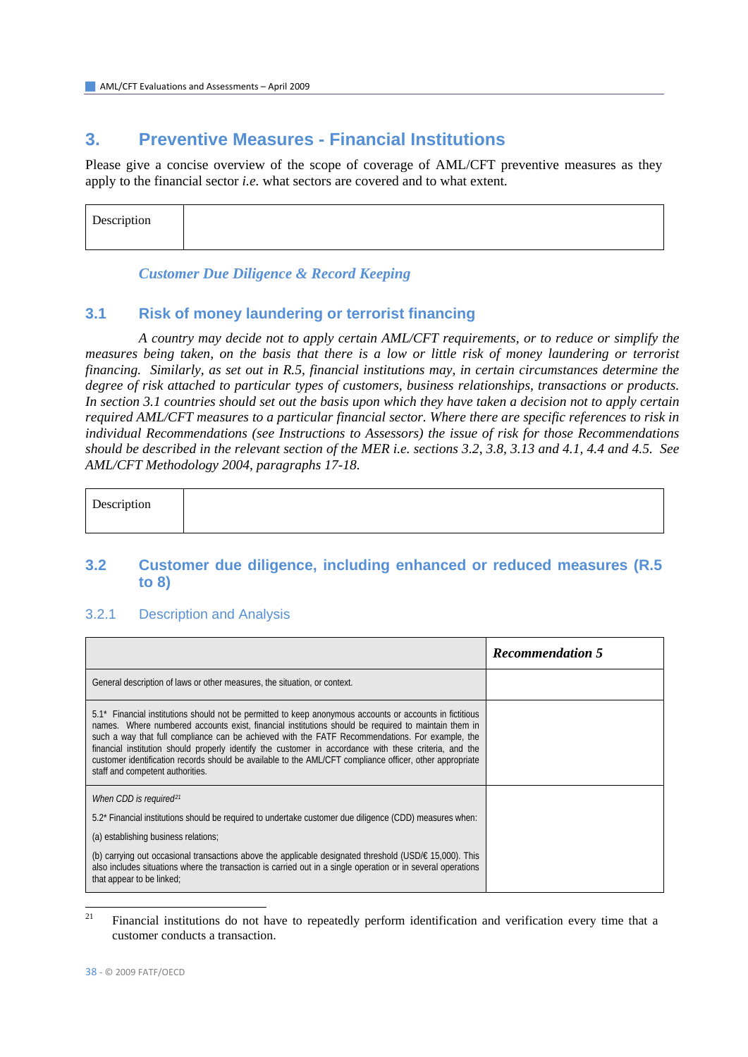## 3. Preventive Measures - Financial Institutions

Please give a concise overview of the scope of coverage of AML/CFT preventive measures as they apply to the financial sector *i.e.* what sectors are covered and to what extent.

| Description | |
|---|---|

*Customer Due Diligence & Record Keeping*

### 3.1 Risk of money laundering or terrorist financing

*A country may decide not to apply certain AML/CFT requirements, or to reduce or simplify the measures being taken, on the basis that there is a low or little risk of money laundering or terrorist financing. Similarly, as set out in R.5, financial institutions may, in certain circumstances determine the degree of risk attached to particular types of customers, business relationships, transactions or products. In section 3.1 countries should set out the basis upon which they have taken a decision not to apply certain required AML/CFT measures to a particular financial sector. Where there are specific references to risk in individual Recommendations (see Instructions to Assessors) the issue of risk for those Recommendations should be described in the relevant section of the MER i.e. sections 3.2, 3.8, 3.13 and 4.1, 4.4 and 4.5. See AML/CFT Methodology 2004, paragraphs 17-18.*

| Description | |
|---|---|

### 3.2 Customer due diligence, including enhanced or reduced measures (R.5 to 8)

#### 3.2.1 Description and Analysis

| | ***Recommendation 5*** |
|---|---|
| General description of laws or other measures, the situation, or context. | |
| 5.1* Financial institutions should not be permitted to keep anonymous accounts or accounts in fictitious names. Where numbered accounts exist, financial institutions should be required to maintain them in such a way that full compliance can be achieved with the FATF Recommendations. For example, the financial institution should properly identify the customer in accordance with these criteria, and the customer identification records should be available to the AML/CFT compliance officer, other appropriate staff and competent authorities. | |
| *When CDD is required*[21]<br><br>5.2* Financial institutions should be required to undertake customer due diligence (CDD) measures when:<br><br>(a) establishing business relations;<br><br>(b) carrying out occasional transactions above the applicable designated threshold (USD/€ 15,000). This also includes situations where the transaction is carried out in a single operation or in several operations that appear to be linked; | |

[21] Financial institutions do not have to repeatedly perform identification and verification every time that a customer conducts a transaction.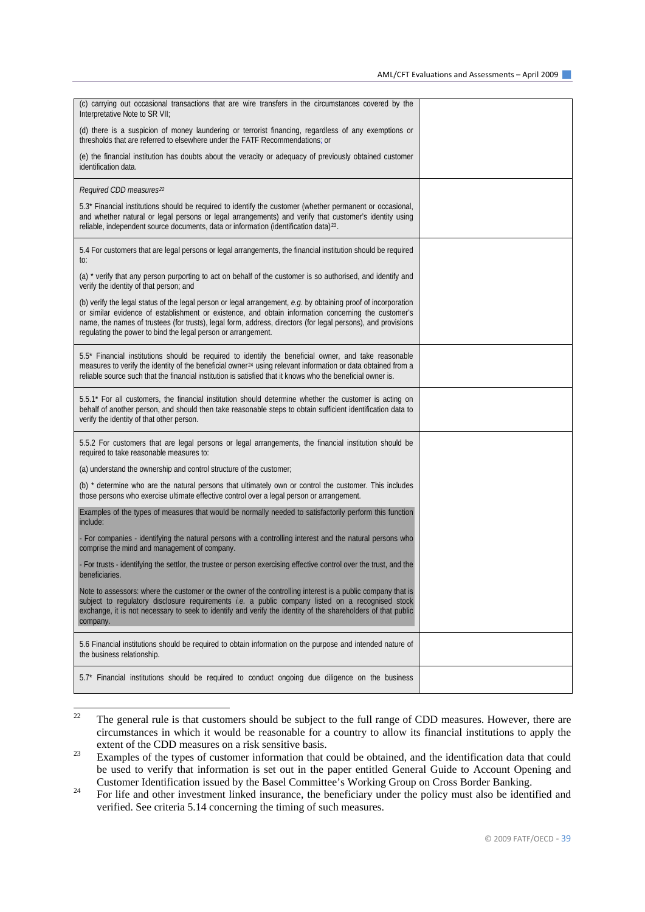| | |
|---|---|
| (c) carrying out occasional transactions that are wire transfers in the circumstances covered by the Interpretative Note to SR VII;<br><br>(d) there is a suspicion of money laundering or terrorist financing, regardless of any exemptions or thresholds that are referred to elsewhere under the FATF Recommendations; or<br><br>(e) the financial institution has doubts about the veracity or adequacy of previously obtained customer identification data. | |
| *Required CDD measures*[22]<br><br>5.3* Financial institutions should be required to identify the customer (whether permanent or occasional, and whether natural or legal persons or legal arrangements) and verify that customer's identity using reliable, independent source documents, data or information (identification data)[23]. | |
| 5.4 For customers that are legal persons or legal arrangements, the financial institution should be required to:<br><br>(a) * verify that any person purporting to act on behalf of the customer is so authorised, and identify and verify the identity of that person; and<br><br>(b) verify the legal status of the legal person or legal arrangement, *e.g.* by obtaining proof of incorporation or similar evidence of establishment or existence, and obtain information concerning the customer's name, the names of trustees (for trusts), legal form, address, directors (for legal persons), and provisions regulating the power to bind the legal person or arrangement. | |
| 5.5* Financial institutions should be required to identify the beneficial owner, and take reasonable measures to verify the identity of the beneficial owner[24] using relevant information or data obtained from a reliable source such that the financial institution is satisfied that it knows who the beneficial owner is. | |
| 5.5.1* For all customers, the financial institution should determine whether the customer is acting on behalf of another person, and should then take reasonable steps to obtain sufficient identification data to verify the identity of that other person. | |
| 5.5.2 For customers that are legal persons or legal arrangements, the financial institution should be required to take reasonable measures to:<br><br>(a) understand the ownership and control structure of the customer;<br><br>(b) * determine who are the natural persons that ultimately own or control the customer. This includes those persons who exercise ultimate effective control over a legal person or arrangement.<br><br>Examples of the types of measures that would be normally needed to satisfactorily perform this function include:<br><br>- For companies - identifying the natural persons with a controlling interest and the natural persons who comprise the mind and management of company.<br><br>- For trusts - identifying the settlor, the trustee or person exercising effective control over the trust, and the beneficiaries.<br><br>Note to assessors: where the customer or the owner of the controlling interest is a public company that is subject to regulatory disclosure requirements *i.e.* a public company listed on a recognised stock exchange, it is not necessary to seek to identify and verify the identity of the shareholders of that public company. | |
| 5.6 Financial institutions should be required to obtain information on the purpose and intended nature of the business relationship. | |
| 5.7* Financial institutions should be required to conduct ongoing due diligence on the business | |

[22] The general rule is that customers should be subject to the full range of CDD measures. However, there are circumstances in which it would be reasonable for a country to allow its financial institutions to apply the extent of the CDD measures on a risk sensitive basis.

[23] Examples of the types of customer information that could be obtained, and the identification data that could be used to verify that information is set out in the paper entitled General Guide to Account Opening and Customer Identification issued by the Basel Committee's Working Group on Cross Border Banking.

[24] For life and other investment linked insurance, the beneficiary under the policy must also be identified and verified. See criteria 5.14 concerning the timing of such measures.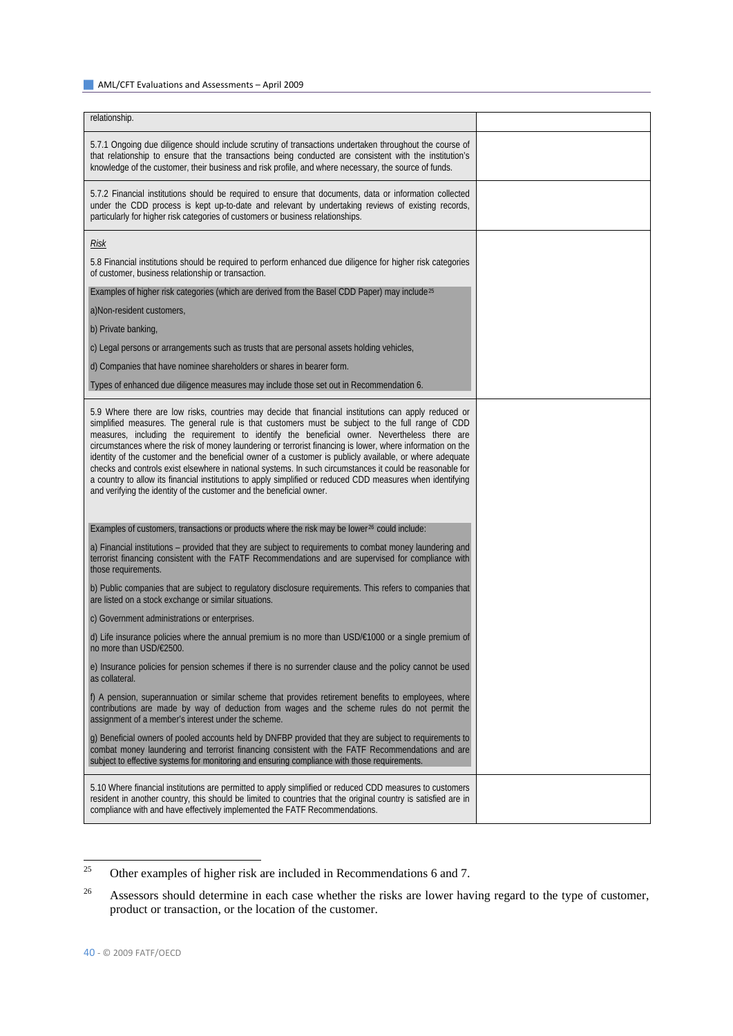| | |
|---|---|
| relationship. | |
| 5.7.1 Ongoing due diligence should include scrutiny of transactions undertaken throughout the course of that relationship to ensure that the transactions being conducted are consistent with the institution's knowledge of the customer, their business and risk profile, and where necessary, the source of funds. | |
| 5.7.2 Financial institutions should be required to ensure that documents, data or information collected under the CDD process is kept up-to-date and relevant by undertaking reviews of existing records, particularly for higher risk categories of customers or business relationships. | |
| *Risk*<br><br>5.8 Financial institutions should be required to perform enhanced due diligence for higher risk categories of customer, business relationship or transaction.<br><br>Examples of higher risk categories (which are derived from the Basel CDD Paper) may include[25]<br><br>a)Non-resident customers,<br><br>b) Private banking,<br><br>c) Legal persons or arrangements such as trusts that are personal assets holding vehicles,<br><br>d) Companies that have nominee shareholders or shares in bearer form.<br><br>Types of enhanced due diligence measures may include those set out in Recommendation 6. | |
| 5.9 Where there are low risks, countries may decide that financial institutions can apply reduced or simplified measures. The general rule is that customers must be subject to the full range of CDD measures, including the requirement to identify the beneficial owner. Nevertheless there are circumstances where the risk of money laundering or terrorist financing is lower, where information on the identity of the customer and the beneficial owner of a customer is publicly available, or where adequate checks and controls exist elsewhere in national systems. In such circumstances it could be reasonable for a country to allow its financial institutions to apply simplified or reduced CDD measures when identifying and verifying the identity of the customer and the beneficial owner.<br><br>Examples of customers, transactions or products where the risk may be lower[26] could include:<br><br>a) Financial institutions – provided that they are subject to requirements to combat money laundering and terrorist financing consistent with the FATF Recommendations and are supervised for compliance with those requirements.<br><br>b) Public companies that are subject to regulatory disclosure requirements. This refers to companies that are listed on a stock exchange or similar situations.<br><br>c) Government administrations or enterprises.<br><br>d) Life insurance policies where the annual premium is no more than USD/€1000 or a single premium of no more than USD/€2500.<br><br>e) Insurance policies for pension schemes if there is no surrender clause and the policy cannot be used as collateral.<br><br>f) A pension, superannuation or similar scheme that provides retirement benefits to employees, where contributions are made by way of deduction from wages and the scheme rules do not permit the assignment of a member's interest under the scheme.<br><br>g) Beneficial owners of pooled accounts held by DNFBP provided that they are subject to requirements to combat money laundering and terrorist financing consistent with the FATF Recommendations and are subject to effective systems for monitoring and ensuring compliance with those requirements. | |
| 5.10 Where financial institutions are permitted to apply simplified or reduced CDD measures to customers resident in another country, this should be limited to countries that the original country is satisfied are in compliance with and have effectively implemented the FATF Recommendations. | |

[25] Other examples of higher risk are included in Recommendations 6 and 7.

[26] Assessors should determine in each case whether the risks are lower having regard to the type of customer, product or transaction, or the location of the customer.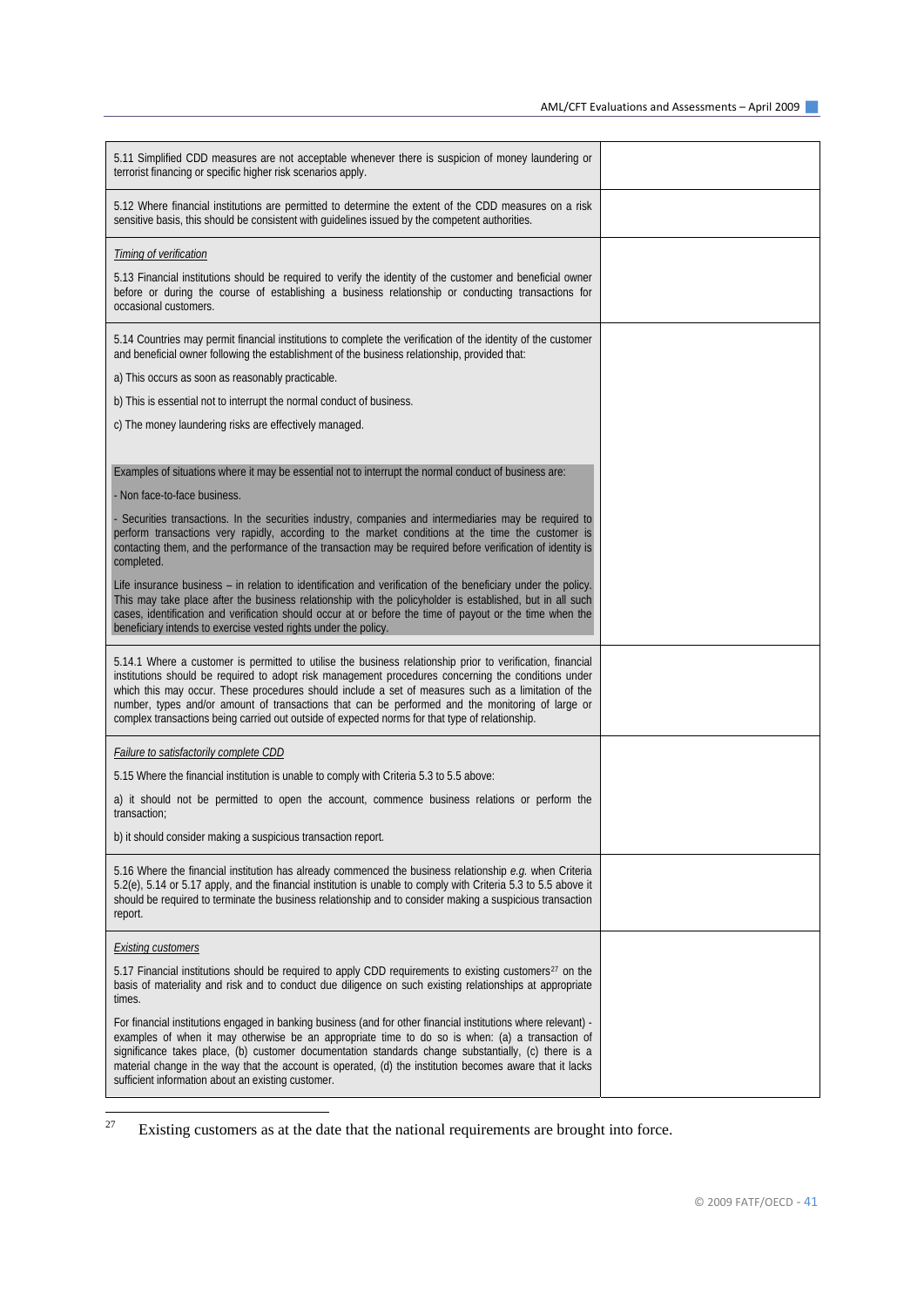| | |
|---|---|
| 5.11 Simplified CDD measures are not acceptable whenever there is suspicion of money laundering or terrorist financing or specific higher risk scenarios apply. | |
| 5.12 Where financial institutions are permitted to determine the extent of the CDD measures on a risk sensitive basis, this should be consistent with guidelines issued by the competent authorities. | |
| *Timing of verification*<br><br>5.13 Financial institutions should be required to verify the identity of the customer and beneficial owner before or during the course of establishing a business relationship or conducting transactions for occasional customers. | |
| 5.14 Countries may permit financial institutions to complete the verification of the identity of the customer and beneficial owner following the establishment of the business relationship, provided that:<br><br>a) This occurs as soon as reasonably practicable.<br><br>b) This is essential not to interrupt the normal conduct of business.<br><br>c) The money laundering risks are effectively managed.<br><br>Examples of situations where it may be essential not to interrupt the normal conduct of business are:<br><br>- Non face-to-face business.<br><br>- Securities transactions. In the securities industry, companies and intermediaries may be required to perform transactions very rapidly, according to the market conditions at the time the customer is contacting them, and the performance of the transaction may be required before verification of identity is completed.<br><br>Life insurance business – in relation to identification and verification of the beneficiary under the policy. This may take place after the business relationship with the policyholder is established, but in all such cases, identification and verification should occur at or before the time of payout or the time when the beneficiary intends to exercise vested rights under the policy. | |
| 5.14.1 Where a customer is permitted to utilise the business relationship prior to verification, financial institutions should be required to adopt risk management procedures concerning the conditions under which this may occur. These procedures should include a set of measures such as a limitation of the number, types and/or amount of transactions that can be performed and the monitoring of large or complex transactions being carried out outside of expected norms for that type of relationship. | |
| *Failure to satisfactorily complete CDD*<br><br>5.15 Where the financial institution is unable to comply with Criteria 5.3 to 5.5 above:<br><br>a) it should not be permitted to open the account, commence business relations or perform the transaction;<br><br>b) it should consider making a suspicious transaction report. | |
| 5.16 Where the financial institution has already commenced the business relationship *e.g.* when Criteria 5.2(e), 5.14 or 5.17 apply, and the financial institution is unable to comply with Criteria 5.3 to 5.5 above it should be required to terminate the business relationship and to consider making a suspicious transaction report. | |
| *Existing customers*<br><br>5.17 Financial institutions should be required to apply CDD requirements to existing customers[27] on the basis of materiality and risk and to conduct due diligence on such existing relationships at appropriate times.<br><br>For financial institutions engaged in banking business (and for other financial institutions where relevant) - examples of when it may otherwise be an appropriate time to do so is when: (a) a transaction of significance takes place, (b) customer documentation standards change substantially, (c) there is a material change in the way that the account is operated, (d) the institution becomes aware that it lacks sufficient information about an existing customer. | |

[27] Existing customers as at the date that the national requirements are brought into force.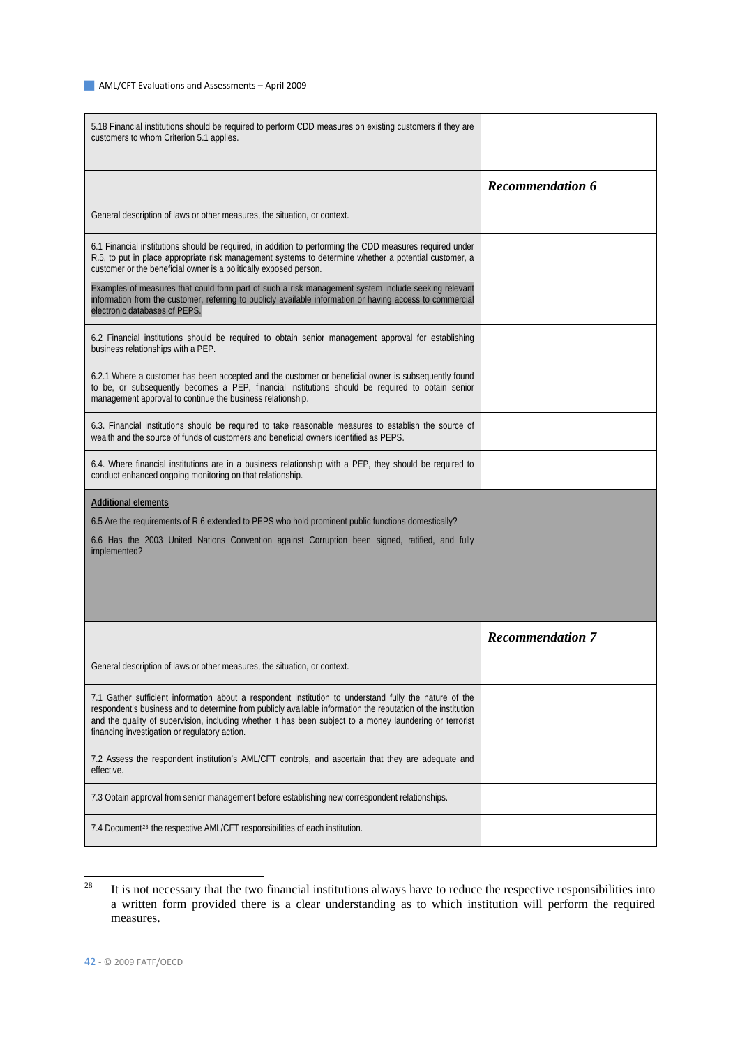| | |
|---|---|
| 5.18 Financial institutions should be required to perform CDD measures on existing customers if they are customers to whom Criterion 5.1 applies. | |
| | ***Recommendation 6*** |
| General description of laws or other measures, the situation, or context. | |
| 6.1 Financial institutions should be required, in addition to performing the CDD measures required under R.5, to put in place appropriate risk management systems to determine whether a potential customer, a customer or the beneficial owner is a politically exposed person.<br><br>Examples of measures that could form part of such a risk management system include seeking relevant information from the customer, referring to publicly available information or having access to commercial electronic databases of PEPS. | |
| 6.2 Financial institutions should be required to obtain senior management approval for establishing business relationships with a PEP. | |
| 6.2.1 Where a customer has been accepted and the customer or beneficial owner is subsequently found to be, or subsequently becomes a PEP, financial institutions should be required to obtain senior management approval to continue the business relationship. | |
| 6.3. Financial institutions should be required to take reasonable measures to establish the source of wealth and the source of funds of customers and beneficial owners identified as PEPS. | |
| 6.4. Where financial institutions are in a business relationship with a PEP, they should be required to conduct enhanced ongoing monitoring on that relationship. | |
| **Additional elements**<br><br>6.5 Are the requirements of R.6 extended to PEPS who hold prominent public functions domestically?<br><br>6.6 Has the 2003 United Nations Convention against Corruption been signed, ratified, and fully implemented? | |
| | ***Recommendation 7*** |
| General description of laws or other measures, the situation, or context. | |
| 7.1 Gather sufficient information about a respondent institution to understand fully the nature of the respondent's business and to determine from publicly available information the reputation of the institution and the quality of supervision, including whether it has been subject to a money laundering or terrorist financing investigation or regulatory action. | |
| 7.2 Assess the respondent institution's AML/CFT controls, and ascertain that they are adequate and effective. | |
| 7.3 Obtain approval from senior management before establishing new correspondent relationships. | |
| 7.4 Document[28] the respective AML/CFT responsibilities of each institution. | |

[28] It is not necessary that the two financial institutions always have to reduce the respective responsibilities into a written form provided there is a clear understanding as to which institution will perform the required measures.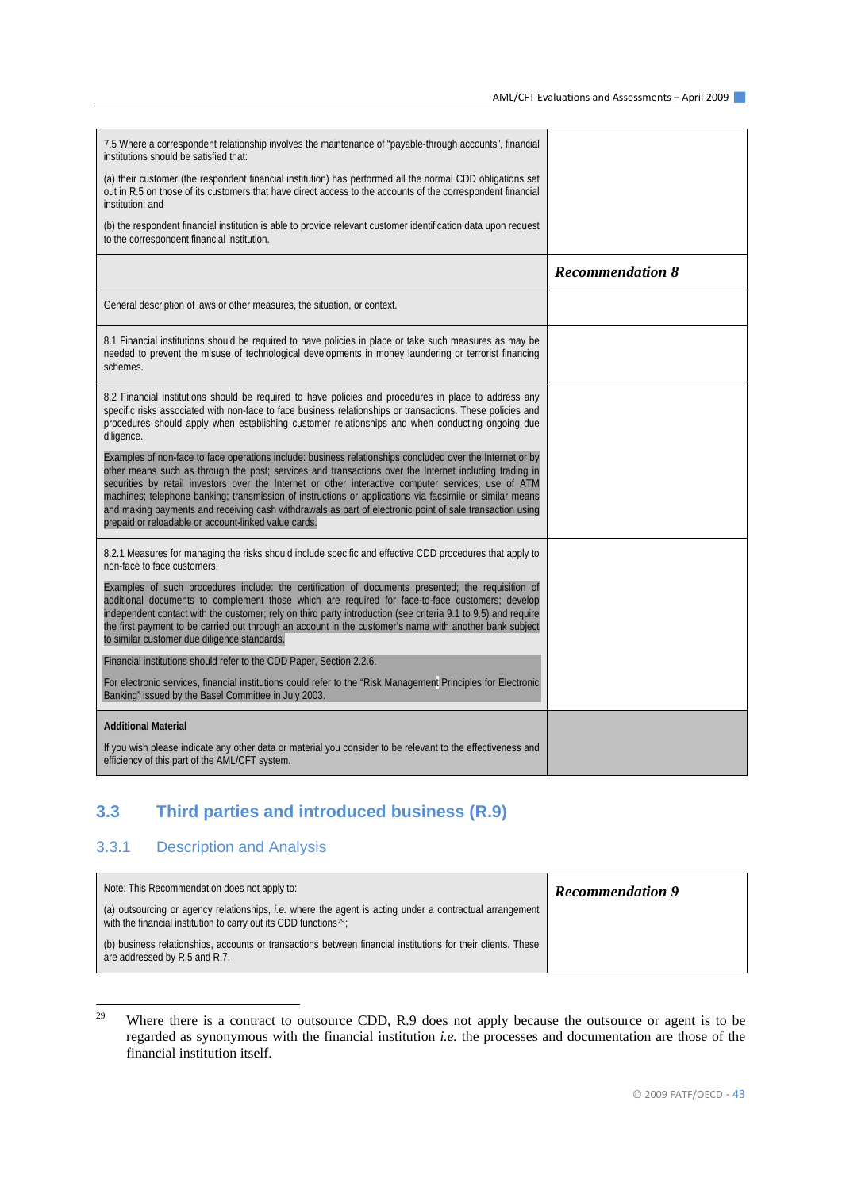| | |
|---|---|
| 7.5 Where a correspondent relationship involves the maintenance of "payable-through accounts", financial institutions should be satisfied that:<br><br>(a) their customer (the respondent financial institution) has performed all the normal CDD obligations set out in R.5 on those of its customers that have direct access to the accounts of the correspondent financial institution; and<br><br>(b) the respondent financial institution is able to provide relevant customer identification data upon request to the correspondent financial institution. | |
| | ***Recommendation 8*** |
| General description of laws or other measures, the situation, or context. | |
| 8.1 Financial institutions should be required to have policies in place or take such measures as may be needed to prevent the misuse of technological developments in money laundering or terrorist financing schemes. | |
| 8.2 Financial institutions should be required to have policies and procedures in place to address any specific risks associated with non-face to face business relationships or transactions. These policies and procedures should apply when establishing customer relationships and when conducting ongoing due diligence.<br><br>Examples of non-face to face operations include: business relationships concluded over the Internet or by other means such as through the post; services and transactions over the Internet including trading in securities by retail investors over the Internet or other interactive computer services; use of ATM machines; telephone banking; transmission of instructions or applications via facsimile or similar means and making payments and receiving cash withdrawals as part of electronic point of sale transaction using prepaid or reloadable or account-linked value cards. | |
| 8.2.1 Measures for managing the risks should include specific and effective CDD procedures that apply to non-face to face customers.<br><br>Examples of such procedures include: the certification of documents presented; the requisition of additional documents to complement those which are required for face-to-face customers; develop independent contact with the customer; rely on third party introduction (see criteria 9.1 to 9.5) and require the first payment to be carried out through an account in the customer's name with another bank subject to similar customer due diligence standards.<br><br>Financial institutions should refer to the CDD Paper, Section 2.2.6.<br><br>For electronic services, financial institutions could refer to the "Risk Management Principles for Electronic Banking" issued by the Basel Committee in July 2003. | |
| **Additional Material**<br><br>If you wish please indicate any other data or material you consider to be relevant to the effectiveness and efficiency of this part of the AML/CFT system. | |

## 3.3 Third parties and introduced business (R.9)

### 3.3.1 Description and Analysis

| | |
|---|---|
| Note: This Recommendation does not apply to:<br><br>(a) outsourcing or agency relationships, *i.e.* where the agent is acting under a contractual arrangement with the financial institution to carry out its CDD functions[29];<br><br>(b) business relationships, accounts or transactions between financial institutions for their clients. These are addressed by R.5 and R.7. | ***Recommendation 9*** |

[29] Where there is a contract to outsource CDD, R.9 does not apply because the outsource or agent is to be regarded as synonymous with the financial institution *i.e.* the processes and documentation are those of the financial institution itself.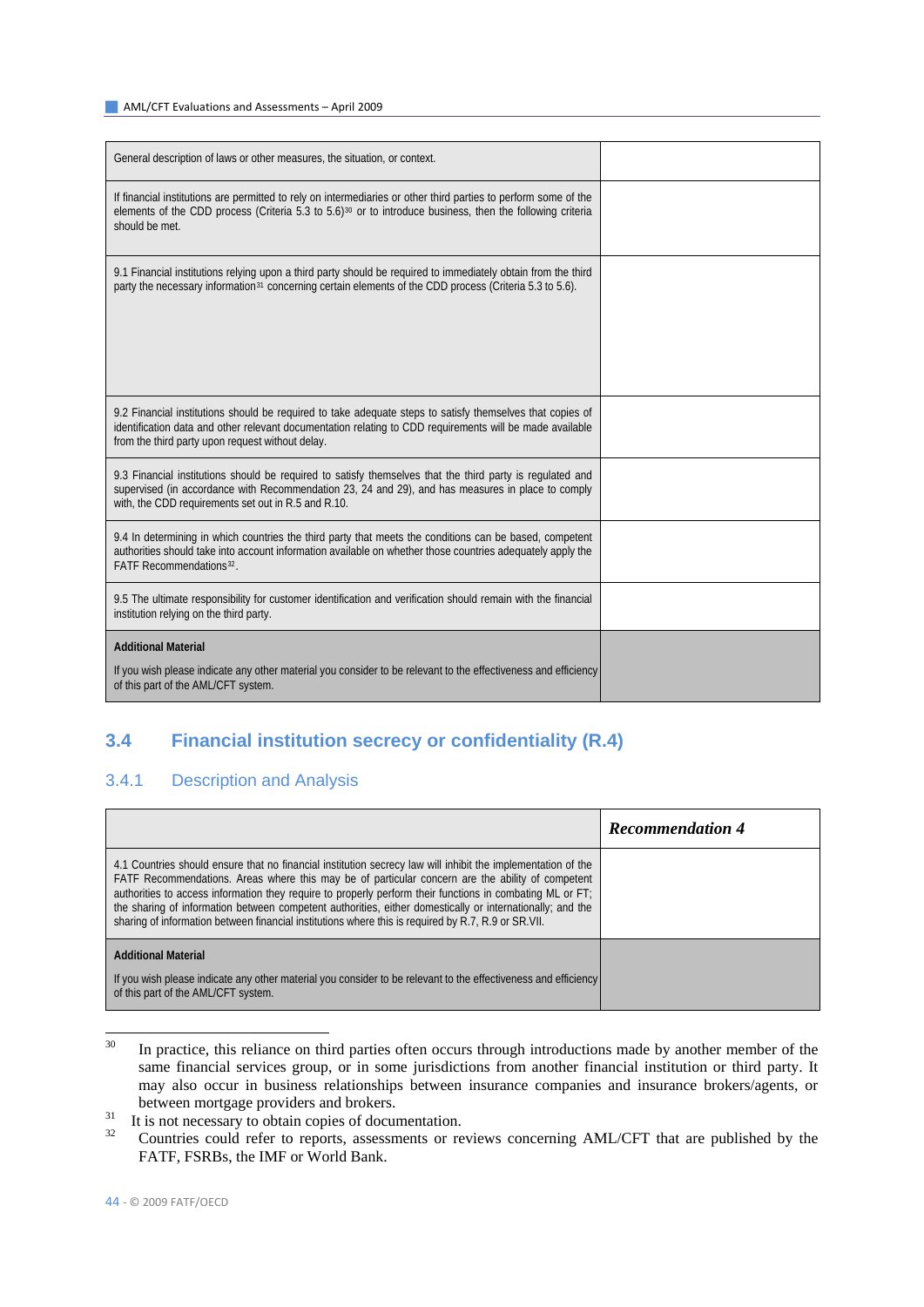| General description of laws or other measures, the situation, or context. | |
|---|---|
| If financial institutions are permitted to rely on intermediaries or other third parties to perform some of the elements of the CDD process (Criteria 5.3 to 5.6)[30] or to introduce business, then the following criteria should be met. | |
| 9.1 Financial institutions relying upon a third party should be required to immediately obtain from the third party the necessary information[31] concerning certain elements of the CDD process (Criteria 5.3 to 5.6). | |
| 9.2 Financial institutions should be required to take adequate steps to satisfy themselves that copies of identification data and other relevant documentation relating to CDD requirements will be made available from the third party upon request without delay. | |
| 9.3 Financial institutions should be required to satisfy themselves that the third party is regulated and supervised (in accordance with Recommendation 23, 24 and 29), and has measures in place to comply with, the CDD requirements set out in R.5 and R.10. | |
| 9.4 In determining in which countries the third party that meets the conditions can be based, competent authorities should take into account information available on whether those countries adequately apply the FATF Recommendations[32]. | |
| 9.5 The ultimate responsibility for customer identification and verification should remain with the financial institution relying on the third party. | |
| **Additional Material**<br><br>If you wish please indicate any other material you consider to be relevant to the effectiveness and efficiency of this part of the AML/CFT system. | |

## 3.4 Financial institution secrecy or confidentiality (R.4)

### 3.4.1 Description and Analysis

| | ***Recommendation 4*** |
|---|---|
| 4.1 Countries should ensure that no financial institution secrecy law will inhibit the implementation of the FATF Recommendations. Areas where this may be of particular concern are the ability of competent authorities to access information they require to properly perform their functions in combating ML or FT; the sharing of information between competent authorities, either domestically or internationally; and the sharing of information between financial institutions where this is required by R.7, R.9 or SR.VII. | |
| **Additional Material**<br><br>If you wish please indicate any other material you consider to be relevant to the effectiveness and efficiency of this part of the AML/CFT system. | |

[30] In practice, this reliance on third parties often occurs through introductions made by another member of the same financial services group, or in some jurisdictions from another financial institution or third party. It may also occur in business relationships between insurance companies and insurance brokers/agents, or between mortgage providers and brokers.

[31] It is not necessary to obtain copies of documentation.

[32] Countries could refer to reports, assessments or reviews concerning AML/CFT that are published by the FATF, FSRBs, the IMF or World Bank.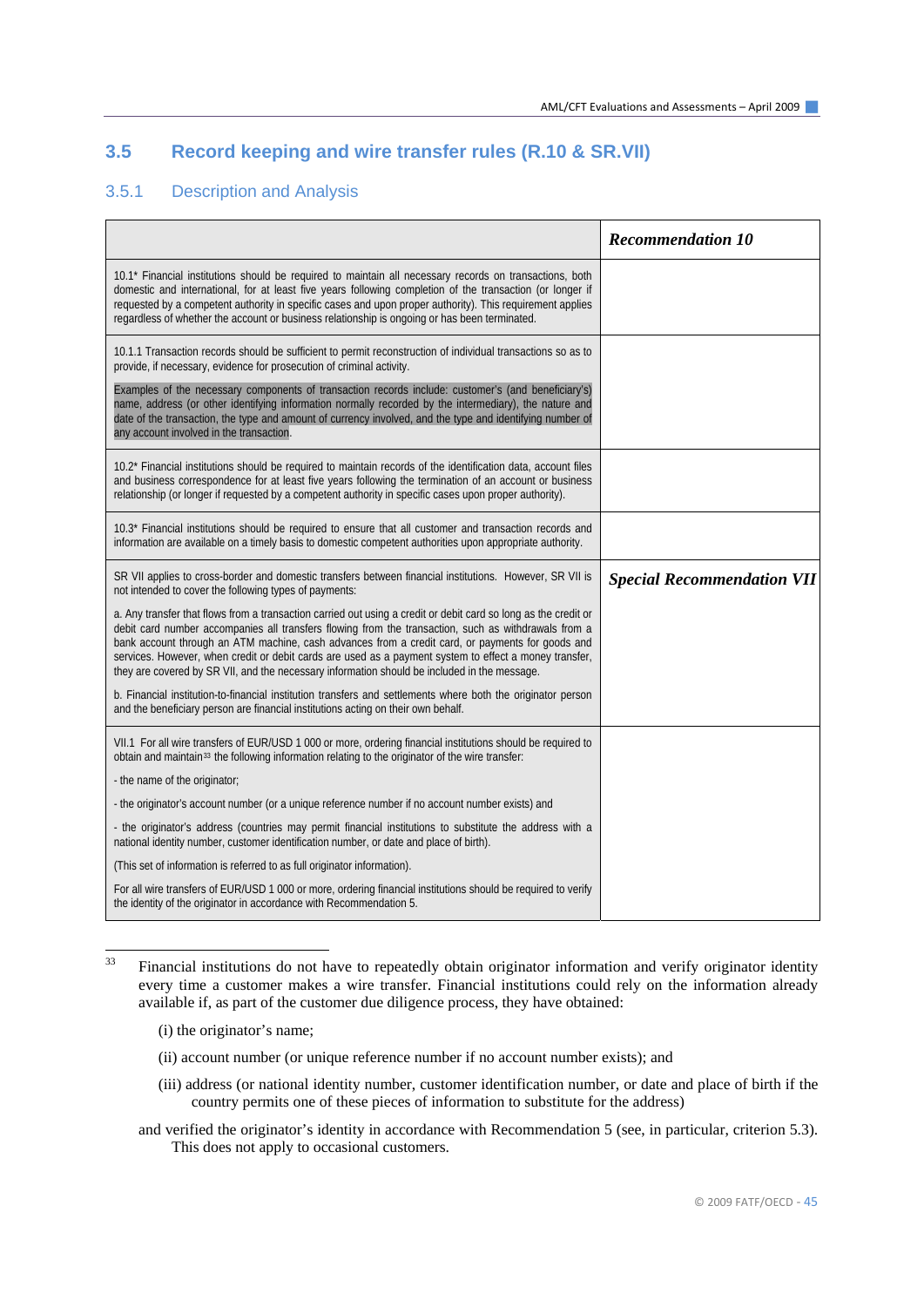## 3.5 Record keeping and wire transfer rules (R.10 & SR.VII)

### 3.5.1 Description and Analysis

| | ***Recommendation 10*** |
|---|---|
| 10.1* Financial institutions should be required to maintain all necessary records on transactions, both domestic and international, for at least five years following completion of the transaction (or longer if requested by a competent authority in specific cases and upon proper authority). This requirement applies regardless of whether the account or business relationship is ongoing or has been terminated. | |
| 10.1.1 Transaction records should be sufficient to permit reconstruction of individual transactions so as to provide, if necessary, evidence for prosecution of criminal activity.<br><br>Examples of the necessary components of transaction records include: customer's (and beneficiary's) name, address (or other identifying information normally recorded by the intermediary), the nature and date of the transaction, the type and amount of currency involved, and the type and identifying number of any account involved in the transaction. | |
| 10.2* Financial institutions should be required to maintain records of the identification data, account files and business correspondence for at least five years following the termination of an account or business relationship (or longer if requested by a competent authority in specific cases upon proper authority). | |
| 10.3* Financial institutions should be required to ensure that all customer and transaction records and information are available on a timely basis to domestic competent authorities upon appropriate authority. | |
| SR VII applies to cross-border and domestic transfers between financial institutions. However, SR VII is not intended to cover the following types of payments:<br><br>a. Any transfer that flows from a transaction carried out using a credit or debit card so long as the credit or debit card number accompanies all transfers flowing from the transaction, such as withdrawals from a bank account through an ATM machine, cash advances from a credit card, or payments for goods and services. However, when credit or debit cards are used as a payment system to effect a money transfer, they are covered by SR VII, and the necessary information should be included in the message.<br><br>b. Financial institution-to-financial institution transfers and settlements where both the originator person and the beneficiary person are financial institutions acting on their own behalf. | ***Special Recommendation VII*** |
| VII.1 For all wire transfers of EUR/USD 1 000 or more, ordering financial institutions should be required to obtain and maintain[33] the following information relating to the originator of the wire transfer:<br><br>- the name of the originator;<br><br>- the originator's account number (or a unique reference number if no account number exists) and<br><br>- the originator's address (countries may permit financial institutions to substitute the address with a national identity number, customer identification number, or date and place of birth).<br><br>(This set of information is referred to as full originator information).<br><br>For all wire transfers of EUR/USD 1 000 or more, ordering financial institutions should be required to verify the identity of the originator in accordance with Recommendation 5. | |

[33] Financial institutions do not have to repeatedly obtain originator information and verify originator identity every time a customer makes a wire transfer. Financial institutions could rely on the information already available if, as part of the customer due diligence process, they have obtained:

(i) the originator's name;

(ii) account number (or unique reference number if no account number exists); and

(iii) address (or national identity number, customer identification number, or date and place of birth if the country permits one of these pieces of information to substitute for the address)

and verified the originator's identity in accordance with Recommendation 5 (see, in particular, criterion 5.3). This does not apply to occasional customers.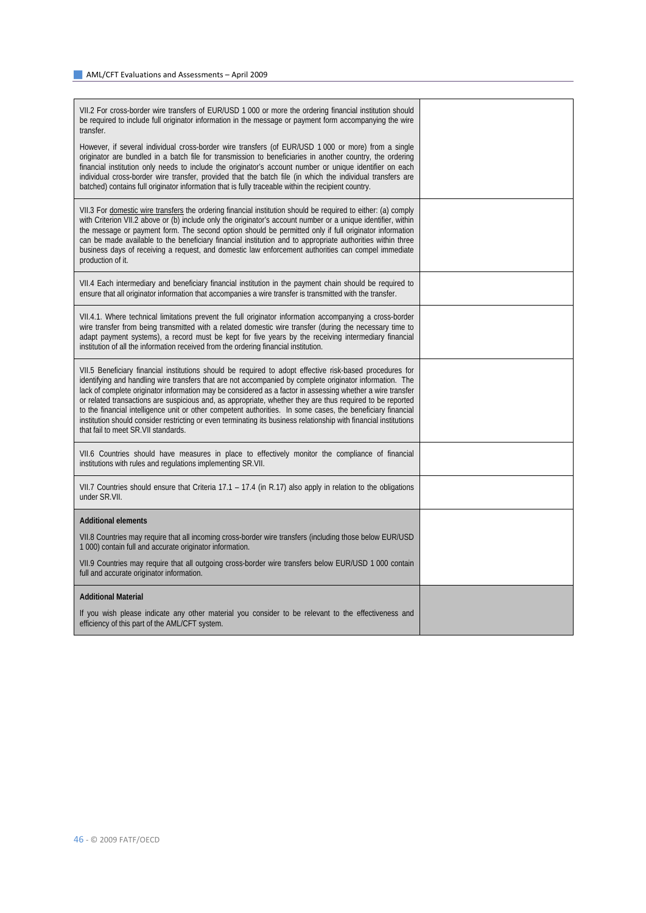| | |
|---|---|
| VII.2 For cross-border wire transfers of EUR/USD 1 000 or more the ordering financial institution should be required to include full originator information in the message or payment form accompanying the wire transfer.<br><br>However, if several individual cross-border wire transfers (of EUR/USD 1 000 or more) from a single originator are bundled in a batch file for transmission to beneficiaries in another country, the ordering financial institution only needs to include the originator's account number or unique identifier on each individual cross-border wire transfer, provided that the batch file (in which the individual transfers are batched) contains full originator information that is fully traceable within the recipient country. | |
| VII.3 For <u>domestic wire transfers</u> the ordering financial institution should be required to either: (a) comply with Criterion VII.2 above or (b) include only the originator's account number or a unique identifier, within the message or payment form. The second option should be permitted only if full originator information can be made available to the beneficiary financial institution and to appropriate authorities within three business days of receiving a request, and domestic law enforcement authorities can compel immediate production of it. | |
| VII.4 Each intermediary and beneficiary financial institution in the payment chain should be required to ensure that all originator information that accompanies a wire transfer is transmitted with the transfer. | |
| VII.4.1. Where technical limitations prevent the full originator information accompanying a cross-border wire transfer from being transmitted with a related domestic wire transfer (during the necessary time to adapt payment systems), a record must be kept for five years by the receiving intermediary financial institution of all the information received from the ordering financial institution. | |
| VII.5 Beneficiary financial institutions should be required to adopt effective risk-based procedures for identifying and handling wire transfers that are not accompanied by complete originator information. The lack of complete originator information may be considered as a factor in assessing whether a wire transfer or related transactions are suspicious and, as appropriate, whether they are thus required to be reported to the financial intelligence unit or other competent authorities. In some cases, the beneficiary financial institution should consider restricting or even terminating its business relationship with financial institutions that fail to meet SR.VII standards. | |
| VII.6 Countries should have measures in place to effectively monitor the compliance of financial institutions with rules and regulations implementing SR.VII. | |
| VII.7 Countries should ensure that Criteria 17.1 – 17.4 (in R.17) also apply in relation to the obligations under SR.VII. | |
| **Additional elements**<br><br>VII.8 Countries may require that all incoming cross-border wire transfers (including those below EUR/USD 1 000) contain full and accurate originator information.<br><br>VII.9 Countries may require that all outgoing cross-border wire transfers below EUR/USD 1 000 contain full and accurate originator information. | |
| **Additional Material**<br><br>If you wish please indicate any other material you consider to be relevant to the effectiveness and efficiency of this part of the AML/CFT system. | |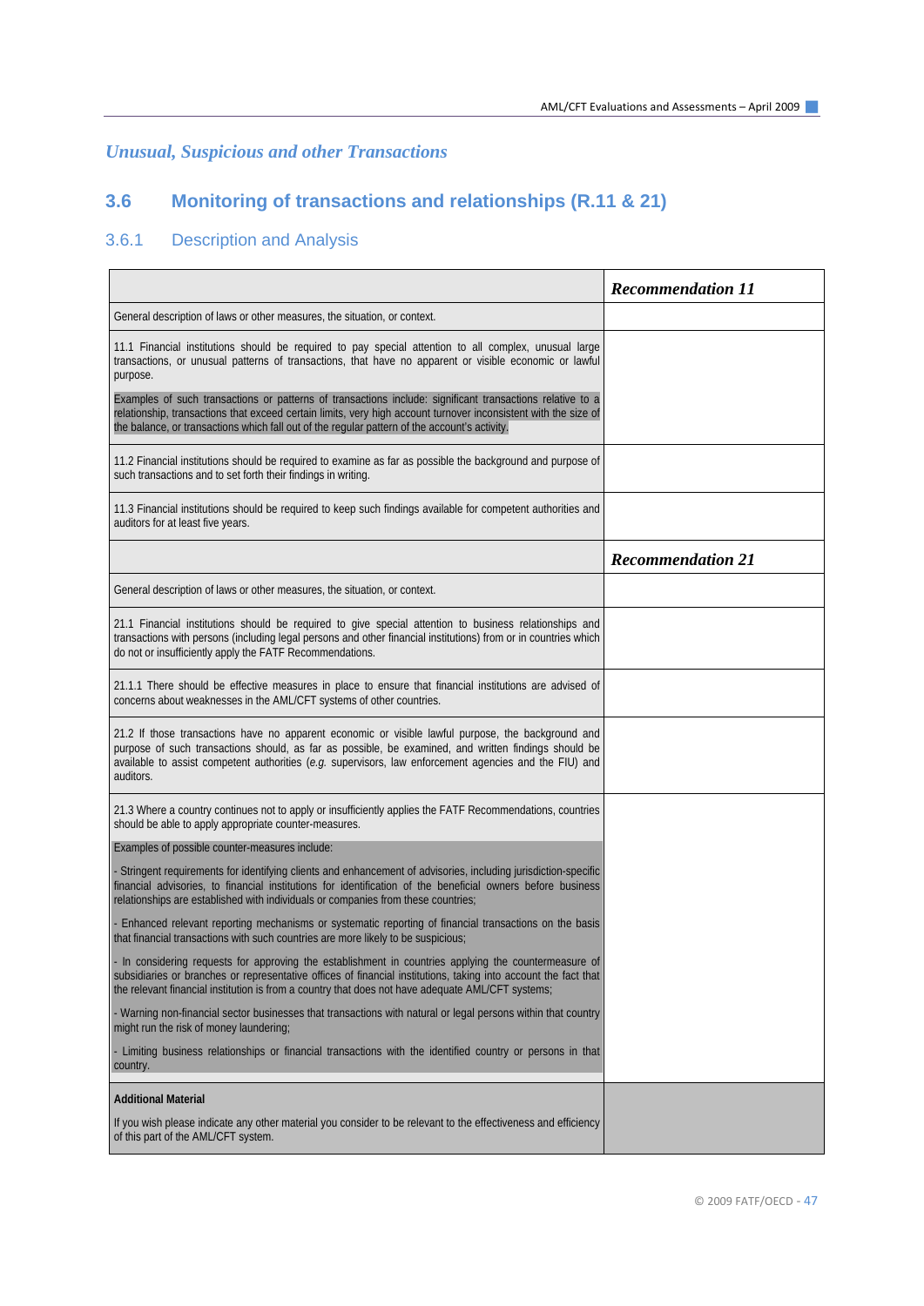## *Unusual, Suspicious and other Transactions*

## 3.6 Monitoring of transactions and relationships (R.11 & 21)

### 3.6.1 Description and Analysis

| | ***Recommendation 11*** |
|---|---|
| General description of laws or other measures, the situation, or context. | |
| 11.1 Financial institutions should be required to pay special attention to all complex, unusual large transactions, or unusual patterns of transactions, that have no apparent or visible economic or lawful purpose.<br><br>Examples of such transactions or patterns of transactions include: significant transactions relative to a relationship, transactions that exceed certain limits, very high account turnover inconsistent with the size of the balance, or transactions which fall out of the regular pattern of the account's activity. | |
| 11.2 Financial institutions should be required to examine as far as possible the background and purpose of such transactions and to set forth their findings in writing. | |
| 11.3 Financial institutions should be required to keep such findings available for competent authorities and auditors for at least five years. | |
| | ***Recommendation 21*** |
| General description of laws or other measures, the situation, or context. | |
| 21.1 Financial institutions should be required to give special attention to business relationships and transactions with persons (including legal persons and other financial institutions) from or in countries which do not or insufficiently apply the FATF Recommendations. | |
| 21.1.1 There should be effective measures in place to ensure that financial institutions are advised of concerns about weaknesses in the AML/CFT systems of other countries. | |
| 21.2 If those transactions have no apparent economic or visible lawful purpose, the background and purpose of such transactions should, as far as possible, be examined, and written findings should be available to assist competent authorities (*e.g.* supervisors, law enforcement agencies and the FIU) and auditors. | |
| 21.3 Where a country continues not to apply or insufficiently applies the FATF Recommendations, countries should be able to apply appropriate counter-measures.<br><br>Examples of possible counter-measures include:<br><br>- Stringent requirements for identifying clients and enhancement of advisories, including jurisdiction-specific financial advisories, to financial institutions for identification of the beneficial owners before business relationships are established with individuals or companies from these countries;<br><br>- Enhanced relevant reporting mechanisms or systematic reporting of financial transactions on the basis that financial transactions with such countries are more likely to be suspicious;<br><br>- In considering requests for approving the establishment in countries applying the countermeasure of subsidiaries or branches or representative offices of financial institutions, taking into account the fact that the relevant financial institution is from a country that does not have adequate AML/CFT systems;<br><br>- Warning non-financial sector businesses that transactions with natural or legal persons within that country might run the risk of money laundering;<br><br>- Limiting business relationships or financial transactions with the identified country or persons in that country. | |
| **Additional Material**<br><br>If you wish please indicate any other material you consider to be relevant to the effectiveness and efficiency of this part of the AML/CFT system. | |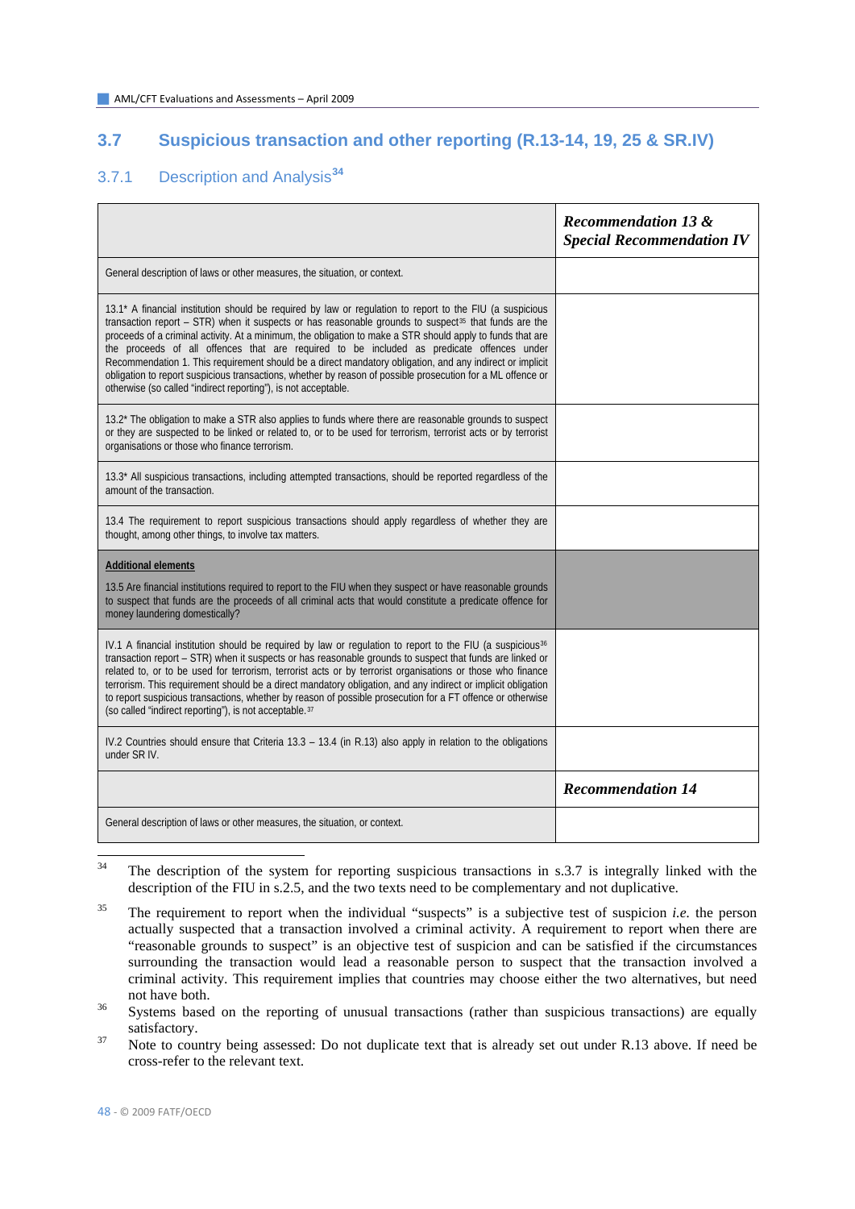## 3.7 Suspicious transaction and other reporting (R.13-14, 19, 25 & SR.IV)

### 3.7.1 Description and Analysis[34]

| | ***Recommendation 13 & Special Recommendation IV*** |
|---|---|
| General description of laws or other measures, the situation, or context. | |
| 13.1* A financial institution should be required by law or regulation to report to the FIU (a suspicious transaction report – STR) when it suspects or has reasonable grounds to suspect[35] that funds are the proceeds of a criminal activity. At a minimum, the obligation to make a STR should apply to funds that are the proceeds of all offences that are required to be included as predicate offences under Recommendation 1. This requirement should be a direct mandatory obligation, and any indirect or implicit obligation to report suspicious transactions, whether by reason of possible prosecution for a ML offence or otherwise (so called "indirect reporting"), is not acceptable. | |
| 13.2* The obligation to make a STR also applies to funds where there are reasonable grounds to suspect or they are suspected to be linked or related to, or to be used for terrorism, terrorist acts or by terrorist organisations or those who finance terrorism. | |
| 13.3* All suspicious transactions, including attempted transactions, should be reported regardless of the amount of the transaction. | |
| 13.4 The requirement to report suspicious transactions should apply regardless of whether they are thought, among other things, to involve tax matters. | |
| **Additional elements**<br><br>13.5 Are financial institutions required to report to the FIU when they suspect or have reasonable grounds to suspect that funds are the proceeds of all criminal acts that would constitute a predicate offence for money laundering domestically? | |
| IV.1 A financial institution should be required by law or regulation to report to the FIU (a suspicious[36] transaction report – STR) when it suspects or has reasonable grounds to suspect that funds are linked or related to, or to be used for terrorism, terrorist acts or by terrorist organisations or those who finance terrorism. This requirement should be a direct mandatory obligation, and any indirect or implicit obligation to report suspicious transactions, whether by reason of possible prosecution for a FT offence or otherwise (so called "indirect reporting"), is not acceptable.[37] | |
| IV.2 Countries should ensure that Criteria 13.3 – 13.4 (in R.13) also apply in relation to the obligations under SR IV. | |
| | ***Recommendation 14*** |
| General description of laws or other measures, the situation, or context. | |

[34] The description of the system for reporting suspicious transactions in s.3.7 is integrally linked with the description of the FIU in s.2.5, and the two texts need to be complementary and not duplicative.

[35] The requirement to report when the individual "suspects" is a subjective test of suspicion *i.e.* the person actually suspected that a transaction involved a criminal activity. A requirement to report when there are "reasonable grounds to suspect" is an objective test of suspicion and can be satisfied if the circumstances surrounding the transaction would lead a reasonable person to suspect that the transaction involved a criminal activity. This requirement implies that countries may choose either the two alternatives, but need not have both.

[36] Systems based on the reporting of unusual transactions (rather than suspicious transactions) are equally satisfactory.

[37] Note to country being assessed: Do not duplicate text that is already set out under R.13 above. If need be cross-refer to the relevant text.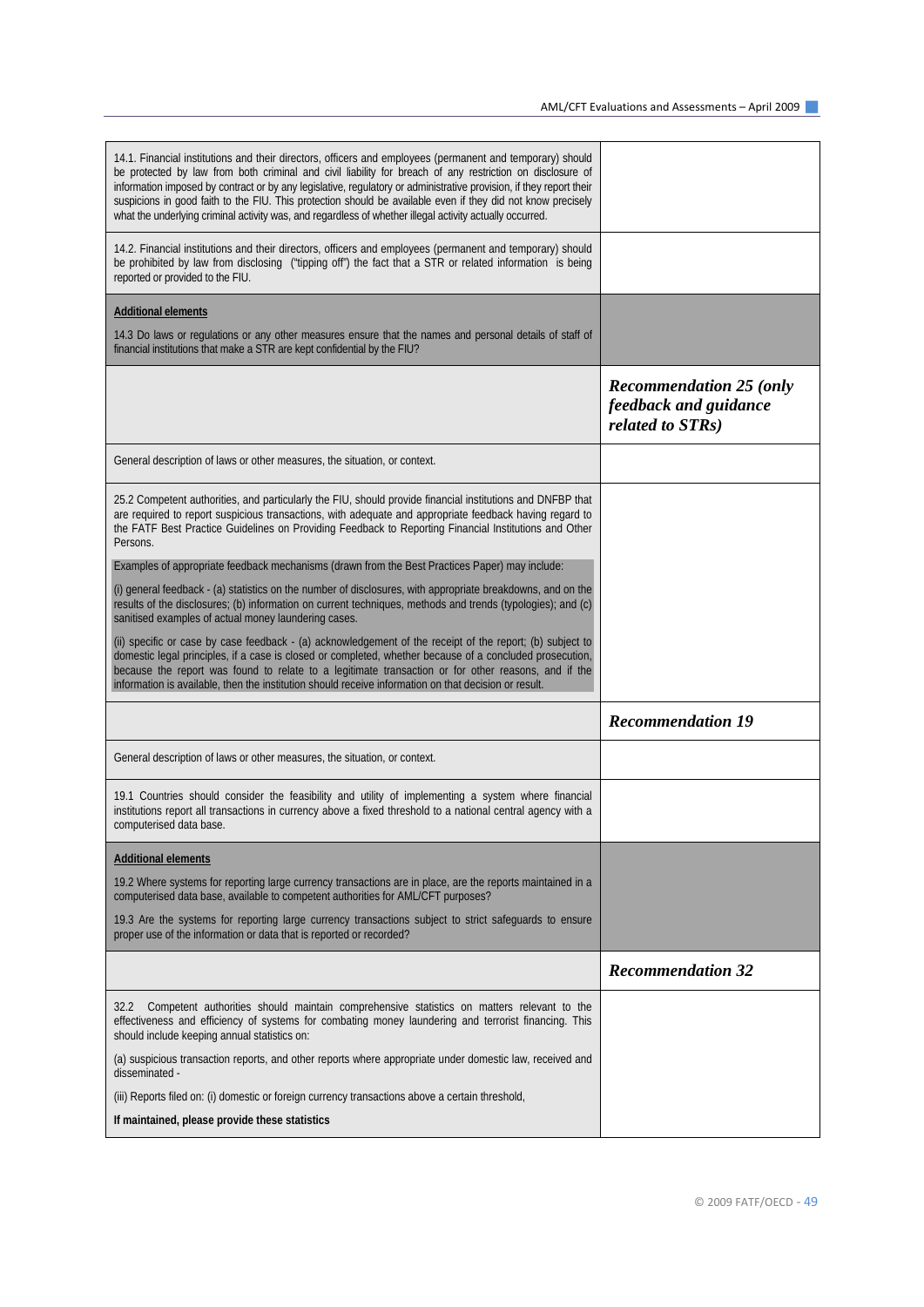| | |
|---|---|
| 14.1. Financial institutions and their directors, officers and employees (permanent and temporary) should be protected by law from both criminal and civil liability for breach of any restriction on disclosure of information imposed by contract or by any legislative, regulatory or administrative provision, if they report their suspicions in good faith to the FIU. This protection should be available even if they did not know precisely what the underlying criminal activity was, and regardless of whether illegal activity actually occurred. | |
| 14.2. Financial institutions and their directors, officers and employees (permanent and temporary) should be prohibited by law from disclosing ("tipping off") the fact that a STR or related information is being reported or provided to the FIU. | |
| **Additional elements**<br><br>14.3 Do laws or regulations or any other measures ensure that the names and personal details of staff of financial institutions that make a STR are kept confidential by the FIU? | |
| | ***Recommendation 25 (only feedback and guidance related to STRs)*** |
| General description of laws or other measures, the situation, or context. | |
| 25.2 Competent authorities, and particularly the FIU, should provide financial institutions and DNFBP that are required to report suspicious transactions, with adequate and appropriate feedback having regard to the FATF Best Practice Guidelines on Providing Feedback to Reporting Financial Institutions and Other Persons.<br><br>Examples of appropriate feedback mechanisms (drawn from the Best Practices Paper) may include:<br><br>(i) general feedback - (a) statistics on the number of disclosures, with appropriate breakdowns, and on the results of the disclosures; (b) information on current techniques, methods and trends (typologies); and (c) sanitised examples of actual money laundering cases.<br><br>(ii) specific or case by case feedback - (a) acknowledgement of the receipt of the report; (b) subject to domestic legal principles, if a case is closed or completed, whether because of a concluded prosecution, because the report was found to relate to a legitimate transaction or for other reasons, and if the information is available, then the institution should receive information on that decision or result. | |
| | ***Recommendation 19*** |
| General description of laws or other measures, the situation, or context. | |
| 19.1 Countries should consider the feasibility and utility of implementing a system where financial institutions report all transactions in currency above a fixed threshold to a national central agency with a computerised data base. | |
| **Additional elements**<br><br>19.2 Where systems for reporting large currency transactions are in place, are the reports maintained in a computerised data base, available to competent authorities for AML/CFT purposes?<br><br>19.3 Are the systems for reporting large currency transactions subject to strict safeguards to ensure proper use of the information or data that is reported or recorded? | |
| | ***Recommendation 32*** |
| 32.2 Competent authorities should maintain comprehensive statistics on matters relevant to the effectiveness and efficiency of systems for combating money laundering and terrorist financing. This should include keeping annual statistics on:<br><br>(a) suspicious transaction reports, and other reports where appropriate under domestic law, received and disseminated -<br><br>(iii) Reports filed on: (i) domestic or foreign currency transactions above a certain threshold,<br><br>**If maintained, please provide these statistics** | |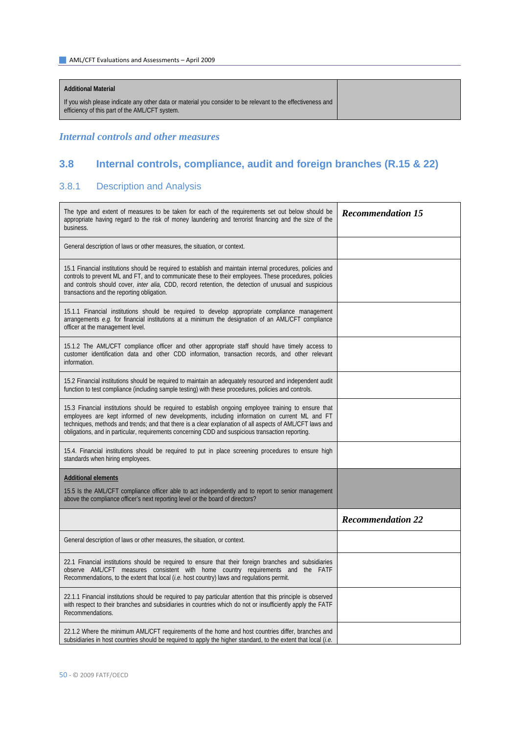| Additional Material | |
|---|---|
| If you wish please indicate any other data or material you consider to be relevant to the effectiveness and efficiency of this part of the AML/CFT system. | |

*Internal controls and other measures*

## 3.8 Internal controls, compliance, audit and foreign branches (R.15 & 22)

### 3.8.1 Description and Analysis

| The type and extent of measures to be taken for each of the requirements set out below should be appropriate having regard to the risk of money laundering and terrorist financing and the size of the business. | ***Recommendation 15*** |
|---|---|
| General description of laws or other measures, the situation, or context. | |
| 15.1 Financial institutions should be required to establish and maintain internal procedures, policies and controls to prevent ML and FT, and to communicate these to their employees. These procedures, policies and controls should cover, *inter alia,* CDD, record retention, the detection of unusual and suspicious transactions and the reporting obligation. | |
| 15.1.1 Financial institutions should be required to develop appropriate compliance management arrangements *e.g.* for financial institutions at a minimum the designation of an AML/CFT compliance officer at the management level. | |
| 15.1.2 The AML/CFT compliance officer and other appropriate staff should have timely access to customer identification data and other CDD information, transaction records, and other relevant information. | |
| 15.2 Financial institutions should be required to maintain an adequately resourced and independent audit function to test compliance (including sample testing) with these procedures, policies and controls. | |
| 15.3 Financial institutions should be required to establish ongoing employee training to ensure that employees are kept informed of new developments, including information on current ML and FT techniques, methods and trends; and that there is a clear explanation of all aspects of AML/CFT laws and obligations, and in particular, requirements concerning CDD and suspicious transaction reporting. | |
| 15.4. Financial institutions should be required to put in place screening procedures to ensure high standards when hiring employees. | |
| **Additional elements**<br>15.5 Is the AML/CFT compliance officer able to act independently and to report to senior management above the compliance officer's next reporting level or the board of directors? | |
| | ***Recommendation 22*** |
| General description of laws or other measures, the situation, or context. | |
| 22.1 Financial institutions should be required to ensure that their foreign branches and subsidiaries observe AML/CFT measures consistent with home country requirements and the FATF Recommendations, to the extent that local (*i.e.* host country) laws and regulations permit. | |
| 22.1.1 Financial institutions should be required to pay particular attention that this principle is observed with respect to their branches and subsidiaries in countries which do not or insufficiently apply the FATF Recommendations. | |
| 22.1.2 Where the minimum AML/CFT requirements of the home and host countries differ, branches and subsidiaries in host countries should be required to apply the higher standard, to the extent that local (*i.e.* | |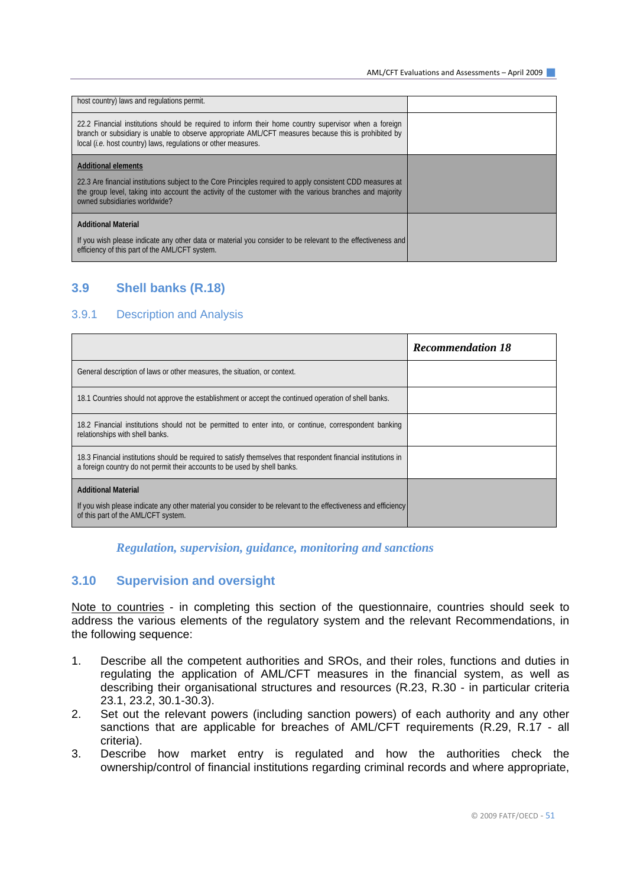| | |
|---|---|
| host country) laws and regulations permit. | |
| 22.2 Financial institutions should be required to inform their home country supervisor when a foreign branch or subsidiary is unable to observe appropriate AML/CFT measures because this is prohibited by local (*i.e.* host country) laws, regulations or other measures. | |
| **Additional elements**<br><br>22.3 Are financial institutions subject to the Core Principles required to apply consistent CDD measures at the group level, taking into account the activity of the customer with the various branches and majority owned subsidiaries worldwide? | |
| **Additional Material**<br><br>If you wish please indicate any other data or material you consider to be relevant to the effectiveness and efficiency of this part of the AML/CFT system. | |

## 3.9 Shell banks (R.18)

### 3.9.1 Description and Analysis

| | ***Recommendation 18*** |
|---|---|
| General description of laws or other measures, the situation, or context. | |
| 18.1 Countries should not approve the establishment or accept the continued operation of shell banks. | |
| 18.2 Financial institutions should not be permitted to enter into, or continue, correspondent banking relationships with shell banks. | |
| 18.3 Financial institutions should be required to satisfy themselves that respondent financial institutions in a foreign country do not permit their accounts to be used by shell banks. | |
| **Additional Material**<br><br>If you wish please indicate any other material you consider to be relevant to the effectiveness and efficiency of this part of the AML/CFT system. | |

***Regulation, supervision, guidance, monitoring and sanctions***

## 3.10 Supervision and oversight

Note to countries - in completing this section of the questionnaire, countries should seek to address the various elements of the regulatory system and the relevant Recommendations, in the following sequence:

1. Describe all the competent authorities and SROs, and their roles, functions and duties in regulating the application of AML/CFT measures in the financial system, as well as describing their organisational structures and resources (R.23, R.30 - in particular criteria 23.1, 23.2, 30.1-30.3).
2. Set out the relevant powers (including sanction powers) of each authority and any other sanctions that are applicable for breaches of AML/CFT requirements (R.29, R.17 - all criteria).
3. Describe how market entry is regulated and how the authorities check the ownership/control of financial institutions regarding criminal records and where appropriate,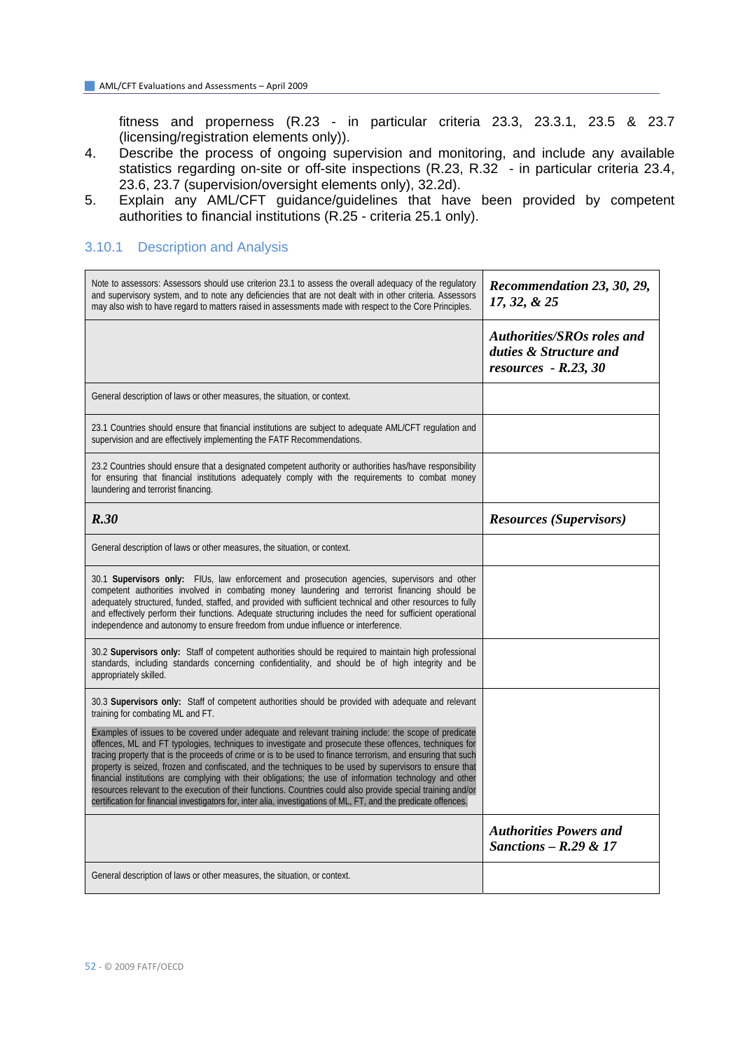fitness and properness (R.23 - in particular criteria 23.3, 23.3.1, 23.5 & 23.7 (licensing/registration elements only)).

4. Describe the process of ongoing supervision and monitoring, and include any available statistics regarding on-site or off-site inspections (R.23, R.32 - in particular criteria 23.4, 23.6, 23.7 (supervision/oversight elements only), 32.2d).
5. Explain any AML/CFT guidance/guidelines that have been provided by competent authorities to financial institutions (R.25 - criteria 25.1 only).

### 3.10.1 Description and Analysis

| Note to assessors: Assessors should use criterion 23.1 to assess the overall adequacy of the regulatory and supervisory system, and to note any deficiencies that are not dealt with in other criteria. Assessors may also wish to have regard to matters raised in assessments made with respect to the Core Principles. | ***Recommendation 23, 30, 29, 17, 32, & 25*** |
|---|---|
| | ***Authorities/SROs roles and duties & Structure and resources - R.23, 30*** |
| General description of laws or other measures, the situation, or context. | |
| 23.1 Countries should ensure that financial institutions are subject to adequate AML/CFT regulation and supervision and are effectively implementing the FATF Recommendations. | |
| 23.2 Countries should ensure that a designated competent authority or authorities has/have responsibility for ensuring that financial institutions adequately comply with the requirements to combat money laundering and terrorist financing. | |
| ***R.30*** | ***Resources (Supervisors)*** |
| General description of laws or other measures, the situation, or context. | |
| 30.1 **Supervisors only:** FIUs, law enforcement and prosecution agencies, supervisors and other competent authorities involved in combating money laundering and terrorist financing should be adequately structured, funded, staffed, and provided with sufficient technical and other resources to fully and effectively perform their functions. Adequate structuring includes the need for sufficient operational independence and autonomy to ensure freedom from undue influence or interference. | |
| 30.2 **Supervisors only:** Staff of competent authorities should be required to maintain high professional standards, including standards concerning confidentiality, and should be of high integrity and be appropriately skilled. | |
| 30.3 **Supervisors only:** Staff of competent authorities should be provided with adequate and relevant training for combating ML and FT.<br><br>Examples of issues to be covered under adequate and relevant training include: the scope of predicate offences, ML and FT typologies, techniques to investigate and prosecute these offences, techniques for tracing property that is the proceeds of crime or is to be used to finance terrorism, and ensuring that such property is seized, frozen and confiscated, and the techniques to be used by supervisors to ensure that financial institutions are complying with their obligations; the use of information technology and other resources relevant to the execution of their functions. Countries could also provide special training and/or certification for financial investigators for, inter alia, investigations of ML, FT, and the predicate offences. | |
| | ***Authorities Powers and Sanctions – R.29 & 17*** |
| General description of laws or other measures, the situation, or context. | |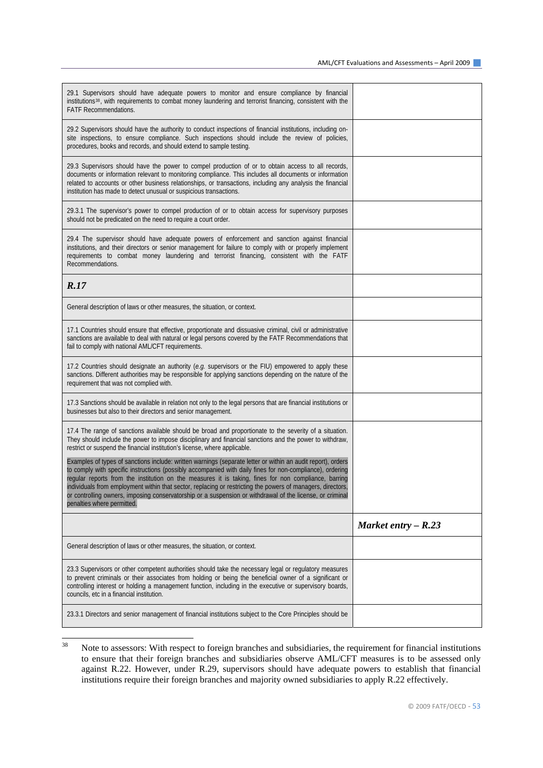| | |
|---|---|
| 29.1 Supervisors should have adequate powers to monitor and ensure compliance by financial institutions[38], with requirements to combat money laundering and terrorist financing, consistent with the FATF Recommendations. | |
| 29.2 Supervisors should have the authority to conduct inspections of financial institutions, including on-site inspections, to ensure compliance. Such inspections should include the review of policies, procedures, books and records, and should extend to sample testing. | |
| 29.3 Supervisors should have the power to compel production of or to obtain access to all records, documents or information relevant to monitoring compliance. This includes all documents or information related to accounts or other business relationships, or transactions, including any analysis the financial institution has made to detect unusual or suspicious transactions. | |
| 29.3.1 The supervisor's power to compel production of or to obtain access for supervisory purposes should not be predicated on the need to require a court order. | |
| 29.4 The supervisor should have adequate powers of enforcement and sanction against financial institutions, and their directors or senior management for failure to comply with or properly implement requirements to combat money laundering and terrorist financing, consistent with the FATF Recommendations. | |
| ***R.17*** | |
| General description of laws or other measures, the situation, or context. | |
| 17.1 Countries should ensure that effective, proportionate and dissuasive criminal, civil or administrative sanctions are available to deal with natural or legal persons covered by the FATF Recommendations that fail to comply with national AML/CFT requirements. | |
| 17.2 Countries should designate an authority (*e.g.* supervisors or the FIU) empowered to apply these sanctions. Different authorities may be responsible for applying sanctions depending on the nature of the requirement that was not complied with. | |
| 17.3 Sanctions should be available in relation not only to the legal persons that are financial institutions or businesses but also to their directors and senior management. | |
| 17.4 The range of sanctions available should be broad and proportionate to the severity of a situation. They should include the power to impose disciplinary and financial sanctions and the power to withdraw, restrict or suspend the financial institution's license, where applicable.<br><br>Examples of types of sanctions include: written warnings (separate letter or within an audit report), orders to comply with specific instructions (possibly accompanied with daily fines for non-compliance), ordering regular reports from the institution on the measures it is taking, fines for non compliance, barring individuals from employment within that sector, replacing or restricting the powers of managers, directors, or controlling owners, imposing conservatorship or a suspension or withdrawal of the license, or criminal penalties where permitted. | |
| | ***Market entry – R.23*** |
| General description of laws or other measures, the situation, or context. | |
| 23.3 Supervisors or other competent authorities should take the necessary legal or regulatory measures to prevent criminals or their associates from holding or being the beneficial owner of a significant or controlling interest or holding a management function, including in the executive or supervisory boards, councils, etc in a financial institution. | |
| 23.3.1 Directors and senior management of financial institutions subject to the Core Principles should be | |

[38] Note to assessors: With respect to foreign branches and subsidiaries, the requirement for financial institutions to ensure that their foreign branches and subsidiaries observe AML/CFT measures is to be assessed only against R.22. However, under R.29, supervisors should have adequate powers to establish that financial institutions require their foreign branches and majority owned subsidiaries to apply R.22 effectively.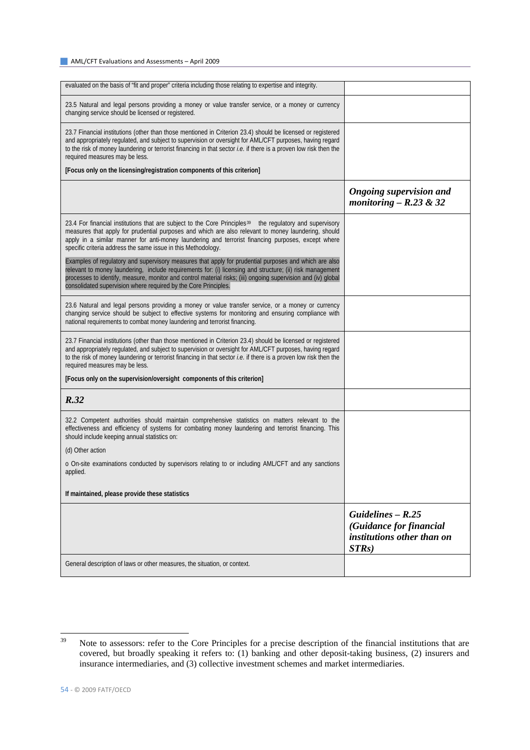| | |
|---|---|
| evaluated on the basis of "fit and proper" criteria including those relating to expertise and integrity. | |
| 23.5 Natural and legal persons providing a money or value transfer service, or a money or currency changing service should be licensed or registered. | |
| 23.7 Financial institutions (other than those mentioned in Criterion 23.4) should be licensed or registered and appropriately regulated, and subject to supervision or oversight for AML/CFT purposes, having regard to the risk of money laundering or terrorist financing in that sector *i.e.* if there is a proven low risk then the required measures may be less.<br><br>**[Focus only on the licensing/registration components of this criterion]** | |
| | ***Ongoing supervision and monitoring – R.23 & 32*** |
| 23.4 For financial institutions that are subject to the Core Principles[39] the regulatory and supervisory measures that apply for prudential purposes and which are also relevant to money laundering, should apply in a similar manner for anti-money laundering and terrorist financing purposes, except where specific criteria address the same issue in this Methodology.<br><br>Examples of regulatory and supervisory measures that apply for prudential purposes and which are also relevant to money laundering, include requirements for: (i) licensing and structure; (ii) risk management processes to identify, measure, monitor and control material risks; (iii) ongoing supervision and (iv) global consolidated supervision where required by the Core Principles. | |
| 23.6 Natural and legal persons providing a money or value transfer service, or a money or currency changing service should be subject to effective systems for monitoring and ensuring compliance with national requirements to combat money laundering and terrorist financing. | |
| 23.7 Financial institutions (other than those mentioned in Criterion 23.4) should be licensed or registered and appropriately regulated, and subject to supervision or oversight for AML/CFT purposes, having regard to the risk of money laundering or terrorist financing in that sector *i.e.* if there is a proven low risk then the required measures may be less.<br><br>**[Focus only on the supervision/oversight components of this criterion]** | |
| ***R.32*** | |
| 32.2 Competent authorities should maintain comprehensive statistics on matters relevant to the effectiveness and efficiency of systems for combating money laundering and terrorist financing. This should include keeping annual statistics on:<br><br>(d) Other action<br><br>o On-site examinations conducted by supervisors relating to or including AML/CFT and any sanctions applied.<br><br>**If maintained, please provide these statistics** | |
| | ***Guidelines – R.25 (Guidance for financial institutions other than on STRs)*** |
| General description of laws or other measures, the situation, or context. | |

[39] Note to assessors: refer to the Core Principles for a precise description of the financial institutions that are covered, but broadly speaking it refers to: (1) banking and other deposit-taking business, (2) insurers and insurance intermediaries, and (3) collective investment schemes and market intermediaries.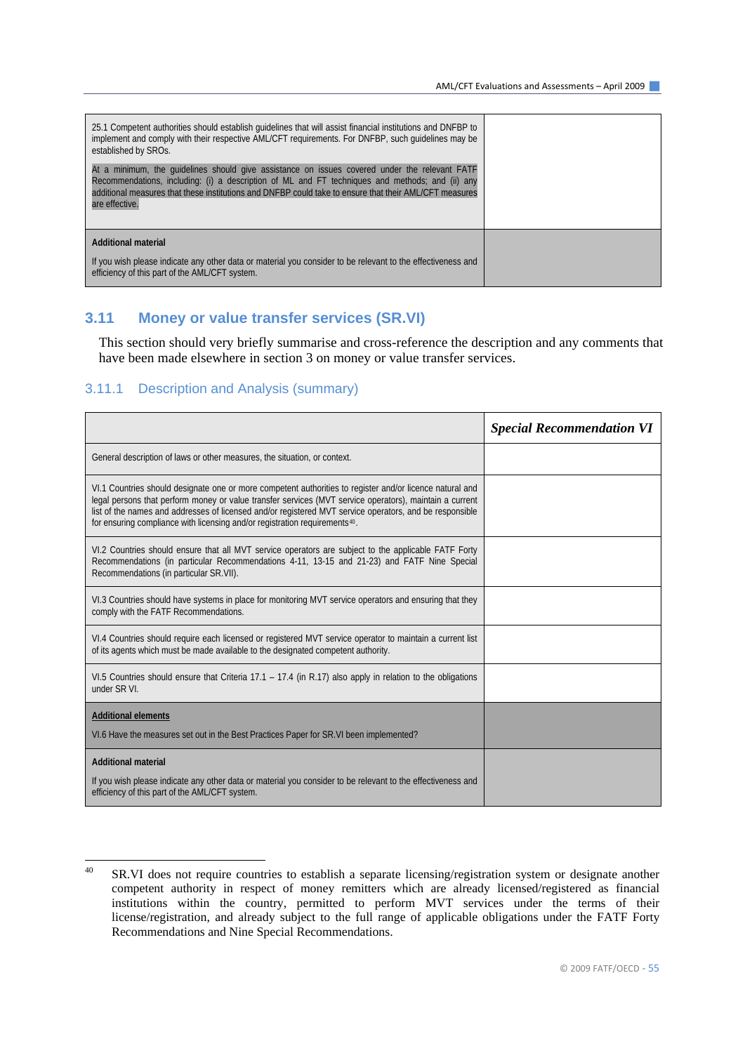| | |
|---|---|
| 25.1 Competent authorities should establish guidelines that will assist financial institutions and DNFBP to implement and comply with their respective AML/CFT requirements. For DNFBP, such guidelines may be established by SROs.<br><br>At a minimum, the guidelines should give assistance on issues covered under the relevant FATF Recommendations, including: (i) a description of ML and FT techniques and methods; and (ii) any additional measures that these institutions and DNFBP could take to ensure that their AML/CFT measures are effective. | |
| **Additional material**<br><br>If you wish please indicate any other data or material you consider to be relevant to the effectiveness and efficiency of this part of the AML/CFT system. | |

## 3.11 Money or value transfer services (SR.VI)

This section should very briefly summarise and cross-reference the description and any comments that have been made elsewhere in section 3 on money or value transfer services.

### 3.11.1 Description and Analysis (summary)

| | ***Special Recommendation VI*** |
|---|---|
| General description of laws or other measures, the situation, or context. | |
| VI.1 Countries should designate one or more competent authorities to register and/or licence natural and legal persons that perform money or value transfer services (MVT service operators), maintain a current list of the names and addresses of licensed and/or registered MVT service operators, and be responsible for ensuring compliance with licensing and/or registration requirements[40]. | |
| VI.2 Countries should ensure that all MVT service operators are subject to the applicable FATF Forty Recommendations (in particular Recommendations 4-11, 13-15 and 21-23) and FATF Nine Special Recommendations (in particular SR.VII). | |
| VI.3 Countries should have systems in place for monitoring MVT service operators and ensuring that they comply with the FATF Recommendations. | |
| VI.4 Countries should require each licensed or registered MVT service operator to maintain a current list of its agents which must be made available to the designated competent authority. | |
| VI.5 Countries should ensure that Criteria 17.1 – 17.4 (in R.17) also apply in relation to the obligations under SR VI. | |
| **Additional elements**<br><br>VI.6 Have the measures set out in the Best Practices Paper for SR.VI been implemented? | |
| **Additional material**<br><br>If you wish please indicate any other data or material you consider to be relevant to the effectiveness and efficiency of this part of the AML/CFT system. | |

[40] SR.VI does not require countries to establish a separate licensing/registration system or designate another competent authority in respect of money remitters which are already licensed/registered as financial institutions within the country, permitted to perform MVT services under the terms of their license/registration, and already subject to the full range of applicable obligations under the FATF Forty Recommendations and Nine Special Recommendations.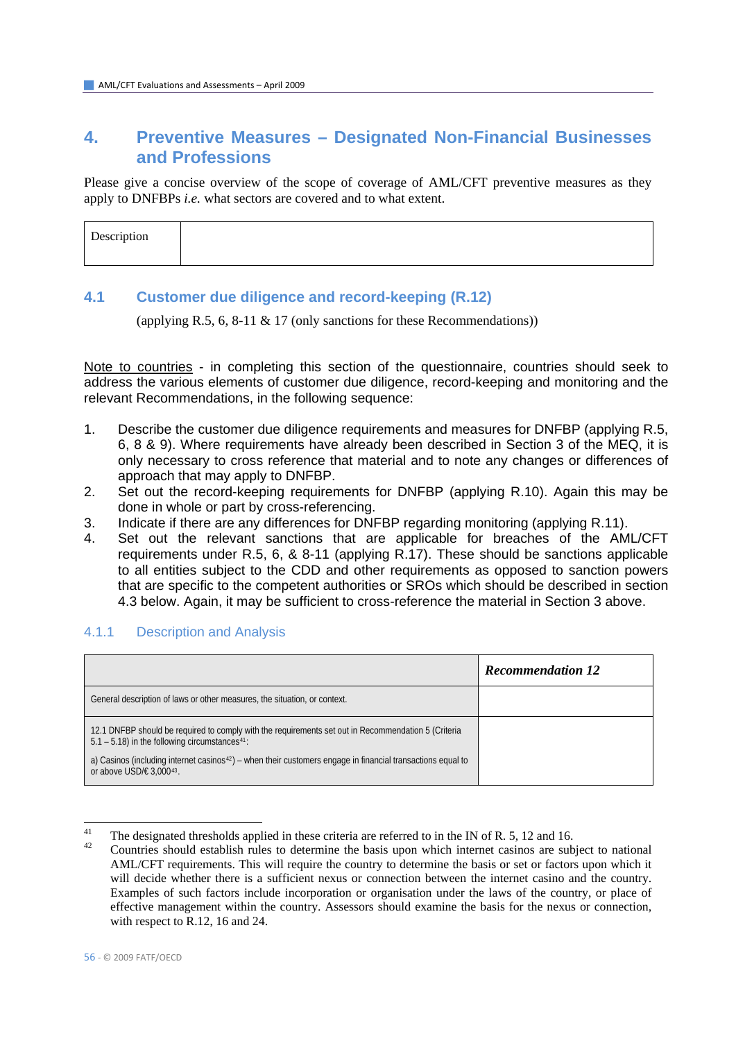# 4. Preventive Measures – Designated Non-Financial Businesses and Professions

Please give a concise overview of the scope of coverage of AML/CFT preventive measures as they apply to DNFBPs *i.e.* what sectors are covered and to what extent.

| Description | |
|---|---|

## 4.1 Customer due diligence and record-keeping (R.12)

(applying R.5, 6, 8-11 & 17 (only sanctions for these Recommendations))

Note to countries - in completing this section of the questionnaire, countries should seek to address the various elements of customer due diligence, record-keeping and monitoring and the relevant Recommendations, in the following sequence:

1. Describe the customer due diligence requirements and measures for DNFBP (applying R.5, 6, 8 & 9). Where requirements have already been described in Section 3 of the MEQ, it is only necessary to cross reference that material and to note any changes or differences of approach that may apply to DNFBP.
2. Set out the record-keeping requirements for DNFBP (applying R.10). Again this may be done in whole or part by cross-referencing.
3. Indicate if there are any differences for DNFBP regarding monitoring (applying R.11).
4. Set out the relevant sanctions that are applicable for breaches of the AML/CFT requirements under R.5, 6, & 8-11 (applying R.17). These should be sanctions applicable to all entities subject to the CDD and other requirements as opposed to sanction powers that are specific to the competent authorities or SROs which should be described in section 4.3 below. Again, it may be sufficient to cross-reference the material in Section 3 above.

### 4.1.1 Description and Analysis

| | ***Recommendation 12*** |
|---|---|
| General description of laws or other measures, the situation, or context. | |
| 12.1 DNFBP should be required to comply with the requirements set out in Recommendation 5 (Criteria 5.1 – 5.18) in the following circumstances[41]:<br><br>a) Casinos (including internet casinos[42]) – when their customers engage in financial transactions equal to or above USD/€ 3,000[43]. | |

[41] The designated thresholds applied in these criteria are referred to in the IN of R. 5, 12 and 16.

[42] Countries should establish rules to determine the basis upon which internet casinos are subject to national AML/CFT requirements. This will require the country to determine the basis or set or factors upon which it will decide whether there is a sufficient nexus or connection between the internet casino and the country. Examples of such factors include incorporation or organisation under the laws of the country, or place of effective management within the country. Assessors should examine the basis for the nexus or connection, with respect to R.12, 16 and 24.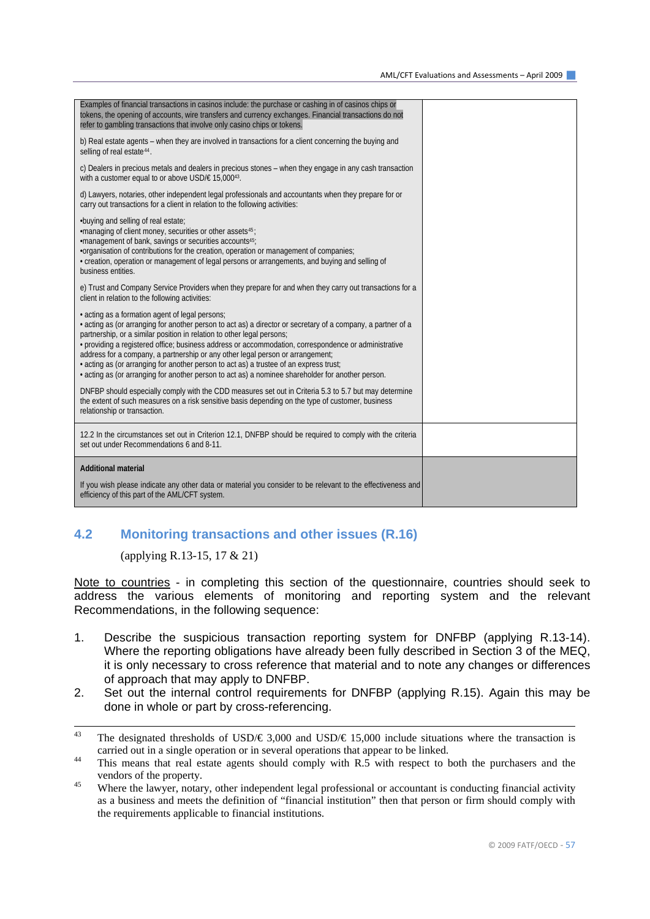| | |
|---|---|
| Examples of financial transactions in casinos include: the purchase or cashing in of casino chips or tokens, the opening of accounts, wire transfers and currency exchanges. Financial transactions do not refer to gambling transactions that involve only casino chips or tokens.<br><br>b) Real estate agents – when they are involved in transactions for a client concerning the buying and selling of real estate[44].<br><br>c) Dealers in precious metals and dealers in precious stones – when they engage in any cash transaction with a customer equal to or above USD/€ 15,000[43].<br><br>d) Lawyers, notaries, other independent legal professionals and accountants when they prepare for or carry out transactions for a client in relation to the following activities:<br><br>•buying and selling of real estate;<br>•managing of client money, securities or other assets[45];<br>•management of bank, savings or securities accounts[45];<br>•organisation of contributions for the creation, operation or management of companies;<br>• creation, operation or management of legal persons or arrangements, and buying and selling of business entities.<br><br>e) Trust and Company Service Providers when they prepare for and when they carry out transactions for a client in relation to the following activities:<br><br>• acting as a formation agent of legal persons;<br>• acting as (or arranging for another person to act as) a director or secretary of a company, a partner of a partnership, or a similar position in relation to other legal persons;<br>• providing a registered office; business address or accommodation, correspondence or administrative address for a company, a partnership or any other legal person or arrangement;<br>• acting as (or arranging for another person to act as) a trustee of an express trust;<br>• acting as (or arranging for another person to act as) a nominee shareholder for another person.<br><br>DNFBP should especially comply with the CDD measures set out in Criteria 5.3 to 5.7 but may determine the extent of such measures on a risk sensitive basis depending on the type of customer, business relationship or transaction. | |
| 12.2 In the circumstances set out in Criterion 12.1, DNFBP should be required to comply with the criteria set out under Recommendations 6 and 8-11. | |
| **Additional material**<br><br>If you wish please indicate any other data or material you consider to be relevant to the effectiveness and efficiency of this part of the AML/CFT system. | |

## 4.2 Monitoring transactions and other issues (R.16)

(applying R.13-15, 17 & 21)

Note to countries - in completing this section of the questionnaire, countries should seek to address the various elements of monitoring and reporting system and the relevant Recommendations, in the following sequence:

1. Describe the suspicious transaction reporting system for DNFBP (applying R.13-14). Where the reporting obligations have already been fully described in Section 3 of the MEQ, it is only necessary to cross reference that material and to note any changes or differences of approach that may apply to DNFBP.
2. Set out the internal control requirements for DNFBP (applying R.15). Again this may be done in whole or part by cross-referencing.

---

[43] The designated thresholds of USD/€ 3,000 and USD/€ 15,000 include situations where the transaction is carried out in a single operation or in several operations that appear to be linked.

[44] This means that real estate agents should comply with R.5 with respect to both the purchasers and the vendors of the property.

[45] Where the lawyer, notary, other independent legal professional or accountant is conducting financial activity as a business and meets the definition of "financial institution" then that person or firm should comply with the requirements applicable to financial institutions.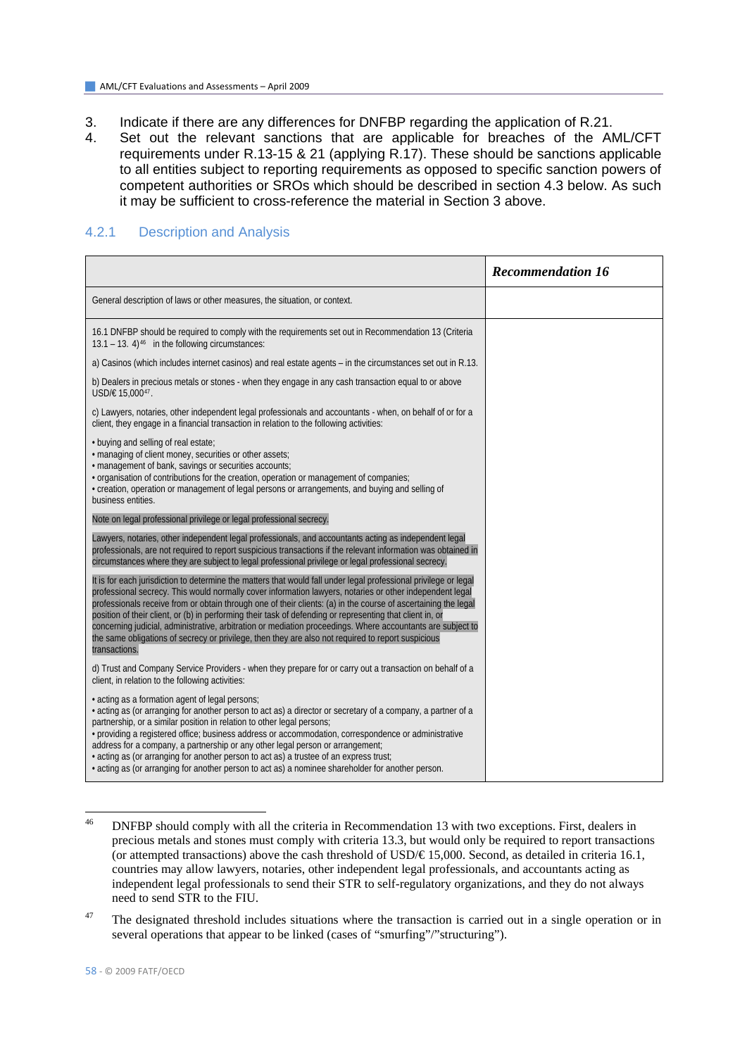3. Indicate if there are any differences for DNFBP regarding the application of R.21.
4. Set out the relevant sanctions that are applicable for breaches of the AML/CFT requirements under R.13-15 & 21 (applying R.17). These should be sanctions applicable to all entities subject to reporting requirements as opposed to specific sanction powers of competent authorities or SROs which should be described in section 4.3 below. As such it may be sufficient to cross-reference the material in Section 3 above.

### 4.2.1 Description and Analysis

| | ***Recommendation 16*** |
|---|---|
| General description of laws or other measures, the situation, or context. | |
| 16.1 DNFBP should be required to comply with the requirements set out in Recommendation 13 (Criteria 13.1 – 13. 4)[46] in the following circumstances:<br><br>a) Casinos (which includes internet casinos) and real estate agents – in the circumstances set out in R.13.<br><br>b) Dealers in precious metals or stones - when they engage in any cash transaction equal to or above USD/€ 15,000[47].<br><br>c) Lawyers, notaries, other independent legal professionals and accountants - when, on behalf of or for a client, they engage in a financial transaction in relation to the following activities:<br><br>• buying and selling of real estate;<br>• managing of client money, securities or other assets;<br>• management of bank, savings or securities accounts;<br>• organisation of contributions for the creation, operation or management of companies;<br>• creation, operation or management of legal persons or arrangements, and buying and selling of business entities.<br><br>Note on legal professional privilege or legal professional secrecy.<br><br>Lawyers, notaries, other independent legal professionals, and accountants acting as independent legal professionals, are not required to report suspicious transactions if the relevant information was obtained in circumstances where they are subject to legal professional privilege or legal professional secrecy.<br><br>It is for each jurisdiction to determine the matters that would fall under legal professional privilege or legal professional secrecy. This would normally cover information lawyers, notaries or other independent legal professionals receive from or obtain through one of their clients: (a) in the course of ascertaining the legal position of their client, or (b) in performing their task of defending or representing that client in, or concerning judicial, administrative, arbitration or mediation proceedings. Where accountants are subject to the same obligations of secrecy or privilege, then they are also not required to report suspicious transactions.<br><br>d) Trust and Company Service Providers - when they prepare for or carry out a transaction on behalf of a client, in relation to the following activities:<br><br>• acting as a formation agent of legal persons;<br>• acting as (or arranging for another person to act as) a director or secretary of a company, a partner of a partnership, or a similar position in relation to other legal persons;<br>• providing a registered office; business address or accommodation, correspondence or administrative address for a company, a partnership or any other legal person or arrangement;<br>• acting as (or arranging for another person to act as) a trustee of an express trust;<br>• acting as (or arranging for another person to act as) a nominee shareholder for another person. | |

[46] DNFBP should comply with all the criteria in Recommendation 13 with two exceptions. First, dealers in precious metals and stones must comply with criteria 13.3, but would only be required to report transactions (or attempted transactions) above the cash threshold of USD/€ 15,000. Second, as detailed in criteria 16.1, countries may allow lawyers, notaries, other independent legal professionals, and accountants acting as independent legal professionals to send their STR to self-regulatory organizations, and they do not always need to send STR to the FIU.

[47] The designated threshold includes situations where the transaction is carried out in a single operation or in several operations that appear to be linked (cases of "smurfing"/"structuring").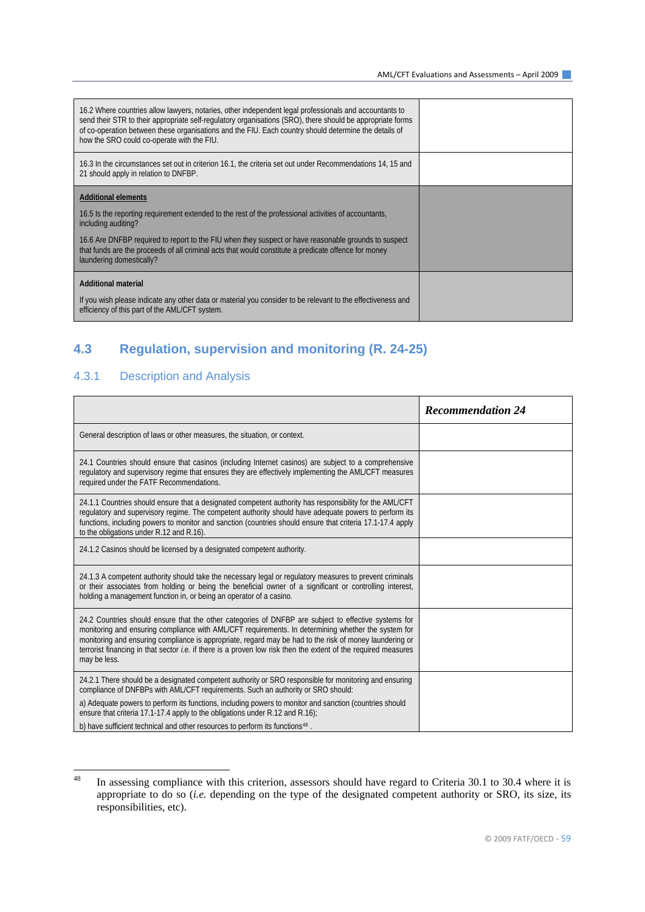| | |
|---|---|
| 16.2 Where countries allow lawyers, notaries, other independent legal professionals and accountants to send their STR to their appropriate self-regulatory organisations (SRO), there should be appropriate forms of co-operation between these organisations and the FIU. Each country should determine the details of how the SRO could co-operate with the FIU. | |
| 16.3 In the circumstances set out in criterion 16.1, the criteria set out under Recommendations 14, 15 and 21 should apply in relation to DNFBP. | |
| **Additional elements**<br><br>16.5 Is the reporting requirement extended to the rest of the professional activities of accountants, including auditing?<br><br>16.6 Are DNFBP required to report to the FIU when they suspect or have reasonable grounds to suspect that funds are the proceeds of all criminal acts that would constitute a predicate offence for money laundering domestically? | |
| **Additional material**<br><br>If you wish please indicate any other data or material you consider to be relevant to the effectiveness and efficiency of this part of the AML/CFT system. | |

## 4.3 Regulation, supervision and monitoring (R. 24-25)

### 4.3.1 Description and Analysis

| | ***Recommendation 24*** |
|---|---|
| General description of laws or other measures, the situation, or context. | |
| 24.1 Countries should ensure that casinos (including Internet casinos) are subject to a comprehensive regulatory and supervisory regime that ensures they are effectively implementing the AML/CFT measures required under the FATF Recommendations. | |
| 24.1.1 Countries should ensure that a designated competent authority has responsibility for the AML/CFT regulatory and supervisory regime. The competent authority should have adequate powers to perform its functions, including powers to monitor and sanction (countries should ensure that criteria 17.1-17.4 apply to the obligations under R.12 and R.16). | |
| 24.1.2 Casinos should be licensed by a designated competent authority. | |
| 24.1.3 A competent authority should take the necessary legal or regulatory measures to prevent criminals or their associates from holding or being the beneficial owner of a significant or controlling interest, holding a management function in, or being an operator of a casino. | |
| 24.2 Countries should ensure that the other categories of DNFBP are subject to effective systems for monitoring and ensuring compliance with AML/CFT requirements. In determining whether the system for monitoring and ensuring compliance is appropriate, regard may be had to the risk of money laundering or terrorist financing in that sector *i.e.* if there is a proven low risk then the extent of the required measures may be less. | |
| 24.2.1 There should be a designated competent authority or SRO responsible for monitoring and ensuring compliance of DNFBPs with AML/CFT requirements. Such an authority or SRO should:<br><br>a) Adequate powers to perform its functions, including powers to monitor and sanction (countries should ensure that criteria 17.1-17.4 apply to the obligations under R.12 and R.16);<br><br>b) have sufficient technical and other resources to perform its functions[48] . | |

[48] In assessing compliance with this criterion, assessors should have regard to Criteria 30.1 to 30.4 where it is appropriate to do so (*i.e.* depending on the type of the designated competent authority or SRO, its size, its responsibilities, etc).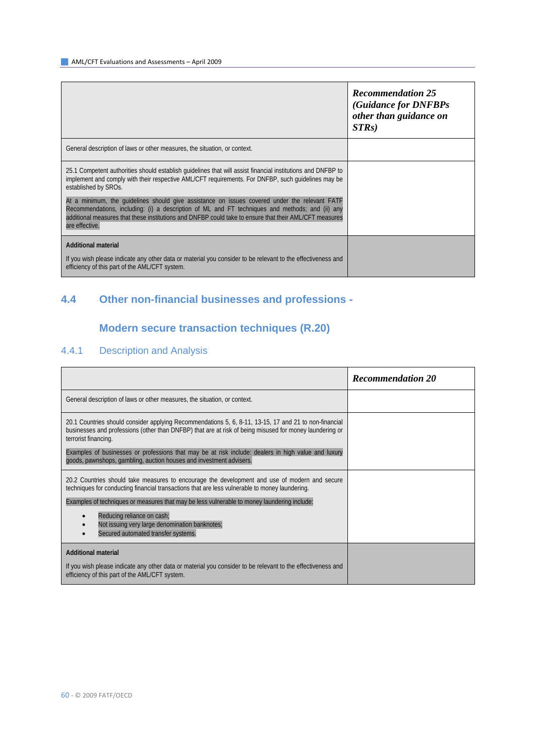| | ***Recommendation 25 (Guidance for DNFBPs other than guidance on STRs)*** |
|---|---|
| General description of laws or other measures, the situation, or context. | |
| 25.1 Competent authorities should establish guidelines that will assist financial institutions and DNFBP to implement and comply with their respective AML/CFT requirements. For DNFBP, such guidelines may be established by SROs.<br><br>At a minimum, the guidelines should give assistance on issues covered under the relevant FATF Recommendations, including: (i) a description of ML and FT techniques and methods; and (ii) any additional measures that these institutions and DNFBP could take to ensure that their AML/CFT measures are effective. | |
| **Additional material**<br><br>If you wish please indicate any other data or material you consider to be relevant to the effectiveness and efficiency of this part of the AML/CFT system. | |

## 4.4 Other non-financial businesses and professions - Modern secure transaction techniques (R.20)

### 4.4.1 Description and Analysis

| | ***Recommendation 20*** |
|---|---|
| General description of laws or other measures, the situation, or context. | |
| 20.1 Countries should consider applying Recommendations 5, 6, 8-11, 13-15, 17 and 21 to non-financial businesses and professions (other than DNFBP) that are at risk of being misused for money laundering or terrorist financing.<br><br>Examples of businesses or professions that may be at risk include: dealers in high value and luxury goods, pawnshops, gambling, auction houses and investment advisers. | |
| 20.2 Countries should take measures to encourage the development and use of modern and secure techniques for conducting financial transactions that are less vulnerable to money laundering.<br><br>Examples of techniques or measures that may be less vulnerable to money laundering include:<br><br>• Reducing reliance on cash;<br>• Not issuing very large denomination banknotes;<br>• Secured automated transfer systems. | |
| **Additional material**<br><br>If you wish please indicate any other data or material you consider to be relevant to the effectiveness and efficiency of this part of the AML/CFT system. | |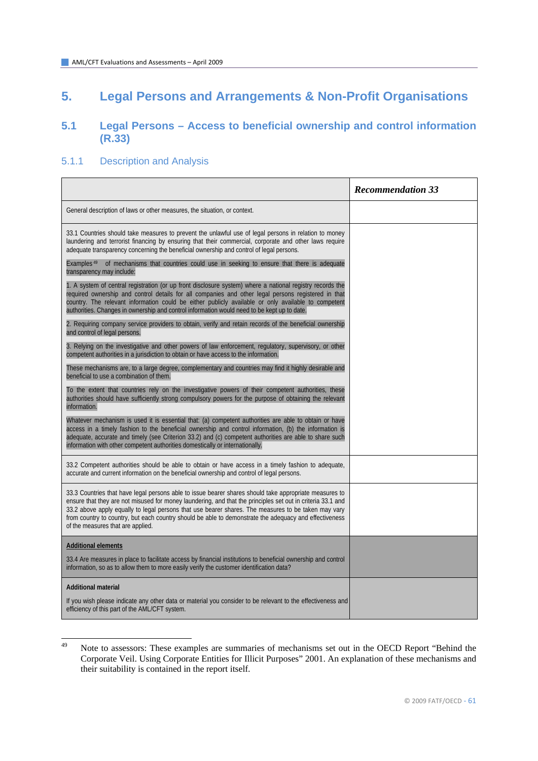# 5. Legal Persons and Arrangements & Non-Profit Organisations

## 5.1 Legal Persons – Access to beneficial ownership and control information (R.33)

### 5.1.1 Description and Analysis

| | ***Recommendation 33*** |
|---|---|
| General description of laws or other measures, the situation, or context. | |
| 33.1 Countries should take measures to prevent the unlawful use of legal persons in relation to money laundering and terrorist financing by ensuring that their commercial, corporate and other laws require adequate transparency concerning the beneficial ownership and control of legal persons.<br><br>Examples[49] of mechanisms that countries could use in seeking to ensure that there is adequate transparency may include:<br><br>1. A system of central registration (or up front disclosure system) where a national registry records the required ownership and control details for all companies and other legal persons registered in that country. The relevant information could be either publicly available or only available to competent authorities. Changes in ownership and control information would need to be kept up to date.<br><br>2. Requiring company service providers to obtain, verify and retain records of the beneficial ownership and control of legal persons.<br><br>3. Relying on the investigative and other powers of law enforcement, regulatory, supervisory, or other competent authorities in a jurisdiction to obtain or have access to the information.<br><br>These mechanisms are, to a large degree, complementary and countries may find it highly desirable and beneficial to use a combination of them.<br><br>To the extent that countries rely on the investigative powers of their competent authorities, these authorities should have sufficiently strong compulsory powers for the purpose of obtaining the relevant information.<br><br>Whatever mechanism is used it is essential that: (a) competent authorities are able to obtain or have access in a timely fashion to the beneficial ownership and control information, (b) the information is adequate, accurate and timely (see Criterion 33.2) and (c) competent authorities are able to share such information with other competent authorities domestically or internationally. | |
| 33.2 Competent authorities should be able to obtain or have access in a timely fashion to adequate, accurate and current information on the beneficial ownership and control of legal persons. | |
| 33.3 Countries that have legal persons able to issue bearer shares should take appropriate measures to ensure that they are not misused for money laundering, and that the principles set out in criteria 33.1 and 33.2 above apply equally to legal persons that use bearer shares. The measures to be taken may vary from country to country, but each country should be able to demonstrate the adequacy and effectiveness of the measures that are applied. | |
| **<u>Additional elements</u>**<br><br>33.4 Are measures in place to facilitate access by financial institutions to beneficial ownership and control information, so as to allow them to more easily verify the customer identification data? | |
| **Additional material**<br><br>If you wish please indicate any other data or material you consider to be relevant to the effectiveness and efficiency of this part of the AML/CFT system. | |

[49] Note to assessors: These examples are summaries of mechanisms set out in the OECD Report "Behind the Corporate Veil. Using Corporate Entities for Illicit Purposes" 2001. An explanation of these mechanisms and their suitability is contained in the report itself.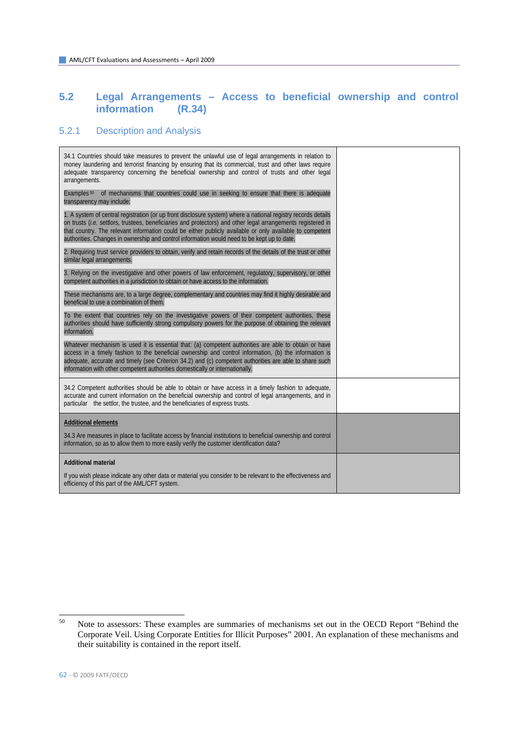## 5.2 Legal Arrangements – Access to beneficial ownership and control information (R.34)

### 5.2.1 Description and Analysis

| | |
|---|---|
| 34.1 Countries should take measures to prevent the unlawful use of legal arrangements in relation to money laundering and terrorist financing by ensuring that its commercial, trust and other laws require adequate transparency concerning the beneficial ownership and control of trusts and other legal arrangements.<br><br>Examples[50] of mechanisms that countries could use in seeking to ensure that there is adequate transparency may include:<br><br>1. A system of central registration (or up front disclosure system) where a national registry records details on trusts (*i.e.* settlors, trustees, beneficiaries and protectors) and other legal arrangements registered in that country. The relevant information could be either publicly available or only available to competent authorities. Changes in ownership and control information would need to be kept up to date.<br><br>2. Requiring trust service providers to obtain, verify and retain records of the details of the trust or other similar legal arrangements.<br><br>3. Relying on the investigative and other powers of law enforcement, regulatory, supervisory, or other competent authorities in a jurisdiction to obtain or have access to the information.<br><br>These mechanisms are, to a large degree, complementary and countries may find it highly desirable and beneficial to use a combination of them.<br><br>To the extent that countries rely on the investigative powers of their competent authorities, these authorities should have sufficiently strong compulsory powers for the purpose of obtaining the relevant information.<br><br>Whatever mechanism is used it is essential that: (a) competent authorities are able to obtain or have access in a timely fashion to the beneficial ownership and control information, (b) the information is adequate, accurate and timely (see Criterion 34.2) and (c) competent authorities are able to share such information with other competent authorities domestically or internationally. | |
| 34.2 Competent authorities should be able to obtain or have access in a timely fashion to adequate, accurate and current information on the beneficial ownership and control of legal arrangements, and in particular the settlor, the trustee, and the beneficiaries of express trusts. | |
| **<u>Additional elements</u>**<br><br>34.3 Are measures in place to facilitate access by financial institutions to beneficial ownership and control information, so as to allow them to more easily verify the customer identification data? | |
| **Additional material**<br><br>If you wish please indicate any other data or material you consider to be relevant to the effectiveness and efficiency of this part of the AML/CFT system. | |

[50] Note to assessors: These examples are summaries of mechanisms set out in the OECD Report "Behind the Corporate Veil. Using Corporate Entities for Illicit Purposes" 2001. An explanation of these mechanisms and their suitability is contained in the report itself.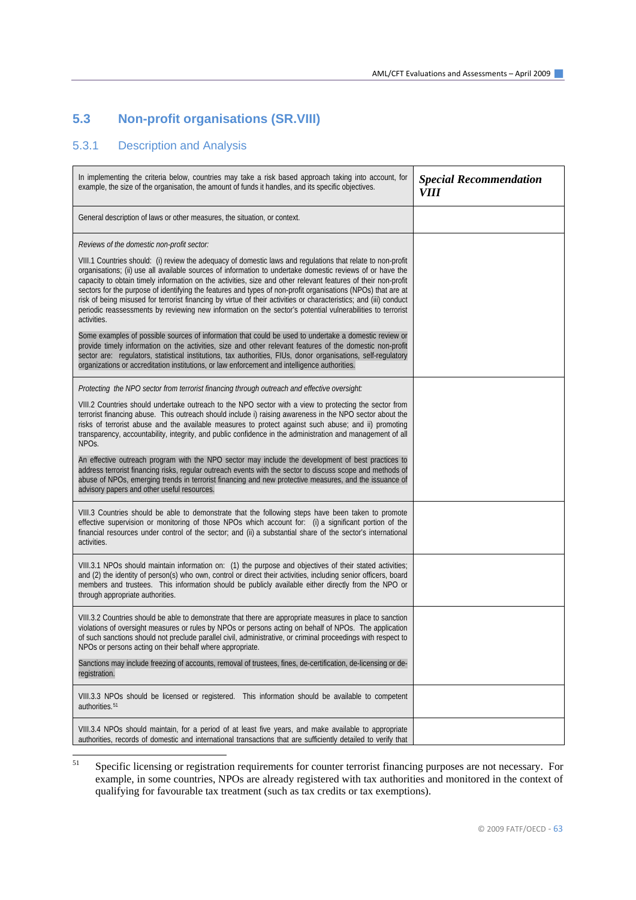## 5.3 Non-profit organisations (SR.VIII)

### 5.3.1 Description and Analysis

| In implementing the criteria below, countries may take a risk based approach taking into account, for example, the size of the organisation, the amount of funds it handles, and its specific objectives. | ***Special Recommendation VIII*** |
|---|---|
| General description of laws or other measures, the situation, or context. | |
| *Reviews of the domestic non-profit sector:*<br><br>VIII.1 Countries should: (i) review the adequacy of domestic laws and regulations that relate to non-profit organisations; (ii) use all available sources of information to undertake domestic reviews of or have the capacity to obtain timely information on the activities, size and other relevant features of their non-profit sectors for the purpose of identifying the features and types of non-profit organisations (NPOs) that are at risk of being misused for terrorist financing by virtue of their activities or characteristics; and (iii) conduct periodic reassessments by reviewing new information on the sector's potential vulnerabilities to terrorist activities.<br><br>Some examples of possible sources of information that could be used to undertake a domestic review or provide timely information on the activities, size and other relevant features of the domestic non-profit sector are: regulators, statistical institutions, tax authorities, FIUs, donor organisations, self-regulatory organizations or accreditation institutions, or law enforcement and intelligence authorities. | |
| *Protecting the NPO sector from terrorist financing through outreach and effective oversight:*<br><br>VIII.2 Countries should undertake outreach to the NPO sector with a view to protecting the sector from terrorist financing abuse. This outreach should include i) raising awareness in the NPO sector about the risks of terrorist abuse and the available measures to protect against such abuse; and ii) promoting transparency, accountability, integrity, and public confidence in the administration and management of all NPOs.<br><br>An effective outreach program with the NPO sector may include the development of best practices to address terrorist financing risks, regular outreach events with the sector to discuss scope and methods of abuse of NPOs, emerging trends in terrorist financing and new protective measures, and the issuance of advisory papers and other useful resources. | |
| VIII.3 Countries should be able to demonstrate that the following steps have been taken to promote effective supervision or monitoring of those NPOs which account for: (i) a significant portion of the financial resources under control of the sector; and (ii) a substantial share of the sector's international activities. | |
| VIII.3.1 NPOs should maintain information on: (1) the purpose and objectives of their stated activities; and (2) the identity of person(s) who own, control or direct their activities, including senior officers, board members and trustees. This information should be publicly available either directly from the NPO or through appropriate authorities. | |
| VIII.3.2 Countries should be able to demonstrate that there are appropriate measures in place to sanction violations of oversight measures or rules by NPOs or persons acting on behalf of NPOs. The application of such sanctions should not preclude parallel civil, administrative, or criminal proceedings with respect to NPOs or persons acting on their behalf where appropriate.<br><br>Sanctions may include freezing of accounts, removal of trustees, fines, de-certification, de-licensing or de-registration. | |
| VIII.3.3 NPOs should be licensed or registered. This information should be available to competent authorities.[51] | |
| VIII.3.4 NPOs should maintain, for a period of at least five years, and make available to appropriate authorities, records of domestic and international transactions that are sufficiently detailed to verify that | |

[51] Specific licensing or registration requirements for counter terrorist financing purposes are not necessary. For example, in some countries, NPOs are already registered with tax authorities and monitored in the context of qualifying for favourable tax treatment (such as tax credits or tax exemptions).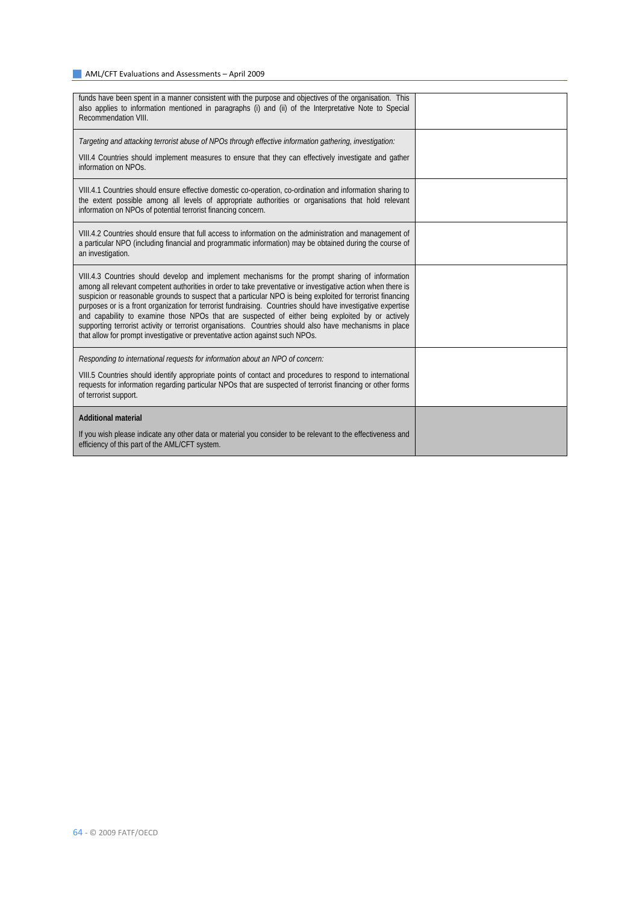| | |
|---|---|
| funds have been spent in a manner consistent with the purpose and objectives of the organisation. This also applies to information mentioned in paragraphs (i) and (ii) of the Interpretative Note to Special Recommendation VIII. | |
| *Targeting and attacking terrorist abuse of NPOs through effective information gathering, investigation:*<br><br>VIII.4 Countries should implement measures to ensure that they can effectively investigate and gather information on NPOs. | |
| VIII.4.1 Countries should ensure effective domestic co-operation, co-ordination and information sharing to the extent possible among all levels of appropriate authorities or organisations that hold relevant information on NPOs of potential terrorist financing concern. | |
| VIII.4.2 Countries should ensure that full access to information on the administration and management of a particular NPO (including financial and programmatic information) may be obtained during the course of an investigation. | |
| VIII.4.3 Countries should develop and implement mechanisms for the prompt sharing of information among all relevant competent authorities in order to take preventative or investigative action when there is suspicion or reasonable grounds to suspect that a particular NPO is being exploited for terrorist financing purposes or is a front organization for terrorist fundraising. Countries should have investigative expertise and capability to examine those NPOs that are suspected of either being exploited by or actively supporting terrorist activity or terrorist organisations. Countries should also have mechanisms in place that allow for prompt investigative or preventative action against such NPOs. | |
| *Responding to international requests for information about an NPO of concern:*<br><br>VIII.5 Countries should identify appropriate points of contact and procedures to respond to international requests for information regarding particular NPOs that are suspected of terrorist financing or other forms of terrorist support. | |
| **Additional material**<br><br>If you wish please indicate any other data or material you consider to be relevant to the effectiveness and efficiency of this part of the AML/CFT system. | |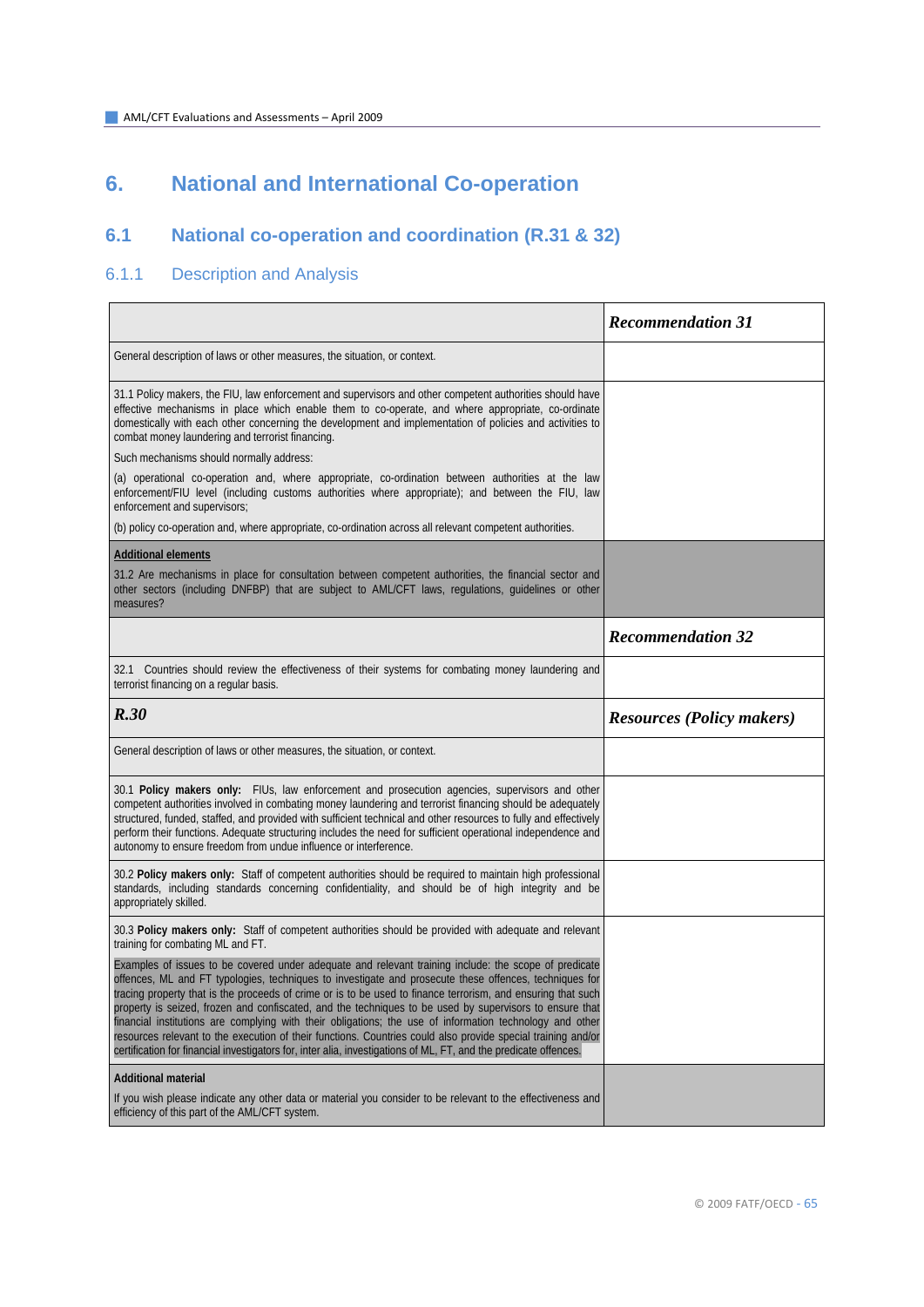# 6. National and International Co-operation

## 6.1 National co-operation and coordination (R.31 & 32)

### 6.1.1 Description and Analysis

| | ***Recommendation 31*** |
|---|---|
| General description of laws or other measures, the situation, or context. | |
| 31.1 Policy makers, the FIU, law enforcement and supervisors and other competent authorities should have effective mechanisms in place which enable them to co-operate, and where appropriate, co-ordinate domestically with each other concerning the development and implementation of policies and activities to combat money laundering and terrorist financing.<br><br>Such mechanisms should normally address:<br><br>(a) operational co-operation and, where appropriate, co-ordination between authorities at the law enforcement/FIU level (including customs authorities where appropriate); and between the FIU, law enforcement and supervisors;<br><br>(b) policy co-operation and, where appropriate, co-ordination across all relevant competent authorities. | |
| **Additional elements**<br><br>31.2 Are mechanisms in place for consultation between competent authorities, the financial sector and other sectors (including DNFBP) that are subject to AML/CFT laws, regulations, guidelines or other measures? | |
| | ***Recommendation 32*** |
| 32.1 Countries should review the effectiveness of their systems for combating money laundering and terrorist financing on a regular basis. | |
| ***R.30*** | ***Resources (Policy makers)*** |
| General description of laws or other measures, the situation, or context. | |
| 30.1 **Policy makers only:** FIUs, law enforcement and prosecution agencies, supervisors and other competent authorities involved in combating money laundering and terrorist financing should be adequately structured, funded, staffed, and provided with sufficient technical and other resources to fully and effectively perform their functions. Adequate structuring includes the need for sufficient operational independence and autonomy to ensure freedom from undue influence or interference. | |
| 30.2 **Policy makers only:** Staff of competent authorities should be required to maintain high professional standards, including standards concerning confidentiality, and should be of high integrity and be appropriately skilled. | |
| 30.3 **Policy makers only:** Staff of competent authorities should be provided with adequate and relevant training for combating ML and FT.<br><br>Examples of issues to be covered under adequate and relevant training include: the scope of predicate offences, ML and FT typologies, techniques to investigate and prosecute these offences, techniques for tracing property that is the proceeds of crime or is to be used to finance terrorism, and ensuring that such property is seized, frozen and confiscated, and the techniques to be used by supervisors to ensure that financial institutions are complying with their obligations; the use of information technology and other resources relevant to the execution of their functions. Countries could also provide special training and/or certification for financial investigators for, inter alia, investigations of ML, FT, and the predicate offences. | |
| **Additional material**<br><br>If you wish please indicate any other data or material you consider to be relevant to the effectiveness and efficiency of this part of the AML/CFT system. | |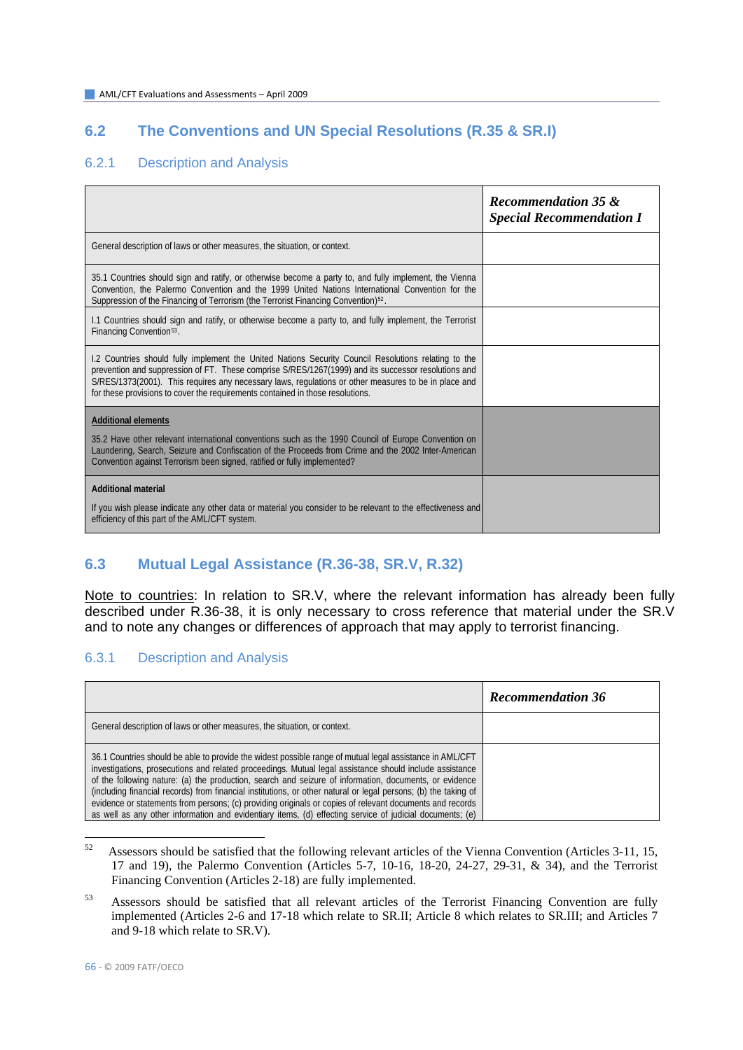## 6.2 The Conventions and UN Special Resolutions (R.35 & SR.I)

### 6.2.1 Description and Analysis

| | ***Recommendation 35 & Special Recommendation I*** |
|---|---|
| General description of laws or other measures, the situation, or context. | |
| 35.1 Countries should sign and ratify, or otherwise become a party to, and fully implement, the Vienna Convention, the Palermo Convention and the 1999 United Nations International Convention for the Suppression of the Financing of Terrorism (the Terrorist Financing Convention)[52]. | |
| I.1 Countries should sign and ratify, or otherwise become a party to, and fully implement, the Terrorist Financing Convention[53]. | |
| I.2 Countries should fully implement the United Nations Security Council Resolutions relating to the prevention and suppression of FT. These comprise S/RES/1267(1999) and its successor resolutions and S/RES/1373(2001). This requires any necessary laws, regulations or other measures to be in place and for these provisions to cover the requirements contained in those resolutions. | |
| **Additional elements**<br><br>35.2 Have other relevant international conventions such as the 1990 Council of Europe Convention on Laundering, Search, Seizure and Confiscation of the Proceeds from Crime and the 2002 Inter-American Convention against Terrorism been signed, ratified or fully implemented? | |
| **Additional material**<br><br>If you wish please indicate any other data or material you consider to be relevant to the effectiveness and efficiency of this part of the AML/CFT system. | |

## 6.3 Mutual Legal Assistance (R.36-38, SR.V, R.32)

Note to countries: In relation to SR.V, where the relevant information has already been fully described under R.36-38, it is only necessary to cross reference that material under the SR.V and to note any changes or differences of approach that may apply to terrorist financing.

### 6.3.1 Description and Analysis

| | ***Recommendation 36*** |
|---|---|
| General description of laws or other measures, the situation, or context. | |
| 36.1 Countries should be able to provide the widest possible range of mutual legal assistance in AML/CFT investigations, prosecutions and related proceedings. Mutual legal assistance should include assistance of the following nature: (a) the production, search and seizure of information, documents, or evidence (including financial records) from financial institutions, or other natural or legal persons; (b) the taking of evidence or statements from persons; (c) providing originals or copies of relevant documents and records as well as any other information and evidentiary items, (d) effecting service of judicial documents; (e) | |

[52] Assessors should be satisfied that the following relevant articles of the Vienna Convention (Articles 3-11, 15, 17 and 19), the Palermo Convention (Articles 5-7, 10-16, 18-20, 24-27, 29-31, & 34), and the Terrorist Financing Convention (Articles 2-18) are fully implemented.

[53] Assessors should be satisfied that all relevant articles of the Terrorist Financing Convention are fully implemented (Articles 2-6 and 17-18 which relate to SR.II; Article 8 which relates to SR.III; and Articles 7 and 9-18 which relate to SR.V).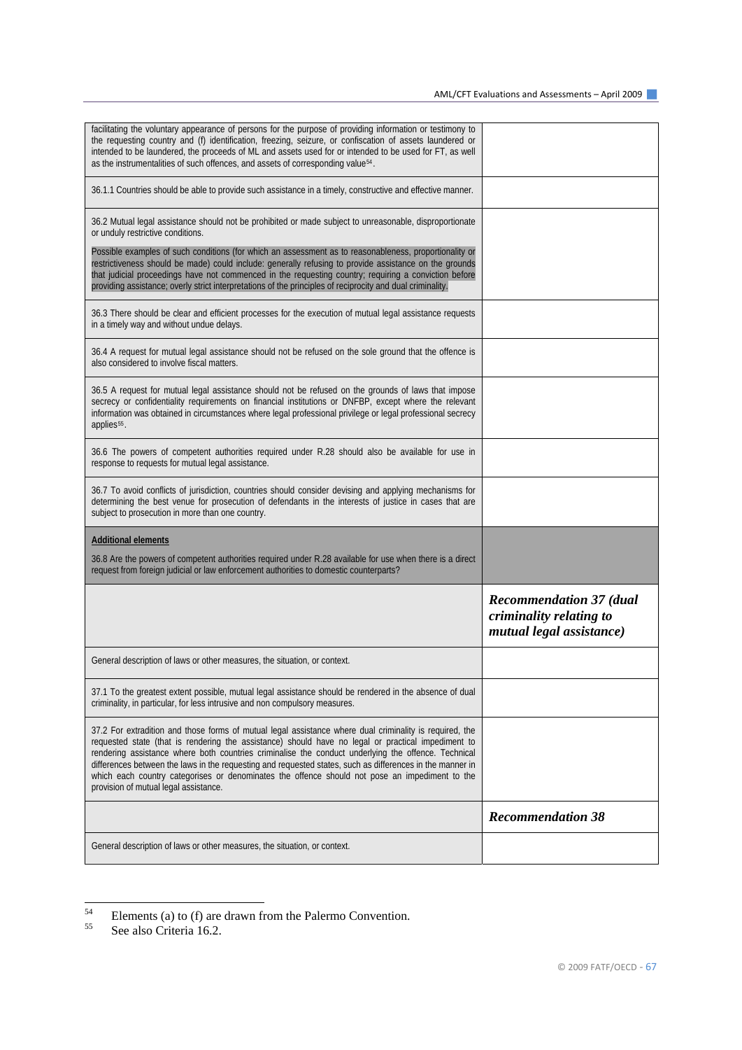| | |
|---|---|
| facilitating the voluntary appearance of persons for the purpose of providing information or testimony to the requesting country and (f) identification, freezing, seizure, or confiscation of assets laundered or intended to be laundered, the proceeds of ML and assets used for or intended to be used for FT, as well as the instrumentalities of such offences, and assets of corresponding value[54]. | |
| 36.1.1 Countries should be able to provide such assistance in a timely, constructive and effective manner. | |
| 36.2 Mutual legal assistance should not be prohibited or made subject to unreasonable, disproportionate or unduly restrictive conditions.<br><br>Possible examples of such conditions (for which an assessment as to reasonableness, proportionality or restrictiveness should be made) could include: generally refusing to provide assistance on the grounds that judicial proceedings have not commenced in the requesting country; requiring a conviction before providing assistance; overly strict interpretations of the principles of reciprocity and dual criminality. | |
| 36.3 There should be clear and efficient processes for the execution of mutual legal assistance requests in a timely way and without undue delays. | |
| 36.4 A request for mutual legal assistance should not be refused on the sole ground that the offence is also considered to involve fiscal matters. | |
| 36.5 A request for mutual legal assistance should not be refused on the grounds of laws that impose secrecy or confidentiality requirements on financial institutions or DNFBP, except where the relevant information was obtained in circumstances where legal professional privilege or legal professional secrecy applies[55]. | |
| 36.6 The powers of competent authorities required under R.28 should also be available for use in response to requests for mutual legal assistance. | |
| 36.7 To avoid conflicts of jurisdiction, countries should consider devising and applying mechanisms for determining the best venue for prosecution of defendants in the interests of justice in cases that are subject to prosecution in more than one country. | |
| **Additional elements**<br><br>36.8 Are the powers of competent authorities required under R.28 available for use when there is a direct request from foreign judicial or law enforcement authorities to domestic counterparts? | |
| | ***Recommendation 37 (dual criminality relating to mutual legal assistance)*** |
| General description of laws or other measures, the situation, or context. | |
| 37.1 To the greatest extent possible, mutual legal assistance should be rendered in the absence of dual criminality, in particular, for less intrusive and non compulsory measures. | |
| 37.2 For extradition and those forms of mutual legal assistance where dual criminality is required, the requested state (that is rendering the assistance) should have no legal or practical impediment to rendering assistance where both countries criminalise the conduct underlying the offence. Technical differences between the laws in the requesting and requested states, such as differences in the manner in which each country categorises or denominates the offence should not pose an impediment to the provision of mutual legal assistance. | |
| | ***Recommendation 38*** |
| General description of laws or other measures, the situation, or context. | |

[54] Elements (a) to (f) are drawn from the Palermo Convention.

[55] See also Criteria 16.2.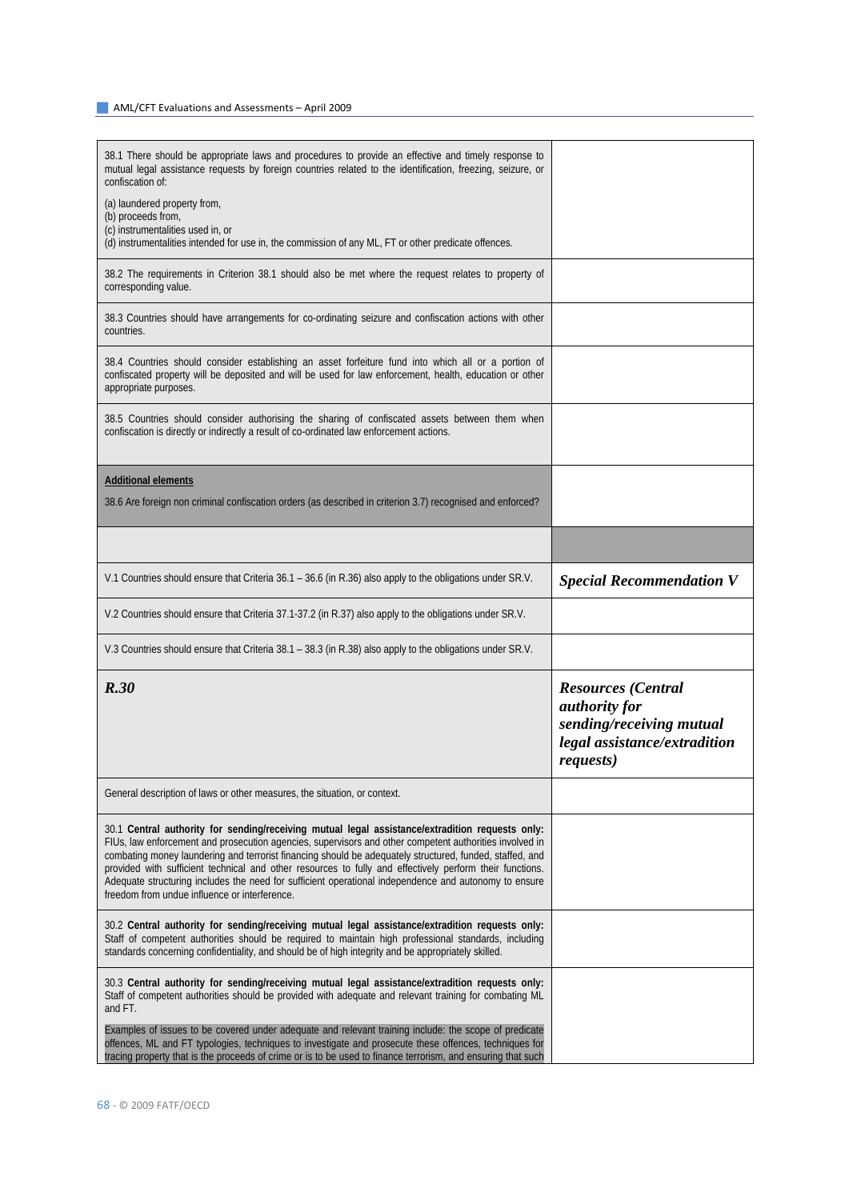| | |
|---|---|
| 38.1 There should be appropriate laws and procedures to provide an effective and timely response to mutual legal assistance requests by foreign countries related to the identification, freezing, seizure, or confiscation of:<br><br>(a) laundered property from,<br>(b) proceeds from,<br>(c) instrumentalities used in, or<br>(d) instrumentalities intended for use in, the commission of any ML, FT or other predicate offences. | |
| 38.2 The requirements in Criterion 38.1 should also be met where the request relates to property of corresponding value. | |
| 38.3 Countries should have arrangements for co-ordinating seizure and confiscation actions with other countries. | |
| 38.4 Countries should consider establishing an asset forfeiture fund into which all or a portion of confiscated property will be deposited and will be used for law enforcement, health, education or other appropriate purposes. | |
| 38.5 Countries should consider authorising the sharing of confiscated assets between them when confiscation is directly or indirectly a result of co-ordinated law enforcement actions. | |
| **Additional elements**<br><br>38.6 Are foreign non criminal confiscation orders (as described in criterion 3.7) recognised and enforced? | |
| | |
| V.1 Countries should ensure that Criteria 36.1 – 36.6 (in R.36) also apply to the obligations under SR.V. | ***Special Recommendation V*** |
| V.2 Countries should ensure that Criteria 37.1-37.2 (in R.37) also apply to the obligations under SR.V. | |
| V.3 Countries should ensure that Criteria 38.1 – 38.3 (in R.38) also apply to the obligations under SR.V. | |
| ***R.30*** | ***Resources (Central authority for sending/receiving mutual legal assistance/extradition requests)*** |
| General description of laws or other measures, the situation, or context. | |
| 30.1 **Central authority for sending/receiving mutual legal assistance/extradition requests only:** FIUs, law enforcement and prosecution agencies, supervisors and other competent authorities involved in combating money laundering and terrorist financing should be adequately structured, funded, staffed, and provided with sufficient technical and other resources to fully and effectively perform their functions. Adequate structuring includes the need for sufficient operational independence and autonomy to ensure freedom from undue influence or interference. | |
| 30.2 **Central authority for sending/receiving mutual legal assistance/extradition requests only:** Staff of competent authorities should be required to maintain high professional standards, including standards concerning confidentiality, and should be of high integrity and be appropriately skilled. | |
| 30.3 **Central authority for sending/receiving mutual legal assistance/extradition requests only:** Staff of competent authorities should be provided with adequate and relevant training for combating ML and FT.<br><br>Examples of issues to be covered under adequate and relevant training include: the scope of predicate offences, ML and FT typologies, techniques to investigate and prosecute these offences, techniques for tracing property that is the proceeds of crime or is to be used to finance terrorism, and ensuring that such | |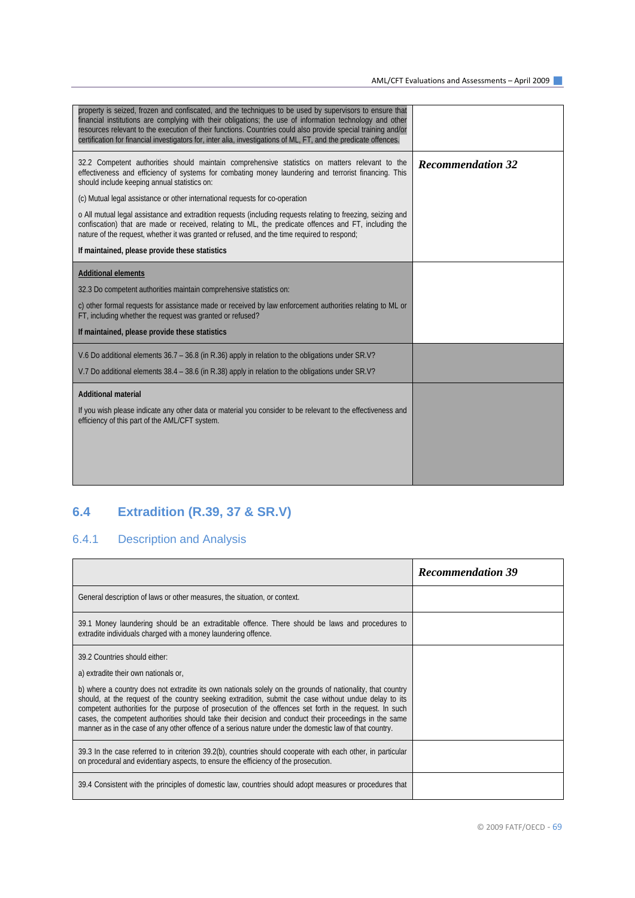| | |
|---|---|
| property is seized, frozen and confiscated, and the techniques to be used by supervisors to ensure that financial institutions are complying with their obligations; the use of information technology and other resources relevant to the execution of their functions. Countries could also provide special training and/or certification for financial investigators for, inter alia, investigations of ML, FT, and the predicate offences. | |
| 32.2 Competent authorities should maintain comprehensive statistics on matters relevant to the effectiveness and efficiency of systems for combating money laundering and terrorist financing. This should include keeping annual statistics on:<br><br>(c) Mutual legal assistance or other international requests for co-operation<br><br>o All mutual legal assistance and extradition requests (including requests relating to freezing, seizing and confiscation) that are made or received, relating to ML, the predicate offences and FT, including the nature of the request, whether it was granted or refused, and the time required to respond;<br><br>**If maintained, please provide these statistics** | ***Recommendation 32*** |
| **<u>Additional elements</u>**<br><br>32.3 Do competent authorities maintain comprehensive statistics on:<br><br>c) other formal requests for assistance made or received by law enforcement authorities relating to ML or FT, including whether the request was granted or refused?<br><br>**If maintained, please provide these statistics** | |
| V.6 Do additional elements 36.7 – 36.8 (in R.36) apply in relation to the obligations under SR.V?<br><br>V.7 Do additional elements 38.4 – 38.6 (in R.38) apply in relation to the obligations under SR.V? | |
| **Additional material**<br><br>If you wish please indicate any other data or material you consider to be relevant to the effectiveness and efficiency of this part of the AML/CFT system. | |

## 6.4 Extradition (R.39, 37 & SR.V)

### 6.4.1 Description and Analysis

| | ***Recommendation 39*** |
|---|---|
| General description of laws or other measures, the situation, or context. | |
| 39.1 Money laundering should be an extraditable offence. There should be laws and procedures to extradite individuals charged with a money laundering offence. | |
| 39.2 Countries should either:<br><br>a) extradite their own nationals or,<br><br>b) where a country does not extradite its own nationals solely on the grounds of nationality, that country should, at the request of the country seeking extradition, submit the case without undue delay to its competent authorities for the purpose of prosecution of the offences set forth in the request. In such cases, the competent authorities should take their decision and conduct their proceedings in the same manner as in the case of any other offence of a serious nature under the domestic law of that country. | |
| 39.3 In the case referred to in criterion 39.2(b), countries should cooperate with each other, in particular on procedural and evidentiary aspects, to ensure the efficiency of the prosecution. | |
| 39.4 Consistent with the principles of domestic law, countries should adopt measures or procedures that | |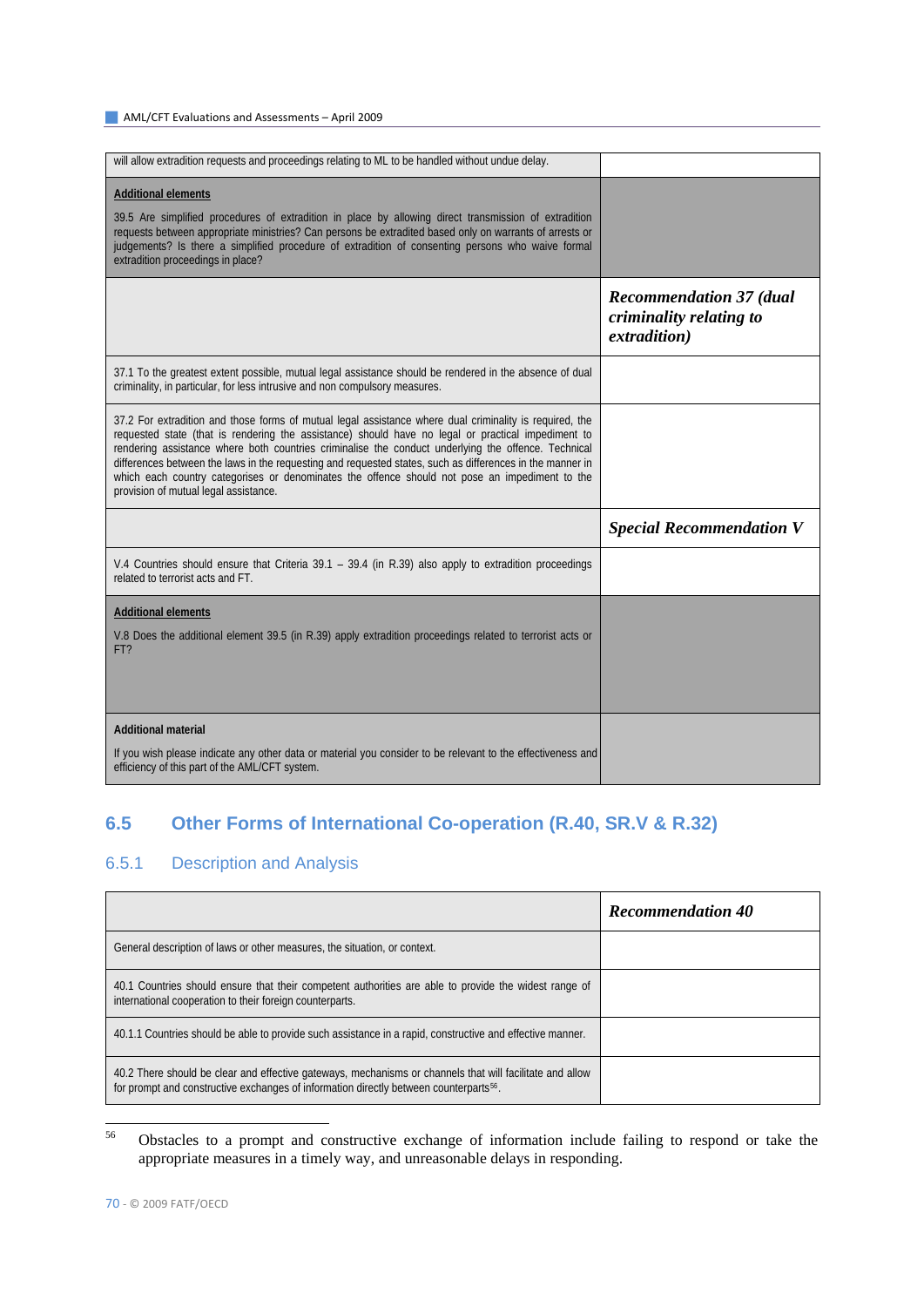| | |
|---|---|
| will allow extradition requests and proceedings relating to ML to be handled without undue delay. | |
| **Additional elements**<br><br>39.5 Are simplified procedures of extradition in place by allowing direct transmission of extradition requests between appropriate ministries? Can persons be extradited based only on warrants of arrests or judgements? Is there a simplified procedure of extradition of consenting persons who waive formal extradition proceedings in place? | |
| | ***Recommendation 37 (dual criminality relating to extradition)*** |
| 37.1 To the greatest extent possible, mutual legal assistance should be rendered in the absence of dual criminality, in particular, for less intrusive and non compulsory measures. | |
| 37.2 For extradition and those forms of mutual legal assistance where dual criminality is required, the requested state (that is rendering the assistance) should have no legal or practical impediment to rendering assistance where both countries criminalise the conduct underlying the offence. Technical differences between the laws in the requesting and requested states, such as differences in the manner in which each country categorises or denominates the offence should not pose an impediment to the provision of mutual legal assistance. | |
| | ***Special Recommendation V*** |
| V.4 Countries should ensure that Criteria 39.1 – 39.4 (in R.39) also apply to extradition proceedings related to terrorist acts and FT. | |
| **Additional elements**<br><br>V.8 Does the additional element 39.5 (in R.39) apply extradition proceedings related to terrorist acts or FT? | |
| **Additional material**<br><br>If you wish please indicate any other data or material you consider to be relevant to the effectiveness and efficiency of this part of the AML/CFT system. | |

## 6.5 Other Forms of International Co-operation (R.40, SR.V & R.32)

### 6.5.1 Description and Analysis

| | ***Recommendation 40*** |
|---|---|
| General description of laws or other measures, the situation, or context. | |
| 40.1 Countries should ensure that their competent authorities are able to provide the widest range of international cooperation to their foreign counterparts. | |
| 40.1.1 Countries should be able to provide such assistance in a rapid, constructive and effective manner. | |
| 40.2 There should be clear and effective gateways, mechanisms or channels that will facilitate and allow for prompt and constructive exchanges of information directly between counterparts[56]. | |

[56] Obstacles to a prompt and constructive exchange of information include failing to respond or take the appropriate measures in a timely way, and unreasonable delays in responding.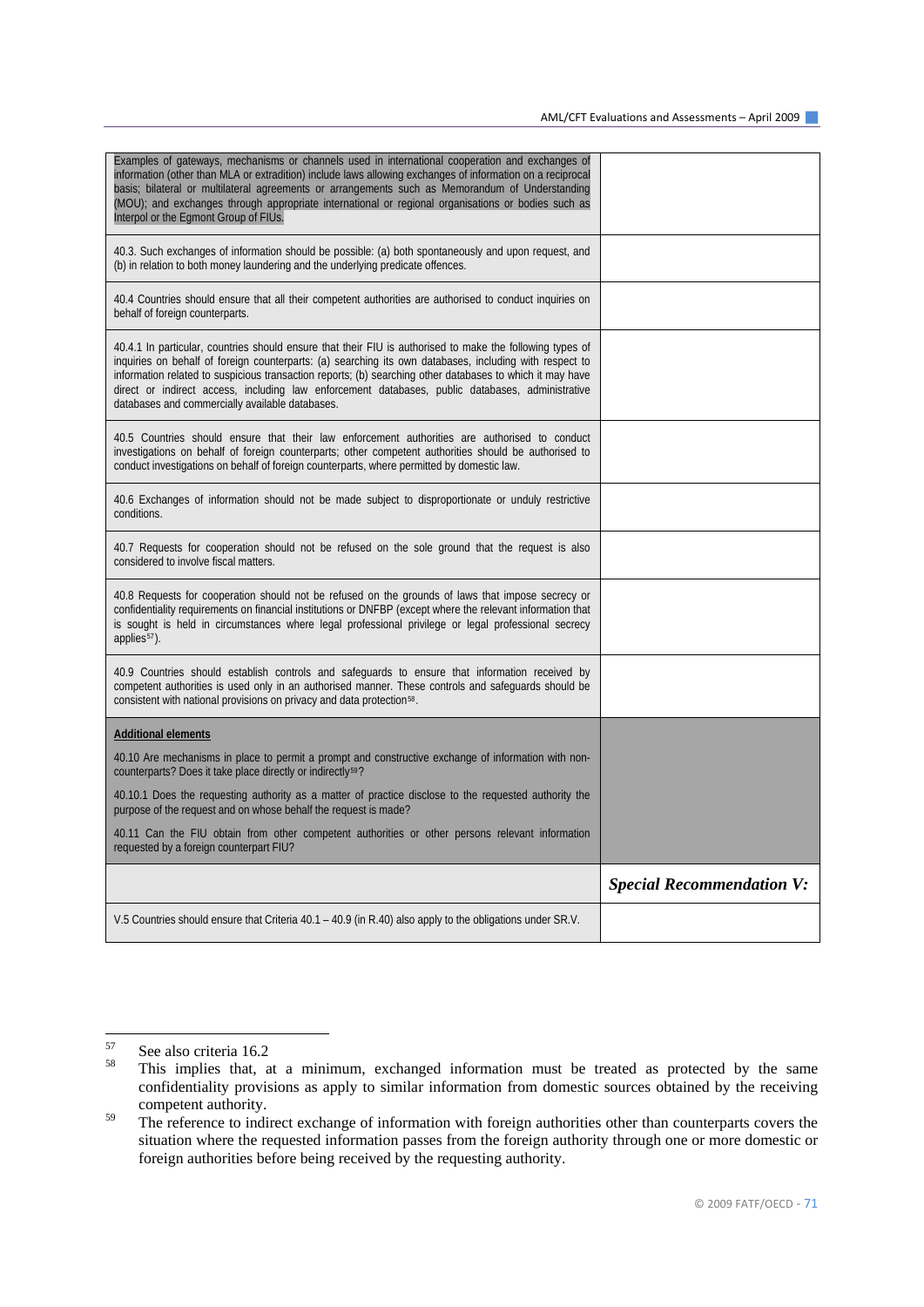| | |
|---|---|
| Examples of gateways, mechanisms or channels used in international cooperation and exchanges of information (other than MLA or extradition) include laws allowing exchanges of information on a reciprocal basis; bilateral or multilateral agreements or arrangements such as Memorandum of Understanding (MOU); and exchanges through appropriate international or regional organisations or bodies such as Interpol or the Egmont Group of FIUs. | |
| 40.3. Such exchanges of information should be possible: (a) both spontaneously and upon request, and (b) in relation to both money laundering and the underlying predicate offences. | |
| 40.4 Countries should ensure that all their competent authorities are authorised to conduct inquiries on behalf of foreign counterparts. | |
| 40.4.1 In particular, countries should ensure that their FIU is authorised to make the following types of inquiries on behalf of foreign counterparts: (a) searching its own databases, including with respect to information related to suspicious transaction reports; (b) searching other databases to which it may have direct or indirect access, including law enforcement databases, public databases, administrative databases and commercially available databases. | |
| 40.5 Countries should ensure that their law enforcement authorities are authorised to conduct investigations on behalf of foreign counterparts; other competent authorities should be authorised to conduct investigations on behalf of foreign counterparts, where permitted by domestic law. | |
| 40.6 Exchanges of information should not be made subject to disproportionate or unduly restrictive conditions. | |
| 40.7 Requests for cooperation should not be refused on the sole ground that the request is also considered to involve fiscal matters. | |
| 40.8 Requests for cooperation should not be refused on the grounds of laws that impose secrecy or confidentiality requirements on financial institutions or DNFBP (except where the relevant information that is sought is held in circumstances where legal professional privilege or legal professional secrecy applies[57]). | |
| 40.9 Countries should establish controls and safeguards to ensure that information received by competent authorities is used only in an authorised manner. These controls and safeguards should be consistent with national provisions on privacy and data protection[58]. | |
| **Additional elements**<br><br>40.10 Are mechanisms in place to permit a prompt and constructive exchange of information with non-counterparts? Does it take place directly or indirectly[59]?<br><br>40.10.1 Does the requesting authority as a matter of practice disclose to the requested authority the purpose of the request and on whose behalf the request is made?<br><br>40.11 Can the FIU obtain from other competent authorities or other persons relevant information requested by a foreign counterpart FIU? | |
| | ***Special Recommendation V:*** |
| V.5 Countries should ensure that Criteria 40.1 – 40.9 (in R.40) also apply to the obligations under SR.V. | |

[57] See also criteria 16.2

[58] This implies that, at a minimum, exchanged information must be treated as protected by the same confidentiality provisions as apply to similar information from domestic sources obtained by the receiving competent authority.

[59] The reference to indirect exchange of information with foreign authorities other than counterparts covers the situation where the requested information passes from the foreign authority through one or more domestic or foreign authorities before being received by the requesting authority.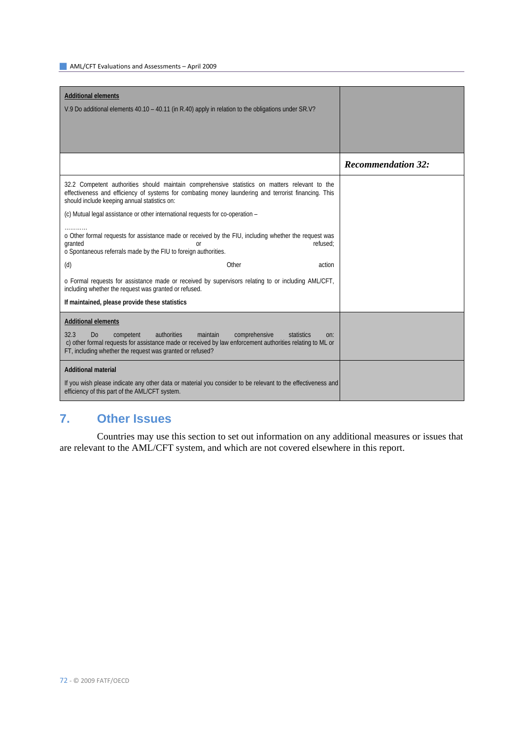| | |
|---|---|
| **Additional elements**<br><br>V.9 Do additional elements 40.10 – 40.11 (in R.40) apply in relation to the obligations under SR.V? | |
| | ***Recommendation 32:*** |
| 32.2 Competent authorities should maintain comprehensive statistics on matters relevant to the effectiveness and efficiency of systems for combating money laundering and terrorist financing. This should include keeping annual statistics on:<br><br>(c) Mutual legal assistance or other international requests for co-operation –<br><br>…………<br>o Other formal requests for assistance made or received by the FIU, including whether the request was granted or refused;<br>o Spontaneous referrals made by the FIU to foreign authorities.<br><br>(d) Other action<br><br>o Formal requests for assistance made or received by supervisors relating to or including AML/CFT, including whether the request was granted or refused.<br><br>**If maintained, please provide these statistics** | |
| **Additional elements**<br><br>32.3 Do competent authorities maintain comprehensive statistics on:<br>c) other formal requests for assistance made or received by law enforcement authorities relating to ML or FT, including whether the request was granted or refused? | |
| **Additional material**<br><br>If you wish please indicate any other data or material you consider to be relevant to the effectiveness and efficiency of this part of the AML/CFT system. | |

## 7. Other Issues

Countries may use this section to set out information on any additional measures or issues that are relevant to the AML/CFT system, and which are not covered elsewhere in this report.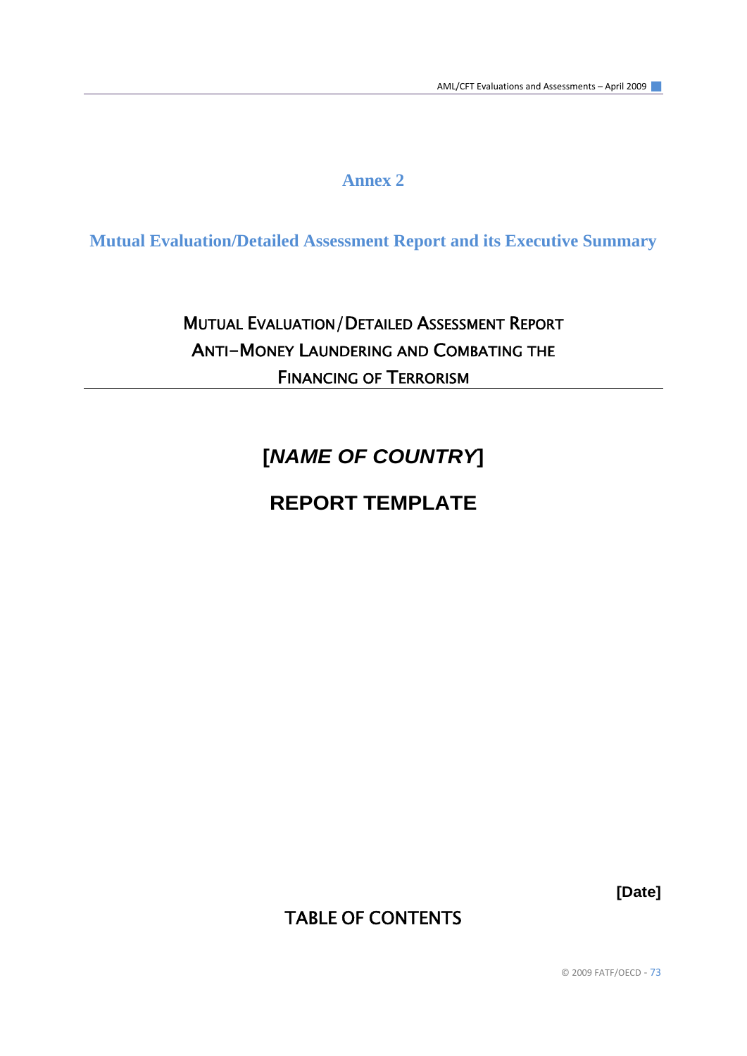# Annex 2

## Mutual Evaluation/Detailed Assessment Report and its Executive Summary

MUTUAL EVALUATION/DETAILED ASSESSMENT REPORT
ANTI-MONEY LAUNDERING AND COMBATING THE
FINANCING OF TERRORISM

---

# [*NAME OF COUNTRY*]

# REPORT TEMPLATE

**[Date]**

## TABLE OF CONTENTS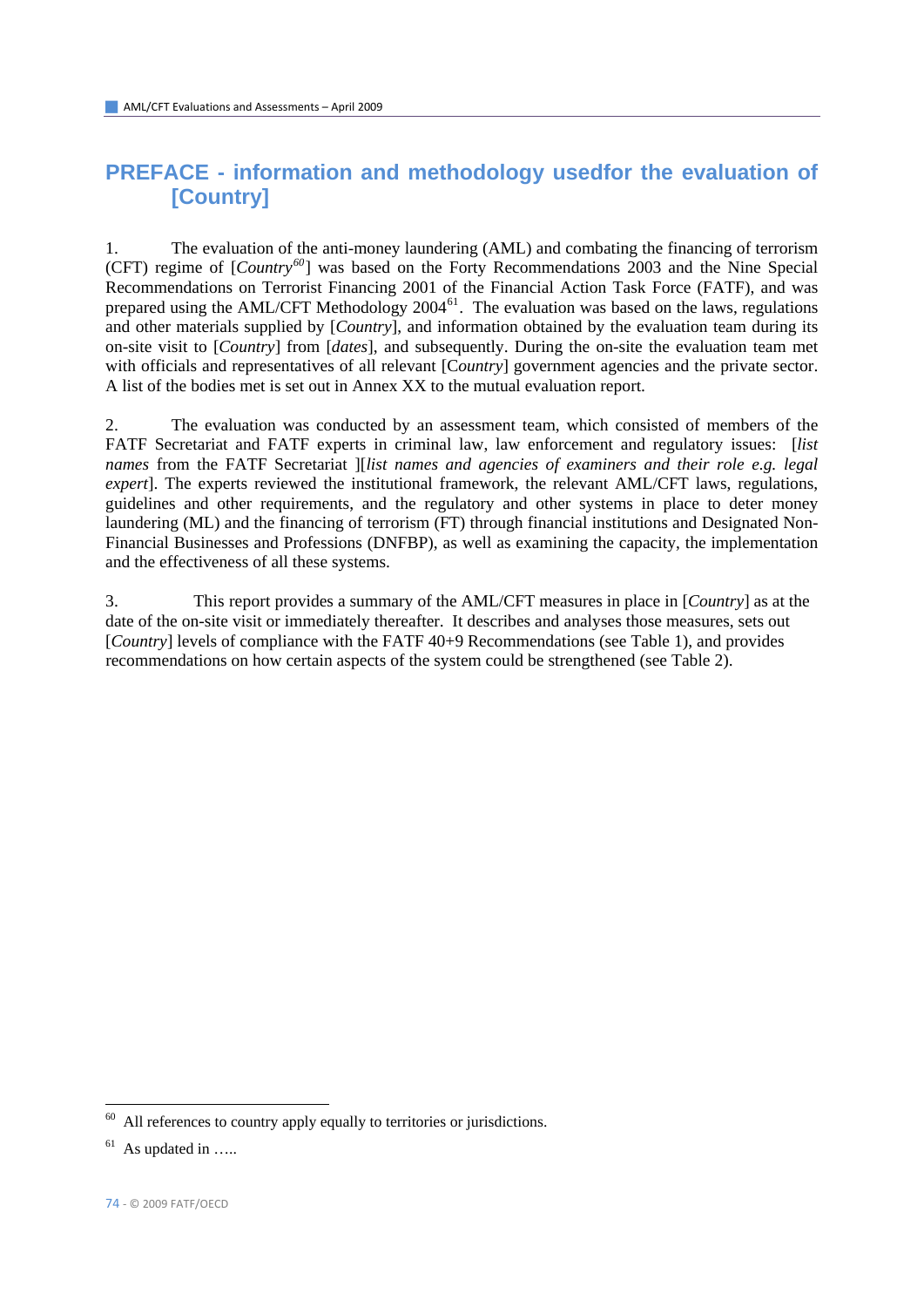## PREFACE - information and methodology usedfor the evaluation of [Country]

1. The evaluation of the anti-money laundering (AML) and combating the financing of terrorism (CFT) regime of [*Country*[60]] was based on the Forty Recommendations 2003 and the Nine Special Recommendations on Terrorist Financing 2001 of the Financial Action Task Force (FATF), and was prepared using the AML/CFT Methodology 2004[61]. The evaluation was based on the laws, regulations and other materials supplied by [*Country*], and information obtained by the evaluation team during its on-site visit to [*Country*] from [*dates*], and subsequently. During the on-site the evaluation team met with officials and representatives of all relevant [C*ountry*] government agencies and the private sector. A list of the bodies met is set out in Annex XX to the mutual evaluation report.

2. The evaluation was conducted by an assessment team, which consisted of members of the FATF Secretariat and FATF experts in criminal law, law enforcement and regulatory issues: [*list names* from the FATF Secretariat ][*list names and agencies of examiners and their role e.g. legal expert*]. The experts reviewed the institutional framework, the relevant AML/CFT laws, regulations, guidelines and other requirements, and the regulatory and other systems in place to deter money laundering (ML) and the financing of terrorism (FT) through financial institutions and Designated Non-Financial Businesses and Professions (DNFBP), as well as examining the capacity, the implementation and the effectiveness of all these systems.

3. This report provides a summary of the AML/CFT measures in place in [*Country*] as at the date of the on-site visit or immediately thereafter. It describes and analyses those measures, sets out [*Country*] levels of compliance with the FATF 40+9 Recommendations (see Table 1), and provides recommendations on how certain aspects of the system could be strengthened (see Table 2).

---

[60] All references to country apply equally to territories or jurisdictions.

[61] As updated in …..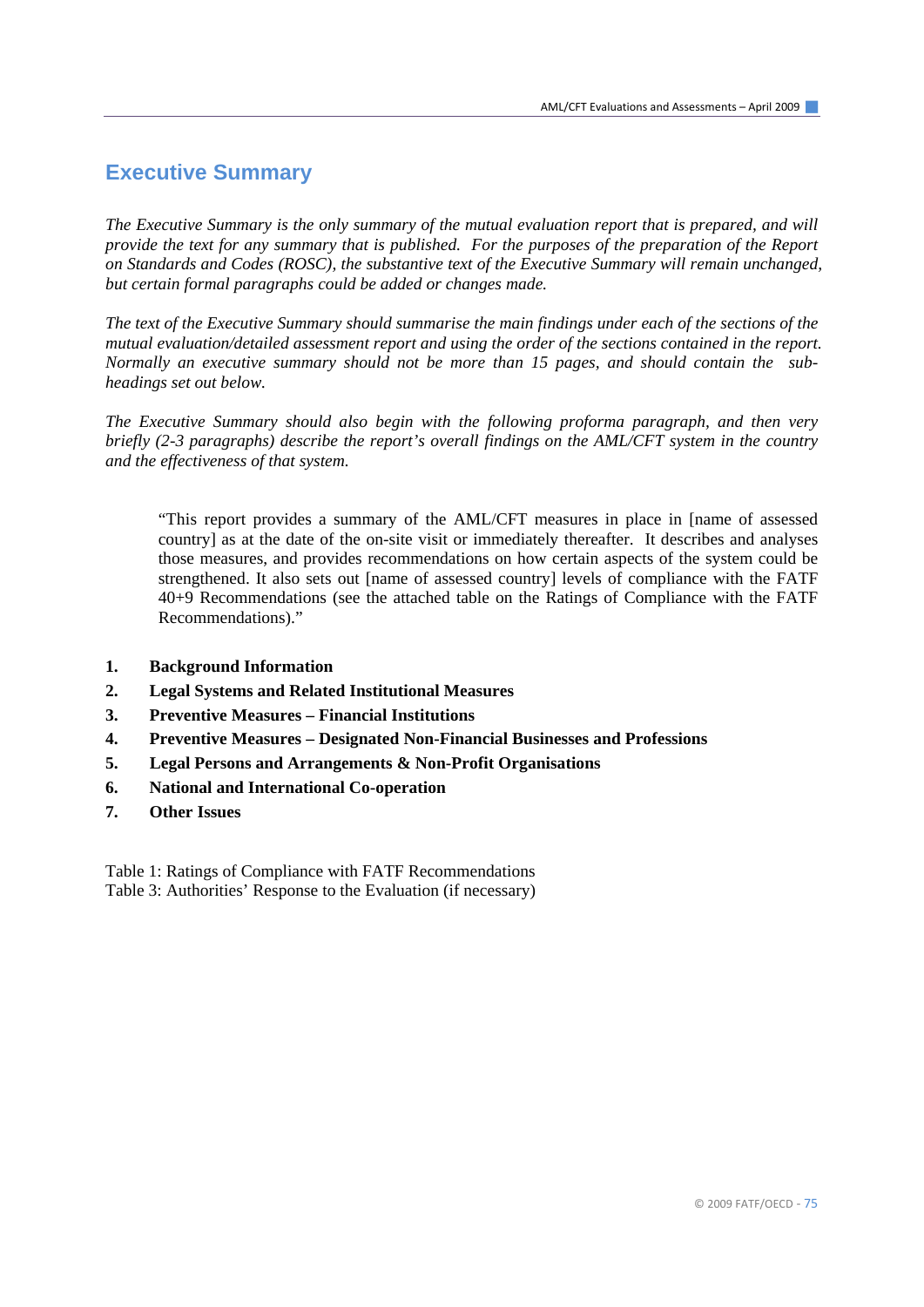# Executive Summary

*The Executive Summary is the only summary of the mutual evaluation report that is prepared, and will provide the text for any summary that is published. For the purposes of the preparation of the Report on Standards and Codes (ROSC), the substantive text of the Executive Summary will remain unchanged, but certain formal paragraphs could be added or changes made.*

*The text of the Executive Summary should summarise the main findings under each of the sections of the mutual evaluation/detailed assessment report and using the order of the sections contained in the report. Normally an executive summary should not be more than 15 pages, and should contain the sub-headings set out below.*

*The Executive Summary should also begin with the following proforma paragraph, and then very briefly (2-3 paragraphs) describe the report's overall findings on the AML/CFT system in the country and the effectiveness of that system.*

> "This report provides a summary of the AML/CFT measures in place in [name of assessed country] as at the date of the on-site visit or immediately thereafter. It describes and analyses those measures, and provides recommendations on how certain aspects of the system could be strengthened. It also sets out [name of assessed country] levels of compliance with the FATF 40+9 Recommendations (see the attached table on the Ratings of Compliance with the FATF Recommendations)."

1. **Background Information**
2. **Legal Systems and Related Institutional Measures**
3. **Preventive Measures – Financial Institutions**
4. **Preventive Measures – Designated Non-Financial Businesses and Professions**
5. **Legal Persons and Arrangements & Non-Profit Organisations**
6. **National and International Co-operation**
7. **Other Issues**

Table 1: Ratings of Compliance with FATF Recommendations
Table 3: Authorities' Response to the Evaluation (if necessary)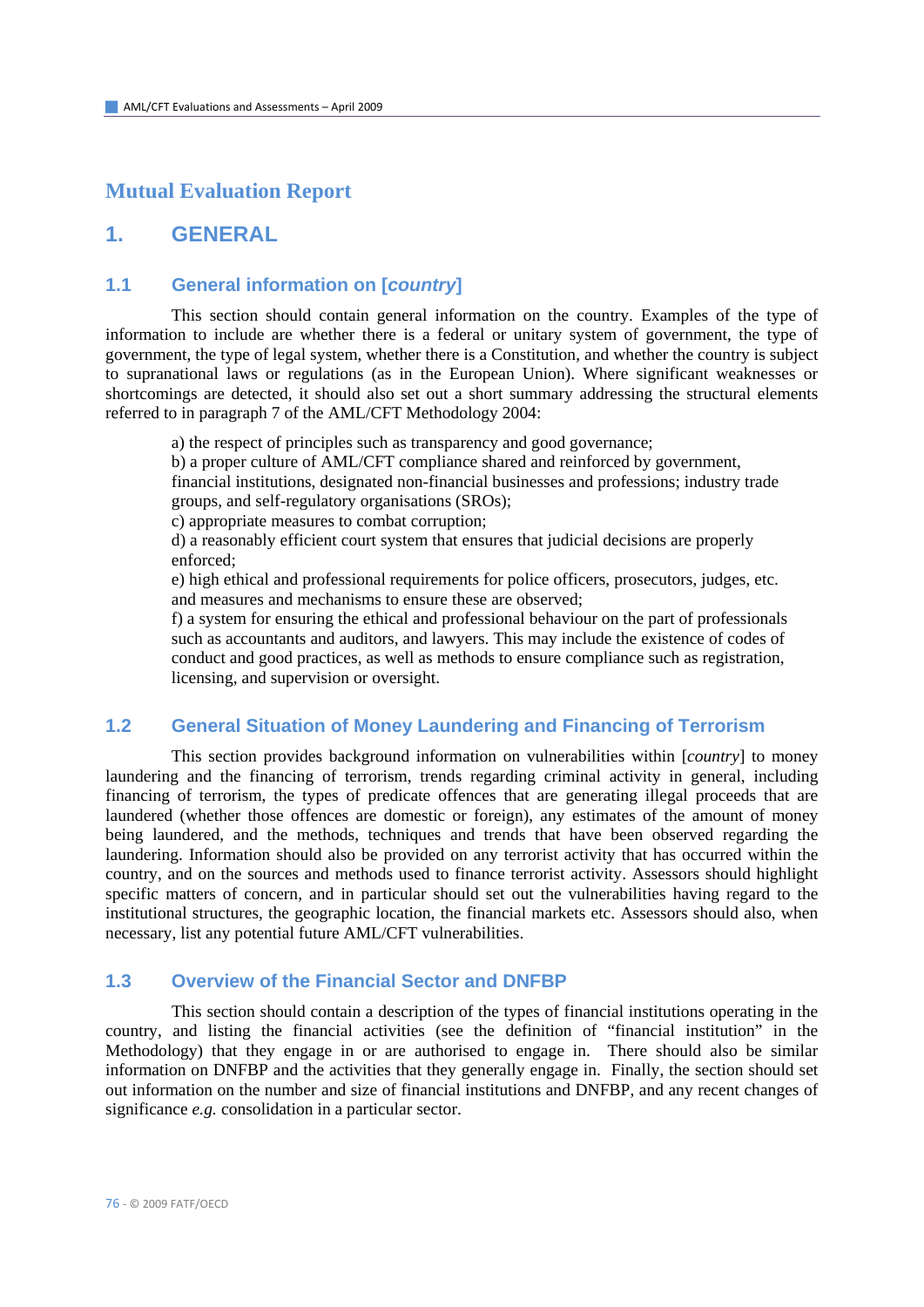# Mutual Evaluation Report

## 1. GENERAL

### 1.1 General information on [*country*]

This section should contain general information on the country. Examples of the type of information to include are whether there is a federal or unitary system of government, the type of government, the type of legal system, whether there is a Constitution, and whether the country is subject to supranational laws or regulations (as in the European Union). Where significant weaknesses or shortcomings are detected, it should also set out a short summary addressing the structural elements referred to in paragraph 7 of the AML/CFT Methodology 2004:

a) the respect of principles such as transparency and good governance;
b) a proper culture of AML/CFT compliance shared and reinforced by government, financial institutions, designated non-financial businesses and professions; industry trade groups, and self-regulatory organisations (SROs);
c) appropriate measures to combat corruption;
d) a reasonably efficient court system that ensures that judicial decisions are properly enforced;
e) high ethical and professional requirements for police officers, prosecutors, judges, etc. and measures and mechanisms to ensure these are observed;
f) a system for ensuring the ethical and professional behaviour on the part of professionals such as accountants and auditors, and lawyers. This may include the existence of codes of conduct and good practices, as well as methods to ensure compliance such as registration, licensing, and supervision or oversight.

### 1.2 General Situation of Money Laundering and Financing of Terrorism

This section provides background information on vulnerabilities within [*country*] to money laundering and the financing of terrorism, trends regarding criminal activity in general, including financing of terrorism, the types of predicate offences that are generating illegal proceeds that are laundered (whether those offences are domestic or foreign), any estimates of the amount of money being laundered, and the methods, techniques and trends that have been observed regarding the laundering. Information should also be provided on any terrorist activity that has occurred within the country, and on the sources and methods used to finance terrorist activity. Assessors should highlight specific matters of concern, and in particular should set out the vulnerabilities having regard to the institutional structures, the geographic location, the financial markets etc. Assessors should also, when necessary, list any potential future AML/CFT vulnerabilities.

### 1.3 Overview of the Financial Sector and DNFBP

This section should contain a description of the types of financial institutions operating in the country, and listing the financial activities (see the definition of "financial institution" in the Methodology) that they engage in or are authorised to engage in. There should also be similar information on DNFBP and the activities that they generally engage in. Finally, the section should set out information on the number and size of financial institutions and DNFBP, and any recent changes of significance *e.g.* consolidation in a particular sector.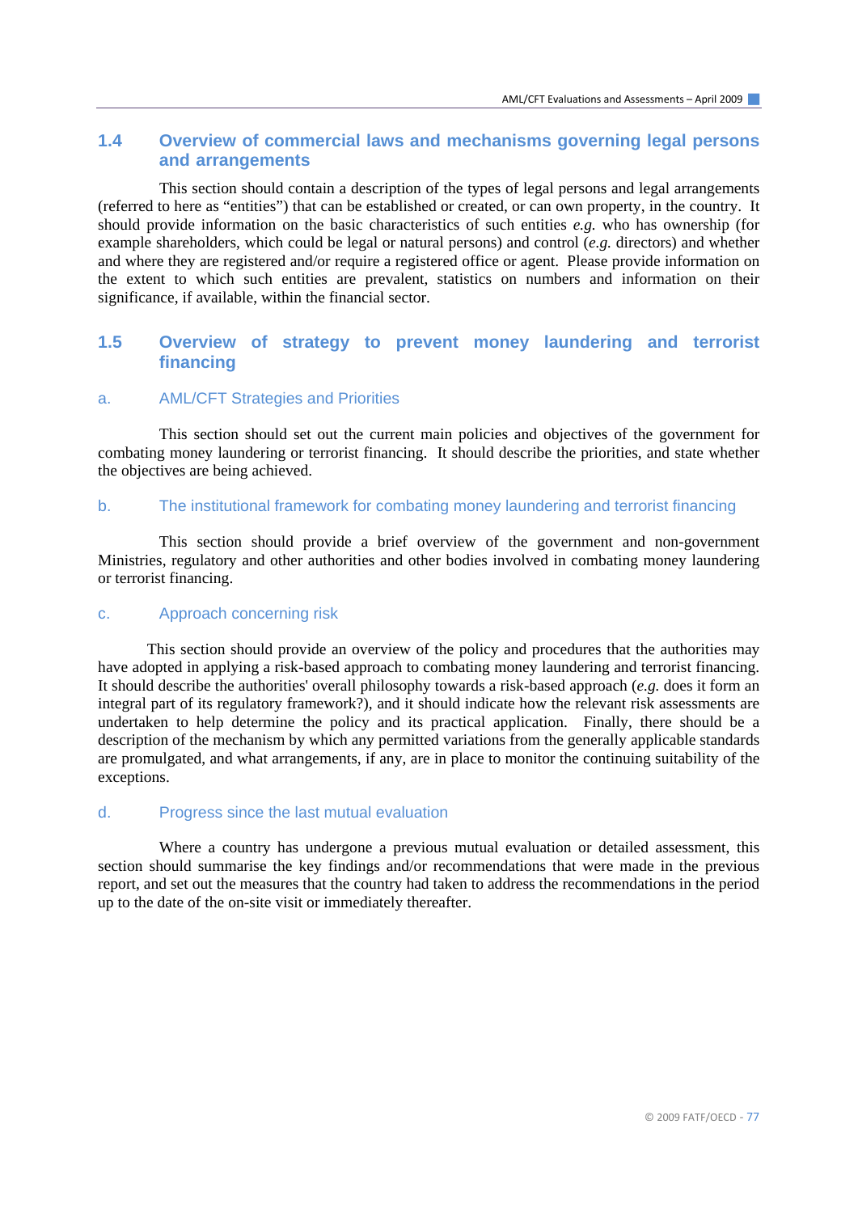## 1.4 Overview of commercial laws and mechanisms governing legal persons and arrangements

This section should contain a description of the types of legal persons and legal arrangements (referred to here as "entities") that can be established or created, or can own property, in the country. It should provide information on the basic characteristics of such entities *e.g.* who has ownership (for example shareholders, which could be legal or natural persons) and control (*e.g.* directors) and whether and where they are registered and/or require a registered office or agent. Please provide information on the extent to which such entities are prevalent, statistics on numbers and information on their significance, if available, within the financial sector.

## 1.5 Overview of strategy to prevent money laundering and terrorist financing

### a. AML/CFT Strategies and Priorities

This section should set out the current main policies and objectives of the government for combating money laundering or terrorist financing. It should describe the priorities, and state whether the objectives are being achieved.

### b. The institutional framework for combating money laundering and terrorist financing

This section should provide a brief overview of the government and non-government Ministries, regulatory and other authorities and other bodies involved in combating money laundering or terrorist financing.

### c. Approach concerning risk

This section should provide an overview of the policy and procedures that the authorities may have adopted in applying a risk-based approach to combating money laundering and terrorist financing. It should describe the authorities' overall philosophy towards a risk-based approach (*e.g.* does it form an integral part of its regulatory framework?), and it should indicate how the relevant risk assessments are undertaken to help determine the policy and its practical application. Finally, there should be a description of the mechanism by which any permitted variations from the generally applicable standards are promulgated, and what arrangements, if any, are in place to monitor the continuing suitability of the exceptions.

### d. Progress since the last mutual evaluation

Where a country has undergone a previous mutual evaluation or detailed assessment, this section should summarise the key findings and/or recommendations that were made in the previous report, and set out the measures that the country had taken to address the recommendations in the period up to the date of the on-site visit or immediately thereafter.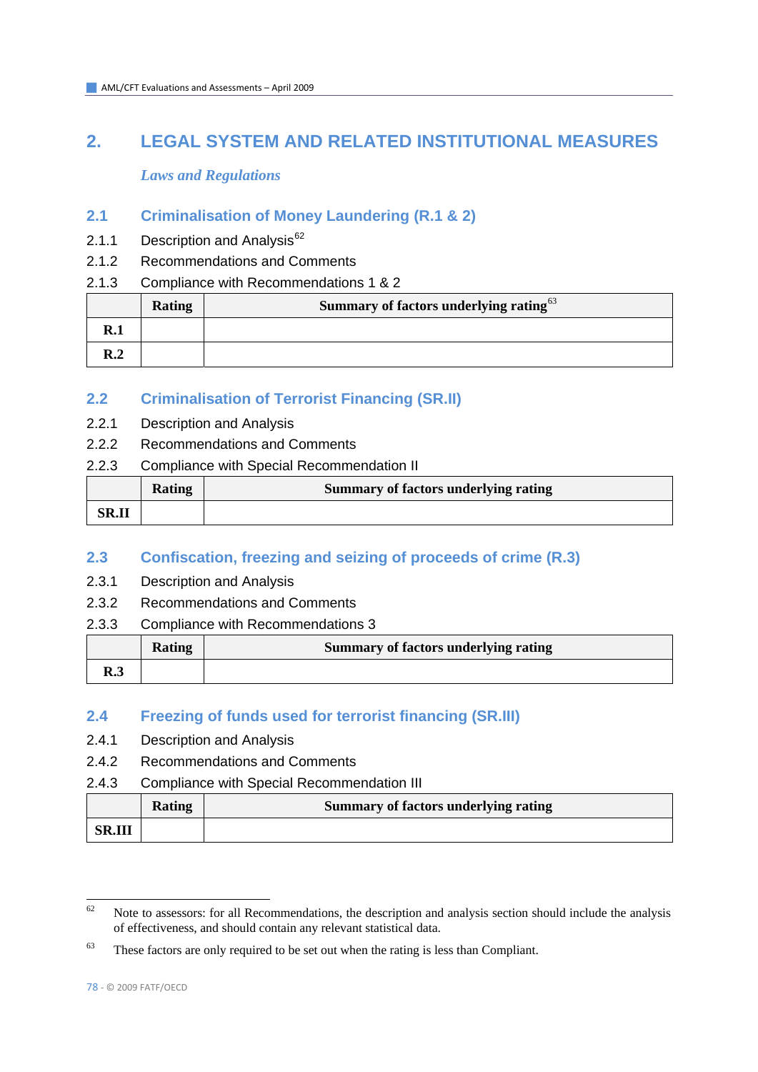# 2. LEGAL SYSTEM AND RELATED INSTITUTIONAL MEASURES

*Laws and Regulations*

## 2.1 Criminalisation of Money Laundering (R.1 & 2)

2.1.1 Description and Analysis[62]

2.1.2 Recommendations and Comments

2.1.3 Compliance with Recommendations 1 & 2

| | Rating | Summary of factors underlying rating[63] |
|---|---|---|
| R.1 | | |
| R.2 | | |

## 2.2 Criminalisation of Terrorist Financing (SR.II)

2.2.1 Description and Analysis

2.2.2 Recommendations and Comments

2.2.3 Compliance with Special Recommendation II

| | Rating | Summary of factors underlying rating |
|---|---|---|
| SR.II | | |

## 2.3 Confiscation, freezing and seizing of proceeds of crime (R.3)

2.3.1 Description and Analysis

2.3.2 Recommendations and Comments

2.3.3 Compliance with Recommendations 3

| | Rating | Summary of factors underlying rating |
|---|---|---|
| R.3 | | |

## 2.4 Freezing of funds used for terrorist financing (SR.III)

2.4.1 Description and Analysis

2.4.2 Recommendations and Comments

2.4.3 Compliance with Special Recommendation III

| | Rating | Summary of factors underlying rating |
|---|---|---|
| SR.III | | |

---

[62] Note to assessors: for all Recommendations, the description and analysis section should include the analysis of effectiveness, and should contain any relevant statistical data.

[63] These factors are only required to be set out when the rating is less than Compliant.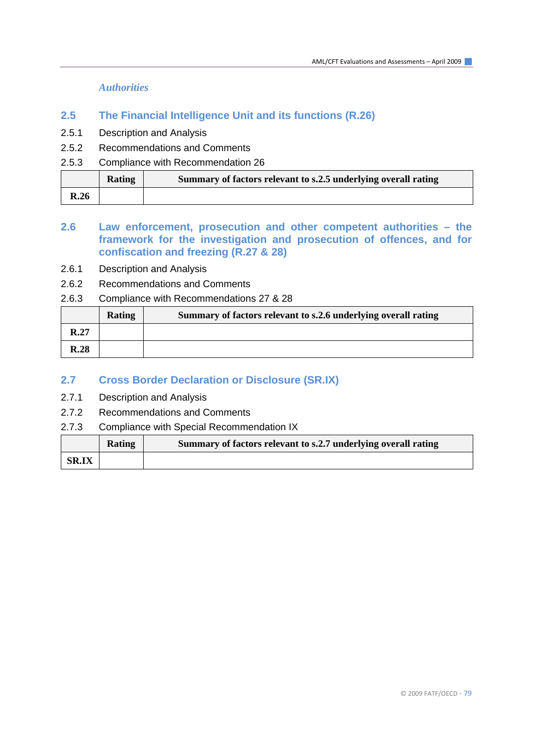*Authorities*

## 2.5 The Financial Intelligence Unit and its functions (R.26)

2.5.1 Description and Analysis

2.5.2 Recommendations and Comments

2.5.3 Compliance with Recommendation 26

| | Rating | Summary of factors relevant to s.2.5 underlying overall rating |
|---|---|---|
| **R.26** | | |

## 2.6 Law enforcement, prosecution and other competent authorities – the framework for the investigation and prosecution of offences, and for confiscation and freezing (R.27 & 28)

2.6.1 Description and Analysis

2.6.2 Recommendations and Comments

2.6.3 Compliance with Recommendations 27 & 28

| | Rating | Summary of factors relevant to s.2.6 underlying overall rating |
|---|---|---|
| **R.27** | | |
| **R.28** | | |

## 2.7 Cross Border Declaration or Disclosure (SR.IX)

2.7.1 Description and Analysis

2.7.2 Recommendations and Comments

2.7.3 Compliance with Special Recommendation IX

| | Rating | Summary of factors relevant to s.2.7 underlying overall rating |
|---|---|---|
| **SR.IX** | | |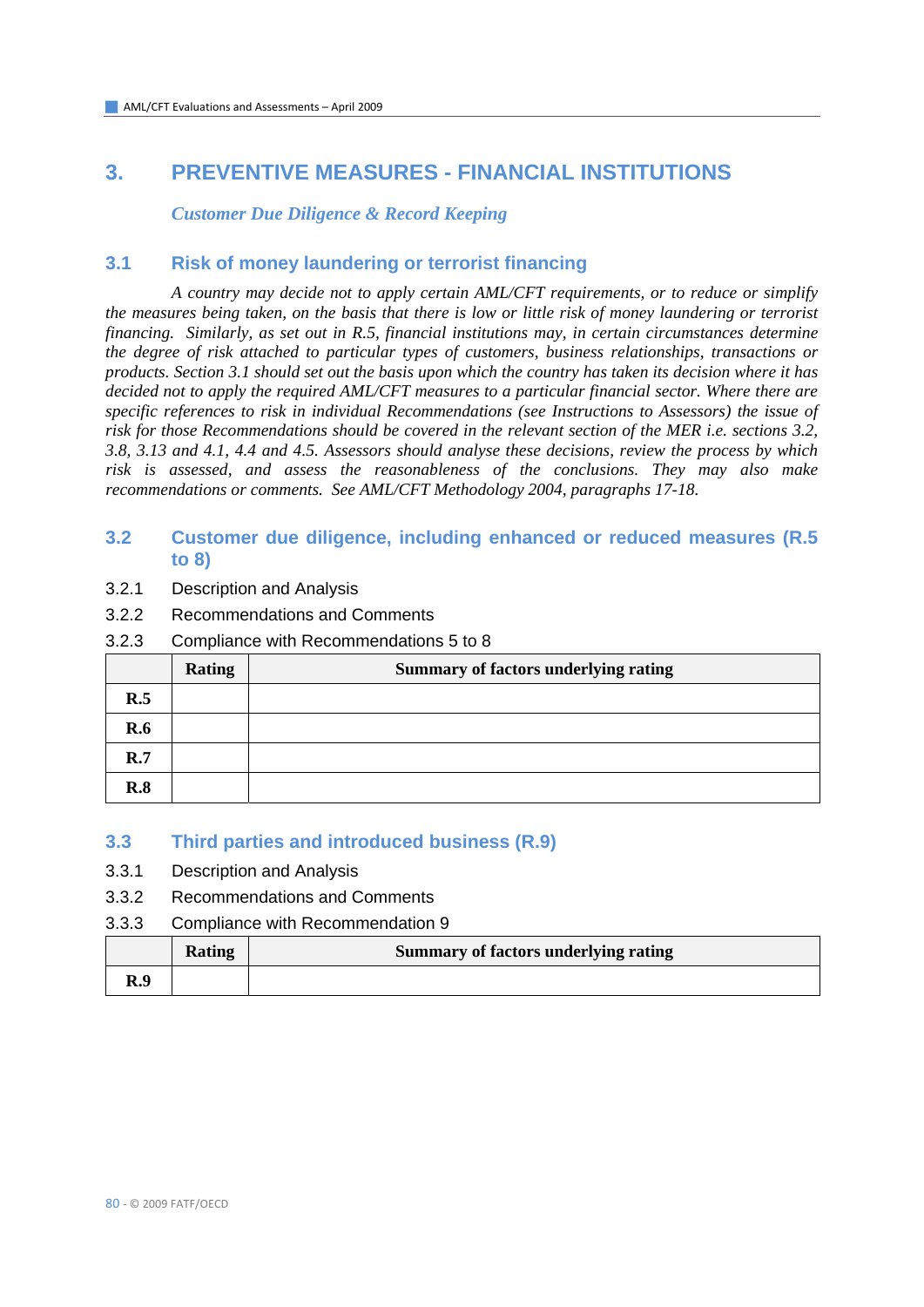# 3. PREVENTIVE MEASURES - FINANCIAL INSTITUTIONS

***Customer Due Diligence & Record Keeping***

## 3.1 Risk of money laundering or terrorist financing

*A country may decide not to apply certain AML/CFT requirements, or to reduce or simplify the measures being taken, on the basis that there is low or little risk of money laundering or terrorist financing. Similarly, as set out in R.5, financial institutions may, in certain circumstances determine the degree of risk attached to particular types of customers, business relationships, transactions or products. Section 3.1 should set out the basis upon which the country has taken its decision where it has decided not to apply the required AML/CFT measures to a particular financial sector. Where there are specific references to risk in individual Recommendations (see Instructions to Assessors) the issue of risk for those Recommendations should be covered in the relevant section of the MER i.e. sections 3.2, 3.8, 3.13 and 4.1, 4.4 and 4.5. Assessors should analyse these decisions, review the process by which risk is assessed, and assess the reasonableness of the conclusions. They may also make recommendations or comments. See AML/CFT Methodology 2004, paragraphs 17-18.*

## 3.2 Customer due diligence, including enhanced or reduced measures (R.5 to 8)

3.2.1 Description and Analysis

3.2.2 Recommendations and Comments

3.2.3 Compliance with Recommendations 5 to 8

| | **Rating** | **Summary of factors underlying rating** |
|---|---|---|
| **R.5** | | |
| **R.6** | | |
| **R.7** | | |
| **R.8** | | |

## 3.3 Third parties and introduced business (R.9)

3.3.1 Description and Analysis

3.3.2 Recommendations and Comments

3.3.3 Compliance with Recommendation 9

| | **Rating** | **Summary of factors underlying rating** |
|---|---|---|
| **R.9** | | |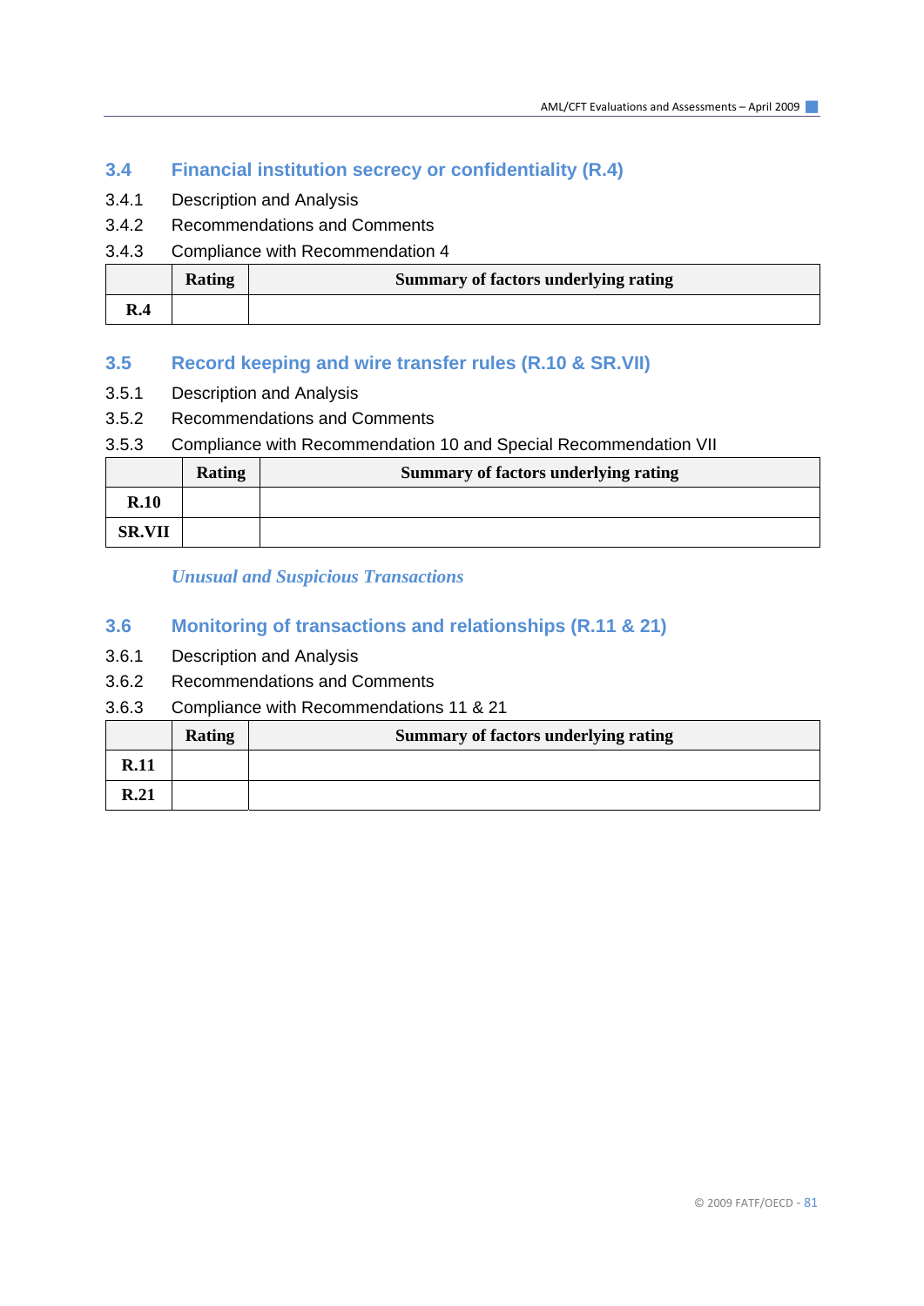## 3.4 Financial institution secrecy or confidentiality (R.4)

3.4.1 Description and Analysis

3.4.2 Recommendations and Comments

3.4.3 Compliance with Recommendation 4

| | Rating | Summary of factors underlying rating |
|---|---|---|
| **R.4** | | |

## 3.5 Record keeping and wire transfer rules (R.10 & SR.VII)

3.5.1 Description and Analysis

3.5.2 Recommendations and Comments

3.5.3 Compliance with Recommendation 10 and Special Recommendation VII

| | Rating | Summary of factors underlying rating |
|---|---|---|
| **R.10** | | |
| **SR.VII** | | |

*Unusual and Suspicious Transactions*

## 3.6 Monitoring of transactions and relationships (R.11 & 21)

3.6.1 Description and Analysis

3.6.2 Recommendations and Comments

3.6.3 Compliance with Recommendations 11 & 21

| | Rating | Summary of factors underlying rating |
|---|---|---|
| **R.11** | | |
| **R.21** | | |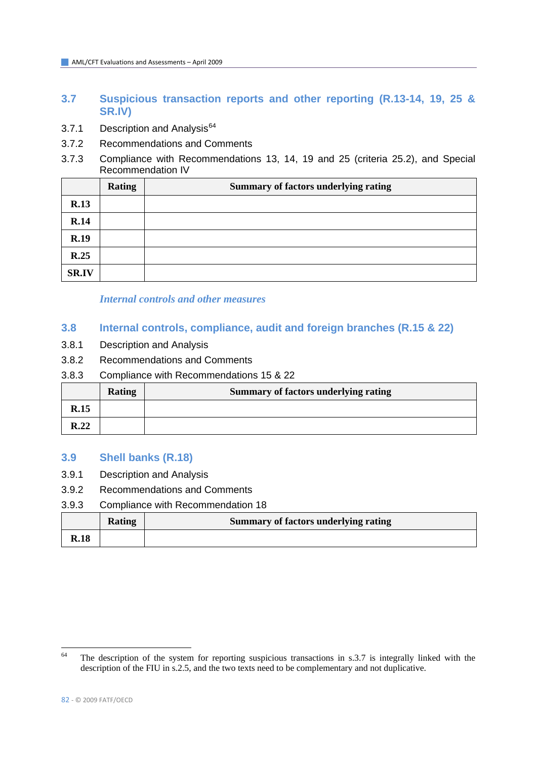## 3.7 Suspicious transaction reports and other reporting (R.13-14, 19, 25 & SR.IV)

3.7.1 Description and Analysis[64]

3.7.2 Recommendations and Comments

3.7.3 Compliance with Recommendations 13, 14, 19 and 25 (criteria 25.2), and Special Recommendation IV

| | Rating | Summary of factors underlying rating |
|---|---|---|
| **R.13** | | |
| **R.14** | | |
| **R.19** | | |
| **R.25** | | |
| **SR.IV** | | |

*Internal controls and other measures*

## 3.8 Internal controls, compliance, audit and foreign branches (R.15 & 22)

3.8.1 Description and Analysis

3.8.2 Recommendations and Comments

3.8.3 Compliance with Recommendations 15 & 22

| | Rating | Summary of factors underlying rating |
|---|---|---|
| **R.15** | | |
| **R.22** | | |

## 3.9 Shell banks (R.18)

3.9.1 Description and Analysis

3.9.2 Recommendations and Comments

3.9.3 Compliance with Recommendation 18

| | Rating | Summary of factors underlying rating |
|---|---|---|
| **R.18** | | |

[64] The description of the system for reporting suspicious transactions in s.3.7 is integrally linked with the description of the FIU in s.2.5, and the two texts need to be complementary and not duplicative.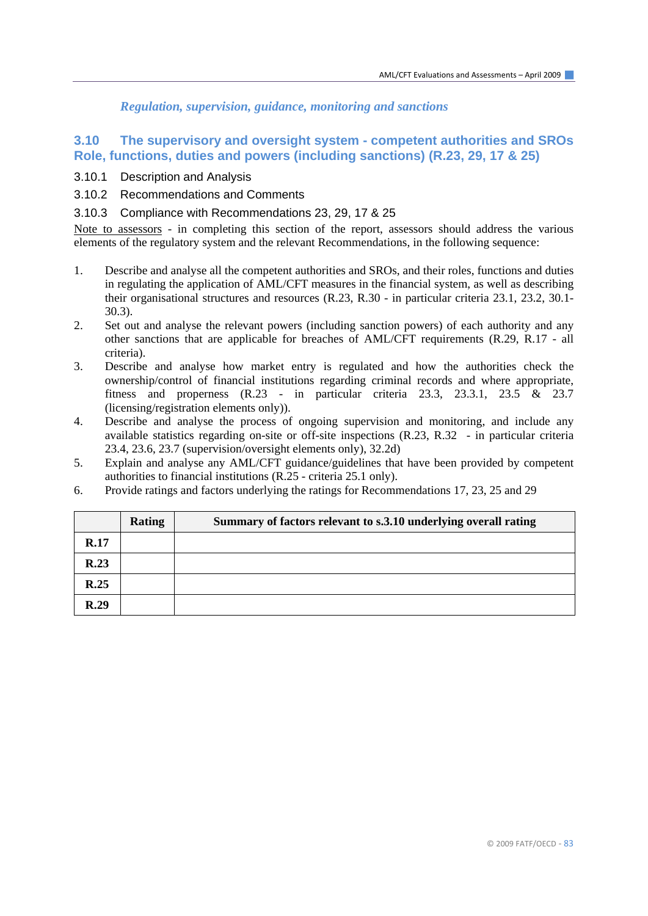*Regulation, supervision, guidance, monitoring and sanctions*

## 3.10 The supervisory and oversight system - competent authorities and SROs Role, functions, duties and powers (including sanctions) (R.23, 29, 17 & 25)

3.10.1 Description and Analysis

3.10.2 Recommendations and Comments

3.10.3 Compliance with Recommendations 23, 29, 17 & 25

Note to assessors - in completing this section of the report, assessors should address the various elements of the regulatory system and the relevant Recommendations, in the following sequence:

1. Describe and analyse all the competent authorities and SROs, and their roles, functions and duties in regulating the application of AML/CFT measures in the financial system, as well as describing their organisational structures and resources (R.23, R.30 - in particular criteria 23.1, 23.2, 30.1-30.3).
2. Set out and analyse the relevant powers (including sanction powers) of each authority and any other sanctions that are applicable for breaches of AML/CFT requirements (R.29, R.17 - all criteria).
3. Describe and analyse how market entry is regulated and how the authorities check the ownership/control of financial institutions regarding criminal records and where appropriate, fitness and properness (R.23 - in particular criteria 23.3, 23.3.1, 23.5 & 23.7 (licensing/registration elements only)).
4. Describe and analyse the process of ongoing supervision and monitoring, and include any available statistics regarding on-site or off-site inspections (R.23, R.32 - in particular criteria 23.4, 23.6, 23.7 (supervision/oversight elements only), 32.2d)
5. Explain and analyse any AML/CFT guidance/guidelines that have been provided by competent authorities to financial institutions (R.25 - criteria 25.1 only).
6. Provide ratings and factors underlying the ratings for Recommendations 17, 23, 25 and 29

| | Rating | Summary of factors relevant to s.3.10 underlying overall rating |
|---|---|---|
| **R.17** | | |
| **R.23** | | |
| **R.25** | | |
| **R.29** | | |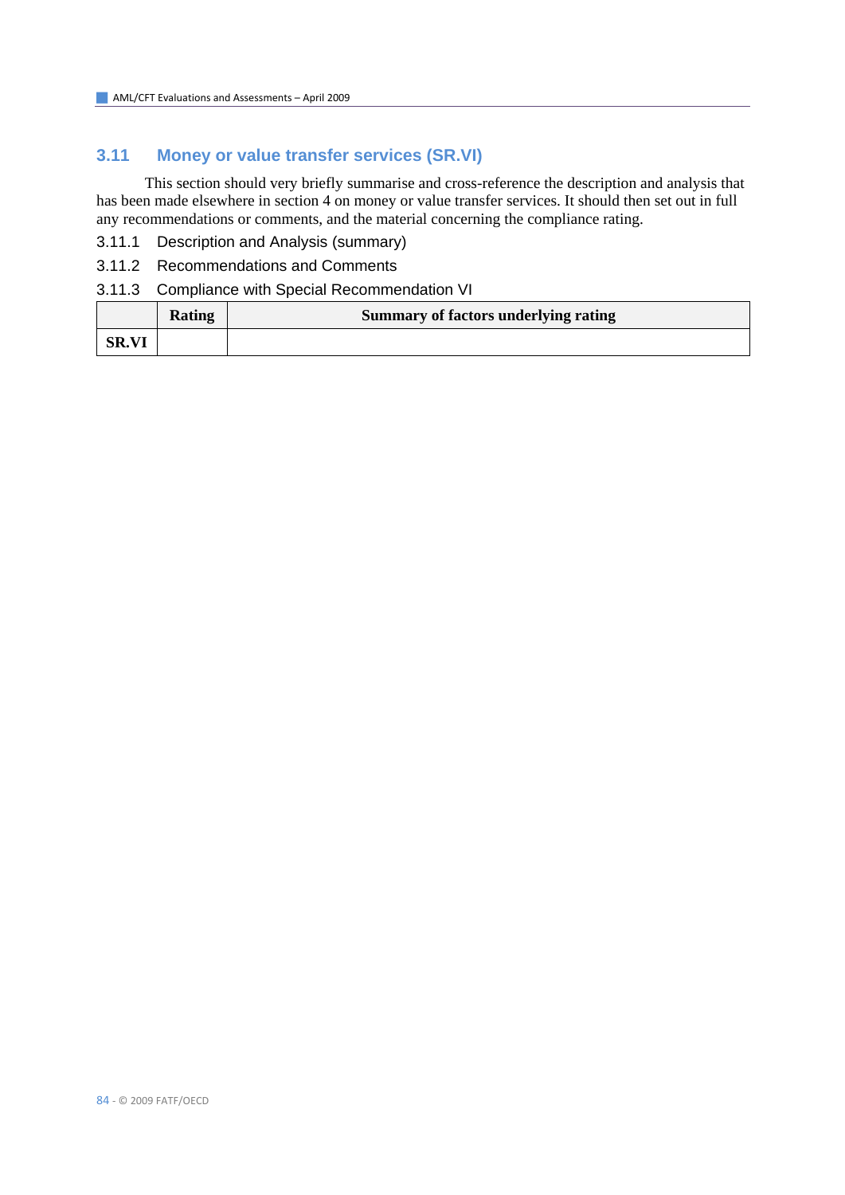## 3.11 Money or value transfer services (SR.VI)

This section should very briefly summarise and cross-reference the description and analysis that has been made elsewhere in section 4 on money or value transfer services. It should then set out in full any recommendations or comments, and the material concerning the compliance rating.

### 3.11.1 Description and Analysis (summary)

### 3.11.2 Recommendations and Comments

### 3.11.3 Compliance with Special Recommendation VI

| | Rating | Summary of factors underlying rating |
|---|---|---|
| SR.VI | | |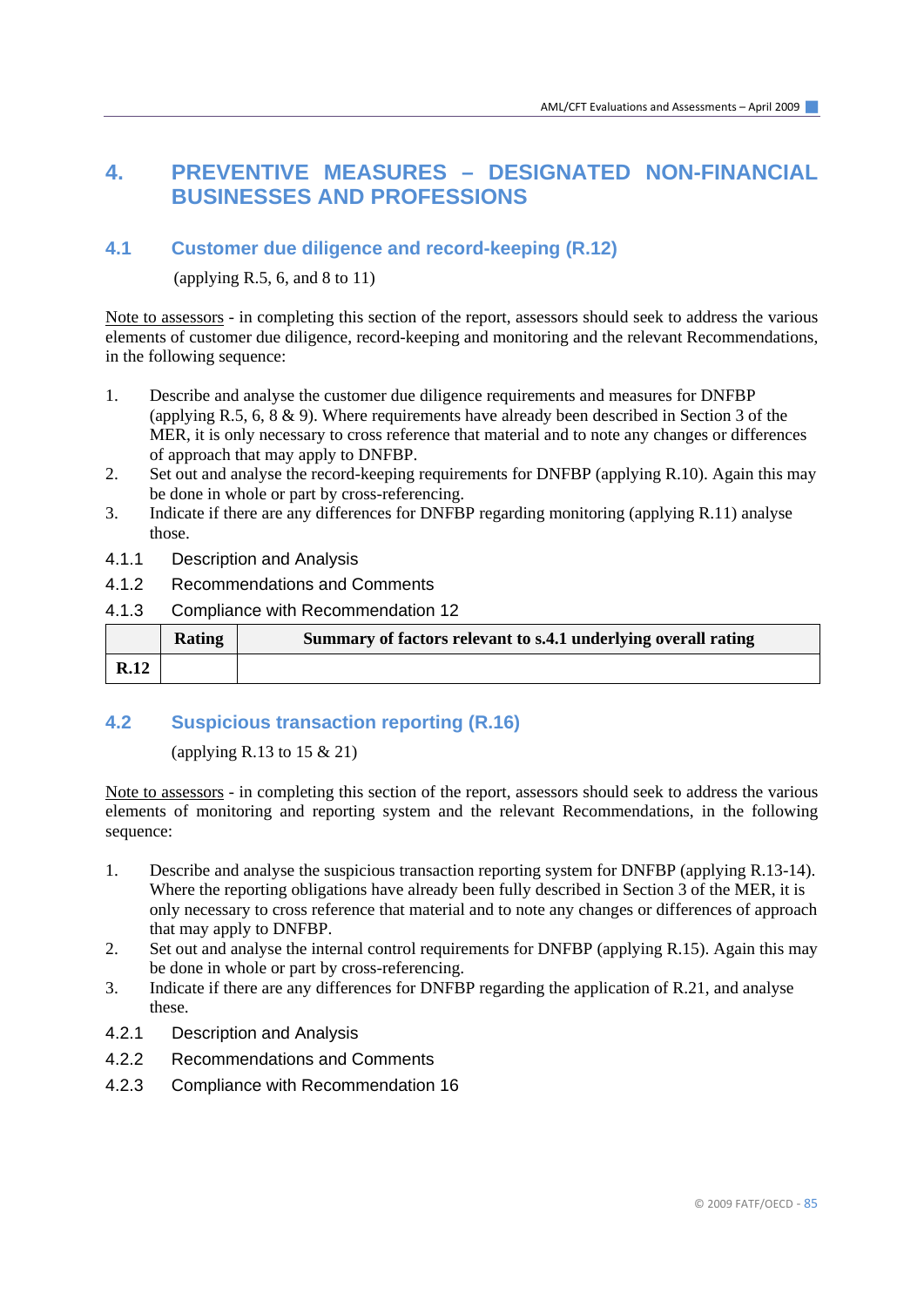# 4. PREVENTIVE MEASURES – DESIGNATED NON-FINANCIAL BUSINESSES AND PROFESSIONS

## 4.1 Customer due diligence and record-keeping (R.12)

(applying R.5, 6, and 8 to 11)

Note to assessors - in completing this section of the report, assessors should seek to address the various elements of customer due diligence, record-keeping and monitoring and the relevant Recommendations, in the following sequence:

1. Describe and analyse the customer due diligence requirements and measures for DNFBP (applying R.5, 6, 8 & 9). Where requirements have already been described in Section 3 of the MER, it is only necessary to cross reference that material and to note any changes or differences of approach that may apply to DNFBP.
2. Set out and analyse the record-keeping requirements for DNFBP (applying R.10). Again this may be done in whole or part by cross-referencing.
3. Indicate if there are any differences for DNFBP regarding monitoring (applying R.11) analyse those.

### 4.1.1 Description and Analysis

### 4.1.2 Recommendations and Comments

### 4.1.3 Compliance with Recommendation 12

| | Rating | Summary of factors relevant to s.4.1 underlying overall rating |
|---|---|---|
| **R.12** | | |

## 4.2 Suspicious transaction reporting (R.16)

(applying R.13 to 15 & 21)

Note to assessors - in completing this section of the report, assessors should seek to address the various elements of monitoring and reporting system and the relevant Recommendations, in the following sequence:

1. Describe and analyse the suspicious transaction reporting system for DNFBP (applying R.13-14). Where the reporting obligations have already been fully described in Section 3 of the MER, it is only necessary to cross reference that material and to note any changes or differences of approach that may apply to DNFBP.
2. Set out and analyse the internal control requirements for DNFBP (applying R.15). Again this may be done in whole or part by cross-referencing.
3. Indicate if there are any differences for DNFBP regarding the application of R.21, and analyse these.

### 4.2.1 Description and Analysis

### 4.2.2 Recommendations and Comments

### 4.2.3 Compliance with Recommendation 16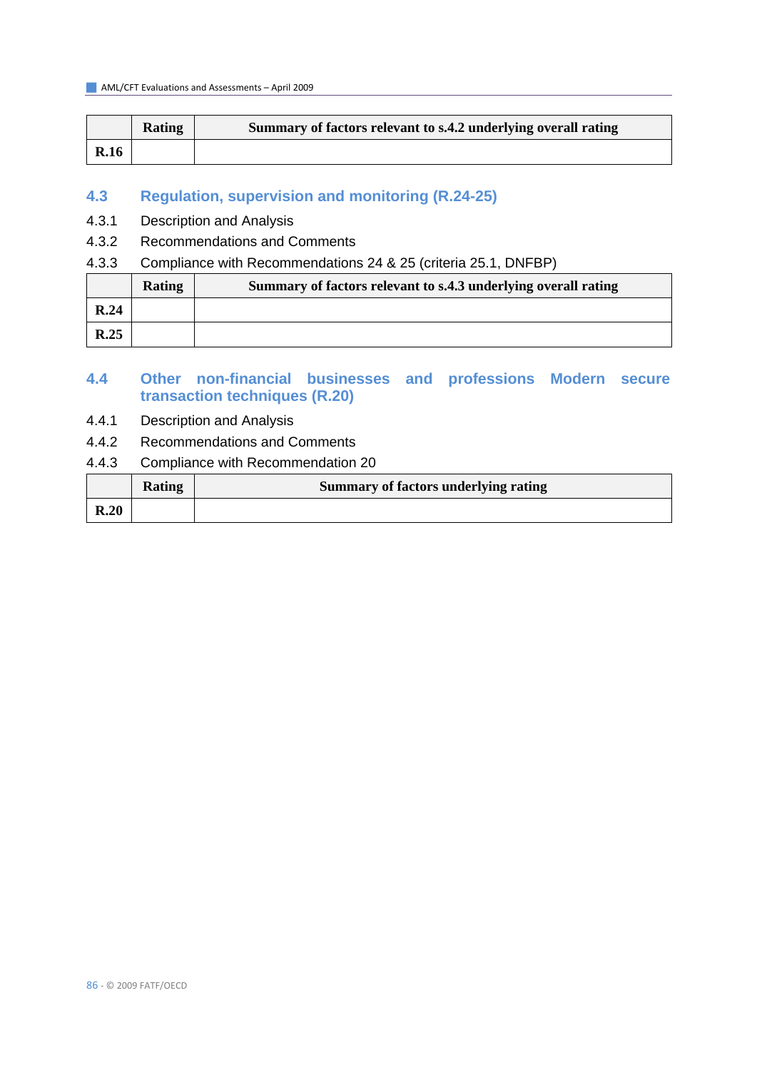| | Rating | Summary of factors relevant to s.4.2 underlying overall rating |
|---|---|---|
| **R.16** | | |

### 4.3 Regulation, supervision and monitoring (R.24-25)

4.3.1 Description and Analysis

4.3.2 Recommendations and Comments

4.3.3 Compliance with Recommendations 24 & 25 (criteria 25.1, DNFBP)

| | Rating | Summary of factors relevant to s.4.3 underlying overall rating |
|---|---|---|
| **R.24** | | |
| **R.25** | | |

### 4.4 Other non-financial businesses and professions Modern secure transaction techniques (R.20)

4.4.1 Description and Analysis

4.4.2 Recommendations and Comments

4.4.3 Compliance with Recommendation 20

| | Rating | Summary of factors underlying rating |
|---|---|---|
| **R.20** | | |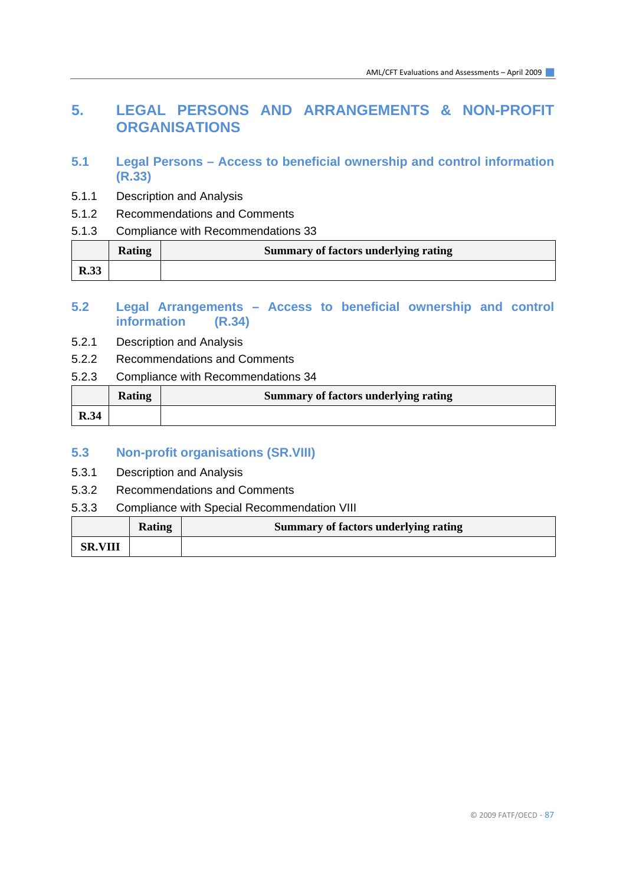# 5. LEGAL PERSONS AND ARRANGEMENTS & NON-PROFIT ORGANISATIONS

## 5.1 Legal Persons – Access to beneficial ownership and control information (R.33)

5.1.1 Description and Analysis

5.1.2 Recommendations and Comments

5.1.3 Compliance with Recommendations 33

| | Rating | Summary of factors underlying rating |
|---|---|---|
| R.33 | | |

## 5.2 Legal Arrangements – Access to beneficial ownership and control information (R.34)

5.2.1 Description and Analysis

5.2.2 Recommendations and Comments

5.2.3 Compliance with Recommendations 34

| | Rating | Summary of factors underlying rating |
|---|---|---|
| R.34 | | |

## 5.3 Non-profit organisations (SR.VIII)

5.3.1 Description and Analysis

5.3.2 Recommendations and Comments

5.3.3 Compliance with Special Recommendation VIII

| | Rating | Summary of factors underlying rating |
|---|---|---|
| SR.VIII | | |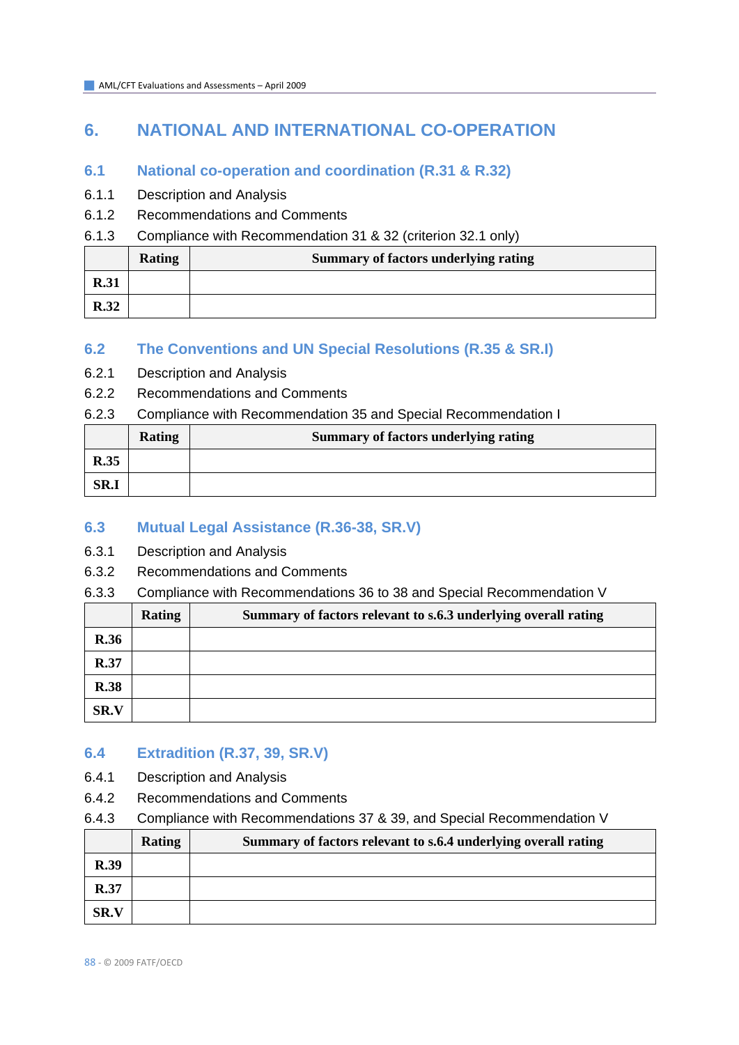# 6. NATIONAL AND INTERNATIONAL CO-OPERATION

## 6.1 National co-operation and coordination (R.31 & R.32)

6.1.1 Description and Analysis

6.1.2 Recommendations and Comments

6.1.3 Compliance with Recommendation 31 & 32 (criterion 32.1 only)

| | Rating | Summary of factors underlying rating |
|---|---|---|
| **R.31** | | |
| **R.32** | | |

## 6.2 The Conventions and UN Special Resolutions (R.35 & SR.I)

6.2.1 Description and Analysis

6.2.2 Recommendations and Comments

6.2.3 Compliance with Recommendation 35 and Special Recommendation I

| | Rating | Summary of factors underlying rating |
|---|---|---|
| **R.35** | | |
| **SR.I** | | |

## 6.3 Mutual Legal Assistance (R.36-38, SR.V)

6.3.1 Description and Analysis

6.3.2 Recommendations and Comments

6.3.3 Compliance with Recommendations 36 to 38 and Special Recommendation V

| | Rating | Summary of factors relevant to s.6.3 underlying overall rating |
|---|---|---|
| **R.36** | | |
| **R.37** | | |
| **R.38** | | |
| **SR.V** | | |

## 6.4 Extradition (R.37, 39, SR.V)

6.4.1 Description and Analysis

6.4.2 Recommendations and Comments

6.4.3 Compliance with Recommendations 37 & 39, and Special Recommendation V

| | Rating | Summary of factors relevant to s.6.4 underlying overall rating |
|---|---|---|
| **R.39** | | |
| **R.37** | | |
| **SR.V** | | |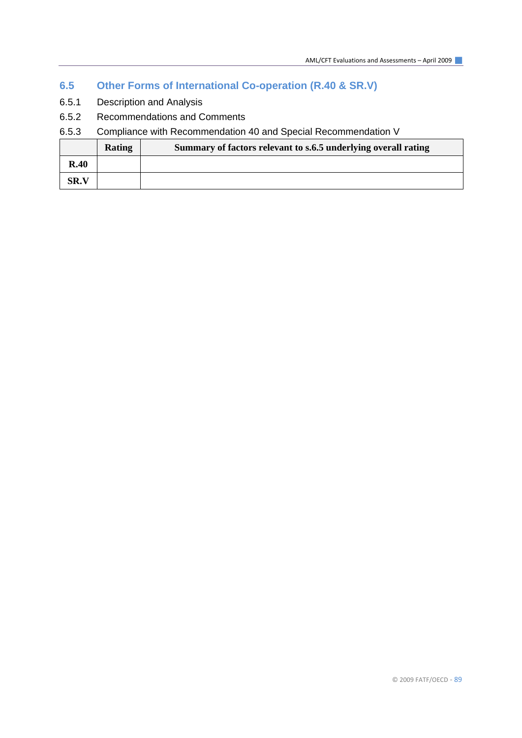## 6.5 Other Forms of International Co-operation (R.40 & SR.V)

6.5.1 Description and Analysis

6.5.2 Recommendations and Comments

6.5.3 Compliance with Recommendation 40 and Special Recommendation V

| | Rating | Summary of factors relevant to s.6.5 underlying overall rating |
|---|---|---|
| **R.40** | | |
| **SR.V** | | |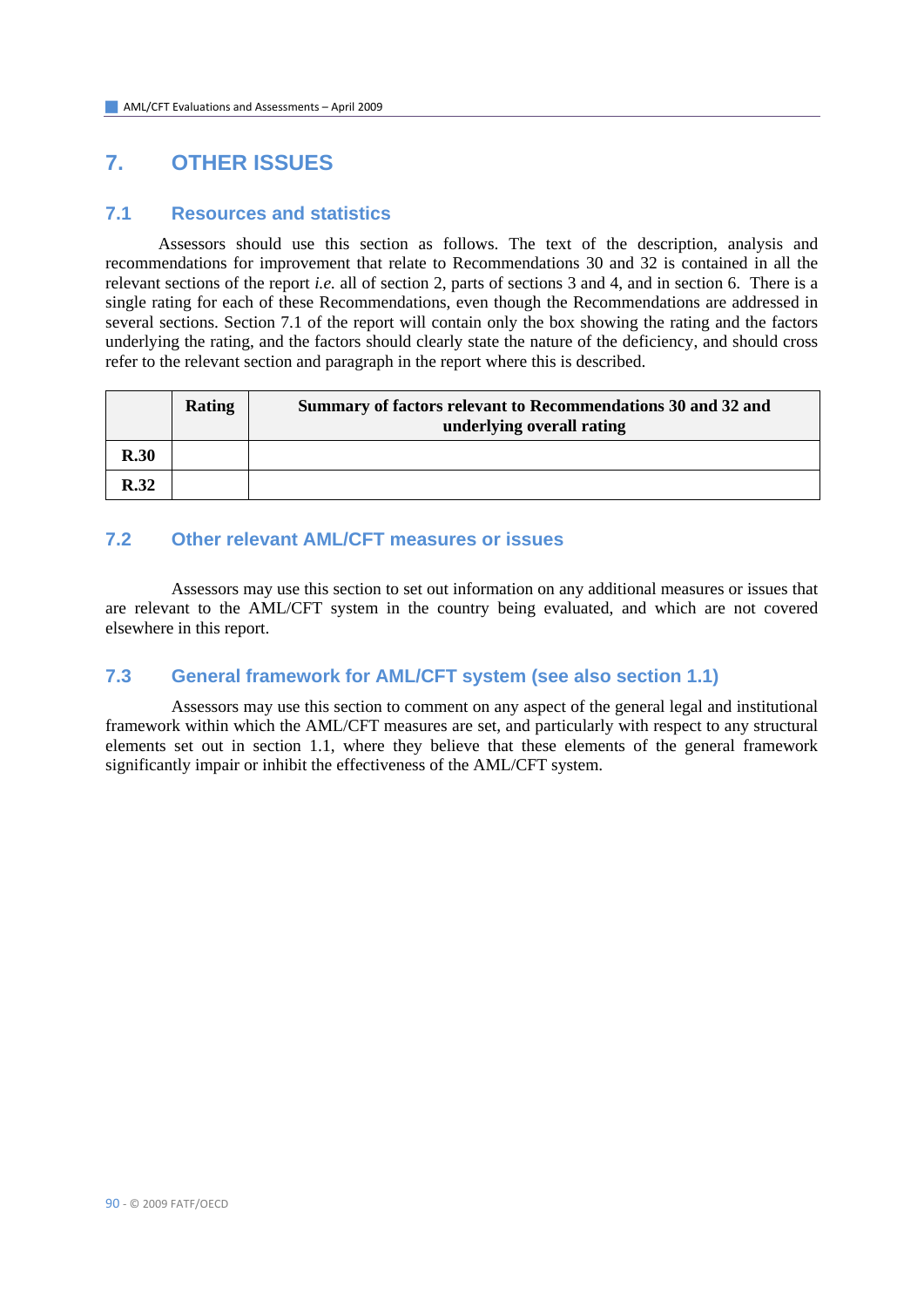# 7. OTHER ISSUES

## 7.1 Resources and statistics

Assessors should use this section as follows. The text of the description, analysis and recommendations for improvement that relate to Recommendations 30 and 32 is contained in all the relevant sections of the report *i.e.* all of section 2, parts of sections 3 and 4, and in section 6. There is a single rating for each of these Recommendations, even though the Recommendations are addressed in several sections. Section 7.1 of the report will contain only the box showing the rating and the factors underlying the rating, and the factors should clearly state the nature of the deficiency, and should cross refer to the relevant section and paragraph in the report where this is described.

| | **Rating** | **Summary of factors relevant to Recommendations 30 and 32 and underlying overall rating** |
|---|---|---|
| **R.30** | | |
| **R.32** | | |

## 7.2 Other relevant AML/CFT measures or issues

Assessors may use this section to set out information on any additional measures or issues that are relevant to the AML/CFT system in the country being evaluated, and which are not covered elsewhere in this report.

## 7.3 General framework for AML/CFT system (see also section 1.1)

Assessors may use this section to comment on any aspect of the general legal and institutional framework within which the AML/CFT measures are set, and particularly with respect to any structural elements set out in section 1.1, where they believe that these elements of the general framework significantly impair or inhibit the effectiveness of the AML/CFT system.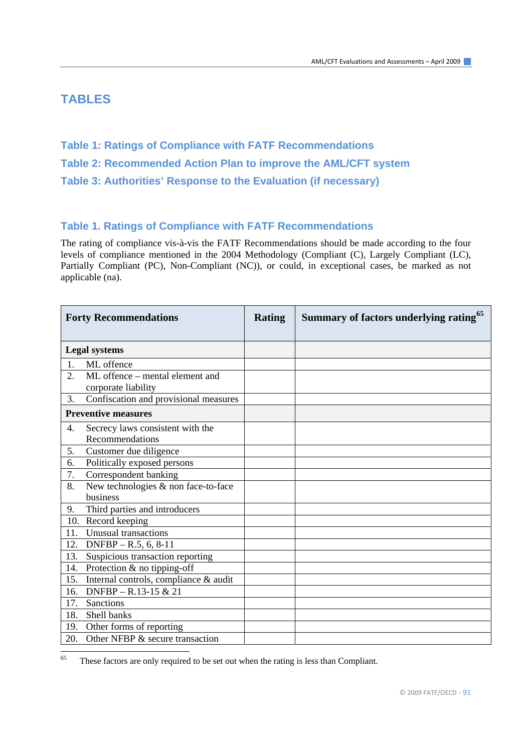# TABLES

## Table 1: Ratings of Compliance with FATF Recommendations

## Table 2: Recommended Action Plan to improve the AML/CFT system

## Table 3: Authorities' Response to the Evaluation (if necessary)

## Table 1. Ratings of Compliance with FATF Recommendations

The rating of compliance vis-à-vis the FATF Recommendations should be made according to the four levels of compliance mentioned in the 2004 Methodology (Compliant (C), Largely Compliant (LC), Partially Compliant (PC), Non-Compliant (NC)), or could, in exceptional cases, be marked as not applicable (na).

| **Forty Recommendations** | **Rating** | **Summary of factors underlying rating**[65] |
|---|---|---|
| **Legal systems** | | |
| 1. ML offence | | |
| 2. ML offence – mental element and corporate liability | | |
| 3. Confiscation and provisional measures | | |
| **Preventive measures** | | |
| 4. Secrecy laws consistent with the Recommendations | | |
| 5. Customer due diligence | | |
| 6. Politically exposed persons | | |
| 7. Correspondent banking | | |
| 8. New technologies & non face-to-face business | | |
| 9. Third parties and introducers | | |
| 10. Record keeping | | |
| 11. Unusual transactions | | |
| 12. DNFBP – R.5, 6, 8-11 | | |
| 13. Suspicious transaction reporting | | |
| 14. Protection & no tipping-off | | |
| 15. Internal controls, compliance & audit | | |
| 16. DNFBP – R.13-15 & 21 | | |
| 17. Sanctions | | |
| 18. Shell banks | | |
| 19. Other forms of reporting | | |
| 20. Other NFBP & secure transaction | | |

[65] These factors are only required to be set out when the rating is less than Compliant.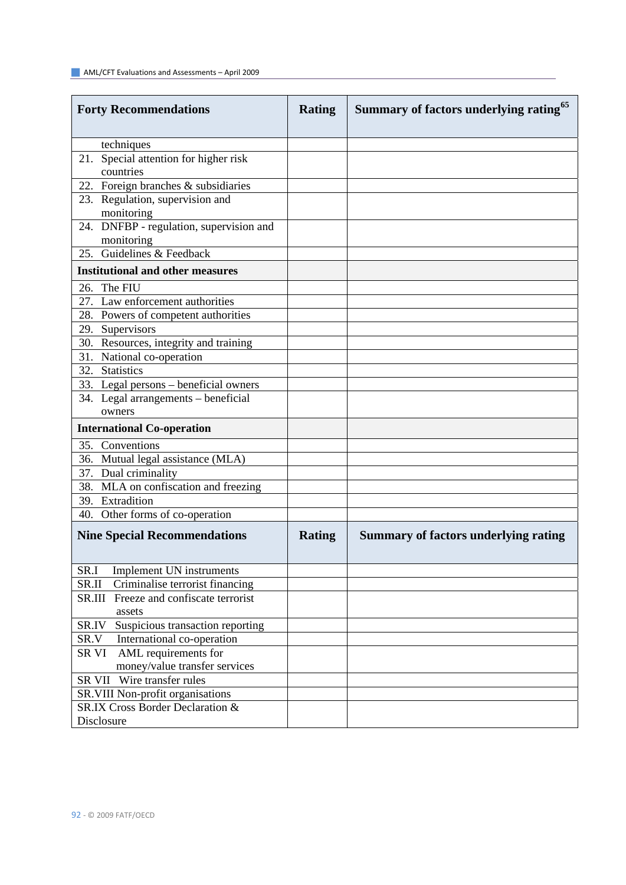| Forty Recommendations | Rating | Summary of factors underlying rating[65] |
|---|---|---|
| techniques | | |
| 21. Special attention for higher risk countries | | |
| 22. Foreign branches & subsidiaries | | |
| 23. Regulation, supervision and monitoring | | |
| 24. DNFBP - regulation, supervision and monitoring | | |
| 25. Guidelines & Feedback | | |
| **Institutional and other measures** | | |
| 26. The FIU | | |
| 27. Law enforcement authorities | | |
| 28. Powers of competent authorities | | |
| 29. Supervisors | | |
| 30. Resources, integrity and training | | |
| 31. National co-operation | | |
| 32. Statistics | | |
| 33. Legal persons – beneficial owners | | |
| 34. Legal arrangements – beneficial owners | | |
| **International Co-operation** | | |
| 35. Conventions | | |
| 36. Mutual legal assistance (MLA) | | |
| 37. Dual criminality | | |
| 38. MLA on confiscation and freezing | | |
| 39. Extradition | | |
| 40. Other forms of co-operation | | |
| **Nine Special Recommendations** | **Rating** | **Summary of factors underlying rating** |
| SR.I Implement UN instruments | | |
| SR.II Criminalise terrorist financing | | |
| SR.III Freeze and confiscate terrorist assets | | |
| SR.IV Suspicious transaction reporting | | |
| SR.V International co-operation | | |
| SR VI AML requirements for money/value transfer services | | |
| SR VII Wire transfer rules | | |
| SR.VIII Non-profit organisations | | |
| SR.IX Cross Border Declaration & Disclosure | | |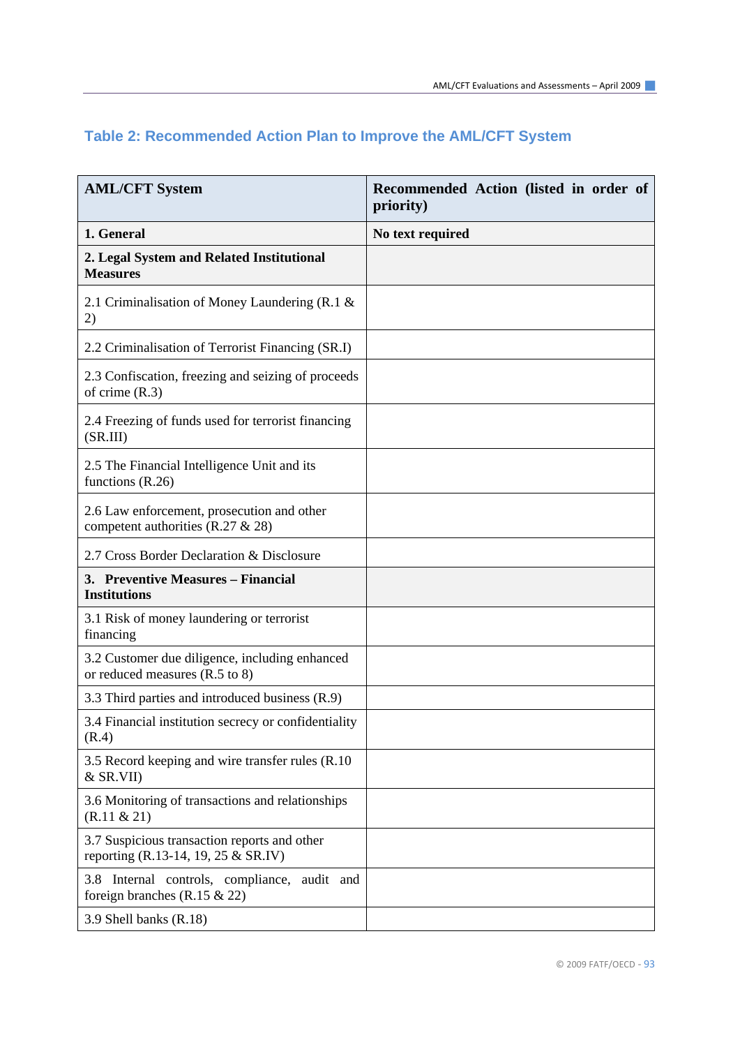## Table 2: Recommended Action Plan to Improve the AML/CFT System

| AML/CFT System | Recommended Action (listed in order of priority) |
|---|---|
| **1. General** | **No text required** |
| **2. Legal System and Related Institutional Measures** | |
| 2.1 Criminalisation of Money Laundering (R.1 & 2) | |
| 2.2 Criminalisation of Terrorist Financing (SR.I) | |
| 2.3 Confiscation, freezing and seizing of proceeds of crime (R.3) | |
| 2.4 Freezing of funds used for terrorist financing (SR.III) | |
| 2.5 The Financial Intelligence Unit and its functions (R.26) | |
| 2.6 Law enforcement, prosecution and other competent authorities (R.27 & 28) | |
| 2.7 Cross Border Declaration & Disclosure | |
| **3. Preventive Measures – Financial Institutions** | |
| 3.1 Risk of money laundering or terrorist financing | |
| 3.2 Customer due diligence, including enhanced or reduced measures (R.5 to 8) | |
| 3.3 Third parties and introduced business (R.9) | |
| 3.4 Financial institution secrecy or confidentiality (R.4) | |
| 3.5 Record keeping and wire transfer rules (R.10 & SR.VII) | |
| 3.6 Monitoring of transactions and relationships (R.11 & 21) | |
| 3.7 Suspicious transaction reports and other reporting (R.13-14, 19, 25 & SR.IV) | |
| 3.8 Internal controls, compliance, audit and foreign branches (R.15 & 22) | |
| 3.9 Shell banks (R.18) | |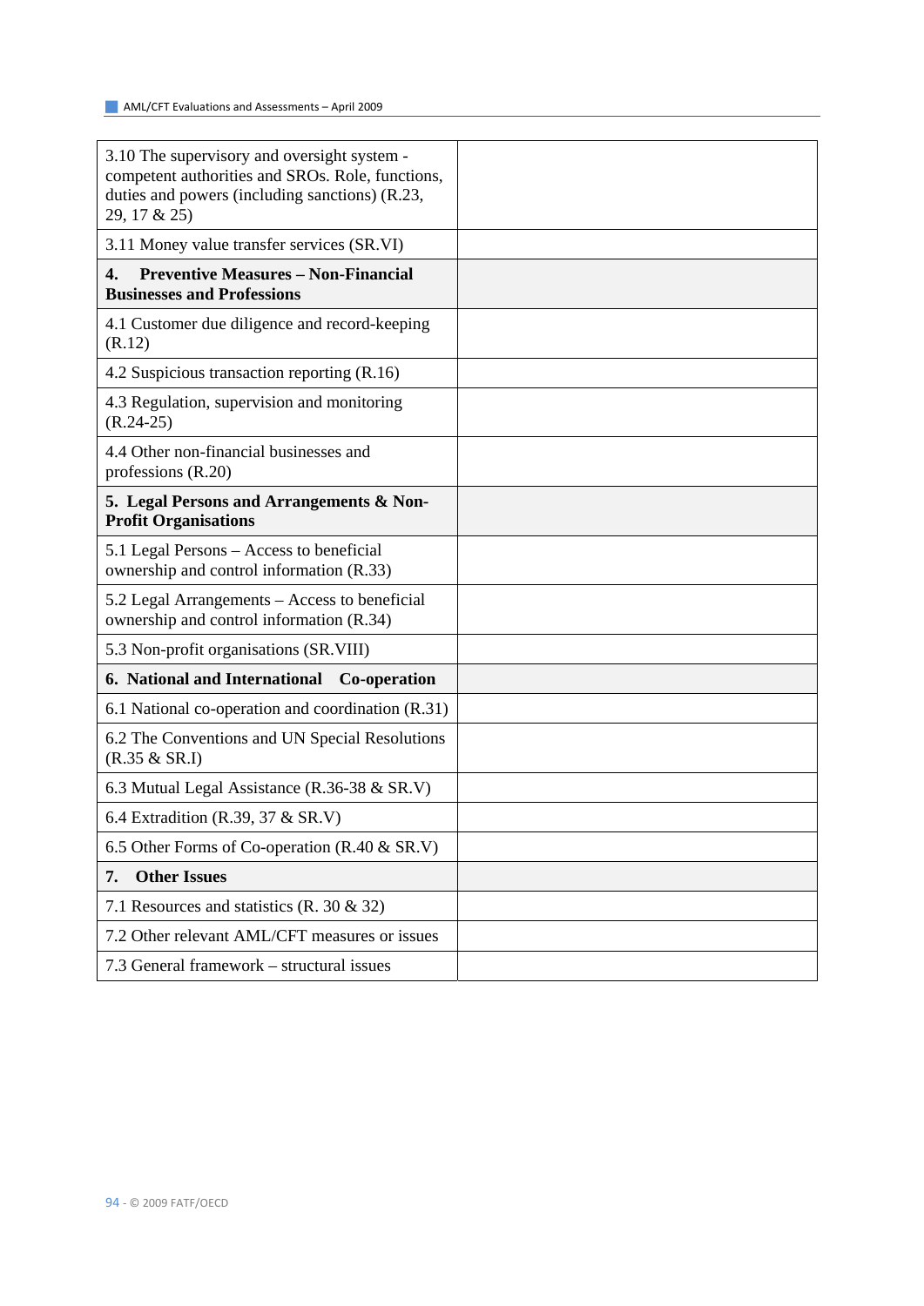| | |
|---|---|
| 3.10 The supervisory and oversight system - competent authorities and SROs. Role, functions, duties and powers (including sanctions) (R.23, 29, 17 & 25) | |
| 3.11 Money value transfer services (SR.VI) | |
| **4. Preventive Measures – Non-Financial Businesses and Professions** | |
| 4.1 Customer due diligence and record-keeping (R.12) | |
| 4.2 Suspicious transaction reporting (R.16) | |
| 4.3 Regulation, supervision and monitoring (R.24-25) | |
| 4.4 Other non-financial businesses and professions (R.20) | |
| **5. Legal Persons and Arrangements & Non-Profit Organisations** | |
| 5.1 Legal Persons – Access to beneficial ownership and control information (R.33) | |
| 5.2 Legal Arrangements – Access to beneficial ownership and control information (R.34) | |
| 5.3 Non-profit organisations (SR.VIII) | |
| **6. National and International Co-operation** | |
| 6.1 National co-operation and coordination (R.31) | |
| 6.2 The Conventions and UN Special Resolutions (R.35 & SR.I) | |
| 6.3 Mutual Legal Assistance (R.36-38 & SR.V) | |
| 6.4 Extradition (R.39, 37 & SR.V) | |
| 6.5 Other Forms of Co-operation (R.40 & SR.V) | |
| **7. Other Issues** | |
| 7.1 Resources and statistics (R. 30 & 32) | |
| 7.2 Other relevant AML/CFT measures or issues | |
| 7.3 General framework – structural issues | |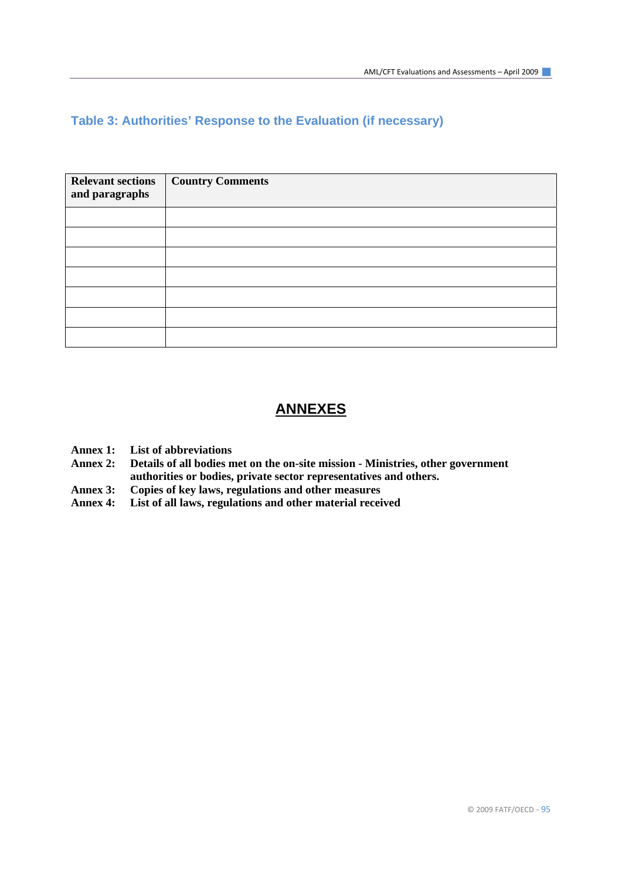### Table 3: Authorities' Response to the Evaluation (if necessary)

| Relevant sections and paragraphs | Country Comments |
| --- | --- |
| | |
| | |
| | |
| | |
| | |
| | |
| | |

## ANNEXES

**Annex 1:** **List of abbreviations**

**Annex 2:** **Details of all bodies met on the on-site mission - Ministries, other government authorities or bodies, private sector representatives and others.**

**Annex 3:** **Copies of key laws, regulations and other measures**

**Annex 4:** **List of all laws, regulations and other material received**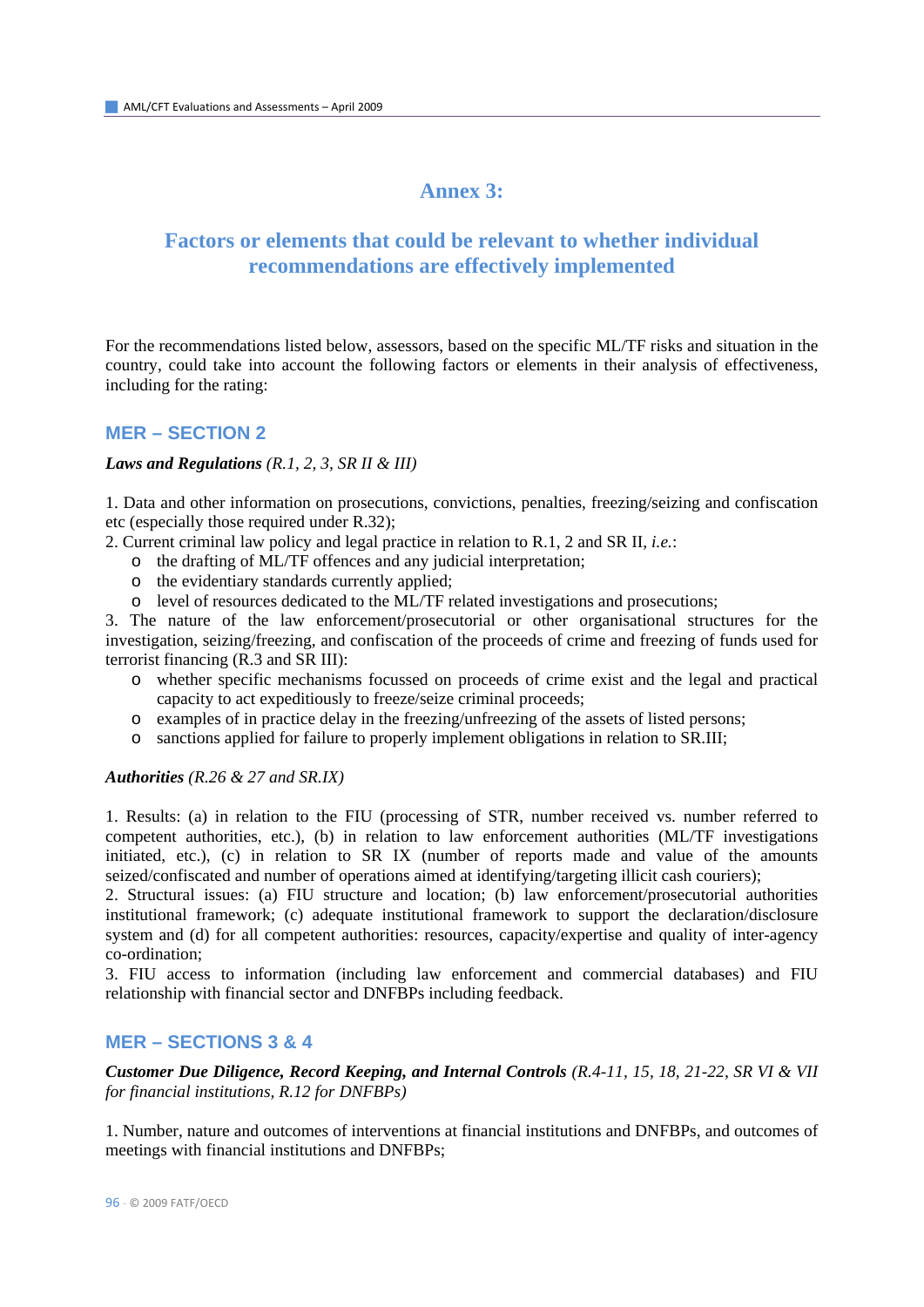# Annex 3:

## Factors or elements that could be relevant to whether individual recommendations are effectively implemented

For the recommendations listed below, assessors, based on the specific ML/TF risks and situation in the country, could take into account the following factors or elements in their analysis of effectiveness, including for the rating:

### MER – SECTION 2

***Laws and Regulations*** *(R.1, 2, 3, SR II & III)*

1. Data and other information on prosecutions, convictions, penalties, freezing/seizing and confiscation etc (especially those required under R.32);
2. Current criminal law policy and legal practice in relation to R.1, 2 and SR II, *i.e.*:
   - the drafting of ML/TF offences and any judicial interpretation;
   - the evidentiary standards currently applied;
   - level of resources dedicated to the ML/TF related investigations and prosecutions;
3. The nature of the law enforcement/prosecutorial or other organisational structures for the investigation, seizing/freezing, and confiscation of the proceeds of crime and freezing of funds used for terrorist financing (R.3 and SR III):
   - whether specific mechanisms focussed on proceeds of crime exist and the legal and practical capacity to act expeditiously to freeze/seize criminal proceeds;
   - examples of in practice delay in the freezing/unfreezing of the assets of listed persons;
   - sanctions applied for failure to properly implement obligations in relation to SR.III;

***Authorities*** *(R.26 & 27 and SR.IX)*

1. Results: (a) in relation to the FIU (processing of STR, number received vs. number referred to competent authorities, etc.), (b) in relation to law enforcement authorities (ML/TF investigations initiated, etc.), (c) in relation to SR IX (number of reports made and value of the amounts seized/confiscated and number of operations aimed at identifying/targeting illicit cash couriers);
2. Structural issues: (a) FIU structure and location; (b) law enforcement/prosecutorial authorities institutional framework; (c) adequate institutional framework to support the declaration/disclosure system and (d) for all competent authorities: resources, capacity/expertise and quality of inter-agency co-ordination;
3. FIU access to information (including law enforcement and commercial databases) and FIU relationship with financial sector and DNFBPs including feedback.

### MER – SECTIONS 3 & 4

***Customer Due Diligence, Record Keeping, and Internal Controls*** *(R.4-11, 15, 18, 21-22, SR VI & VII for financial institutions, R.12 for DNFBPs)*

1. Number, nature and outcomes of interventions at financial institutions and DNFBPs, and outcomes of meetings with financial institutions and DNFBPs;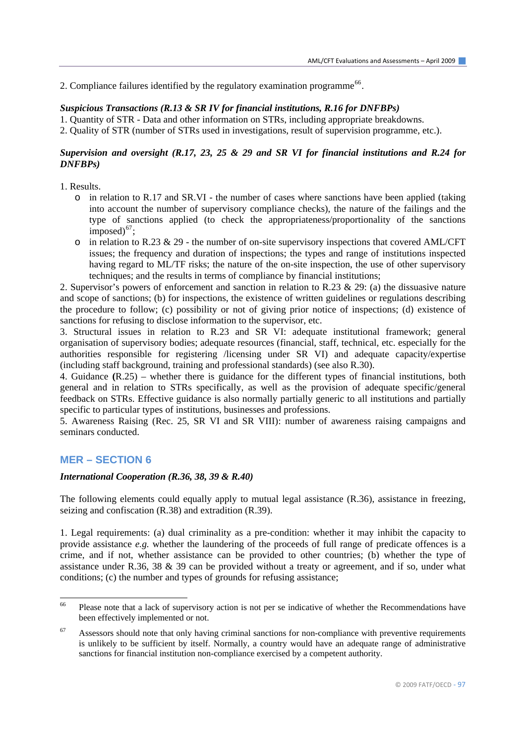2. Compliance failures identified by the regulatory examination programme[66].

***Suspicious Transactions (R.13 & SR IV for financial institutions, R.16 for DNFBPs)***

1. Quantity of STR - Data and other information on STRs, including appropriate breakdowns.
2. Quality of STR (number of STRs used in investigations, result of supervision programme, etc.).

***Supervision and oversight (R.17, 23, 25 & 29 and SR VI for financial institutions and R.24 for DNFBPs)***

1. Results.
   - in relation to R.17 and SR.VI - the number of cases where sanctions have been applied (taking into account the number of supervisory compliance checks), the nature of the failings and the type of sanctions applied (to check the appropriateness/proportionality of the sanctions imposed)[67];
   - in relation to R.23 & 29 - the number of on-site supervisory inspections that covered AML/CFT issues; the frequency and duration of inspections; the types and range of institutions inspected having regard to ML/TF risks; the nature of the on-site inspection, the use of other supervisory techniques; and the results in terms of compliance by financial institutions;

2. Supervisor's powers of enforcement and sanction in relation to R.23 & 29: (a) the dissuasive nature and scope of sanctions; (b) for inspections, the existence of written guidelines or regulations describing the procedure to follow; (c) possibility or not of giving prior notice of inspections; (d) existence of sanctions for refusing to disclose information to the supervisor, etc.

3. Structural issues in relation to R.23 and SR VI: adequate institutional framework; general organisation of supervisory bodies; adequate resources (financial, staff, technical, etc. especially for the authorities responsible for registering /licensing under SR VI) and adequate capacity/expertise (including staff background, training and professional standards) (see also R.30).

4. Guidance **(**R.25) – whether there is guidance for the different types of financial institutions, both general and in relation to STRs specifically, as well as the provision of adequate specific/general feedback on STRs. Effective guidance is also normally partially generic to all institutions and partially specific to particular types of institutions, businesses and professions.

5. Awareness Raising (Rec. 25, SR VI and SR VIII): number of awareness raising campaigns and seminars conducted.

## MER – SECTION 6

***International Cooperation (R.36, 38, 39 & R.40)***

The following elements could equally apply to mutual legal assistance (R.36), assistance in freezing, seizing and confiscation (R.38) and extradition (R.39).

1. Legal requirements: (a) dual criminality as a pre-condition: whether it may inhibit the capacity to provide assistance *e.g.* whether the laundering of the proceeds of full range of predicate offences is a crime, and if not, whether assistance can be provided to other countries; (b) whether the type of assistance under R.36, 38 & 39 can be provided without a treaty or agreement, and if so, under what conditions; (c) the number and types of grounds for refusing assistance;

---

[66] Please note that a lack of supervisory action is not per se indicative of whether the Recommendations have been effectively implemented or not.

[67] Assessors should note that only having criminal sanctions for non-compliance with preventive requirements is unlikely to be sufficient by itself. Normally, a country would have an adequate range of administrative sanctions for financial institution non-compliance exercised by a competent authority.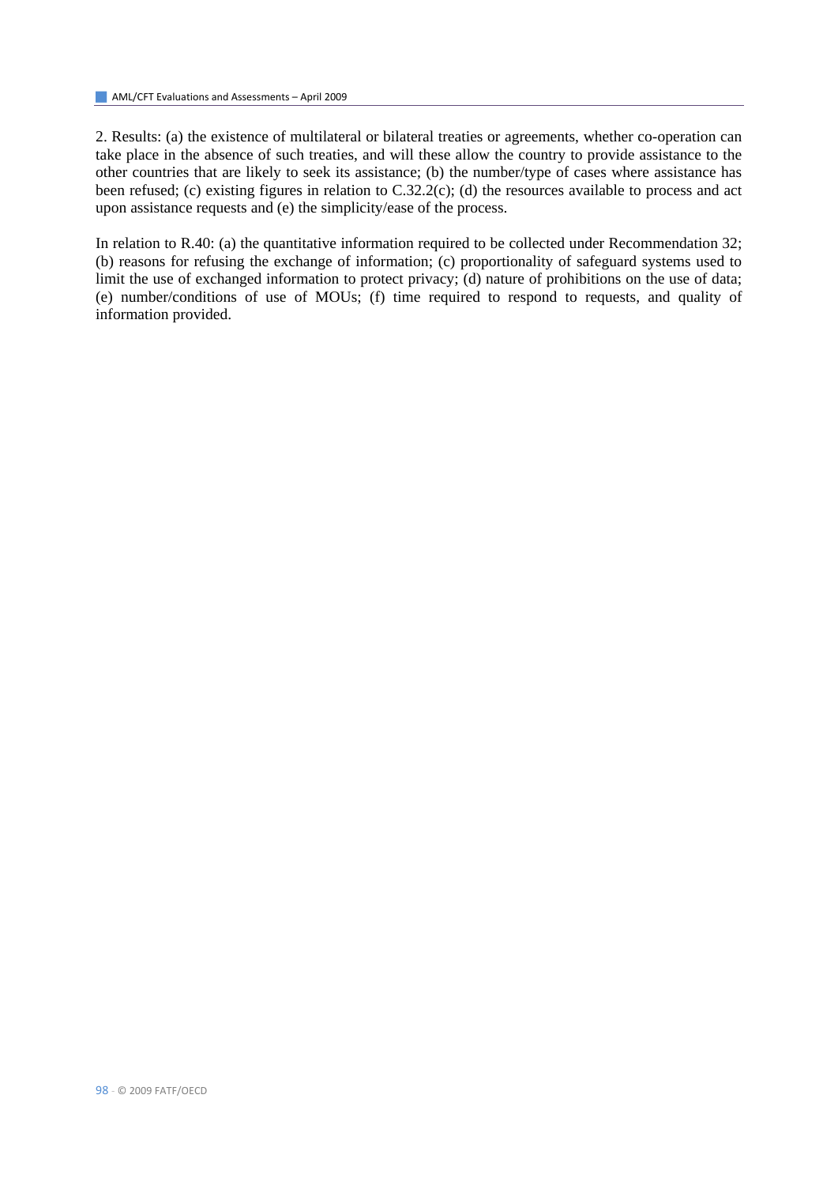2. Results: (a) the existence of multilateral or bilateral treaties or agreements, whether co-operation can take place in the absence of such treaties, and will these allow the country to provide assistance to the other countries that are likely to seek its assistance; (b) the number/type of cases where assistance has been refused; (c) existing figures in relation to C.32.2(c); (d) the resources available to process and act upon assistance requests and (e) the simplicity/ease of the process.

In relation to R.40: (a) the quantitative information required to be collected under Recommendation 32; (b) reasons for refusing the exchange of information; (c) proportionality of safeguard systems used to limit the use of exchanged information to protect privacy; (d) nature of prohibitions on the use of data; (e) number/conditions of use of MOUs; (f) time required to respond to requests, and quality of information provided.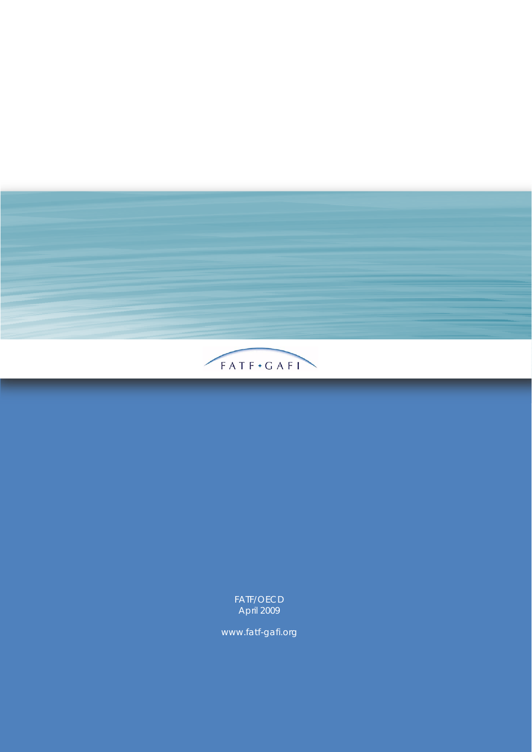FATF • GAFI

FATF/OECD
April 2009

www.fatf-gafi.org